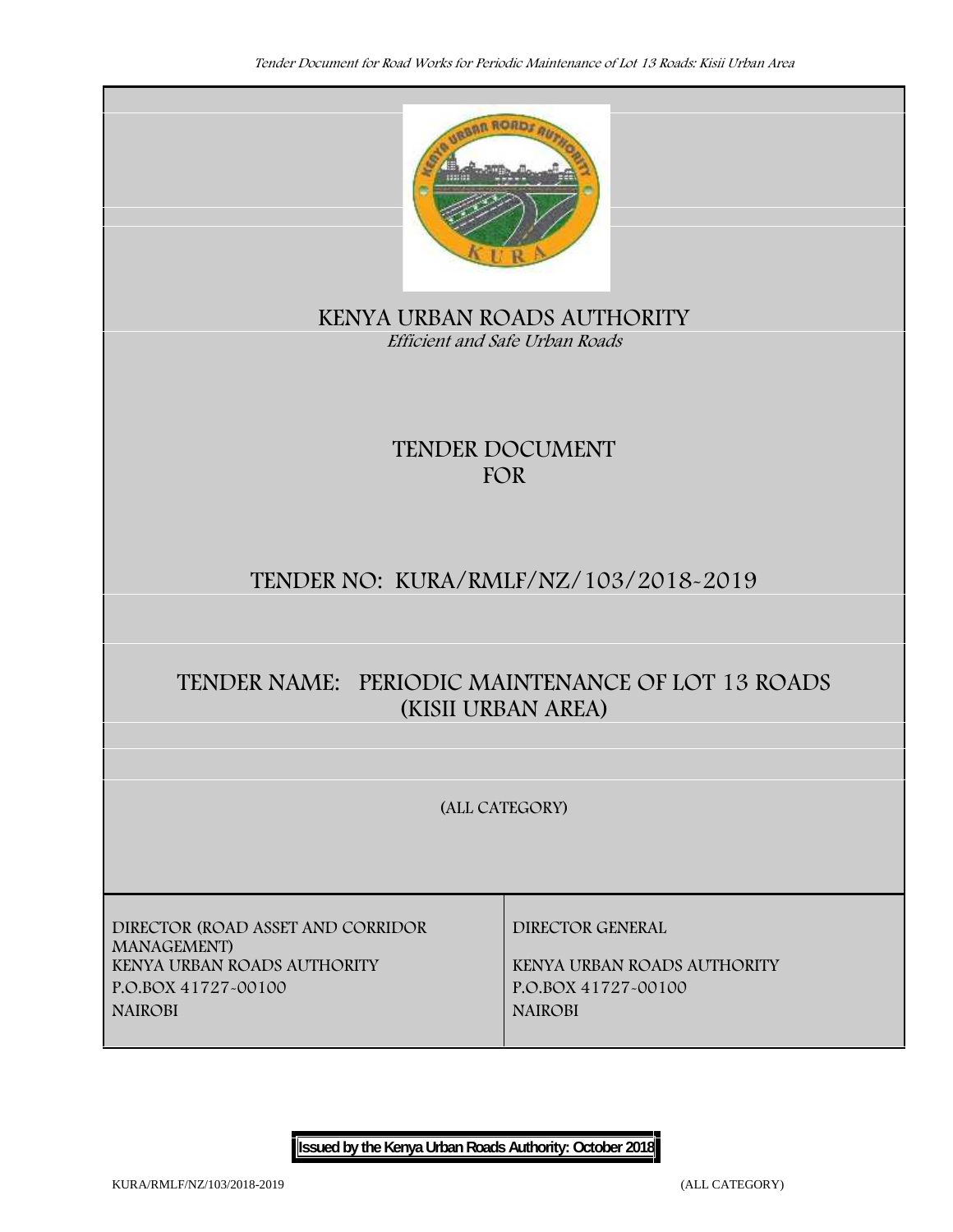# KENYA URBAN ROADS AUTHORITY

*Efficient and Safe Urban Roads*

## TENDER DOCUMENT
## FOR

## TENDER NO: KURA/RMLF/NZ/103/2018-2019

## TENDER NAME: PERIODIC MAINTENANCE OF LOT 13 ROADS (KISII URBAN AREA)

(ALL CATEGORY)

| DIRECTOR (ROAD ASSET AND CORRIDOR MANAGEMENT)<br>KENYA URBAN ROADS AUTHORITY<br>P.O.BOX 41727-00100<br>NAIROBI | DIRECTOR GENERAL<br><br>KENYA URBAN ROADS AUTHORITY<br>P.O.BOX 41727-00100<br>NAIROBI |
|---|---|

**Issued by the Kenya Urban Roads Authority: October 2018**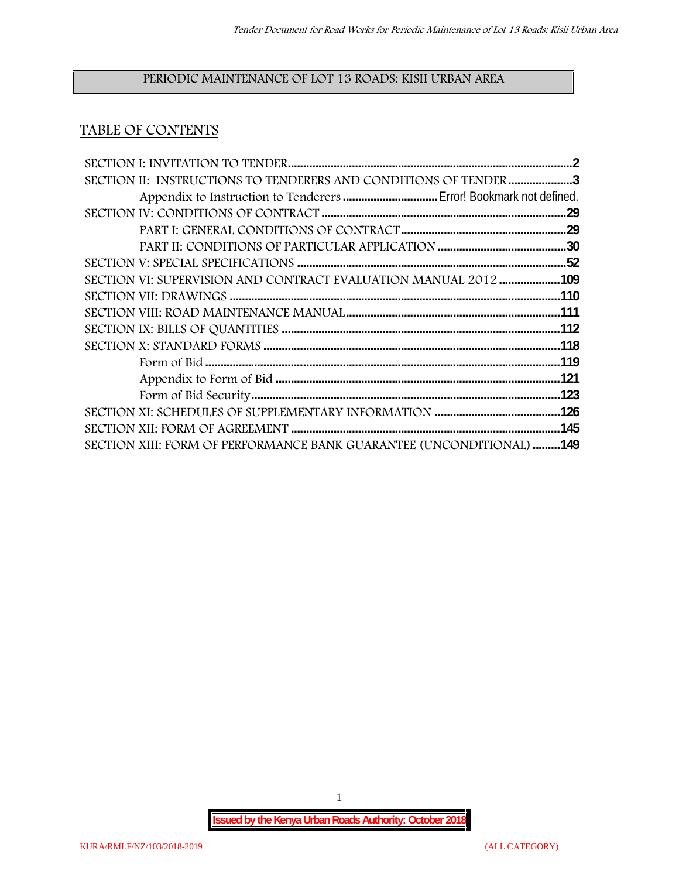# PERIODIC MAINTENANCE OF LOT 13 ROADS: KISII URBAN AREA

## TABLE OF CONTENTS

SECTION I: INVITATION TO TENDER ............................................................................................2
SECTION II: INSTRUCTIONS TO TENDERERS AND CONDITIONS OF TENDER .....................3
    Appendix to Instruction to Tenderers ............................... Error! Bookmark not defined.
SECTION IV: CONDITIONS OF CONTRACT ..............................................................................29
    PART I: GENERAL CONDITIONS OF CONTRACT .....................................................29
    PART II: CONDITIONS OF PARTICULAR APPLICATION ..........................................30
SECTION V: SPECIAL SPECIFICATIONS .......................................................................................52
SECTION VI: SUPERVISION AND CONTRACT EVALUATION MANUAL 2012 ....................109
SECTION VII: DRAWINGS ............................................................................................................110
SECTION VIII: ROAD MAINTENANCE MANUAL.......................................................................111
SECTION IX: BILLS OF QUANTITIES ..........................................................................................112
SECTION X: STANDARD FORMS .................................................................................................118
    Form of Bid ...................................................................................................................119
    Appendix to Form of Bid ............................................................................................121
    Form of Bid Security...................................................................................................123
SECTION XI: SCHEDULES OF SUPPLEMENTARY INFORMATION .........................................126
SECTION XII: FORM OF AGREEMENT .......................................................................................145
SECTION XIII: FORM OF PERFORMANCE BANK GUARANTEE (UNCONDITIONAL) .........149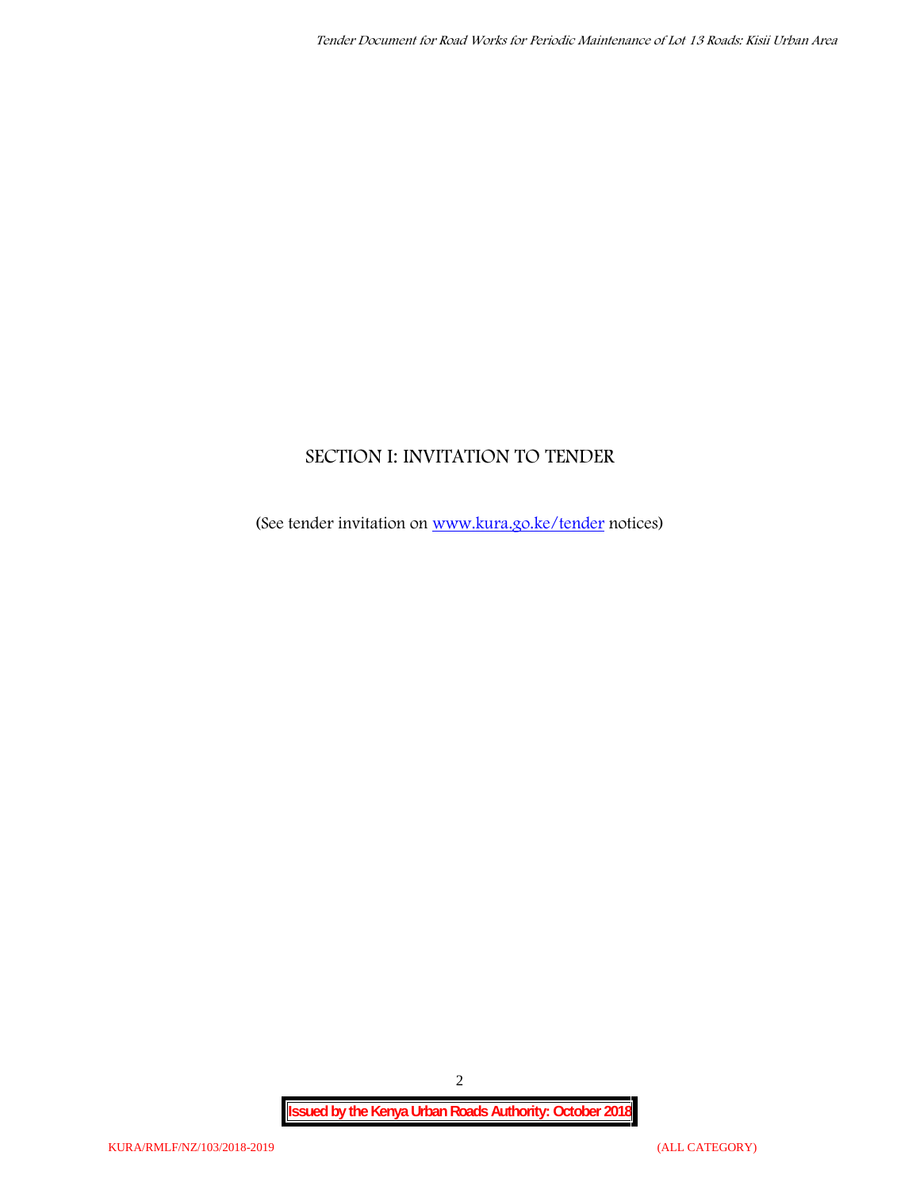# SECTION I: INVITATION TO TENDER

(See tender invitation on [www.kura.go.ke/tender](http://www.kura.go.ke/tender) notices)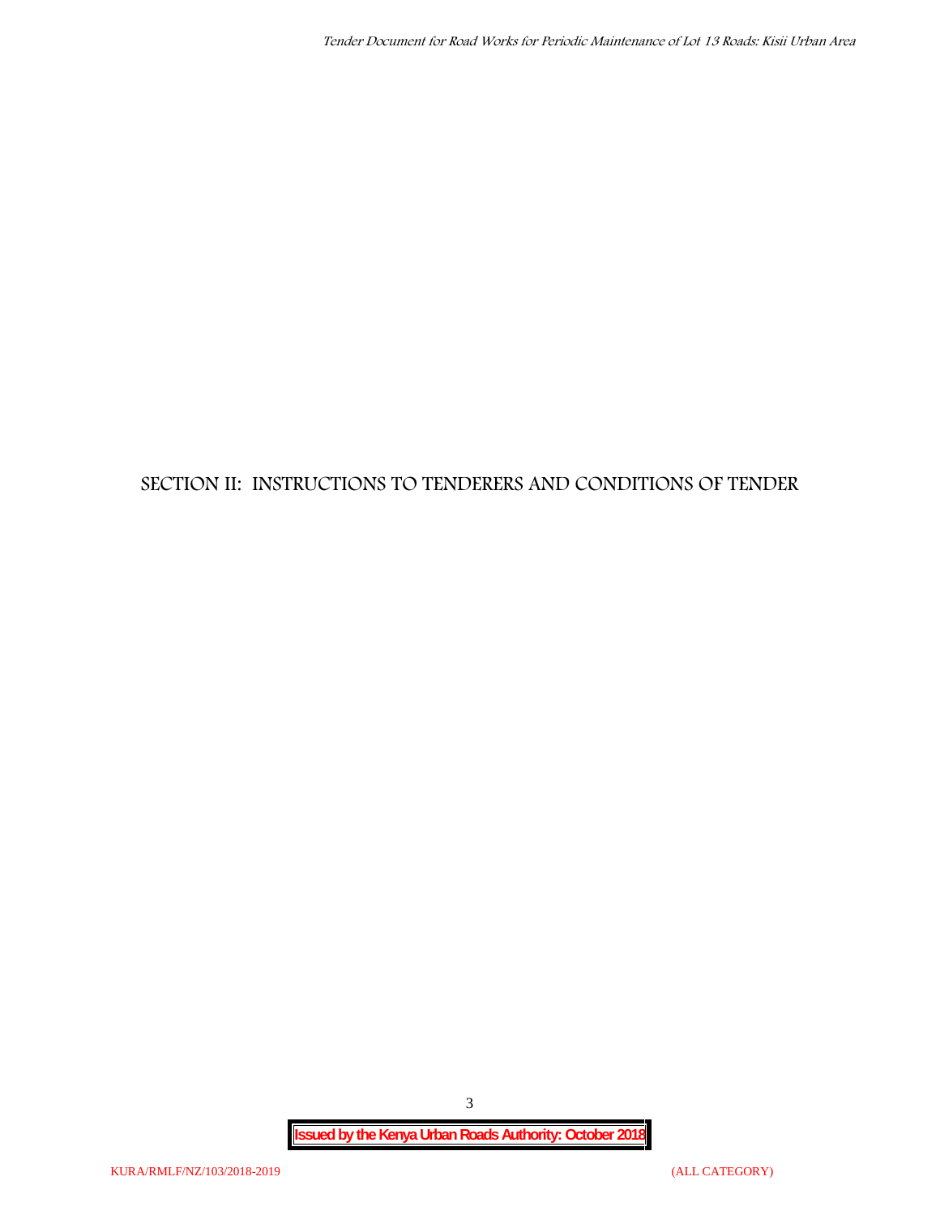# SECTION II: INSTRUCTIONS TO TENDERERS AND CONDITIONS OF TENDER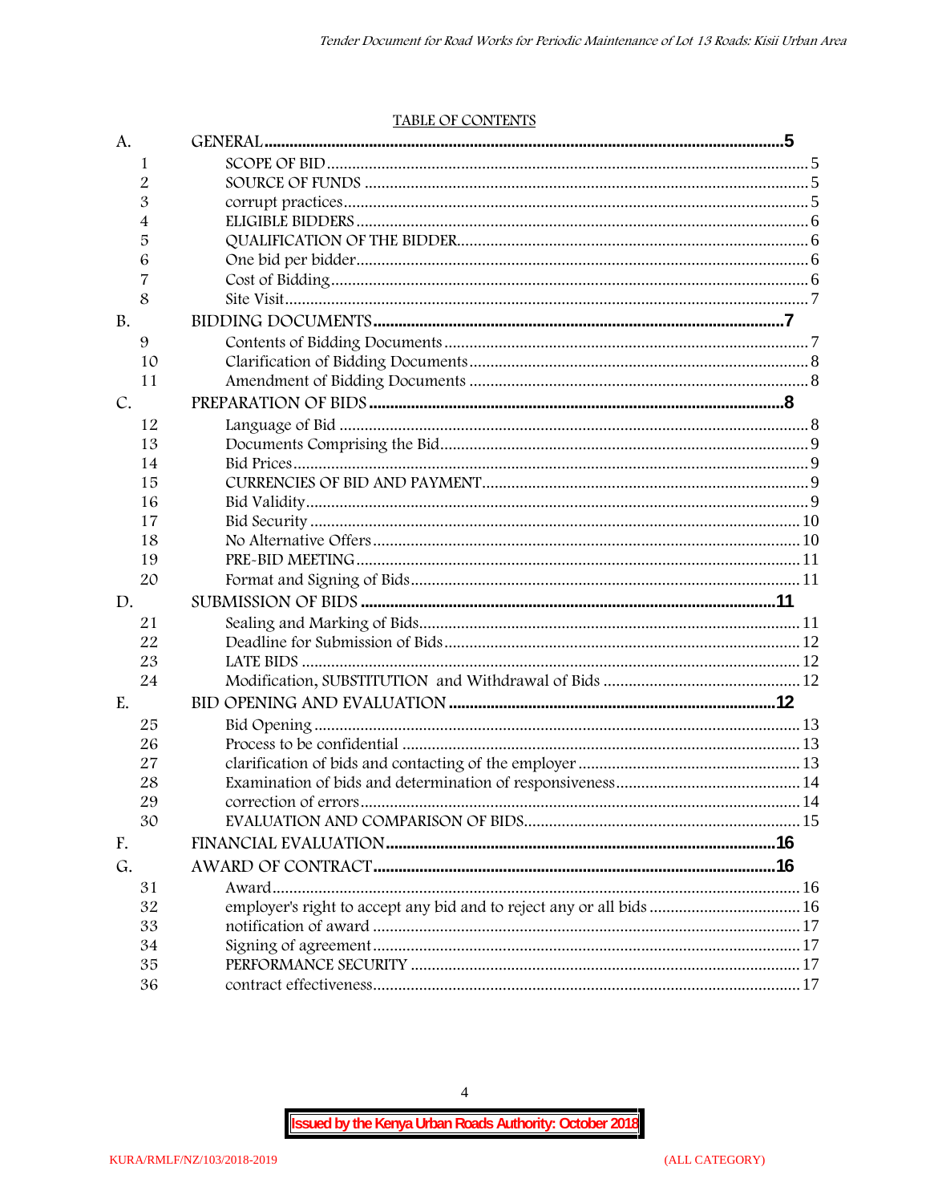TABLE OF CONTENTS

| | | |
|---|---|---|
| A. | GENERAL | 5 |
| 1 | SCOPE OF BID | 5 |
| 2 | SOURCE OF FUNDS | 5 |
| 3 | corrupt practices | 5 |
| 4 | ELIGIBLE BIDDERS | 6 |
| 5 | QUALIFICATION OF THE BIDDER | 6 |
| 6 | One bid per bidder | 6 |
| 7 | Cost of Bidding | 6 |
| 8 | Site Visit | 7 |
| B. | BIDDING DOCUMENTS | 7 |
| 9 | Contents of Bidding Documents | 7 |
| 10 | Clarification of Bidding Documents | 8 |
| 11 | Amendment of Bidding Documents | 8 |
| C. | PREPARATION OF BIDS | 8 |
| 12 | Language of Bid | 8 |
| 13 | Documents Comprising the Bid | 9 |
| 14 | Bid Prices | 9 |
| 15 | CURRENCIES OF BID AND PAYMENT | 9 |
| 16 | Bid Validity | 9 |
| 17 | Bid Security | 10 |
| 18 | No Alternative Offers | 10 |
| 19 | PRE-BID MEETING | 11 |
| 20 | Format and Signing of Bids | 11 |
| D. | SUBMISSION OF BIDS | 11 |
| 21 | Sealing and Marking of Bids | 11 |
| 22 | Deadline for Submission of Bids | 12 |
| 23 | LATE BIDS | 12 |
| 24 | Modification, SUBSTITUTION and Withdrawal of Bids | 12 |
| E. | BID OPENING AND EVALUATION | 12 |
| 25 | Bid Opening | 13 |
| 26 | Process to be confidential | 13 |
| 27 | clarification of bids and contacting of the employer | 13 |
| 28 | Examination of bids and determination of responsiveness | 14 |
| 29 | correction of errors | 14 |
| 30 | EVALUATION AND COMPARISON OF BIDS | 15 |
| F. | FINANCIAL EVALUATION | 16 |
| G. | AWARD OF CONTRACT | 16 |
| 31 | Award | 16 |
| 32 | employer's right to accept any bid and to reject any or all bids | 16 |
| 33 | notification of award | 17 |
| 34 | Signing of agreement | 17 |
| 35 | PERFORMANCE SECURITY | 17 |
| 36 | contract effectiveness | 17 |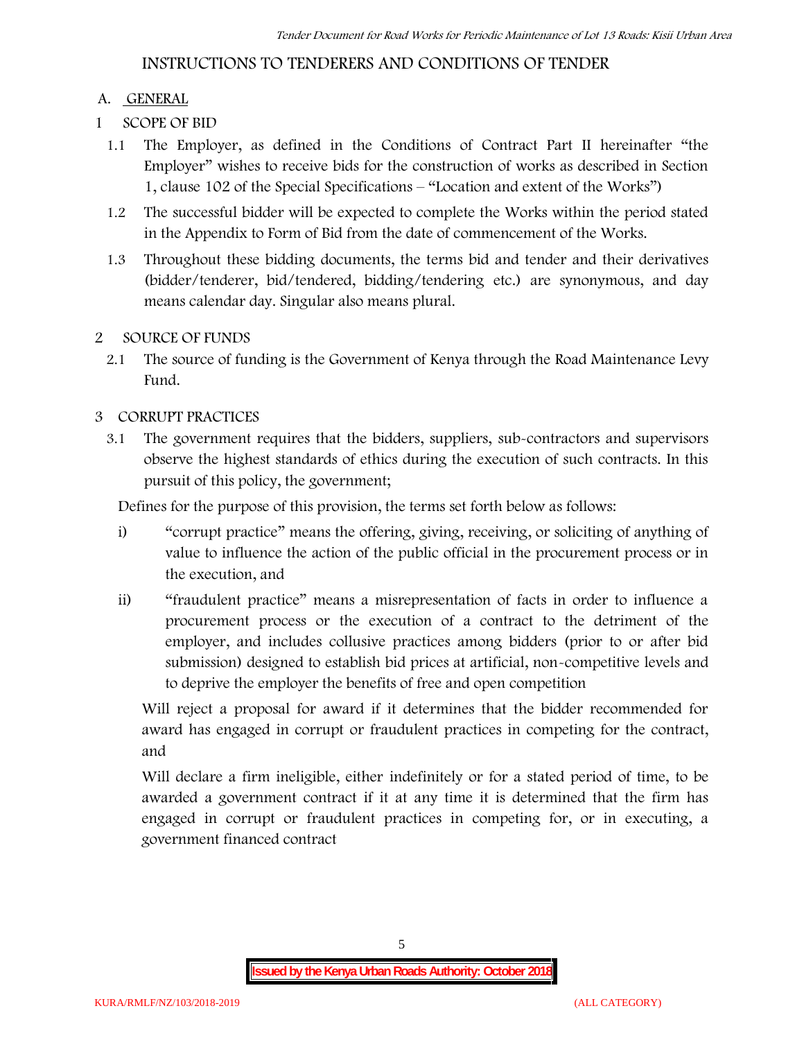# INSTRUCTIONS TO TENDERERS AND CONDITIONS OF TENDER

## A. GENERAL

### 1 SCOPE OF BID

1.1 The Employer, as defined in the Conditions of Contract Part II hereinafter "the Employer" wishes to receive bids for the construction of works as described in Section 1, clause 102 of the Special Specifications – "Location and extent of the Works")

1.2 The successful bidder will be expected to complete the Works within the period stated in the Appendix to Form of Bid from the date of commencement of the Works.

1.3 Throughout these bidding documents, the terms bid and tender and their derivatives (bidder/tenderer, bid/tendered, bidding/tendering etc.) are synonymous, and day means calendar day. Singular also means plural.

### 2 SOURCE OF FUNDS

2.1 The source of funding is the Government of Kenya through the Road Maintenance Levy Fund.

### 3 CORRUPT PRACTICES

3.1 The government requires that the bidders, suppliers, sub-contractors and supervisors observe the highest standards of ethics during the execution of such contracts. In this pursuit of this policy, the government;

Defines for the purpose of this provision, the terms set forth below as follows:

i) "corrupt practice" means the offering, giving, receiving, or soliciting of anything of value to influence the action of the public official in the procurement process or in the execution, and

ii) "fraudulent practice" means a misrepresentation of facts in order to influence a procurement process or the execution of a contract to the detriment of the employer, and includes collusive practices among bidders (prior to or after bid submission) designed to establish bid prices at artificial, non-competitive levels and to deprive the employer the benefits of free and open competition

Will reject a proposal for award if it determines that the bidder recommended for award has engaged in corrupt or fraudulent practices in competing for the contract, and

Will declare a firm ineligible, either indefinitely or for a stated period of time, to be awarded a government contract if it at any time it is determined that the firm has engaged in corrupt or fraudulent practices in competing for, or in executing, a government financed contract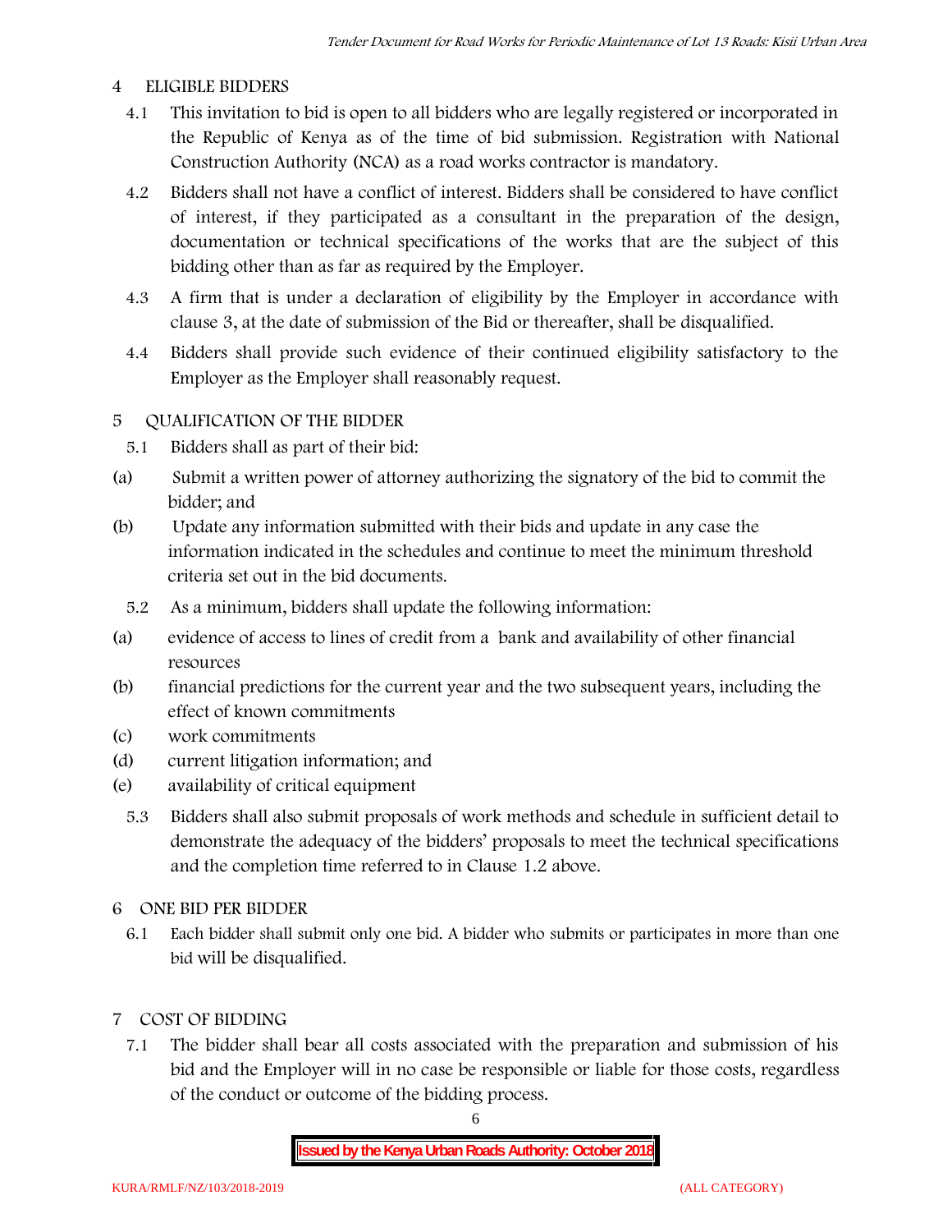## 4 ELIGIBLE BIDDERS

4.1 This invitation to bid is open to all bidders who are legally registered or incorporated in the Republic of Kenya as of the time of bid submission. Registration with National Construction Authority (NCA) as a road works contractor is mandatory.

4.2 Bidders shall not have a conflict of interest. Bidders shall be considered to have conflict of interest, if they participated as a consultant in the preparation of the design, documentation or technical specifications of the works that are the subject of this bidding other than as far as required by the Employer.

4.3 A firm that is under a declaration of eligibility by the Employer in accordance with clause 3, at the date of submission of the Bid or thereafter, shall be disqualified.

4.4 Bidders shall provide such evidence of their continued eligibility satisfactory to the Employer as the Employer shall reasonably request.

## 5 QUALIFICATION OF THE BIDDER

5.1 Bidders shall as part of their bid:

(a) Submit a written power of attorney authorizing the signatory of the bid to commit the bidder; and

(b) Update any information submitted with their bids and update in any case the information indicated in the schedules and continue to meet the minimum threshold criteria set out in the bid documents.

5.2 As a minimum, bidders shall update the following information:

(a) evidence of access to lines of credit from a bank and availability of other financial resources

(b) financial predictions for the current year and the two subsequent years, including the effect of known commitments

(c) work commitments

(d) current litigation information; and

(e) availability of critical equipment

5.3 Bidders shall also submit proposals of work methods and schedule in sufficient detail to demonstrate the adequacy of the bidders' proposals to meet the technical specifications and the completion time referred to in Clause 1.2 above.

## 6 ONE BID PER BIDDER

6.1 Each bidder shall submit only one bid. A bidder who submits or participates in more than one bid will be disqualified.

## 7 COST OF BIDDING

7.1 The bidder shall bear all costs associated with the preparation and submission of his bid and the Employer will in no case be responsible or liable for those costs, regardless of the conduct or outcome of the bidding process.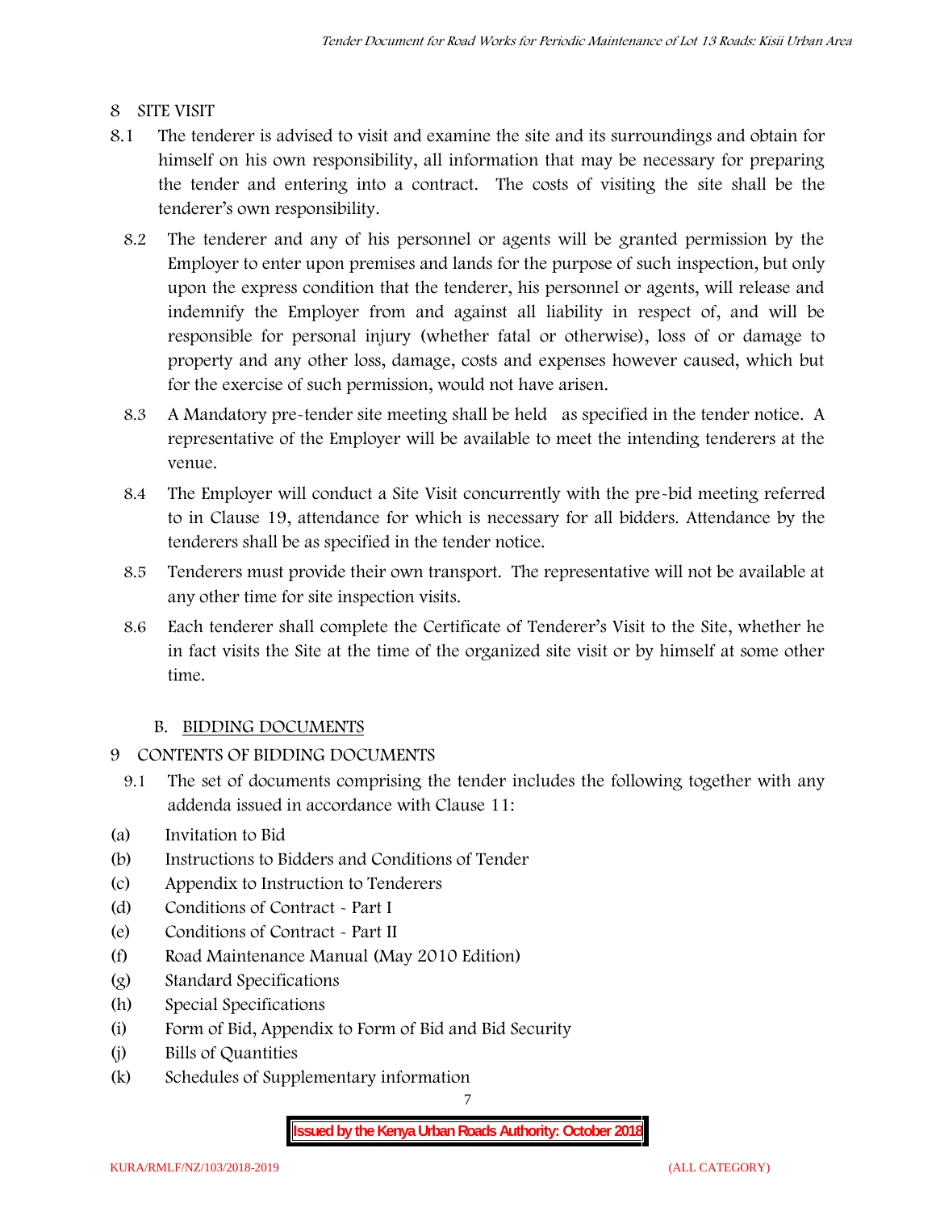## 8 SITE VISIT

8.1 The tenderer is advised to visit and examine the site and its surroundings and obtain for himself on his own responsibility, all information that may be necessary for preparing the tender and entering into a contract. The costs of visiting the site shall be the tenderer's own responsibility.

8.2 The tenderer and any of his personnel or agents will be granted permission by the Employer to enter upon premises and lands for the purpose of such inspection, but only upon the express condition that the tenderer, his personnel or agents, will release and indemnify the Employer from and against all liability in respect of, and will be responsible for personal injury (whether fatal or otherwise), loss of or damage to property and any other loss, damage, costs and expenses however caused, which but for the exercise of such permission, would not have arisen.

8.3 A Mandatory pre-tender site meeting shall be held as specified in the tender notice. A representative of the Employer will be available to meet the intending tenderers at the venue.

8.4 The Employer will conduct a Site Visit concurrently with the pre-bid meeting referred to in Clause 19, attendance for which is necessary for all bidders. Attendance by the tenderers shall be as specified in the tender notice.

8.5 Tenderers must provide their own transport. The representative will not be available at any other time for site inspection visits.

8.6 Each tenderer shall complete the Certificate of Tenderer's Visit to the Site, whether he in fact visits the Site at the time of the organized site visit or by himself at some other time.

### B. BIDDING DOCUMENTS

## 9 CONTENTS OF BIDDING DOCUMENTS

9.1 The set of documents comprising the tender includes the following together with any addenda issued in accordance with Clause 11:

(a) Invitation to Bid
(b) Instructions to Bidders and Conditions of Tender
(c) Appendix to Instruction to Tenderers
(d) Conditions of Contract - Part I
(e) Conditions of Contract - Part II
(f) Road Maintenance Manual (May 2010 Edition)
(g) Standard Specifications
(h) Special Specifications
(i) Form of Bid, Appendix to Form of Bid and Bid Security
(j) Bills of Quantities
(k) Schedules of Supplementary information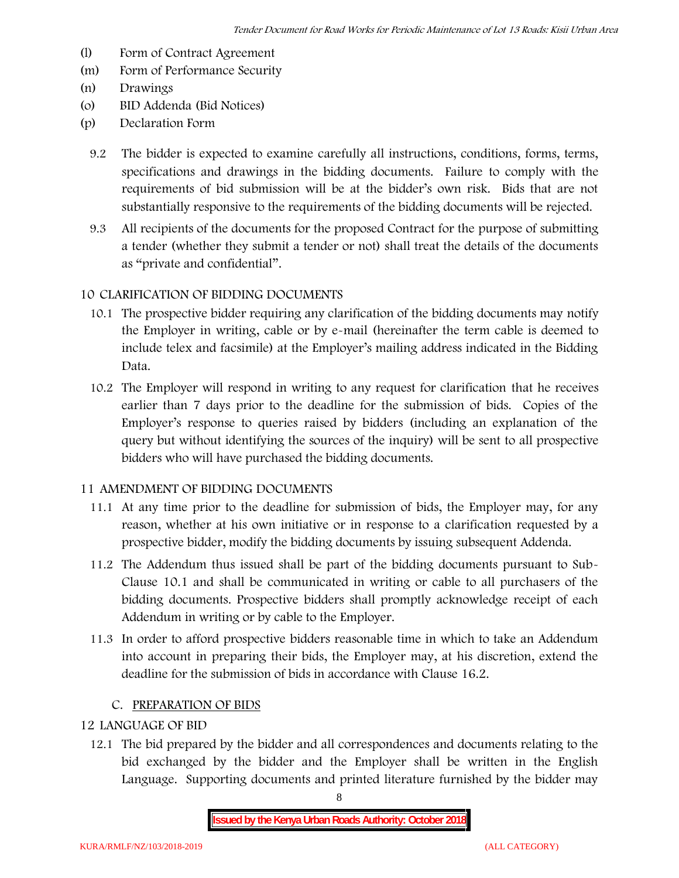(l) Form of Contract Agreement
(m) Form of Performance Security
(n) Drawings
(o) BID Addenda (Bid Notices)
(p) Declaration Form

9.2 The bidder is expected to examine carefully all instructions, conditions, forms, terms, specifications and drawings in the bidding documents. Failure to comply with the requirements of bid submission will be at the bidder's own risk. Bids that are not substantially responsive to the requirements of the bidding documents will be rejected.

9.3 All recipients of the documents for the proposed Contract for the purpose of submitting a tender (whether they submit a tender or not) shall treat the details of the documents as "private and confidential".

## 10 CLARIFICATION OF BIDDING DOCUMENTS

10.1 The prospective bidder requiring any clarification of the bidding documents may notify the Employer in writing, cable or by e-mail (hereinafter the term cable is deemed to include telex and facsimile) at the Employer's mailing address indicated in the Bidding Data.

10.2 The Employer will respond in writing to any request for clarification that he receives earlier than 7 days prior to the deadline for the submission of bids. Copies of the Employer's response to queries raised by bidders (including an explanation of the query but without identifying the sources of the inquiry) will be sent to all prospective bidders who will have purchased the bidding documents.

## 11 AMENDMENT OF BIDDING DOCUMENTS

11.1 At any time prior to the deadline for submission of bids, the Employer may, for any reason, whether at his own initiative or in response to a clarification requested by a prospective bidder, modify the bidding documents by issuing subsequent Addenda.

11.2 The Addendum thus issued shall be part of the bidding documents pursuant to Sub-Clause 10.1 and shall be communicated in writing or cable to all purchasers of the bidding documents. Prospective bidders shall promptly acknowledge receipt of each Addendum in writing or by cable to the Employer.

11.3 In order to afford prospective bidders reasonable time in which to take an Addendum into account in preparing their bids, the Employer may, at his discretion, extend the deadline for the submission of bids in accordance with Clause 16.2.

### C. PREPARATION OF BIDS

## 12 LANGUAGE OF BID

12.1 The bid prepared by the bidder and all correspondences and documents relating to the bid exchanged by the bidder and the Employer shall be written in the English Language. Supporting documents and printed literature furnished by the bidder may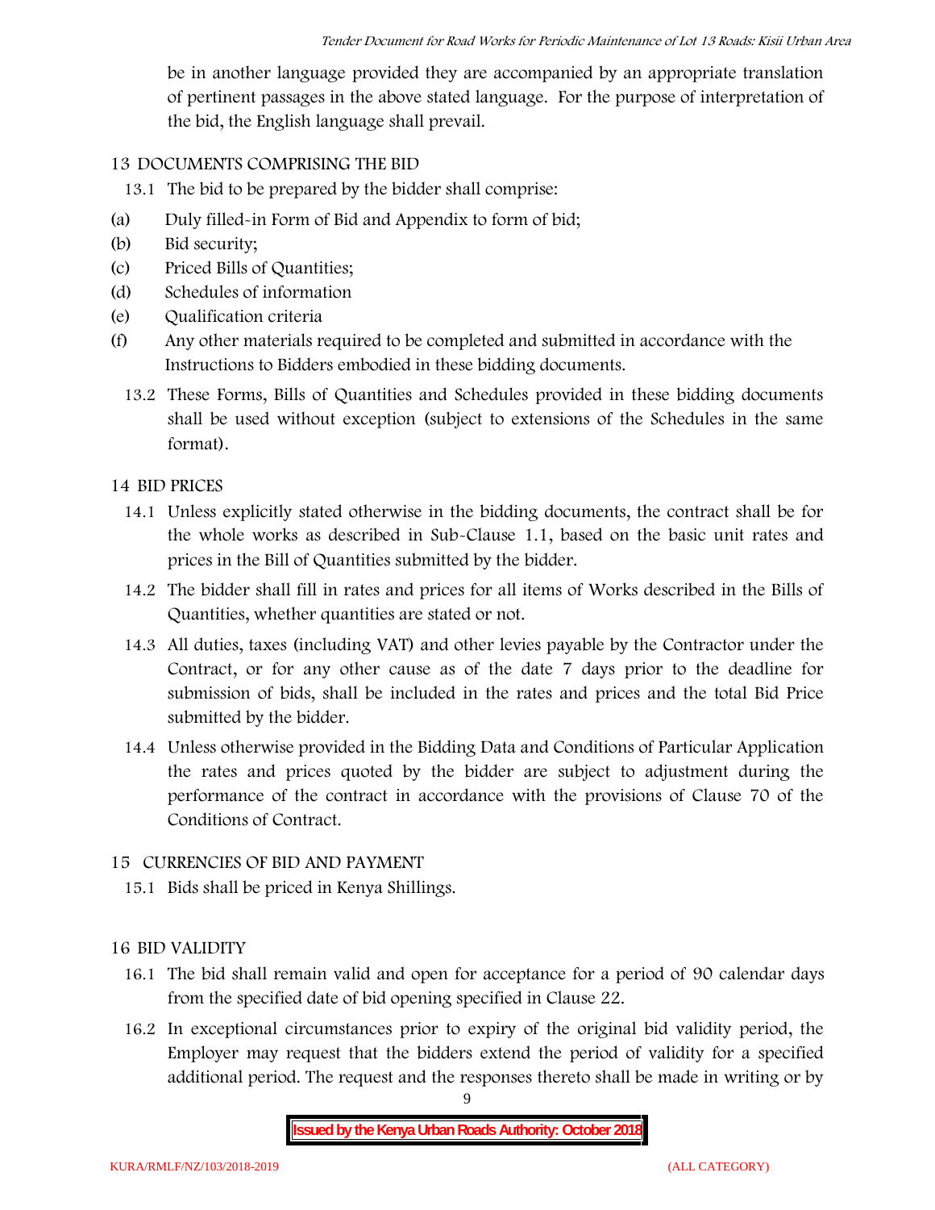be in another language provided they are accompanied by an appropriate translation of pertinent passages in the above stated language. For the purpose of interpretation of the bid, the English language shall prevail.

## 13 DOCUMENTS COMPRISING THE BID

13.1 The bid to be prepared by the bidder shall comprise:

(a) Duly filled-in Form of Bid and Appendix to form of bid;

(b) Bid security;

(c) Priced Bills of Quantities;

(d) Schedules of information

(e) Qualification criteria

(f) Any other materials required to be completed and submitted in accordance with the Instructions to Bidders embodied in these bidding documents.

13.2 These Forms, Bills of Quantities and Schedules provided in these bidding documents shall be used without exception (subject to extensions of the Schedules in the same format).

## 14 BID PRICES

14.1 Unless explicitly stated otherwise in the bidding documents, the contract shall be for the whole works as described in Sub-Clause 1.1, based on the basic unit rates and prices in the Bill of Quantities submitted by the bidder.

14.2 The bidder shall fill in rates and prices for all items of Works described in the Bills of Quantities, whether quantities are stated or not.

14.3 All duties, taxes (including VAT) and other levies payable by the Contractor under the Contract, or for any other cause as of the date 7 days prior to the deadline for submission of bids, shall be included in the rates and prices and the total Bid Price submitted by the bidder.

14.4 Unless otherwise provided in the Bidding Data and Conditions of Particular Application the rates and prices quoted by the bidder are subject to adjustment during the performance of the contract in accordance with the provisions of Clause 70 of the Conditions of Contract.

## 15 CURRENCIES OF BID AND PAYMENT

15.1 Bids shall be priced in Kenya Shillings.

## 16 BID VALIDITY

16.1 The bid shall remain valid and open for acceptance for a period of 90 calendar days from the specified date of bid opening specified in Clause 22.

16.2 In exceptional circumstances prior to expiry of the original bid validity period, the Employer may request that the bidders extend the period of validity for a specified additional period. The request and the responses thereto shall be made in writing or by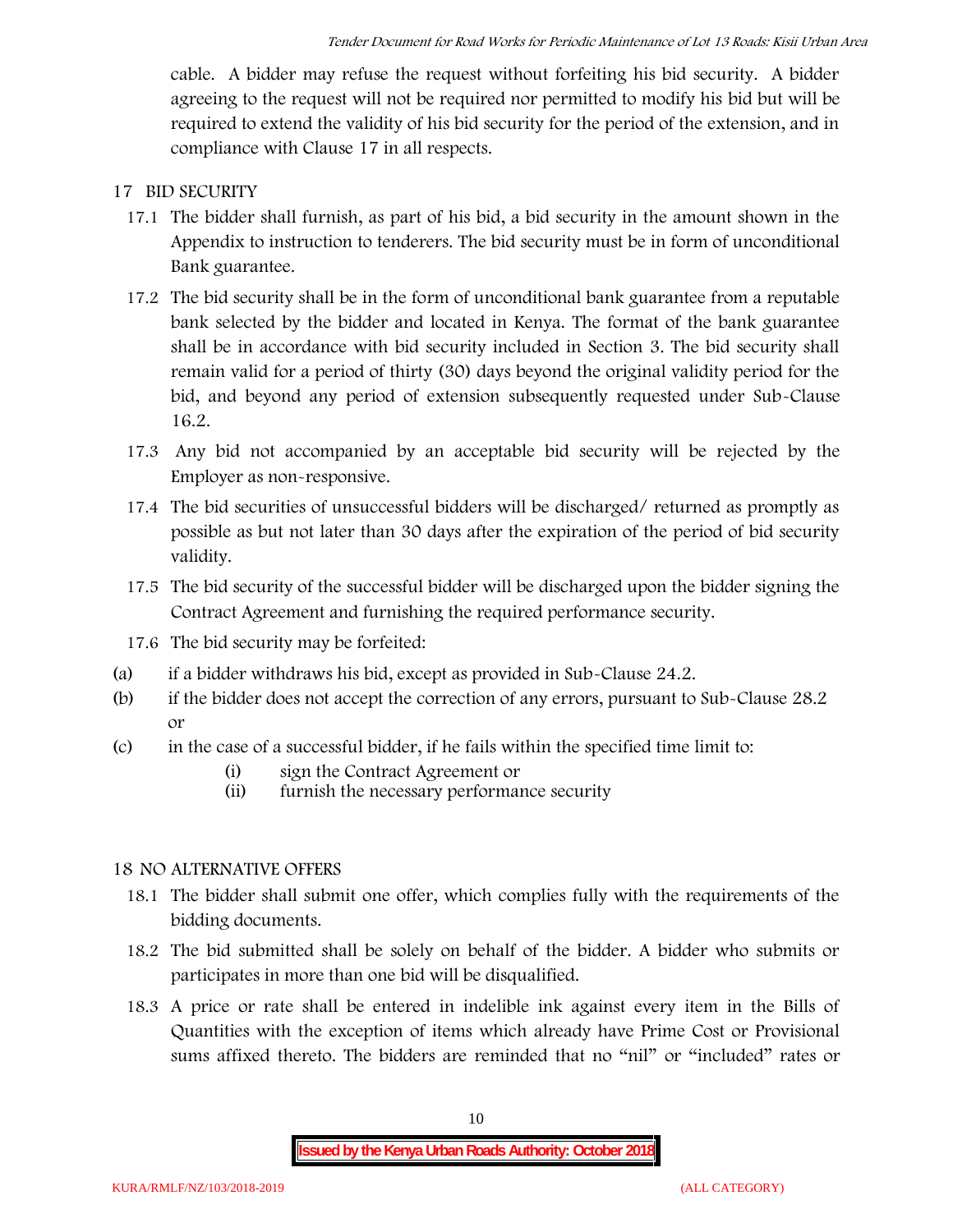cable. A bidder may refuse the request without forfeiting his bid security. A bidder agreeing to the request will not be required nor permitted to modify his bid but will be required to extend the validity of his bid security for the period of the extension, and in compliance with Clause 17 in all respects.

## 17 BID SECURITY

17.1 The bidder shall furnish, as part of his bid, a bid security in the amount shown in the Appendix to instruction to tenderers. The bid security must be in form of unconditional Bank guarantee.

17.2 The bid security shall be in the form of unconditional bank guarantee from a reputable bank selected by the bidder and located in Kenya. The format of the bank guarantee shall be in accordance with bid security included in Section 3. The bid security shall remain valid for a period of thirty (30) days beyond the original validity period for the bid, and beyond any period of extension subsequently requested under Sub-Clause 16.2.

17.3 Any bid not accompanied by an acceptable bid security will be rejected by the Employer as non-responsive.

17.4 The bid securities of unsuccessful bidders will be discharged/ returned as promptly as possible as but not later than 30 days after the expiration of the period of bid security validity.

17.5 The bid security of the successful bidder will be discharged upon the bidder signing the Contract Agreement and furnishing the required performance security.

17.6 The bid security may be forfeited:

(a) if a bidder withdraws his bid, except as provided in Sub-Clause 24.2.

(b) if the bidder does not accept the correction of any errors, pursuant to Sub-Clause 28.2 or

(c) in the case of a successful bidder, if he fails within the specified time limit to:

  (i) sign the Contract Agreement or

  (ii) furnish the necessary performance security

## 18 NO ALTERNATIVE OFFERS

18.1 The bidder shall submit one offer, which complies fully with the requirements of the bidding documents.

18.2 The bid submitted shall be solely on behalf of the bidder. A bidder who submits or participates in more than one bid will be disqualified.

18.3 A price or rate shall be entered in indelible ink against every item in the Bills of Quantities with the exception of items which already have Prime Cost or Provisional sums affixed thereto. The bidders are reminded that no "nil" or "included" rates or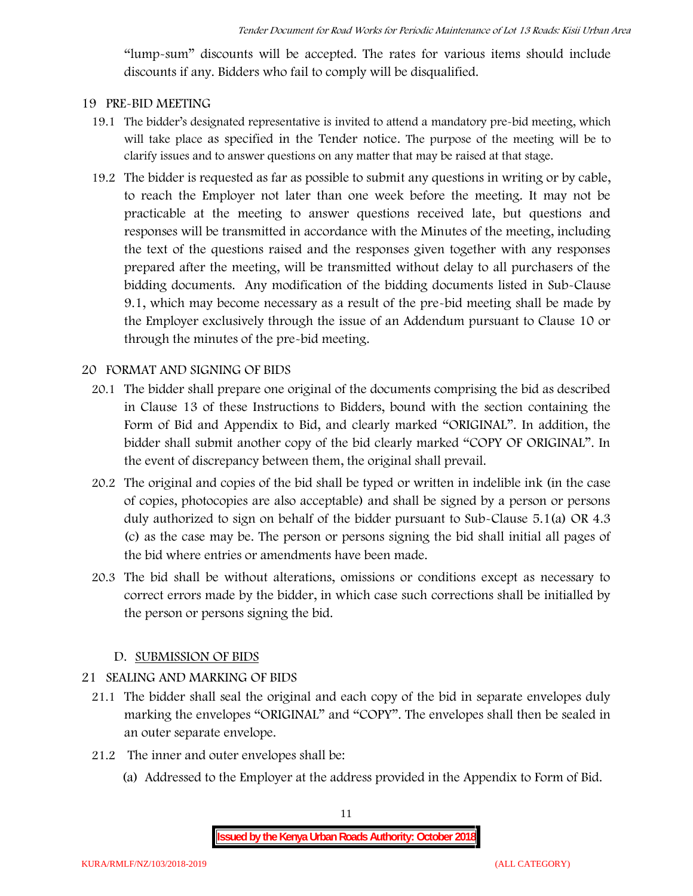"lump-sum" discounts will be accepted. The rates for various items should include discounts if any. Bidders who fail to comply will be disqualified.

## 19 PRE-BID MEETING

19.1 The bidder's designated representative is invited to attend a mandatory pre-bid meeting, which will take place as specified in the Tender notice. The purpose of the meeting will be to clarify issues and to answer questions on any matter that may be raised at that stage.

19.2 The bidder is requested as far as possible to submit any questions in writing or by cable, to reach the Employer not later than one week before the meeting. It may not be practicable at the meeting to answer questions received late, but questions and responses will be transmitted in accordance with the Minutes of the meeting, including the text of the questions raised and the responses given together with any responses prepared after the meeting, will be transmitted without delay to all purchasers of the bidding documents. Any modification of the bidding documents listed in Sub-Clause 9.1, which may become necessary as a result of the pre-bid meeting shall be made by the Employer exclusively through the issue of an Addendum pursuant to Clause 10 or through the minutes of the pre-bid meeting.

## 20 FORMAT AND SIGNING OF BIDS

20.1 The bidder shall prepare one original of the documents comprising the bid as described in Clause 13 of these Instructions to Bidders, bound with the section containing the Form of Bid and Appendix to Bid, and clearly marked "ORIGINAL". In addition, the bidder shall submit another copy of the bid clearly marked "COPY OF ORIGINAL". In the event of discrepancy between them, the original shall prevail.

20.2 The original and copies of the bid shall be typed or written in indelible ink (in the case of copies, photocopies are also acceptable) and shall be signed by a person or persons duly authorized to sign on behalf of the bidder pursuant to Sub-Clause 5.1(a) OR 4.3 (c) as the case may be. The person or persons signing the bid shall initial all pages of the bid where entries or amendments have been made.

20.3 The bid shall be without alterations, omissions or conditions except as necessary to correct errors made by the bidder, in which case such corrections shall be initialled by the person or persons signing the bid.

### D. SUBMISSION OF BIDS

## 21 SEALING AND MARKING OF BIDS

21.1 The bidder shall seal the original and each copy of the bid in separate envelopes duly marking the envelopes "ORIGINAL" and "COPY". The envelopes shall then be sealed in an outer separate envelope.

21.2 The inner and outer envelopes shall be:

(a) Addressed to the Employer at the address provided in the Appendix to Form of Bid.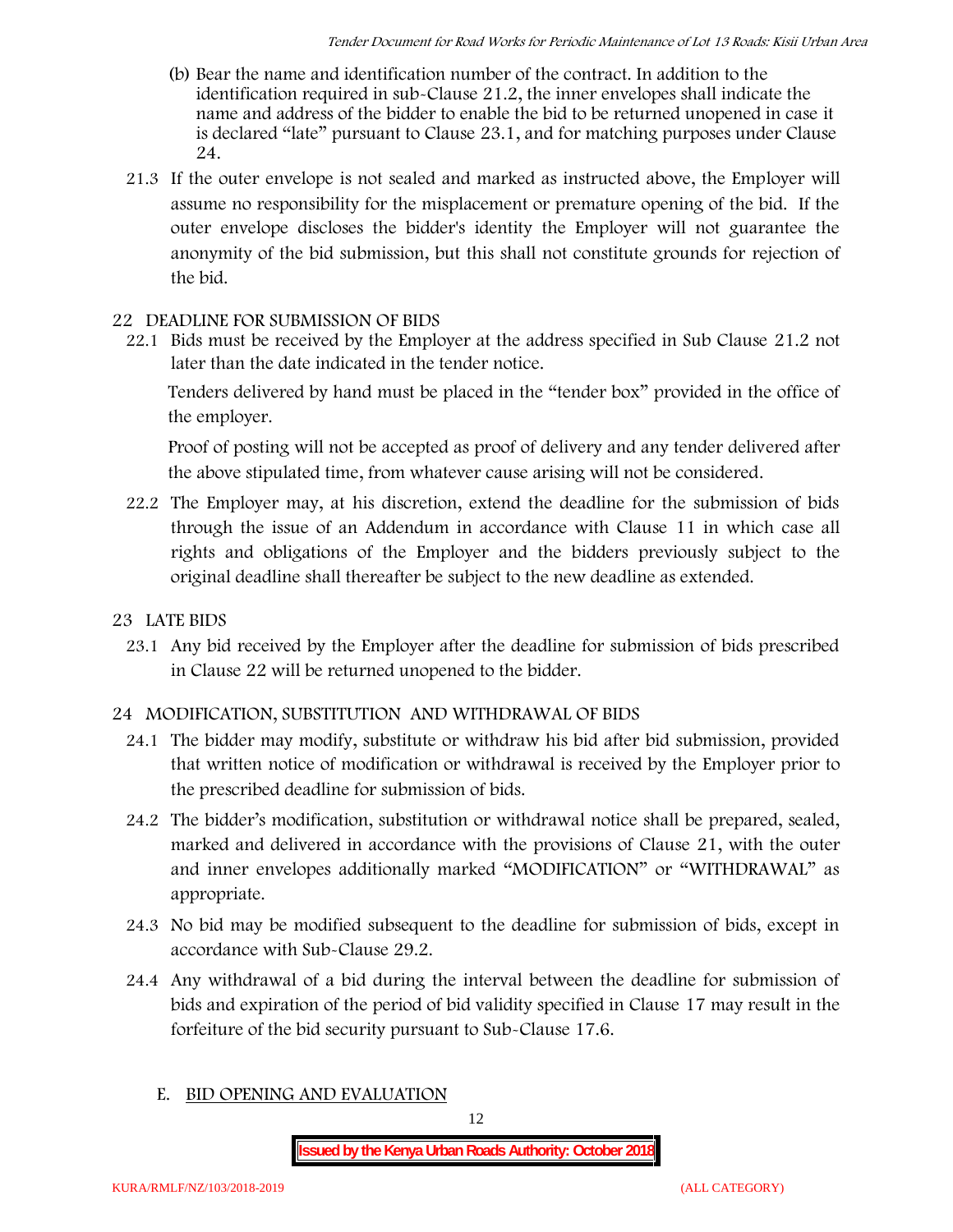(b) Bear the name and identification number of the contract. In addition to the identification required in sub-Clause 21.2, the inner envelopes shall indicate the name and address of the bidder to enable the bid to be returned unopened in case it is declared "late" pursuant to Clause 23.1, and for matching purposes under Clause 24.

21.3 If the outer envelope is not sealed and marked as instructed above, the Employer will assume no responsibility for the misplacement or premature opening of the bid. If the outer envelope discloses the bidder's identity the Employer will not guarantee the anonymity of the bid submission, but this shall not constitute grounds for rejection of the bid.

## 22 DEADLINE FOR SUBMISSION OF BIDS

22.1 Bids must be received by the Employer at the address specified in Sub Clause 21.2 not later than the date indicated in the tender notice.

Tenders delivered by hand must be placed in the "tender box" provided in the office of the employer.

Proof of posting will not be accepted as proof of delivery and any tender delivered after the above stipulated time, from whatever cause arising will not be considered.

22.2 The Employer may, at his discretion, extend the deadline for the submission of bids through the issue of an Addendum in accordance with Clause 11 in which case all rights and obligations of the Employer and the bidders previously subject to the original deadline shall thereafter be subject to the new deadline as extended.

## 23 LATE BIDS

23.1 Any bid received by the Employer after the deadline for submission of bids prescribed in Clause 22 will be returned unopened to the bidder.

## 24 MODIFICATION, SUBSTITUTION AND WITHDRAWAL OF BIDS

24.1 The bidder may modify, substitute or withdraw his bid after bid submission, provided that written notice of modification or withdrawal is received by the Employer prior to the prescribed deadline for submission of bids.

24.2 The bidder's modification, substitution or withdrawal notice shall be prepared, sealed, marked and delivered in accordance with the provisions of Clause 21, with the outer and inner envelopes additionally marked "MODIFICATION" or "WITHDRAWAL" as appropriate.

24.3 No bid may be modified subsequent to the deadline for submission of bids, except in accordance with Sub-Clause 29.2.

24.4 Any withdrawal of a bid during the interval between the deadline for submission of bids and expiration of the period of bid validity specified in Clause 17 may result in the forfeiture of the bid security pursuant to Sub-Clause 17.6.

## E. BID OPENING AND EVALUATION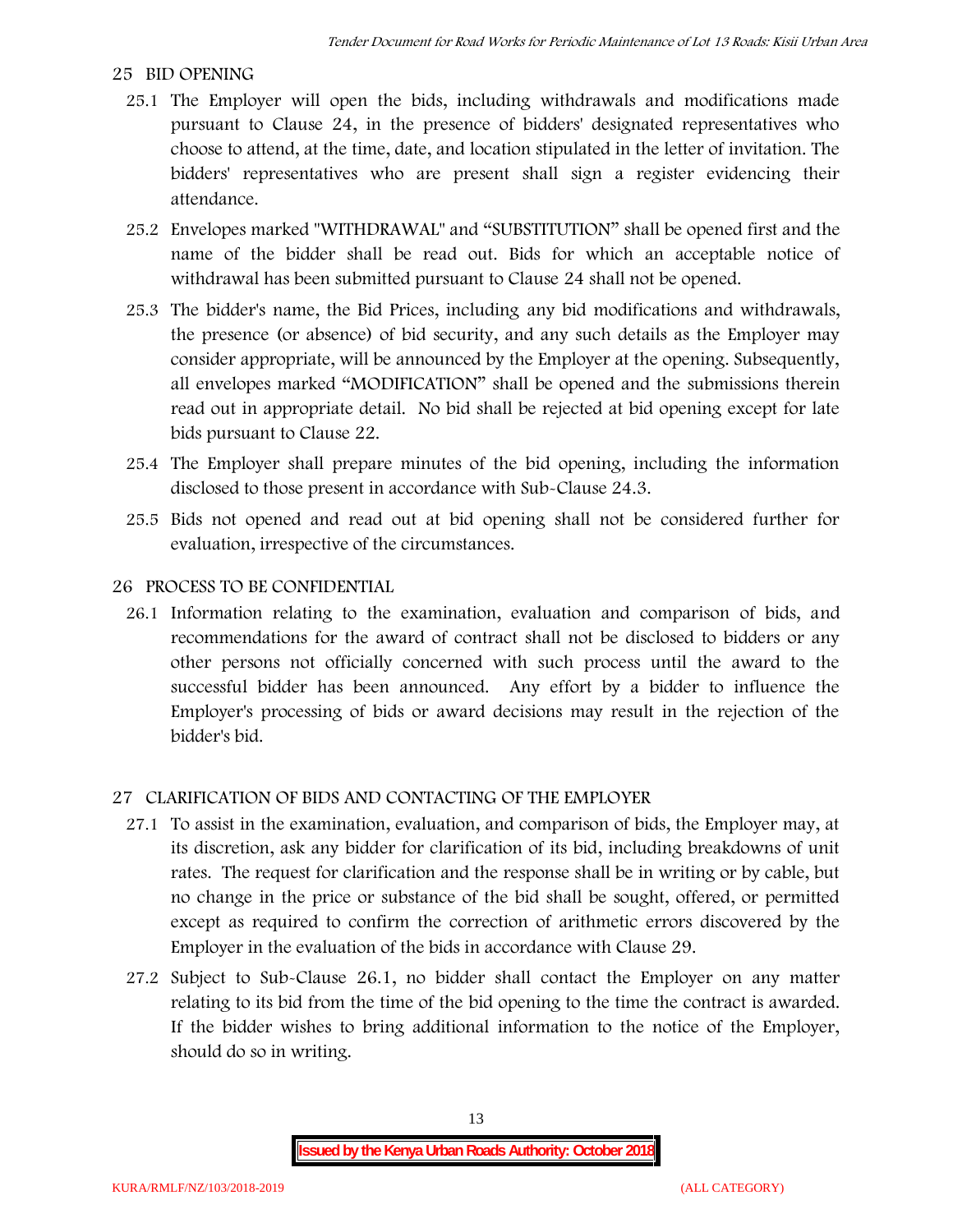## 25 BID OPENING

25.1 The Employer will open the bids, including withdrawals and modifications made pursuant to Clause 24, in the presence of bidders' designated representatives who choose to attend, at the time, date, and location stipulated in the letter of invitation. The bidders' representatives who are present shall sign a register evidencing their attendance.

25.2 Envelopes marked "WITHDRAWAL" and "SUBSTITUTION" shall be opened first and the name of the bidder shall be read out. Bids for which an acceptable notice of withdrawal has been submitted pursuant to Clause 24 shall not be opened.

25.3 The bidder's name, the Bid Prices, including any bid modifications and withdrawals, the presence (or absence) of bid security, and any such details as the Employer may consider appropriate, will be announced by the Employer at the opening. Subsequently, all envelopes marked "MODIFICATION" shall be opened and the submissions therein read out in appropriate detail. No bid shall be rejected at bid opening except for late bids pursuant to Clause 22.

25.4 The Employer shall prepare minutes of the bid opening, including the information disclosed to those present in accordance with Sub-Clause 24.3.

25.5 Bids not opened and read out at bid opening shall not be considered further for evaluation, irrespective of the circumstances.

## 26 PROCESS TO BE CONFIDENTIAL

26.1 Information relating to the examination, evaluation and comparison of bids, and recommendations for the award of contract shall not be disclosed to bidders or any other persons not officially concerned with such process until the award to the successful bidder has been announced. Any effort by a bidder to influence the Employer's processing of bids or award decisions may result in the rejection of the bidder's bid.

## 27 CLARIFICATION OF BIDS AND CONTACTING OF THE EMPLOYER

27.1 To assist in the examination, evaluation, and comparison of bids, the Employer may, at its discretion, ask any bidder for clarification of its bid, including breakdowns of unit rates. The request for clarification and the response shall be in writing or by cable, but no change in the price or substance of the bid shall be sought, offered, or permitted except as required to confirm the correction of arithmetic errors discovered by the Employer in the evaluation of the bids in accordance with Clause 29.

27.2 Subject to Sub-Clause 26.1, no bidder shall contact the Employer on any matter relating to its bid from the time of the bid opening to the time the contract is awarded. If the bidder wishes to bring additional information to the notice of the Employer, should do so in writing.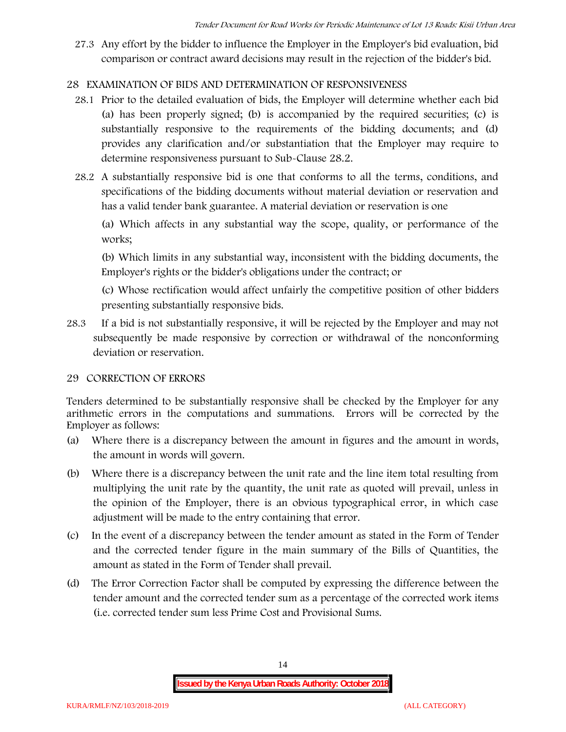27.3 Any effort by the bidder to influence the Employer in the Employer's bid evaluation, bid comparison or contract award decisions may result in the rejection of the bidder's bid.

## 28 EXAMINATION OF BIDS AND DETERMINATION OF RESPONSIVENESS

28.1 Prior to the detailed evaluation of bids, the Employer will determine whether each bid (a) has been properly signed; (b) is accompanied by the required securities; (c) is substantially responsive to the requirements of the bidding documents; and (d) provides any clarification and/or substantiation that the Employer may require to determine responsiveness pursuant to Sub-Clause 28.2.

28.2 A substantially responsive bid is one that conforms to all the terms, conditions, and specifications of the bidding documents without material deviation or reservation and has a valid tender bank guarantee. A material deviation or reservation is one

(a) Which affects in any substantial way the scope, quality, or performance of the works;

(b) Which limits in any substantial way, inconsistent with the bidding documents, the Employer's rights or the bidder's obligations under the contract; or

(c) Whose rectification would affect unfairly the competitive position of other bidders presenting substantially responsive bids.

28.3 If a bid is not substantially responsive, it will be rejected by the Employer and may not subsequently be made responsive by correction or withdrawal of the nonconforming deviation or reservation.

## 29 CORRECTION OF ERRORS

Tenders determined to be substantially responsive shall be checked by the Employer for any arithmetic errors in the computations and summations. Errors will be corrected by the Employer as follows:

(a) Where there is a discrepancy between the amount in figures and the amount in words, the amount in words will govern.

(b) Where there is a discrepancy between the unit rate and the line item total resulting from multiplying the unit rate by the quantity, the unit rate as quoted will prevail, unless in the opinion of the Employer, there is an obvious typographical error, in which case adjustment will be made to the entry containing that error.

(c) In the event of a discrepancy between the tender amount as stated in the Form of Tender and the corrected tender figure in the main summary of the Bills of Quantities, the amount as stated in the Form of Tender shall prevail.

(d) The Error Correction Factor shall be computed by expressing the difference between the tender amount and the corrected tender sum as a percentage of the corrected work items (i.e. corrected tender sum less Prime Cost and Provisional Sums.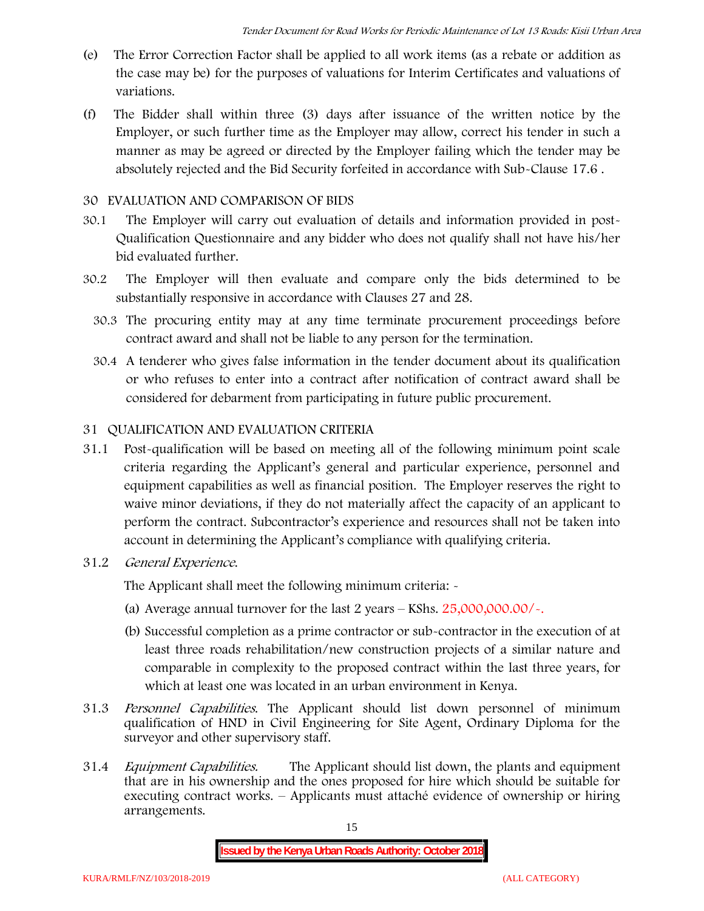(e) The Error Correction Factor shall be applied to all work items (as a rebate or addition as the case may be) for the purposes of valuations for Interim Certificates and valuations of variations.

(f) The Bidder shall within three (3) days after issuance of the written notice by the Employer, or such further time as the Employer may allow, correct his tender in such a manner as may be agreed or directed by the Employer failing which the tender may be absolutely rejected and the Bid Security forfeited in accordance with Sub-Clause 17.6 .

## 30 EVALUATION AND COMPARISON OF BIDS

30.1 The Employer will carry out evaluation of details and information provided in post-Qualification Questionnaire and any bidder who does not qualify shall not have his/her bid evaluated further.

30.2 The Employer will then evaluate and compare only the bids determined to be substantially responsive in accordance with Clauses 27 and 28.

30.3 The procuring entity may at any time terminate procurement proceedings before contract award and shall not be liable to any person for the termination.

30.4 A tenderer who gives false information in the tender document about its qualification or who refuses to enter into a contract after notification of contract award shall be considered for debarment from participating in future public procurement.

## 31 QUALIFICATION AND EVALUATION CRITERIA

31.1 Post-qualification will be based on meeting all of the following minimum point scale criteria regarding the Applicant's general and particular experience, personnel and equipment capabilities as well as financial position. The Employer reserves the right to waive minor deviations, if they do not materially affect the capacity of an applicant to perform the contract. Subcontractor's experience and resources shall not be taken into account in determining the Applicant's compliance with qualifying criteria.

31.2 *General Experience.*

The Applicant shall meet the following minimum criteria: -

(a) Average annual turnover for the last 2 years – KShs. 25,000,000.00/-.

(b) Successful completion as a prime contractor or sub-contractor in the execution of at least three roads rehabilitation/new construction projects of a similar nature and comparable in complexity to the proposed contract within the last three years, for which at least one was located in an urban environment in Kenya.

31.3 *Personnel Capabilities.* The Applicant should list down personnel of minimum qualification of HND in Civil Engineering for Site Agent, Ordinary Diploma for the surveyor and other supervisory staff.

31.4 *Equipment Capabilities.* The Applicant should list down, the plants and equipment that are in his ownership and the ones proposed for hire which should be suitable for executing contract works. – Applicants must attaché evidence of ownership or hiring arrangements.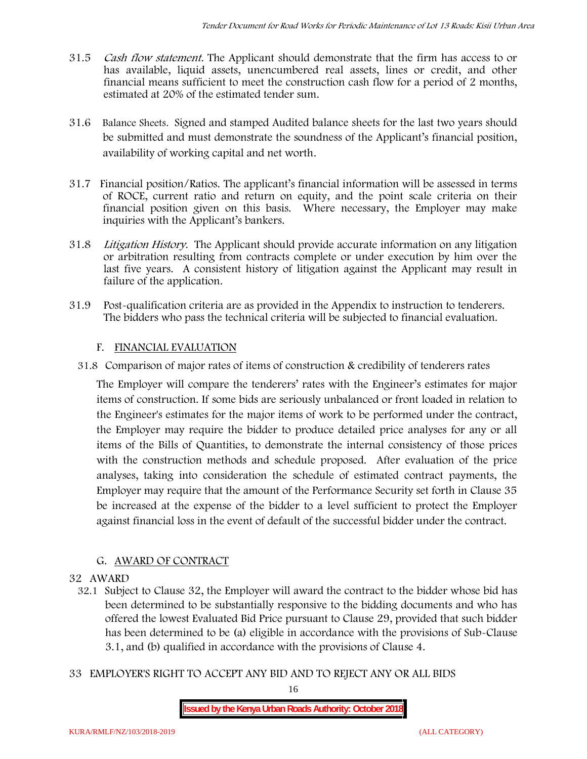31.5 *Cash flow statement.* The Applicant should demonstrate that the firm has access to or has available, liquid assets, unencumbered real assets, lines or credit, and other financial means sufficient to meet the construction cash flow for a period of 2 months, estimated at 20% of the estimated tender sum.

31.6 Balance Sheets. Signed and stamped Audited balance sheets for the last two years should be submitted and must demonstrate the soundness of the Applicant's financial position, availability of working capital and net worth.

31.7 Financial position/Ratios. The applicant's financial information will be assessed in terms of ROCE, current ratio and return on equity, and the point scale criteria on their financial position given on this basis. Where necessary, the Employer may make inquiries with the Applicant's bankers.

31.8 *Litigation History.* The Applicant should provide accurate information on any litigation or arbitration resulting from contracts complete or under execution by him over the last five years. A consistent history of litigation against the Applicant may result in failure of the application.

31.9 Post-qualification criteria are as provided in the Appendix to instruction to tenderers. The bidders who pass the technical criteria will be subjected to financial evaluation.

## F. FINANCIAL EVALUATION

31.8 Comparison of major rates of items of construction & credibility of tenderers rates

The Employer will compare the tenderers' rates with the Engineer's estimates for major items of construction. If some bids are seriously unbalanced or front loaded in relation to the Engineer's estimates for the major items of work to be performed under the contract, the Employer may require the bidder to produce detailed price analyses for any or all items of the Bills of Quantities, to demonstrate the internal consistency of those prices with the construction methods and schedule proposed. After evaluation of the price analyses, taking into consideration the schedule of estimated contract payments, the Employer may require that the amount of the Performance Security set forth in Clause 35 be increased at the expense of the bidder to a level sufficient to protect the Employer against financial loss in the event of default of the successful bidder under the contract.

## G. AWARD OF CONTRACT

### 32 AWARD

32.1 Subject to Clause 32, the Employer will award the contract to the bidder whose bid has been determined to be substantially responsive to the bidding documents and who has offered the lowest Evaluated Bid Price pursuant to Clause 29, provided that such bidder has been determined to be (a) eligible in accordance with the provisions of Sub-Clause 3.1, and (b) qualified in accordance with the provisions of Clause 4.

### 33 EMPLOYER'S RIGHT TO ACCEPT ANY BID AND TO REJECT ANY OR ALL BIDS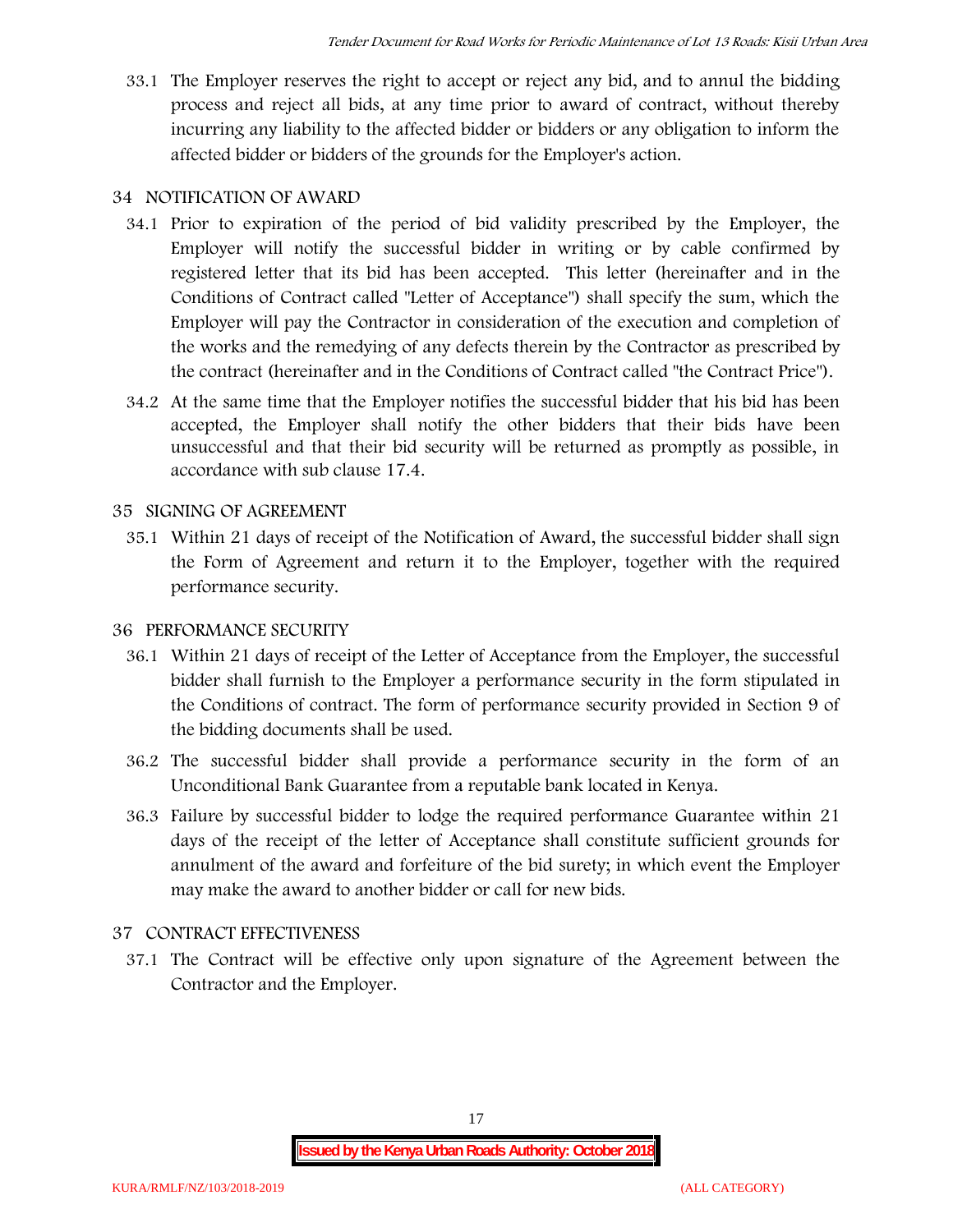33.1 The Employer reserves the right to accept or reject any bid, and to annul the bidding process and reject all bids, at any time prior to award of contract, without thereby incurring any liability to the affected bidder or bidders or any obligation to inform the affected bidder or bidders of the grounds for the Employer's action.

## 34 NOTIFICATION OF AWARD

34.1 Prior to expiration of the period of bid validity prescribed by the Employer, the Employer will notify the successful bidder in writing or by cable confirmed by registered letter that its bid has been accepted. This letter (hereinafter and in the Conditions of Contract called "Letter of Acceptance") shall specify the sum, which the Employer will pay the Contractor in consideration of the execution and completion of the works and the remedying of any defects therein by the Contractor as prescribed by the contract (hereinafter and in the Conditions of Contract called "the Contract Price").

34.2 At the same time that the Employer notifies the successful bidder that his bid has been accepted, the Employer shall notify the other bidders that their bids have been unsuccessful and that their bid security will be returned as promptly as possible, in accordance with sub clause 17.4.

## 35 SIGNING OF AGREEMENT

35.1 Within 21 days of receipt of the Notification of Award, the successful bidder shall sign the Form of Agreement and return it to the Employer, together with the required performance security.

## 36 PERFORMANCE SECURITY

36.1 Within 21 days of receipt of the Letter of Acceptance from the Employer, the successful bidder shall furnish to the Employer a performance security in the form stipulated in the Conditions of contract. The form of performance security provided in Section 9 of the bidding documents shall be used.

36.2 The successful bidder shall provide a performance security in the form of an Unconditional Bank Guarantee from a reputable bank located in Kenya.

36.3 Failure by successful bidder to lodge the required performance Guarantee within 21 days of the receipt of the letter of Acceptance shall constitute sufficient grounds for annulment of the award and forfeiture of the bid surety; in which event the Employer may make the award to another bidder or call for new bids.

## 37 CONTRACT EFFECTIVENESS

37.1 The Contract will be effective only upon signature of the Agreement between the Contractor and the Employer.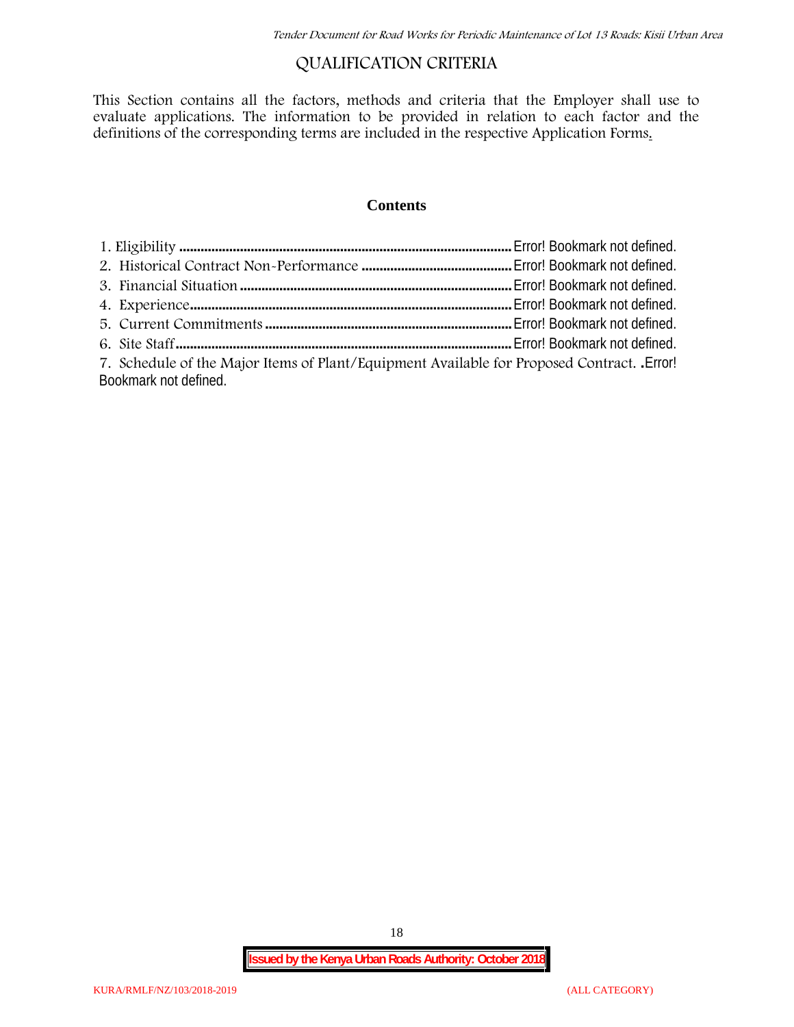# QUALIFICATION CRITERIA

This Section contains all the factors, methods and criteria that the Employer shall use to evaluate applications. The information to be provided in relation to each factor and the definitions of the corresponding terms are included in the respective Application Forms.

## Contents

1. Eligibility ........................................................................................... Error! Bookmark not defined.
2. Historical Contract Non-Performance .......................................... Error! Bookmark not defined.
3. Financial Situation ........................................................................... Error! Bookmark not defined.
4. Experience......................................................................................... Error! Bookmark not defined.
5. Current Commitments .................................................................... Error! Bookmark not defined.
6. Site Staff............................................................................................. Error! Bookmark not defined.
7. Schedule of the Major Items of Plant/Equipment Available for Proposed Contract. .Error! Bookmark not defined.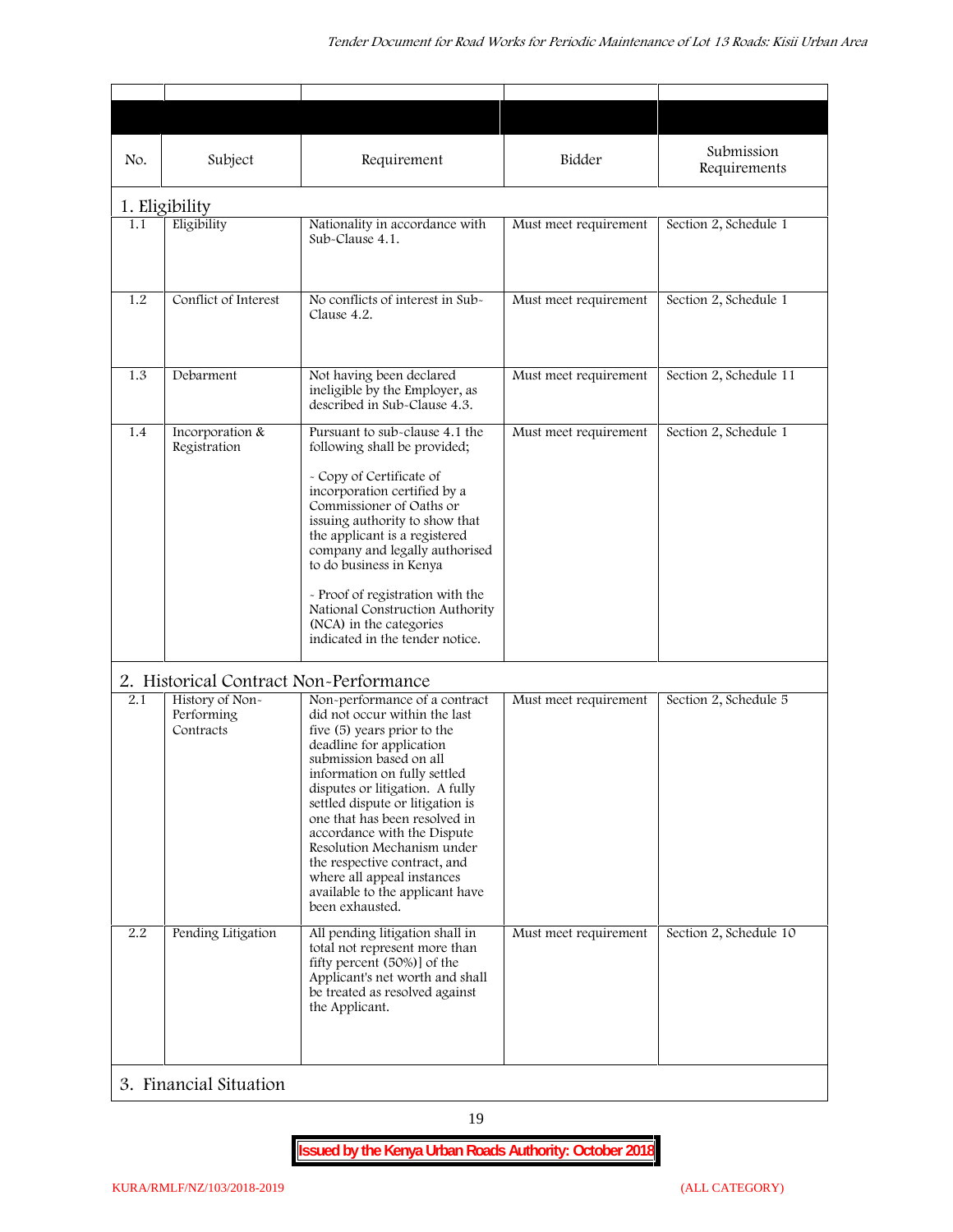| No. | Subject | Requirement | Bidder | Submission Requirements |
|---|---|---|---|---|
| **1. Eligibility** | | | | |
| 1.1 | Eligibility | Nationality in accordance with Sub-Clause 4.1. | Must meet requirement | Section 2, Schedule 1 |
| 1.2 | Conflict of Interest | No conflicts of interest in Sub-Clause 4.2. | Must meet requirement | Section 2, Schedule 1 |
| 1.3 | Debarment | Not having been declared ineligible by the Employer, as described in Sub-Clause 4.3. | Must meet requirement | Section 2, Schedule 11 |
| 1.4 | Incorporation & Registration | Pursuant to sub-clause 4.1 the following shall be provided;<br><br>- Copy of Certificate of incorporation certified by a Commissioner of Oaths or issuing authority to show that the applicant is a registered company and legally authorised to do business in Kenya<br><br>- Proof of registration with the National Construction Authority (NCA) in the categories indicated in the tender notice. | Must meet requirement | Section 2, Schedule 1 |
| **2. Historical Contract Non-Performance** | | | | |
| 2.1 | History of Non-Performing Contracts | Non-performance of a contract did not occur within the last five (5) years prior to the deadline for application submission based on all information on fully settled disputes or litigation. A fully settled dispute or litigation is one that has been resolved in accordance with the Dispute Resolution Mechanism under the respective contract, and where all appeal instances available to the applicant have been exhausted. | Must meet requirement | Section 2, Schedule 5 |
| 2.2 | Pending Litigation | All pending litigation shall in total not represent more than fifty percent (50%)] of the Applicant's net worth and shall be treated as resolved against the Applicant. | Must meet requirement | Section 2, Schedule 10 |
| **3. Financial Situation** | | | | |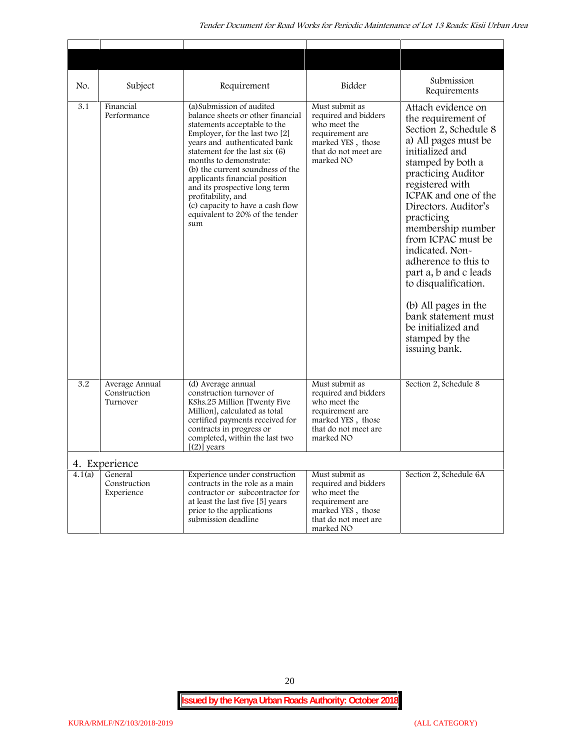| No. | Subject | Requirement | Bidder | Submission Requirements |
|---|---|---|---|---|
| 3.1 | Financial Performance | (a)Submission of audited balance sheets or other financial statements acceptable to the Employer, for the last two [2] years and authenticated bank statement for the last six (6) months to demonstrate:<br>(b) the current soundness of the applicants financial position and its prospective long term profitability, and<br>(c) capacity to have a cash flow equivalent to 20% of the tender sum | Must submit as required and bidders who meet the requirement are marked YES , those that do not meet are marked NO | Attach evidence on the requirement of Section 2, Schedule 8 a) All pages must be initialized and stamped by both a practicing Auditor registered with ICPAK and one of the Directors. Auditor's practicing membership number from ICPAC must be indicated. Non-adherence to this to part a, b and c leads to disqualification.<br><br>(b) All pages in the bank statement must be initialized and stamped by the issuing bank. |
| 3.2 | Average Annual Construction Turnover | (d) Average annual construction turnover of KShs.25 Million [Twenty Five Million], calculated as total certified payments received for contracts in progress or completed, within the last two [(2)] years | Must submit as required and bidders who meet the requirement are marked YES , those that do not meet are marked NO | Section 2, Schedule 8 |
| **4. Experience** | | | | |
| 4.1(a) | General Construction Experience | Experience under construction contracts in the role as a main contractor or subcontractor for at least the last five [5] years prior to the applications submission deadline | Must submit as required and bidders who meet the requirement are marked YES , those that do not meet are marked NO | Section 2, Schedule 6A |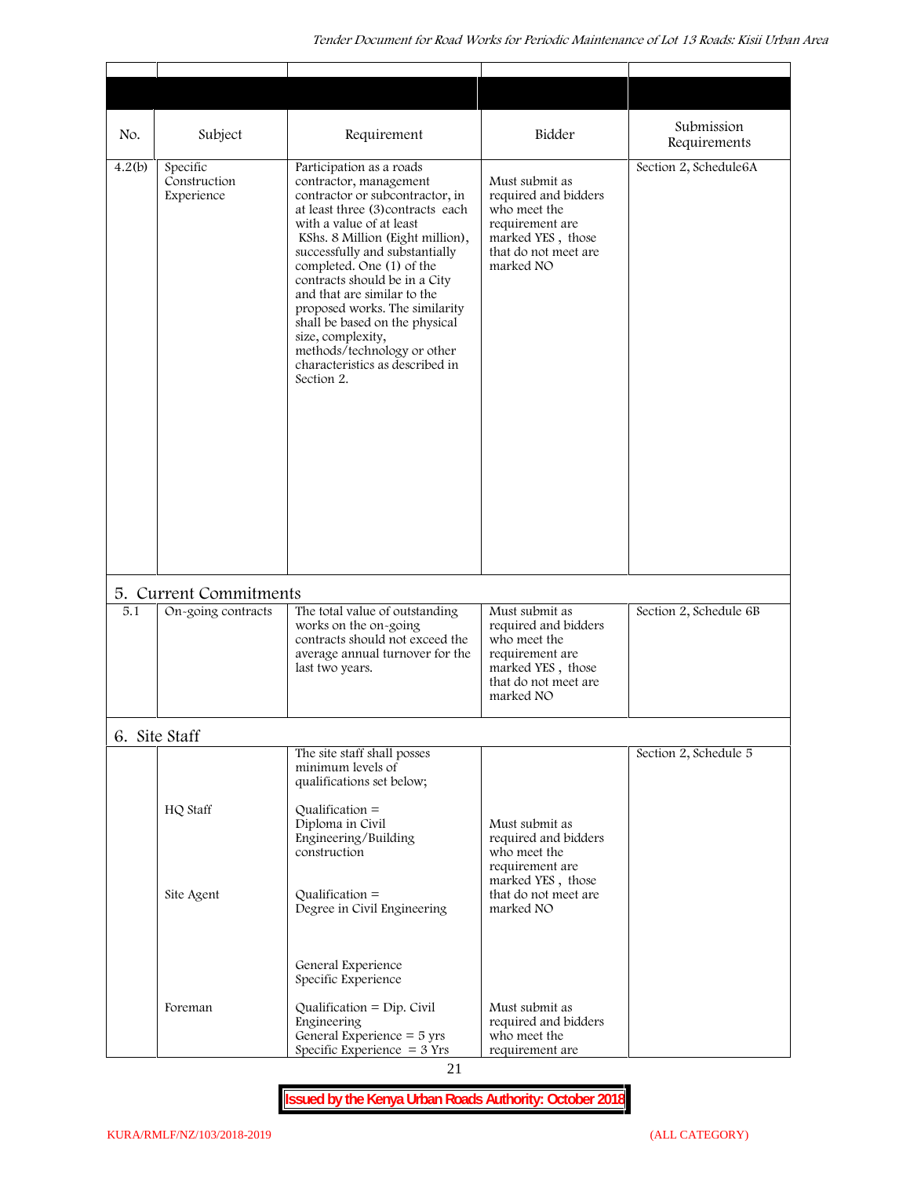| No. | Subject | Requirement | Bidder | Submission Requirements |
|---|---|---|---|---|
| 4.2(b) | Specific Construction Experience | Participation as a roads contractor, management contractor or subcontractor, in at least three (3)contracts each with a value of at least KShs. 8 Million (Eight million), successfully and substantially completed. One (1) of the contracts should be in a City and that are similar to the proposed works. The similarity shall be based on the physical size, complexity, methods/technology or other characteristics as described in Section 2. | Must submit as required and bidders who meet the requirement are marked YES , those that do not meet are marked NO | Section 2, Schedule6A |
| **5. Current Commitments** | | | | |
| 5.1 | On-going contracts | The total value of outstanding works on the on-going contracts should not exceed the average annual turnover for the last two years. | Must submit as required and bidders who meet the requirement are marked YES , those that do not meet are marked NO | Section 2, Schedule 6B |
| **6. Site Staff** | | | | |
| | | The site staff shall posses minimum levels of qualifications set below; | | Section 2, Schedule 5 |
| | HQ Staff | Qualification = Diploma in Civil Engineering/Building construction | Must submit as required and bidders who meet the requirement are marked YES , those that do not meet are marked NO | |
| | Site Agent | Qualification = Degree in Civil Engineering<br><br>General Experience<br>Specific Experience | | |
| | Foreman | Qualification = Dip. Civil Engineering<br>General Experience = 5 yrs<br>Specific Experience = 3 Yrs | Must submit as required and bidders who meet the requirement are | |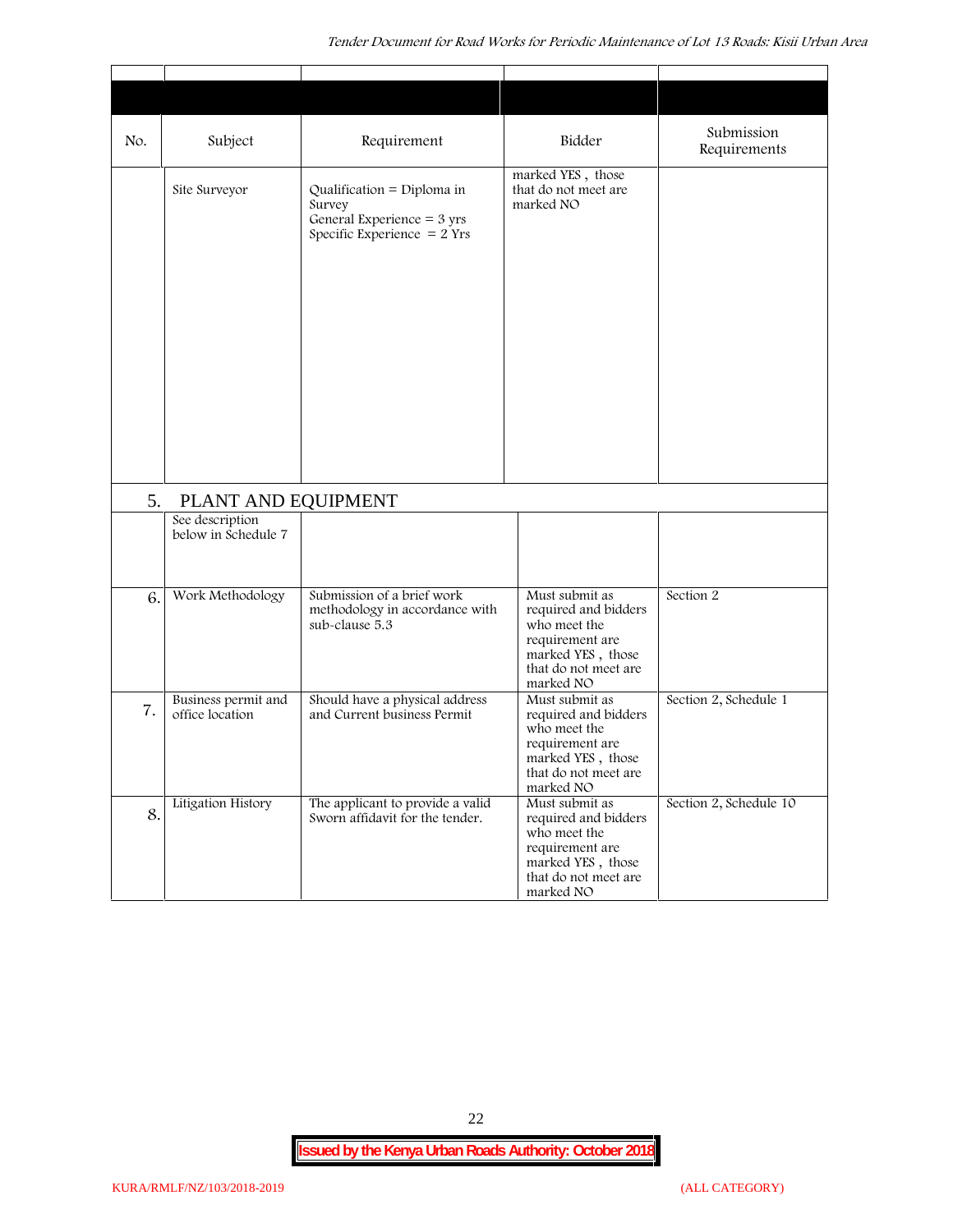| No. | Subject | Requirement | Bidder | Submission Requirements |
|---|---|---|---|---|
| | Site Surveyor | Qualification = Diploma in Survey<br>General Experience = 3 yrs<br>Specific Experience = 2 Yrs | marked YES , those that do not meet are marked NO | |
| 5. | PLANT AND EQUIPMENT | | | |
| | See description below in Schedule 7 | | | |
| 6. | Work Methodology | Submission of a brief work methodology in accordance with sub-clause 5.3 | Must submit as required and bidders who meet the requirement are marked YES , those that do not meet are marked NO | Section 2 |
| 7. | Business permit and office location | Should have a physical address and Current business Permit | Must submit as required and bidders who meet the requirement are marked YES , those that do not meet are marked NO | Section 2, Schedule 1 |
| 8. | Litigation History | The applicant to provide a valid Sworn affidavit for the tender. | Must submit as required and bidders who meet the requirement are marked YES , those that do not meet are marked NO | Section 2, Schedule 10 |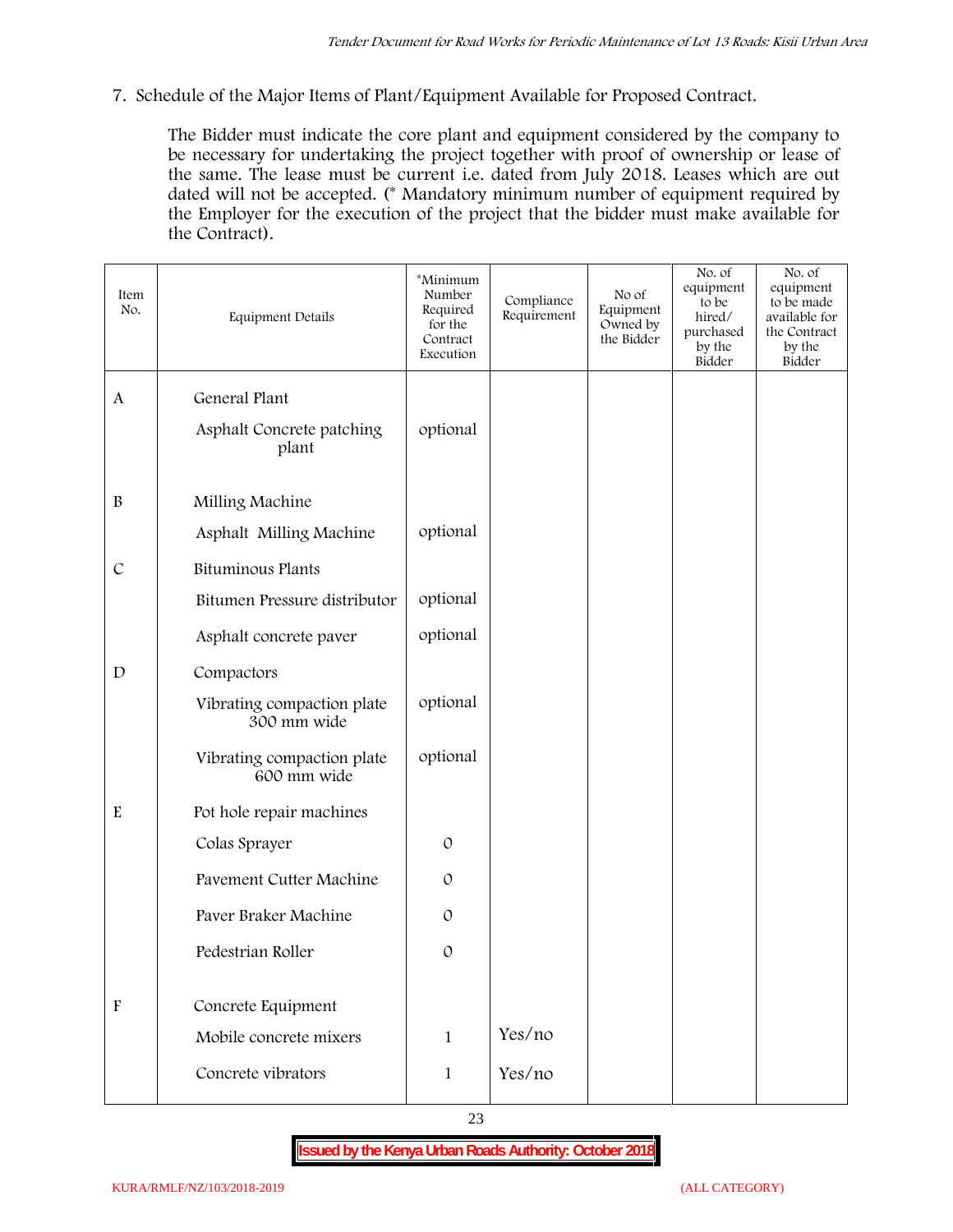7. Schedule of the Major Items of Plant/Equipment Available for Proposed Contract.

The Bidder must indicate the core plant and equipment considered by the company to be necessary for undertaking the project together with proof of ownership or lease of the same. The lease must be current i.e. dated from July 2018. Leases which are out dated will not be accepted. (* Mandatory minimum number of equipment required by the Employer for the execution of the project that the bidder must make available for the Contract).

| Item No. | Equipment Details | *Minimum Number Required for the Contract Execution | Compliance Requirement | No of Equipment Owned by the Bidder | No. of equipment to be hired/ purchased by the Bidder | No. of equipment to be made available for the Contract by the Bidder |
|---|---|---|---|---|---|---|
| A | General Plant | | | | | |
| | Asphalt Concrete patching plant | optional | | | | |
| B | Milling Machine | | | | | |
| | Asphalt Milling Machine | optional | | | | |
| C | Bituminous Plants | | | | | |
| | Bitumen Pressure distributor | optional | | | | |
| | Asphalt concrete paver | optional | | | | |
| D | Compactors | | | | | |
| | Vibrating compaction plate 300 mm wide | optional | | | | |
| | Vibrating compaction plate 600 mm wide | optional | | | | |
| E | Pot hole repair machines | | | | | |
| | Colas Sprayer | 0 | | | | |
| | Pavement Cutter Machine | 0 | | | | |
| | Paver Braker Machine | 0 | | | | |
| | Pedestrian Roller | 0 | | | | |
| F | Concrete Equipment | | | | | |
| | Mobile concrete mixers | 1 | Yes/no | | | |
| | Concrete vibrators | 1 | Yes/no | | | |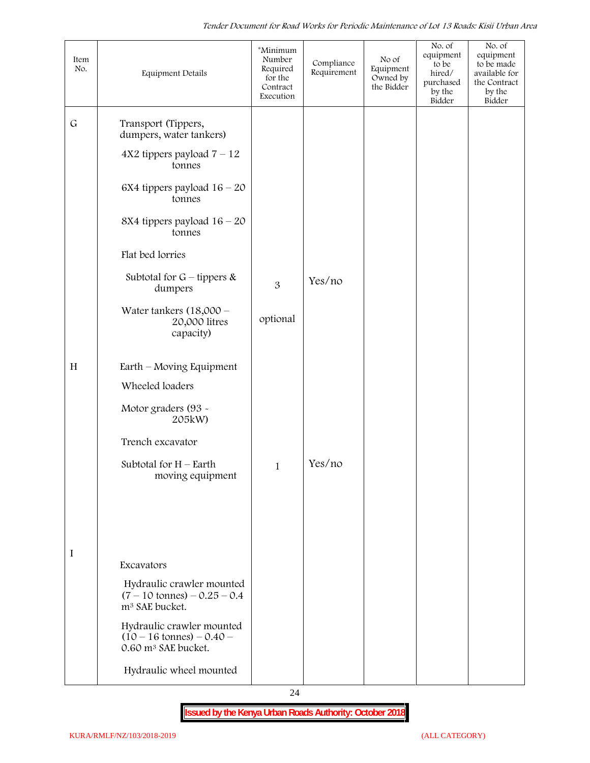| Item No. | Equipment Details | *Minimum Number Required for the Contract Execution | Compliance Requirement | No of Equipment Owned by the Bidder | No. of equipment to be hired/ purchased by the Bidder | No. of equipment to be made available for the Contract by the Bidder |
|---|---|---|---|---|---|---|
| G | Transport (Tippers, dumpers, water tankers) | | | | | |
| | 4X2 tippers payload 7 – 12 tonnes | | | | | |
| | 6X4 tippers payload 16 – 20 tonnes | | | | | |
| | 8X4 tippers payload 16 – 20 tonnes | | | | | |
| | Flat bed lorries | | | | | |
| | Subtotal for G – tippers & dumpers | 3 | Yes/no | | | |
| | Water tankers (18,000 – 20,000 litres capacity) | optional | | | | |
| H | Earth – Moving Equipment | | | | | |
| | Wheeled loaders | | | | | |
| | Motor graders (93 - 205kW) | | | | | |
| | Trench excavator | | | | | |
| | Subtotal for H – Earth moving equipment | 1 | Yes/no | | | |
| I | Excavators | | | | | |
| | Hydraulic crawler mounted (7 – 10 tonnes) – 0.25 – 0.4 $m^3$ SAE bucket. | | | | | |
| | Hydraulic crawler mounted (10 – 16 tonnes) – 0.40 – 0.60 $m^3$ SAE bucket. | | | | | |
| | Hydraulic wheel mounted | | | | | |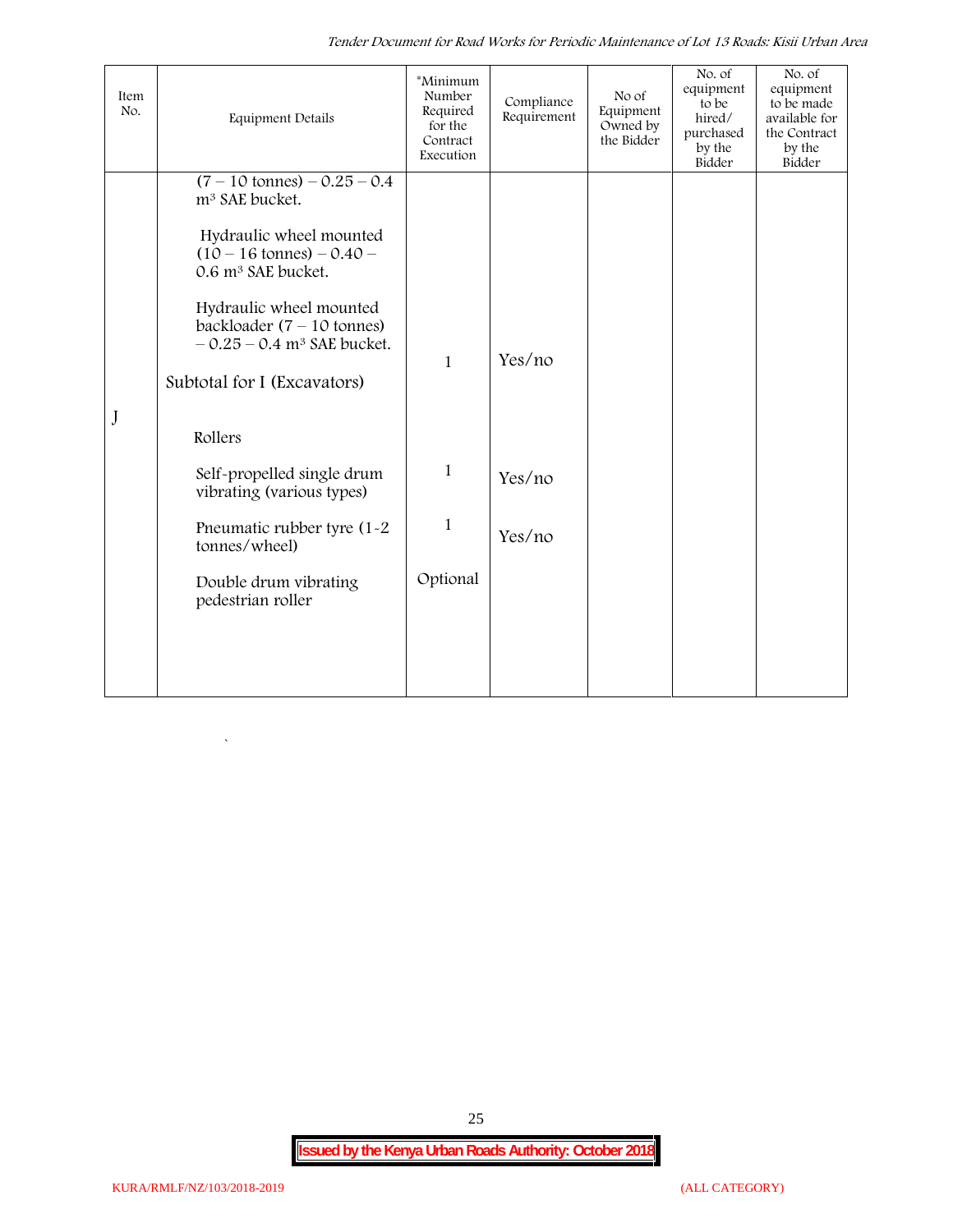| Item No. | Equipment Details | *Minimum Number Required for the Contract Execution | Compliance Requirement | No of Equipment Owned by the Bidder | No. of equipment to be hired/ purchased by the Bidder | No. of equipment to be made available for the Contract by the Bidder |
|---|---|---|---|---|---|---|
| | (7 – 10 tonnes) – 0.25 – 0.4 $m^3$ SAE bucket. | | | | | |
| | Hydraulic wheel mounted (10 – 16 tonnes) – 0.40 – 0.6 $m^3$ SAE bucket. | | | | | |
| | Hydraulic wheel mounted backloader (7 – 10 tonnes) – 0.25 – 0.4 $m^3$ SAE bucket. | 1 | Yes/no | | | |
| | Subtotal for I (Excavators) | | | | | |
| J | Rollers | | | | | |
| | Self-propelled single drum vibrating (various types) | 1 | Yes/no | | | |
| | Pneumatic rubber tyre (1-2 tonnes/wheel) | 1 | Yes/no | | | |
| | Double drum vibrating pedestrian roller | Optional | | | | |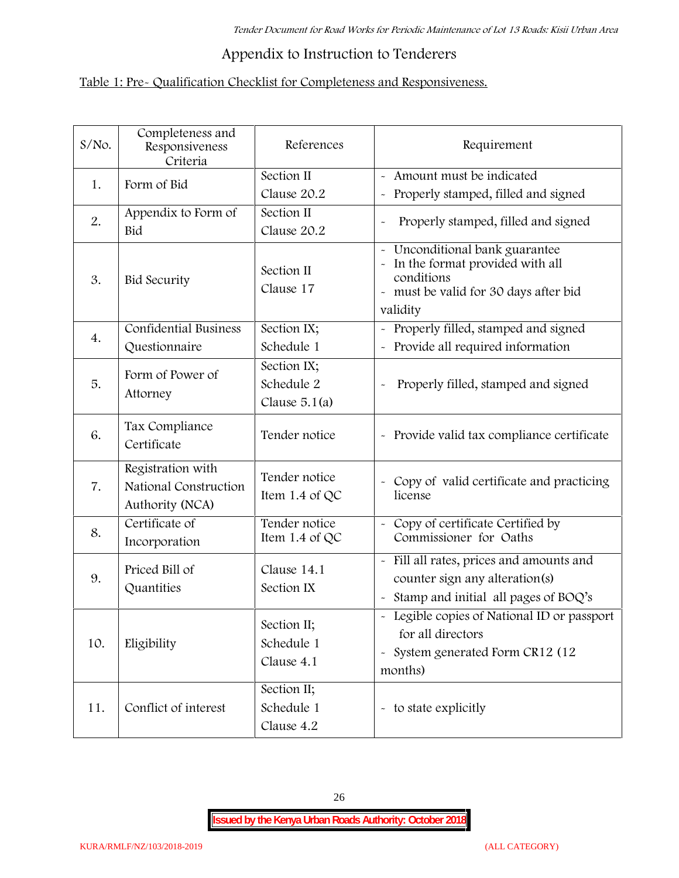# Appendix to Instruction to Tenderers

Table 1: Pre- Qualification Checklist for Completeness and Responsiveness.

| S/No. | Completeness and Responsiveness Criteria | References | Requirement |
|---|---|---|---|
| 1. | Form of Bid | Section II Clause 20.2 | - Amount must be indicated<br>- Properly stamped, filled and signed |
| 2. | Appendix to Form of Bid | Section II Clause 20.2 | - Properly stamped, filled and signed |
| 3. | Bid Security | Section II Clause 17 | - Unconditional bank guarantee<br>- In the format provided with all conditions<br>- must be valid for 30 days after bid validity |
| 4. | Confidential Business Questionnaire | Section IX; Schedule 1 | - Properly filled, stamped and signed<br>- Provide all required information |
| 5. | Form of Power of Attorney | Section IX; Schedule 2 Clause 5.1(a) | - Properly filled, stamped and signed |
| 6. | Tax Compliance Certificate | Tender notice | - Provide valid tax compliance certificate |
| 7. | Registration with National Construction Authority (NCA) | Tender notice Item 1.4 of QC | - Copy of valid certificate and practicing license |
| 8. | Certificate of Incorporation | Tender notice Item 1.4 of QC | - Copy of certificate Certified by Commissioner for Oaths |
| 9. | Priced Bill of Quantities | Clause 14.1 Section IX | - Fill all rates, prices and amounts and counter sign any alteration(s)<br>- Stamp and initial all pages of BOQ's |
| 10. | Eligibility | Section II; Schedule 1 Clause 4.1 | - Legible copies of National ID or passport for all directors<br>- System generated Form CR12 (12 months) |
| 11. | Conflict of interest | Section II; Schedule 1 Clause 4.2 | - to state explicitly |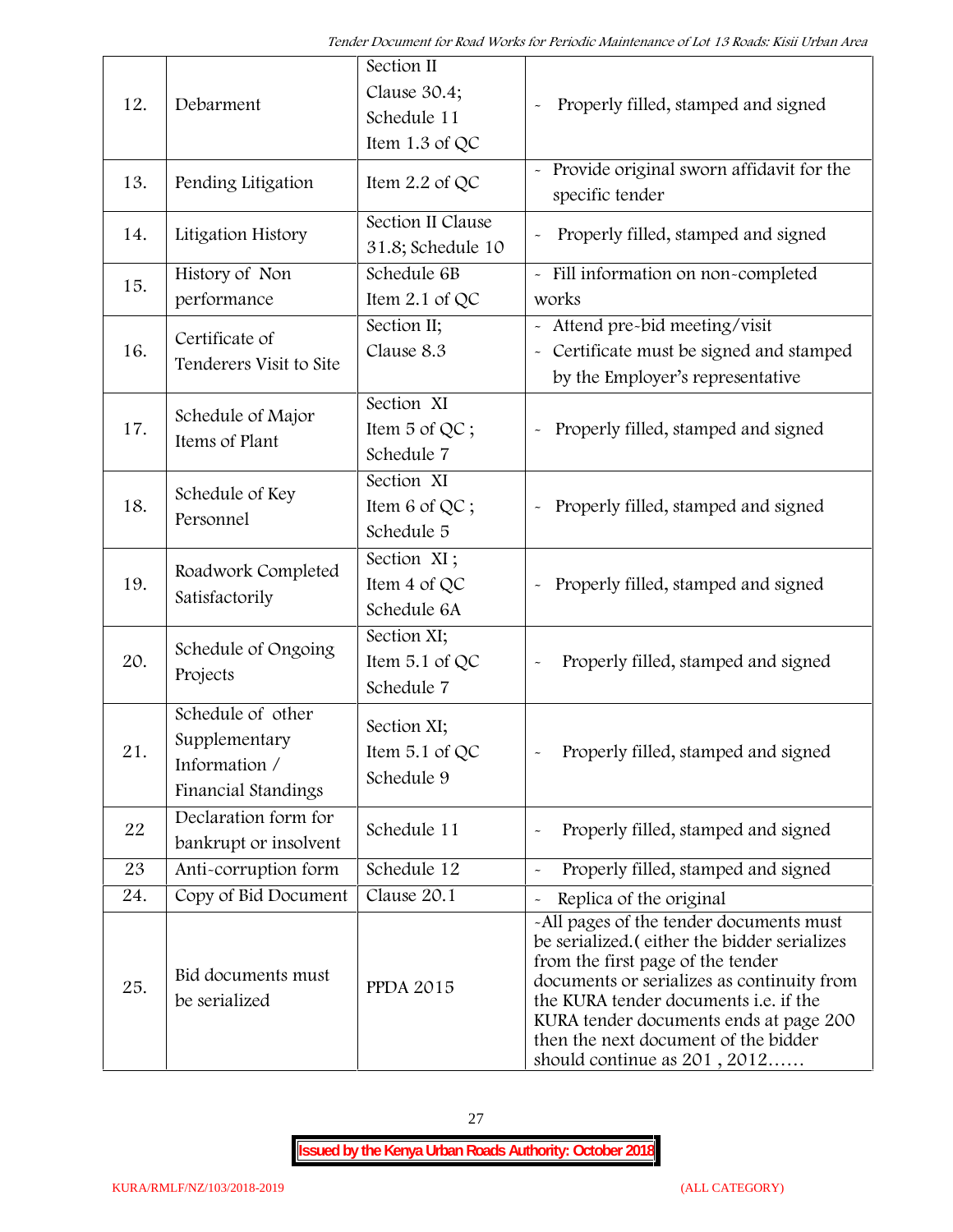| 12. | Debarment | Section II Clause 30.4; Schedule 11 Item 1.3 of QC | - Properly filled, stamped and signed |
|---|---|---|---|
| 13. | Pending Litigation | Item 2.2 of QC | - Provide original sworn affidavit for the specific tender |
| 14. | Litigation History | Section II Clause 31.8; Schedule 10 | - Properly filled, stamped and signed |
| 15. | History of Non performance | Schedule 6B Item 2.1 of QC | - Fill information on non-completed works |
| 16. | Certificate of Tenderers Visit to Site | Section II; Clause 8.3 | - Attend pre-bid meeting/visit<br>- Certificate must be signed and stamped by the Employer's representative |
| 17. | Schedule of Major Items of Plant | Section XI Item 5 of QC ; Schedule 7 | - Properly filled, stamped and signed |
| 18. | Schedule of Key Personnel | Section XI Item 6 of QC ; Schedule 5 | - Properly filled, stamped and signed |
| 19. | Roadwork Completed Satisfactorily | Section XI ; Item 4 of QC Schedule 6A | - Properly filled, stamped and signed |
| 20. | Schedule of Ongoing Projects | Section XI; Item 5.1 of QC Schedule 7 | - Properly filled, stamped and signed |
| 21. | Schedule of other Supplementary Information / Financial Standings | Section XI; Item 5.1 of QC Schedule 9 | - Properly filled, stamped and signed |
| 22 | Declaration form for bankrupt or insolvent | Schedule 11 | - Properly filled, stamped and signed |
| 23 | Anti-corruption form | Schedule 12 | - Properly filled, stamped and signed |
| 24. | Copy of Bid Document | Clause 20.1 | - Replica of the original |
| 25. | Bid documents must be serialized | PPDA 2015 | -All pages of the tender documents must be serialized.( either the bidder serializes from the first page of the tender documents or serializes as continuity from the KURA tender documents i.e. if the KURA tender documents ends at page 200 then the next document of the bidder should continue as 201 , 2012…… |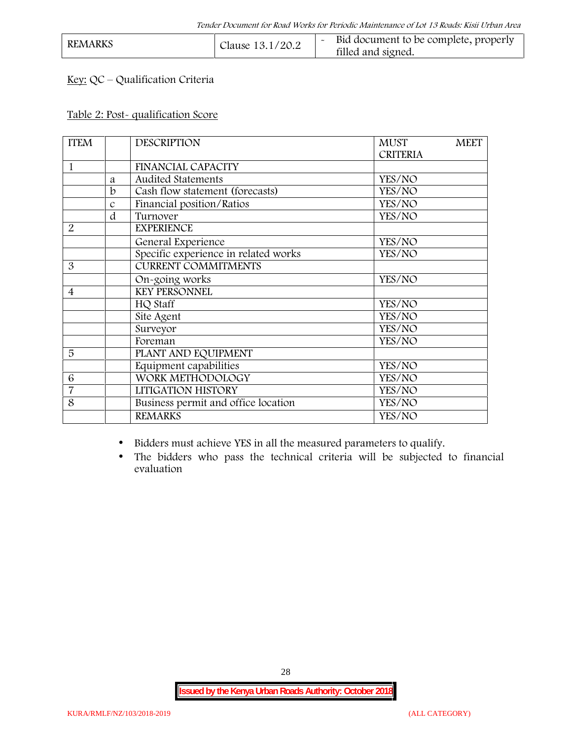| REMARKS | Clause 13.1/20.2 | - | Bid document to be complete, properly filled and signed. |
|---|---|---|---|

Key: QC – Qualification Criteria

Table 2: Post- qualification Score

| ITEM | | DESCRIPTION | MUST MEET CRITERIA |
|---|---|---|---|
| 1 | | FINANCIAL CAPACITY | |
| | a | Audited Statements | YES/NO |
| | b | Cash flow statement (forecasts) | YES/NO |
| | c | Financial position/Ratios | YES/NO |
| | d | Turnover | YES/NO |
| 2 | | EXPERIENCE | |
| | | General Experience | YES/NO |
| | | Specific experience in related works | YES/NO |
| 3 | | CURRENT COMMITMENTS | |
| | | On-going works | YES/NO |
| 4 | | KEY PERSONNEL | |
| | | HQ Staff | YES/NO |
| | | Site Agent | YES/NO |
| | | Surveyor | YES/NO |
| | | Foreman | YES/NO |
| 5 | | PLANT AND EQUIPMENT | |
| | | Equipment capabilities | YES/NO |
| 6 | | WORK METHODOLOGY | YES/NO |
| 7 | | LITIGATION HISTORY | YES/NO |
| 8 | | Business permit and office location | YES/NO |
| | | REMARKS | YES/NO |

- Bidders must achieve YES in all the measured parameters to qualify.
- The bidders who pass the technical criteria will be subjected to financial evaluation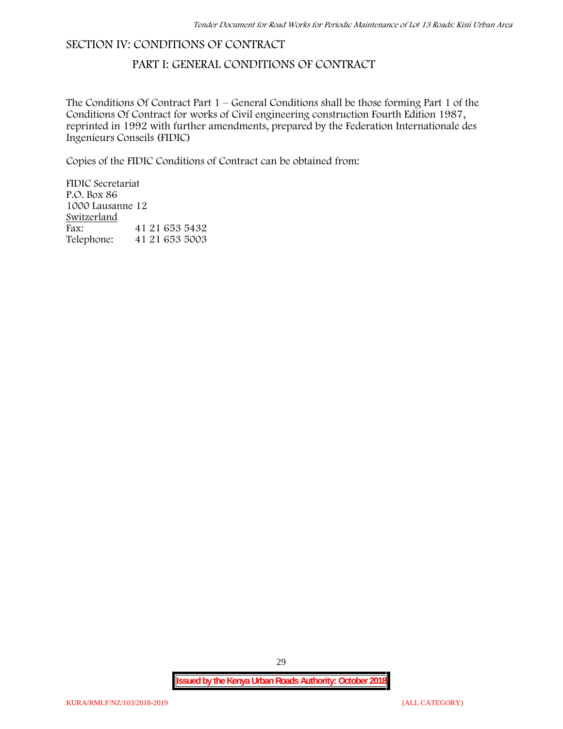# SECTION IV: CONDITIONS OF CONTRACT

## PART I: GENERAL CONDITIONS OF CONTRACT

The Conditions Of Contract Part 1 – General Conditions shall be those forming Part 1 of the Conditions Of Contract for works of Civil engineering construction Fourth Edition 1987, reprinted in 1992 with further amendments, prepared by the Federation Internationale des Ingenieurs Conseils (FIDIC)

Copies of the FIDIC Conditions of Contract can be obtained from:

FIDIC Secretariat
P.O. Box 86
1000 Lausanne 12
Switzerland

| | |
|---|---|
| Fax: | 41 21 653 5432 |
| Telephone: | 41 21 653 5003 |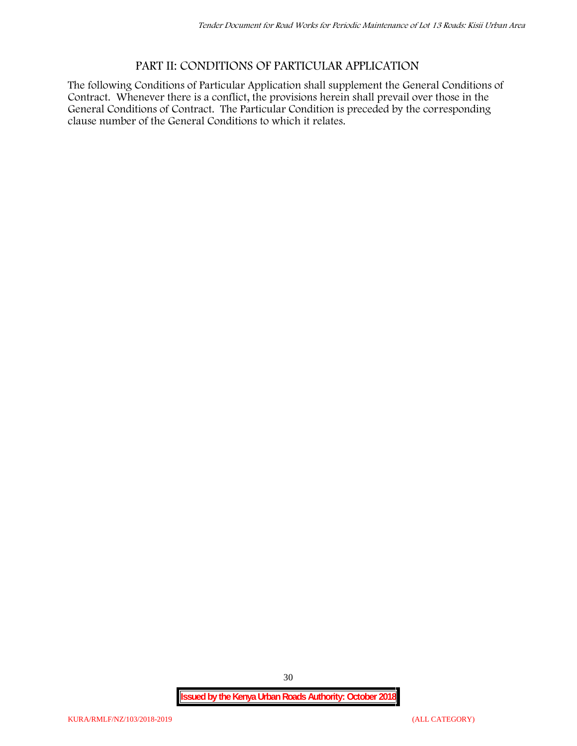# PART II: CONDITIONS OF PARTICULAR APPLICATION

The following Conditions of Particular Application shall supplement the General Conditions of Contract. Whenever there is a conflict, the provisions herein shall prevail over those in the General Conditions of Contract. The Particular Condition is preceded by the corresponding clause number of the General Conditions to which it relates.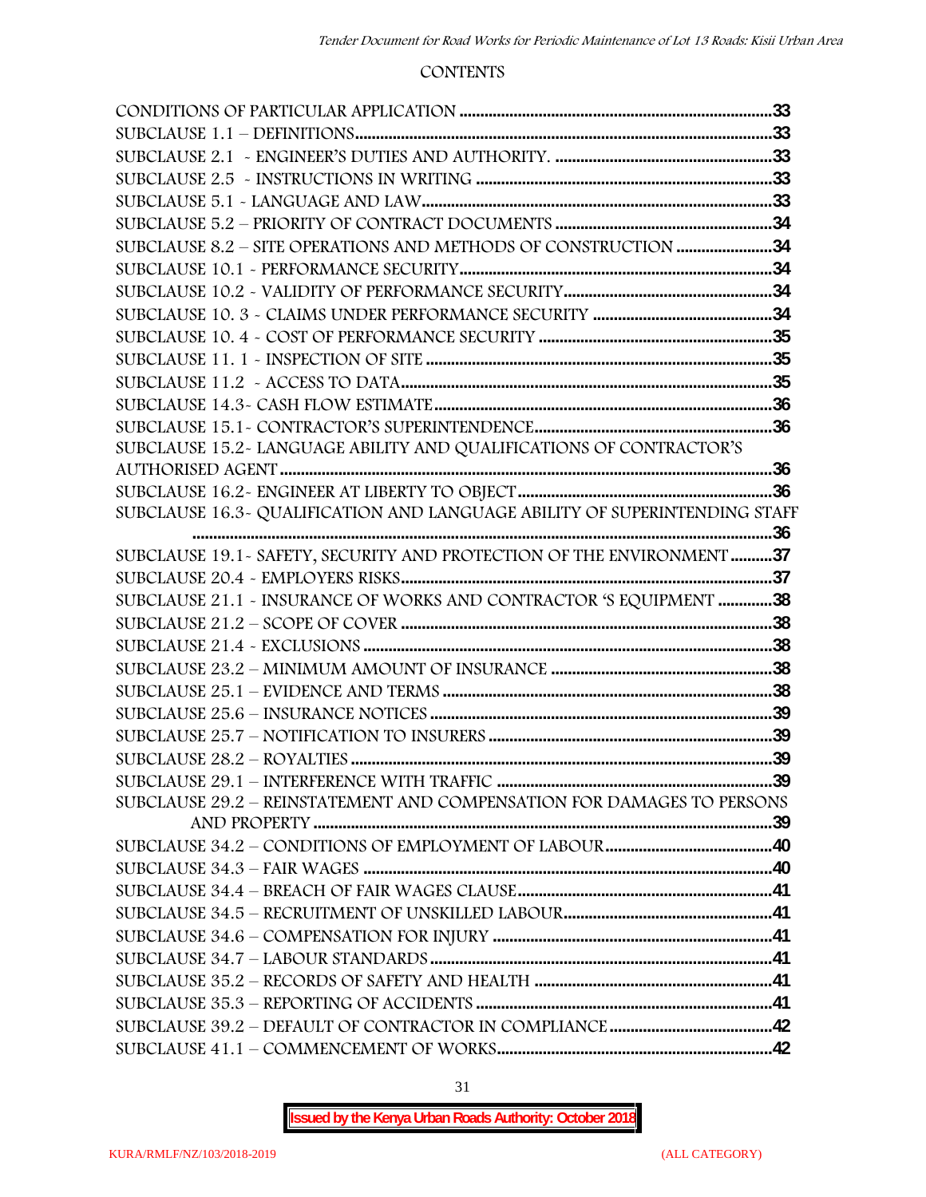## CONTENTS

CONDITIONS OF PARTICULAR APPLICATION ....................................................................33
SUBCLAUSE 1.1 – DEFINITIONS....................................................................................33
SUBCLAUSE 2.1 - ENGINEER'S DUTIES AND AUTHORITY. .........................................33
SUBCLAUSE 2.5 - INSTRUCTIONS IN WRITING .............................................................33
SUBCLAUSE 5.1 - LANGUAGE AND LAW.......................................................................33
SUBCLAUSE 5.2 – PRIORITY OF CONTRACT DOCUMENTS ..........................................34
SUBCLAUSE 8.2 – SITE OPERATIONS AND METHODS OF CONSTRUCTION ..................34
SUBCLAUSE 10.1 - PERFORMANCE SECURITY..............................................................34
SUBCLAUSE 10.2 - VALIDITY OF PERFORMANCE SECURITY.........................................34
SUBCLAUSE 10. 3 - CLAIMS UNDER PERFORMANCE SECURITY ...................................34
SUBCLAUSE 10. 4 - COST OF PERFORMANCE SECURITY .............................................35
SUBCLAUSE 11. 1 - INSPECTION OF SITE .....................................................................35
SUBCLAUSE 11.2 - ACCESS TO DATA............................................................................35
SUBCLAUSE 14.3- CASH FLOW ESTIMATE....................................................................36
SUBCLAUSE 15.1- CONTRACTOR'S SUPERINTENDENCE..............................................36
SUBCLAUSE 15.2- LANGUAGE ABILITY AND QUALIFICATIONS OF CONTRACTOR'S AUTHORISED AGENT ........................................................................................................36
SUBCLAUSE 16.2- ENGINEER AT LIBERTY TO OBJECT..................................................36
SUBCLAUSE 16.3- QUALIFICATION AND LANGUAGE ABILITY OF SUPERINTENDING STAFF ...............................................................................................................................36
SUBCLAUSE 19.1- SAFETY, SECURITY AND PROTECTION OF THE ENVIRONMENT ..........37
SUBCLAUSE 20.4 - EMPLOYERS RISKS..........................................................................37
SUBCLAUSE 21.1 - INSURANCE OF WORKS AND CONTRACTOR 'S EQUIPMENT .............38
SUBCLAUSE 21.2 – SCOPE OF COVER ...........................................................................38
SUBCLAUSE 21.4 - EXCLUSIONS ....................................................................................38
SUBCLAUSE 23.2 – MINIMUM AMOUNT OF INSURANCE ..............................................38
SUBCLAUSE 25.1 – EVIDENCE AND TERMS ...................................................................38
SUBCLAUSE 25.6 – INSURANCE NOTICES .....................................................................39
SUBCLAUSE 25.7 – NOTIFICATION TO INSURERS .........................................................39
SUBCLAUSE 28.2 – ROYALTIES ......................................................................................39
SUBCLAUSE 29.1 – INTERFERENCE WITH TRAFFIC .......................................................39
SUBCLAUSE 29.2 – REINSTATEMENT AND COMPENSATION FOR DAMAGES TO PERSONS AND PROPERTY ...................................................................................................39
SUBCLAUSE 34.2 – CONDITIONS OF EMPLOYMENT OF LABOUR..................................40
SUBCLAUSE 34.3 – FAIR WAGES ...................................................................................40
SUBCLAUSE 34.4 – BREACH OF FAIR WAGES CLAUSE..................................................41
SUBCLAUSE 34.5 – RECRUITMENT OF UNSKILLED LABOUR..........................................41
SUBCLAUSE 34.6 – COMPENSATION FOR INJURY .........................................................41
SUBCLAUSE 34.7 – LABOUR STANDARDS .....................................................................41
SUBCLAUSE 35.2 – RECORDS OF SAFETY AND HEALTH ...............................................41
SUBCLAUSE 35.3 – REPORTING OF ACCIDENTS ............................................................41
SUBCLAUSE 39.2 – DEFAULT OF CONTRACTOR IN COMPLIANCE ..................................42
SUBCLAUSE 41.1 – COMMENCEMENT OF WORKS..........................................................42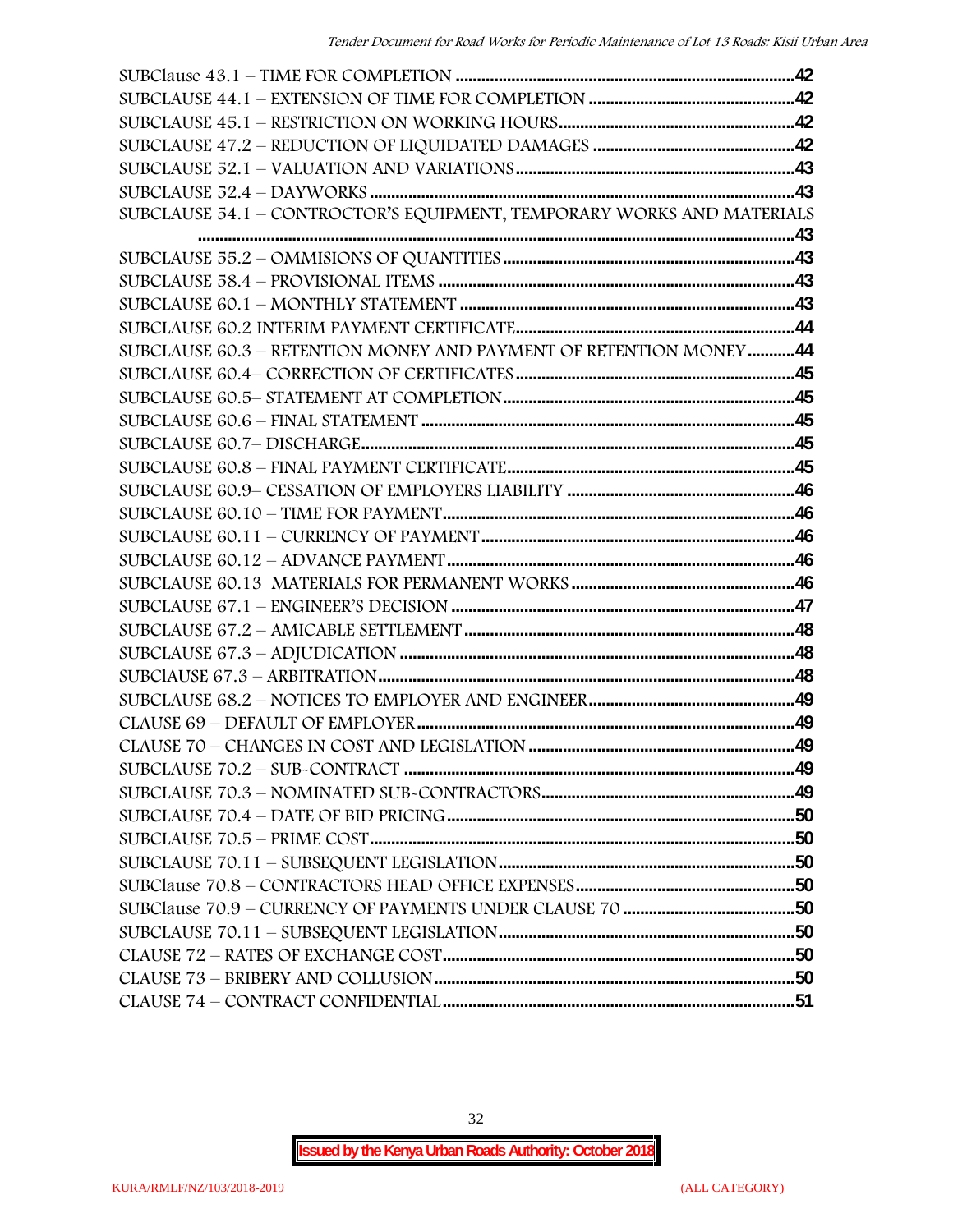SUBClause 43.1 – TIME FOR COMPLETION ........................................................................42
SUBCLAUSE 44.1 – EXTENSION OF TIME FOR COMPLETION ...............................................42
SUBCLAUSE 45.1 – RESTRICTION ON WORKING HOURS.....................................................42
SUBCLAUSE 47.2 – REDUCTION OF LIQUIDATED DAMAGES ..............................................42
SUBCLAUSE 52.1 – VALUATION AND VARIATIONS................................................................43
SUBCLAUSE 52.4 – DAYWORKS ...........................................................................................43
SUBCLAUSE 54.1 – CONTRACTOR'S EQUIPMENT, TEMPORARY WORKS AND MATERIALS ....................................................................................................................................43
SUBCLAUSE 55.2 – OMMISIONS OF QUANTITIES ...................................................................43
SUBCLAUSE 58.4 – PROVISIONAL ITEMS ...............................................................................43
SUBCLAUSE 60.1 – MONTHLY STATEMENT ............................................................................43
SUBCLAUSE 60.2 INTERIM PAYMENT CERTIFICATE.................................................................44
SUBCLAUSE 60.3 – RETENTION MONEY AND PAYMENT OF RETENTION MONEY...........44
SUBCLAUSE 60.4– CORRECTION OF CERTIFICATES ................................................................45
SUBCLAUSE 60.5– STATEMENT AT COMPLETION....................................................................45
SUBCLAUSE 60.6 – FINAL STATEMENT ....................................................................................45
SUBCLAUSE 60.7– DISCHARGE.................................................................................................45
SUBCLAUSE 60.8 – FINAL PAYMENT CERTIFICATE..................................................................45
SUBCLAUSE 60.9– CESSATION OF EMPLOYERS LIABILITY ....................................................46
SUBCLAUSE 60.10 – TIME FOR PAYMENT................................................................................46
SUBCLAUSE 60.11 – CURRENCY OF PAYMENT.........................................................................46
SUBCLAUSE 60.12 – ADVANCE PAYMENT.................................................................................46
SUBCLAUSE 60.13 MATERIALS FOR PERMANENT WORKS ...................................................46
SUBCLAUSE 67.1 – ENGINEER'S DECISION ...............................................................................47
SUBCLAUSE 67.2 – AMICABLE SETTLEMENT ............................................................................48
SUBCLAUSE 67.3 – ADJUDICATION ...........................................................................................48
SUBClAUSE 67.3 – ARBITRATION................................................................................................48
SUBCLAUSE 68.2 – NOTICES TO EMPLOYER AND ENGINEER..................................................49
CLAUSE 69 – DEFAULT OF EMPLOYER.......................................................................................49
CLAUSE 70 – CHANGES IN COST AND LEGISLATION ..............................................................49
SUBCLAUSE 70.2 – SUB-CONTRACT ..........................................................................................49
SUBCLAUSE 70.3 – NOMINATED SUB-CONTRACTORS..............................................................49
SUBCLAUSE 70.4 – DATE OF BID PRICING..................................................................................50
SUBCLAUSE 70.5 – PRIME COST...................................................................................................50
SUBCLAUSE 70.11 – SUBSEQUENT LEGISLATION.......................................................................50
SUBClause 70.8 – CONTRACTORS HEAD OFFICE EXPENSES.....................................................50
SUBClause 70.9 – CURRENCY OF PAYMENTS UNDER CLAUSE 70 .........................................50
SUBCLAUSE 70.11 – SUBSEQUENT LEGISLATION.......................................................................50
CLAUSE 72 – RATES OF EXCHANGE COST...................................................................................50
CLAUSE 73 – BRIBERY AND COLLUSION.....................................................................................50
CLAUSE 74 – CONTRACT CONFIDENTIAL.....................................................................................51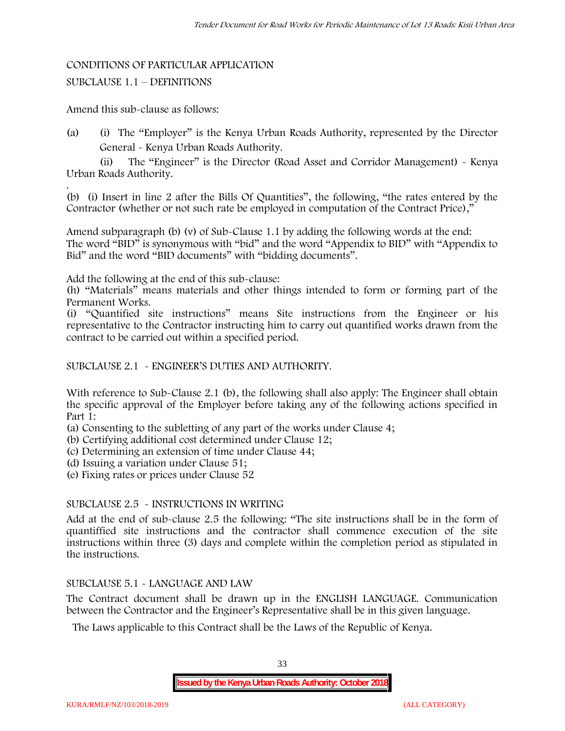CONDITIONS OF PARTICULAR APPLICATION

SUBCLAUSE 1.1 – DEFINITIONS

Amend this sub-clause as follows:

(a) (i) The "Employer" is the Kenya Urban Roads Authority, represented by the Director General - Kenya Urban Roads Authority.

(ii) The "Engineer" is the Director (Road Asset and Corridor Management) - Kenya Urban Roads Authority.

.

(b) (i) Insert in line 2 after the Bills Of Quantities", the following, "the rates entered by the Contractor (whether or not such rate be employed in computation of the Contract Price),"

Amend subparagraph (b) (v) of Sub-Clause 1.1 by adding the following words at the end:
The word "BID" is synonymous with "bid" and the word "Appendix to BID" with "Appendix to Bid" and the word "BID documents" with "bidding documents".

Add the following at the end of this sub-clause:
(h) "Materials" means materials and other things intended to form or forming part of the Permanent Works.
(i) "Quantified site instructions" means Site instructions from the Engineer or his representative to the Contractor instructing him to carry out quantified works drawn from the contract to be carried out within a specified period.

SUBCLAUSE 2.1 - ENGINEER'S DUTIES AND AUTHORITY.

With reference to Sub-Clause 2.1 (b), the following shall also apply: The Engineer shall obtain the specific approval of the Employer before taking any of the following actions specified in Part 1:
(a) Consenting to the subletting of any part of the works under Clause 4;
(b) Certifying additional cost determined under Clause 12;
(c) Determining an extension of time under Clause 44;
(d) Issuing a variation under Clause 51;
(e) Fixing rates or prices under Clause 52

SUBCLAUSE 2.5 - INSTRUCTIONS IN WRITING

Add at the end of sub-clause 2.5 the following: "The site instructions shall be in the form of quantiffied site instructions and the contractor shall commence execution of the site instructions within three (3) days and complete within the completion period as stipulated in the instructions.

SUBCLAUSE 5.1 - LANGUAGE AND LAW

The Contract document shall be drawn up in the ENGLISH LANGUAGE. Communication between the Contractor and the Engineer's Representative shall be in this given language.

The Laws applicable to this Contract shall be the Laws of the Republic of Kenya.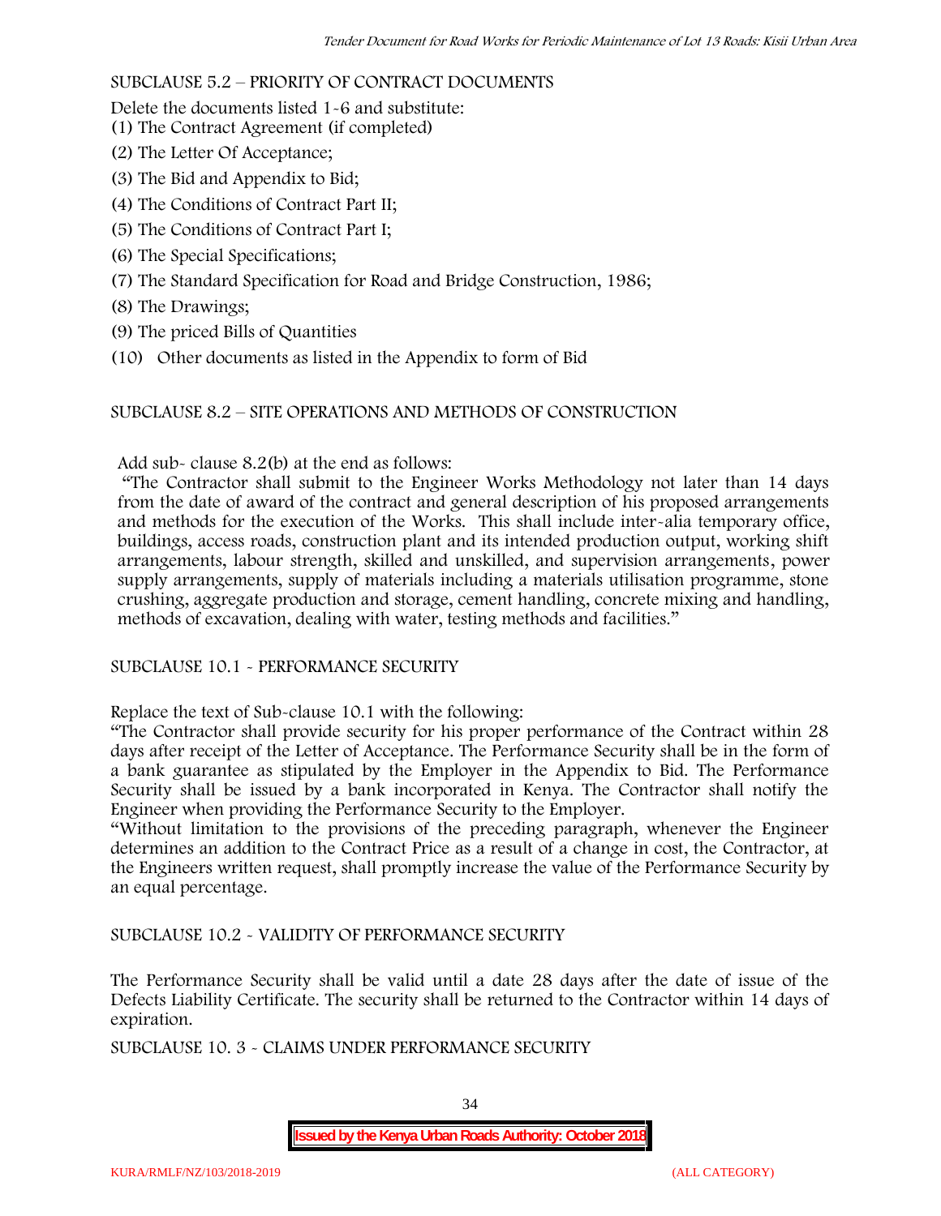SUBCLAUSE 5.2 – PRIORITY OF CONTRACT DOCUMENTS

Delete the documents listed 1-6 and substitute:

(1) The Contract Agreement (if completed)

(2) The Letter Of Acceptance;

(3) The Bid and Appendix to Bid;

(4) The Conditions of Contract Part II;

(5) The Conditions of Contract Part I;

(6) The Special Specifications;

(7) The Standard Specification for Road and Bridge Construction, 1986;

(8) The Drawings;

(9) The priced Bills of Quantities

(10) Other documents as listed in the Appendix to form of Bid

SUBCLAUSE 8.2 – SITE OPERATIONS AND METHODS OF CONSTRUCTION

Add sub- clause 8.2(b) at the end as follows:

"The Contractor shall submit to the Engineer Works Methodology not later than 14 days from the date of award of the contract and general description of his proposed arrangements and methods for the execution of the Works. This shall include inter-alia temporary office, buildings, access roads, construction plant and its intended production output, working shift arrangements, labour strength, skilled and unskilled, and supervision arrangements, power supply arrangements, supply of materials including a materials utilisation programme, stone crushing, aggregate production and storage, cement handling, concrete mixing and handling, methods of excavation, dealing with water, testing methods and facilities."

SUBCLAUSE 10.1 - PERFORMANCE SECURITY

Replace the text of Sub-clause 10.1 with the following:

"The Contractor shall provide security for his proper performance of the Contract within 28 days after receipt of the Letter of Acceptance. The Performance Security shall be in the form of a bank guarantee as stipulated by the Employer in the Appendix to Bid. The Performance Security shall be issued by a bank incorporated in Kenya. The Contractor shall notify the Engineer when providing the Performance Security to the Employer.

"Without limitation to the provisions of the preceding paragraph, whenever the Engineer determines an addition to the Contract Price as a result of a change in cost, the Contractor, at the Engineers written request, shall promptly increase the value of the Performance Security by an equal percentage.

SUBCLAUSE 10.2 - VALIDITY OF PERFORMANCE SECURITY

The Performance Security shall be valid until a date 28 days after the date of issue of the Defects Liability Certificate. The security shall be returned to the Contractor within 14 days of expiration.

SUBCLAUSE 10. 3 - CLAIMS UNDER PERFORMANCE SECURITY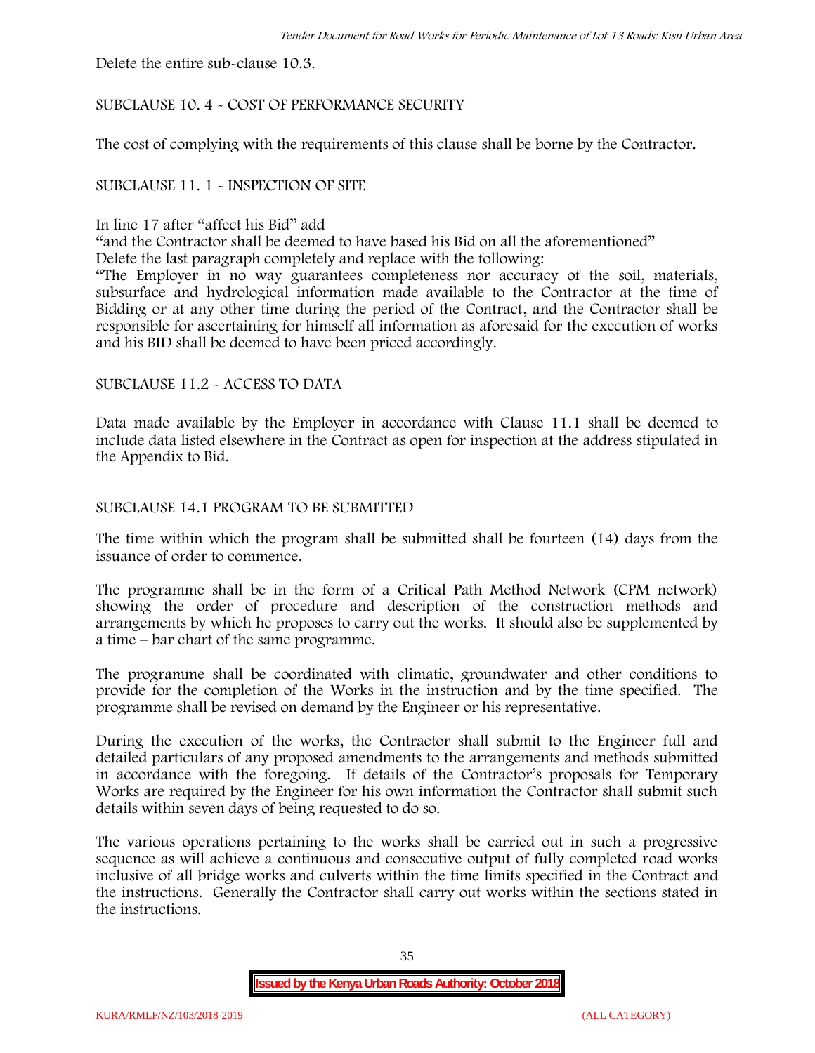Delete the entire sub-clause 10.3.

SUBCLAUSE 10. 4 - COST OF PERFORMANCE SECURITY

The cost of complying with the requirements of this clause shall be borne by the Contractor.

SUBCLAUSE 11. 1 - INSPECTION OF SITE

In line 17 after "affect his Bid" add

"and the Contractor shall be deemed to have based his Bid on all the aforementioned"

Delete the last paragraph completely and replace with the following:

"The Employer in no way guarantees completeness nor accuracy of the soil, materials, subsurface and hydrological information made available to the Contractor at the time of Bidding or at any other time during the period of the Contract, and the Contractor shall be responsible for ascertaining for himself all information as aforesaid for the execution of works and his BID shall be deemed to have been priced accordingly.

SUBCLAUSE 11.2 - ACCESS TO DATA

Data made available by the Employer in accordance with Clause 11.1 shall be deemed to include data listed elsewhere in the Contract as open for inspection at the address stipulated in the Appendix to Bid.

SUBCLAUSE 14.1 PROGRAM TO BE SUBMITTED

The time within which the program shall be submitted shall be fourteen (14) days from the issuance of order to commence.

The programme shall be in the form of a Critical Path Method Network (CPM network) showing the order of procedure and description of the construction methods and arrangements by which he proposes to carry out the works. It should also be supplemented by a time – bar chart of the same programme.

The programme shall be coordinated with climatic, groundwater and other conditions to provide for the completion of the Works in the instruction and by the time specified. The programme shall be revised on demand by the Engineer or his representative.

During the execution of the works, the Contractor shall submit to the Engineer full and detailed particulars of any proposed amendments to the arrangements and methods submitted in accordance with the foregoing. If details of the Contractor's proposals for Temporary Works are required by the Engineer for his own information the Contractor shall submit such details within seven days of being requested to do so.

The various operations pertaining to the works shall be carried out in such a progressive sequence as will achieve a continuous and consecutive output of fully completed road works inclusive of all bridge works and culverts within the time limits specified in the Contract and the instructions. Generally the Contractor shall carry out works within the sections stated in the instructions.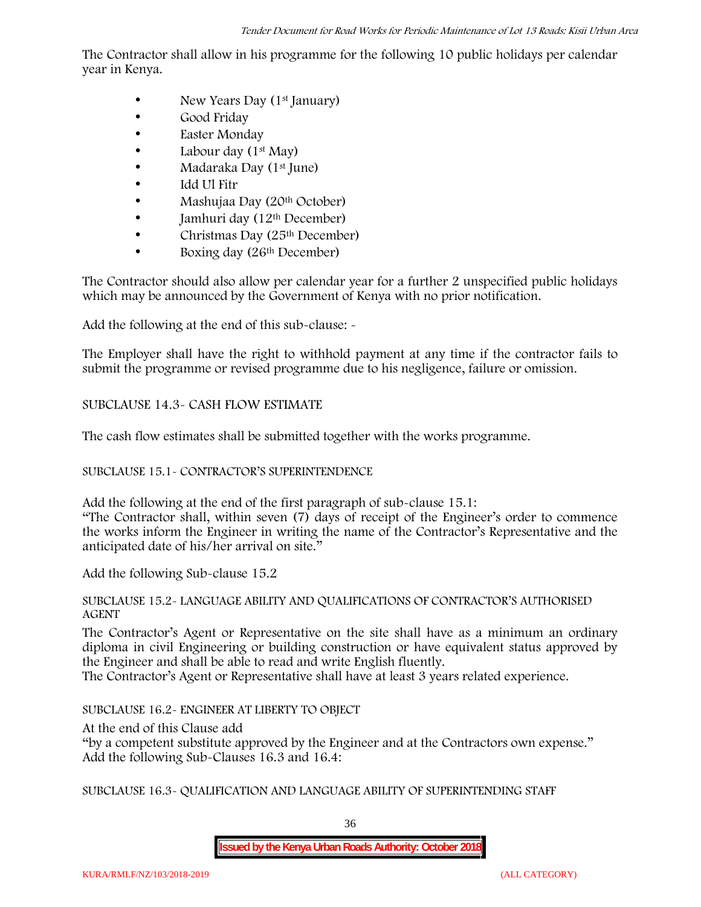The Contractor shall allow in his programme for the following 10 public holidays per calendar year in Kenya.

- New Years Day (1st January)
- Good Friday
- Easter Monday
- Labour day (1st May)
- Madaraka Day (1st June)
- Idd Ul Fitr
- Mashujaa Day (20th October)
- Jamhuri day (12th December)
- Christmas Day (25th December)
- Boxing day (26th December)

The Contractor should also allow per calendar year for a further 2 unspecified public holidays which may be announced by the Government of Kenya with no prior notification.

Add the following at the end of this sub-clause: -

The Employer shall have the right to withhold payment at any time if the contractor fails to submit the programme or revised programme due to his negligence, failure or omission.

SUBCLAUSE 14.3- CASH FLOW ESTIMATE

The cash flow estimates shall be submitted together with the works programme.

SUBCLAUSE 15.1- CONTRACTOR'S SUPERINTENDENCE

Add the following at the end of the first paragraph of sub-clause 15.1:
"The Contractor shall, within seven (7) days of receipt of the Engineer's order to commence the works inform the Engineer in writing the name of the Contractor's Representative and the anticipated date of his/her arrival on site."

Add the following Sub-clause 15.2

SUBCLAUSE 15.2- LANGUAGE ABILITY AND QUALIFICATIONS OF CONTRACTOR'S AUTHORISED AGENT

The Contractor's Agent or Representative on the site shall have as a minimum an ordinary diploma in civil Engineering or building construction or have equivalent status approved by the Engineer and shall be able to read and write English fluently.
The Contractor's Agent or Representative shall have at least 3 years related experience.

SUBCLAUSE 16.2- ENGINEER AT LIBERTY TO OBJECT

At the end of this Clause add
"by a competent substitute approved by the Engineer and at the Contractors own expense."
Add the following Sub-Clauses 16.3 and 16.4:

SUBCLAUSE 16.3- QUALIFICATION AND LANGUAGE ABILITY OF SUPERINTENDING STAFF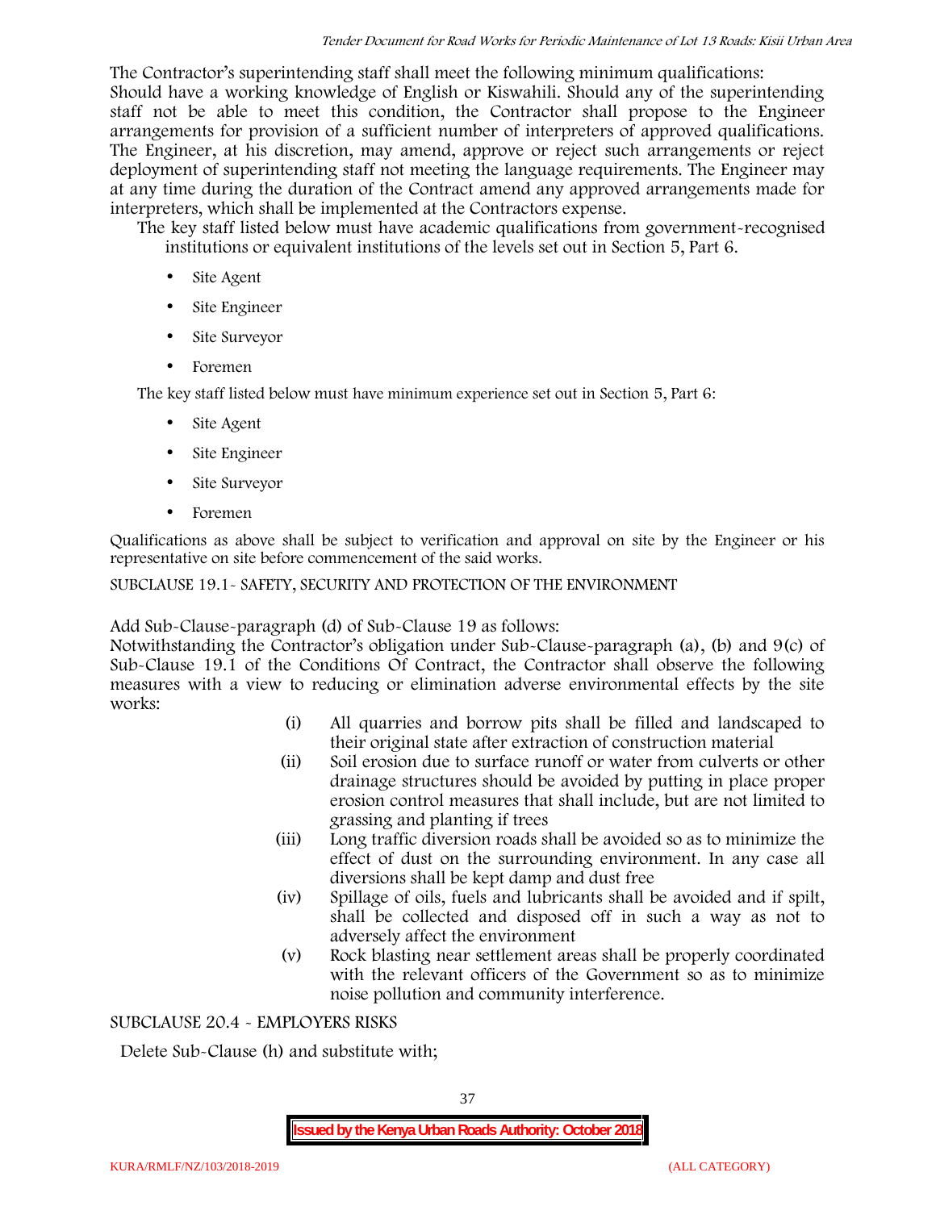The Contractor's superintending staff shall meet the following minimum qualifications:

Should have a working knowledge of English or Kiswahili. Should any of the superintending staff not be able to meet this condition, the Contractor shall propose to the Engineer arrangements for provision of a sufficient number of interpreters of approved qualifications. The Engineer, at his discretion, may amend, approve or reject such arrangements or reject deployment of superintending staff not meeting the language requirements. The Engineer may at any time during the duration of the Contract amend any approved arrangements made for interpreters, which shall be implemented at the Contractors expense.

The key staff listed below must have academic qualifications from government-recognised institutions or equivalent institutions of the levels set out in Section 5, Part 6.

- Site Agent
- Site Engineer
- Site Surveyor
- Foremen

The key staff listed below must have minimum experience set out in Section 5, Part 6:

- Site Agent
- Site Engineer
- Site Surveyor
- Foremen

Qualifications as above shall be subject to verification and approval on site by the Engineer or his representative on site before commencement of the said works.

SUBCLAUSE 19.1- SAFETY, SECURITY AND PROTECTION OF THE ENVIRONMENT

Add Sub-Clause-paragraph (d) of Sub-Clause 19 as follows:

Notwithstanding the Contractor's obligation under Sub-Clause-paragraph (a), (b) and 9(c) of Sub-Clause 19.1 of the Conditions Of Contract, the Contractor shall observe the following measures with a view to reducing or elimination adverse environmental effects by the site works:

(i) All quarries and borrow pits shall be filled and landscaped to their original state after extraction of construction material

(ii) Soil erosion due to surface runoff or water from culverts or other drainage structures should be avoided by putting in place proper erosion control measures that shall include, but are not limited to grassing and planting if trees

(iii) Long traffic diversion roads shall be avoided so as to minimize the effect of dust on the surrounding environment. In any case all diversions shall be kept damp and dust free

(iv) Spillage of oils, fuels and lubricants shall be avoided and if spilt, shall be collected and disposed off in such a way as not to adversely affect the environment

(v) Rock blasting near settlement areas shall be properly coordinated with the relevant officers of the Government so as to minimize noise pollution and community interference.

SUBCLAUSE 20.4 - EMPLOYERS RISKS

Delete Sub-Clause (h) and substitute with;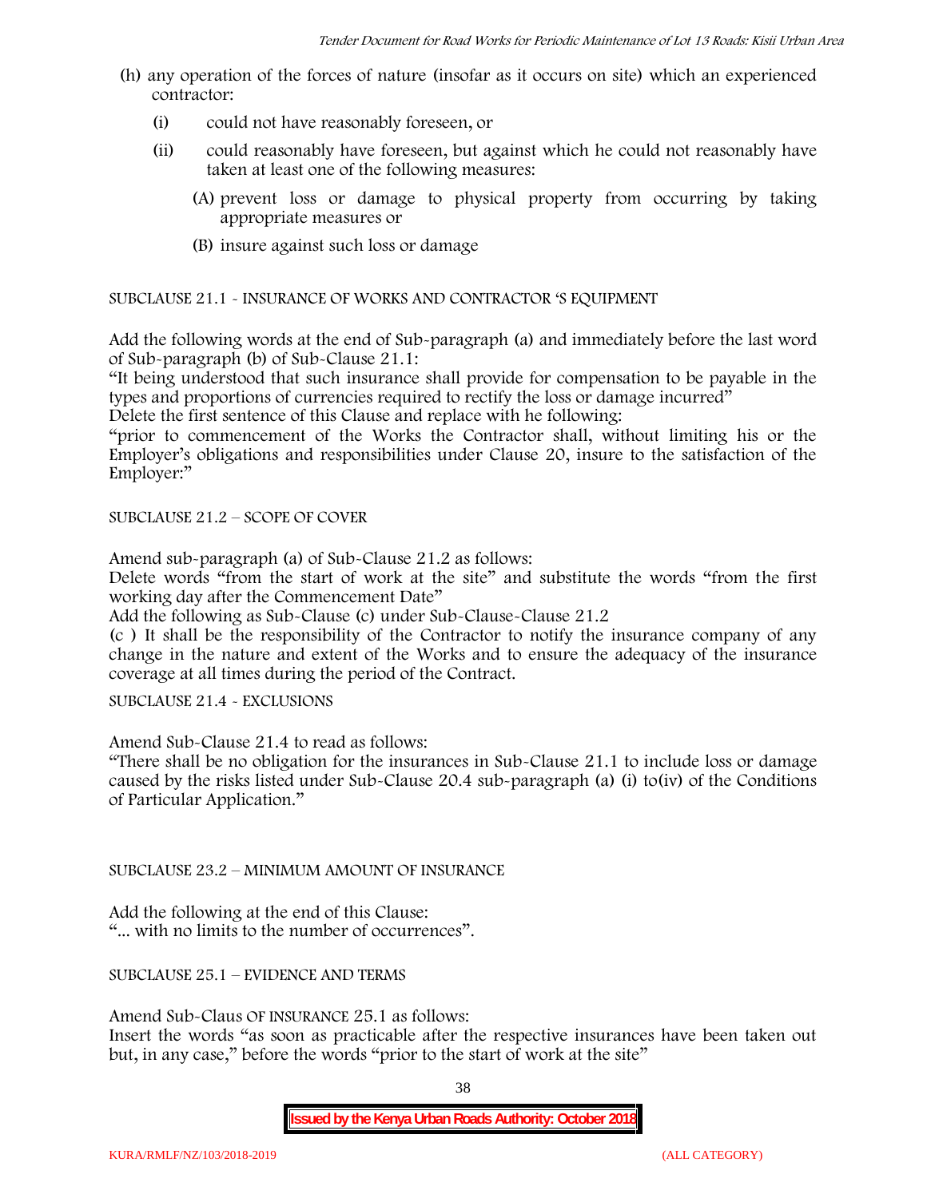(h) any operation of the forces of nature (insofar as it occurs on site) which an experienced contractor:

(i) could not have reasonably foreseen, or

(ii) could reasonably have foreseen, but against which he could not reasonably have taken at least one of the following measures:

(A) prevent loss or damage to physical property from occurring by taking appropriate measures or

(B) insure against such loss or damage

SUBCLAUSE 21.1 - INSURANCE OF WORKS AND CONTRACTOR 'S EQUIPMENT

Add the following words at the end of Sub-paragraph (a) and immediately before the last word of Sub-paragraph (b) of Sub-Clause 21.1:

"It being understood that such insurance shall provide for compensation to be payable in the types and proportions of currencies required to rectify the loss or damage incurred"

Delete the first sentence of this Clause and replace with he following:

"prior to commencement of the Works the Contractor shall, without limiting his or the Employer's obligations and responsibilities under Clause 20, insure to the satisfaction of the Employer:"

SUBCLAUSE 21.2 – SCOPE OF COVER

Amend sub-paragraph (a) of Sub-Clause 21.2 as follows:

Delete words "from the start of work at the site" and substitute the words "from the first working day after the Commencement Date"

Add the following as Sub-Clause (c) under Sub-Clause-Clause 21.2

(c ) It shall be the responsibility of the Contractor to notify the insurance company of any change in the nature and extent of the Works and to ensure the adequacy of the insurance coverage at all times during the period of the Contract.

SUBCLAUSE 21.4 - EXCLUSIONS

Amend Sub-Clause 21.4 to read as follows:

"There shall be no obligation for the insurances in Sub-Clause 21.1 to include loss or damage caused by the risks listed under Sub-Clause 20.4 sub-paragraph (a) (i) to(iv) of the Conditions of Particular Application."

SUBCLAUSE 23.2 – MINIMUM AMOUNT OF INSURANCE

Add the following at the end of this Clause:

"... with no limits to the number of occurrences".

SUBCLAUSE 25.1 – EVIDENCE AND TERMS

Amend Sub-Claus OF INSURANCE 25.1 as follows:

Insert the words "as soon as practicable after the respective insurances have been taken out but, in any case," before the words "prior to the start of work at the site"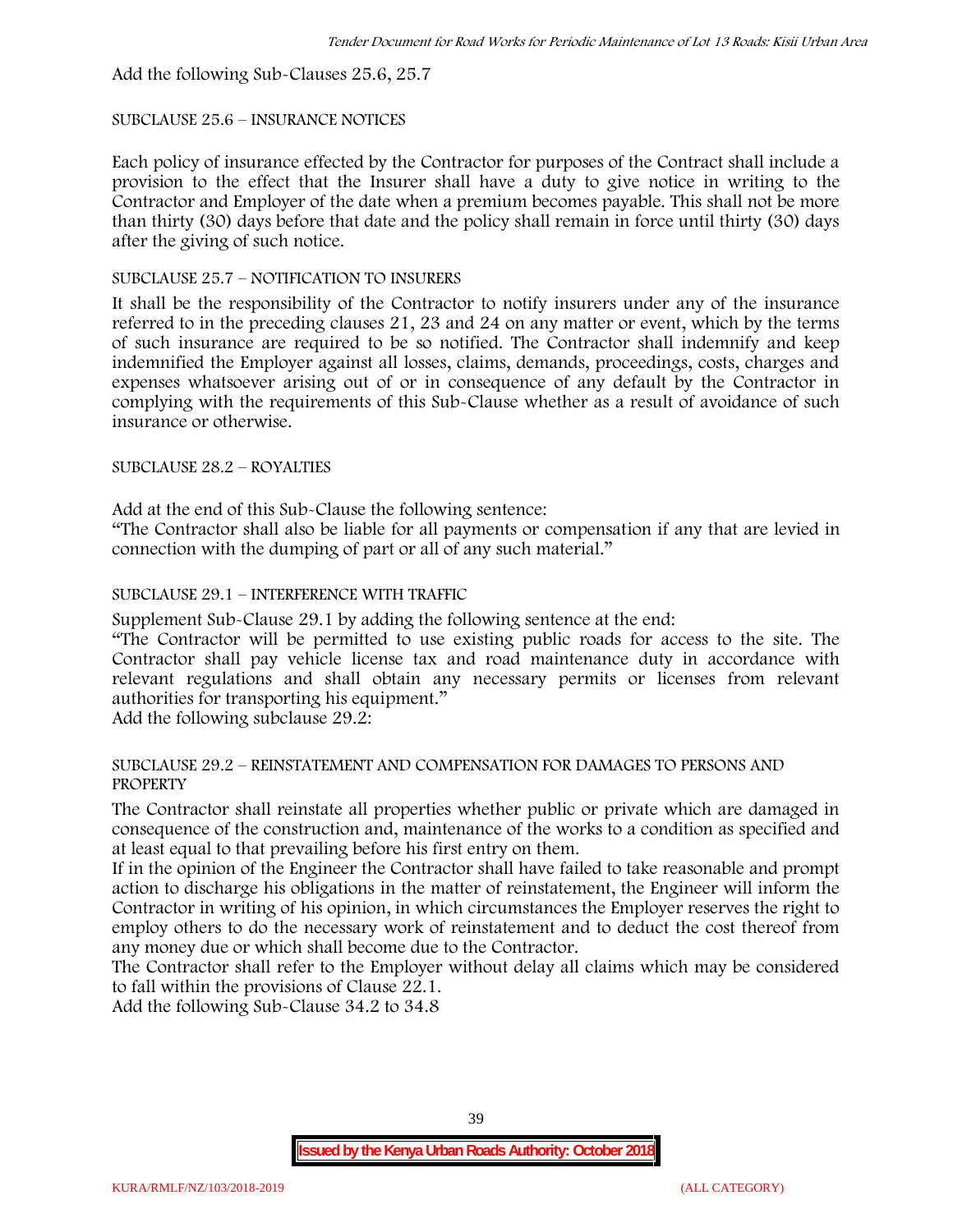Add the following Sub-Clauses 25.6, 25.7

SUBCLAUSE 25.6 – INSURANCE NOTICES

Each policy of insurance effected by the Contractor for purposes of the Contract shall include a provision to the effect that the Insurer shall have a duty to give notice in writing to the Contractor and Employer of the date when a premium becomes payable. This shall not be more than thirty (30) days before that date and the policy shall remain in force until thirty (30) days after the giving of such notice.

SUBCLAUSE 25.7 – NOTIFICATION TO INSURERS

It shall be the responsibility of the Contractor to notify insurers under any of the insurance referred to in the preceding clauses 21, 23 and 24 on any matter or event, which by the terms of such insurance are required to be so notified. The Contractor shall indemnify and keep indemnified the Employer against all losses, claims, demands, proceedings, costs, charges and expenses whatsoever arising out of or in consequence of any default by the Contractor in complying with the requirements of this Sub-Clause whether as a result of avoidance of such insurance or otherwise.

SUBCLAUSE 28.2 – ROYALTIES

Add at the end of this Sub-Clause the following sentence:

"The Contractor shall also be liable for all payments or compensation if any that are levied in connection with the dumping of part or all of any such material."

SUBCLAUSE 29.1 – INTERFERENCE WITH TRAFFIC

Supplement Sub-Clause 29.1 by adding the following sentence at the end:

"The Contractor will be permitted to use existing public roads for access to the site. The Contractor shall pay vehicle license tax and road maintenance duty in accordance with relevant regulations and shall obtain any necessary permits or licenses from relevant authorities for transporting his equipment."

Add the following subclause 29.2:

SUBCLAUSE 29.2 – REINSTATEMENT AND COMPENSATION FOR DAMAGES TO PERSONS AND PROPERTY

The Contractor shall reinstate all properties whether public or private which are damaged in consequence of the construction and, maintenance of the works to a condition as specified and at least equal to that prevailing before his first entry on them.

If in the opinion of the Engineer the Contractor shall have failed to take reasonable and prompt action to discharge his obligations in the matter of reinstatement, the Engineer will inform the Contractor in writing of his opinion, in which circumstances the Employer reserves the right to employ others to do the necessary work of reinstatement and to deduct the cost thereof from any money due or which shall become due to the Contractor.

The Contractor shall refer to the Employer without delay all claims which may be considered to fall within the provisions of Clause 22.1.

Add the following Sub-Clause 34.2 to 34.8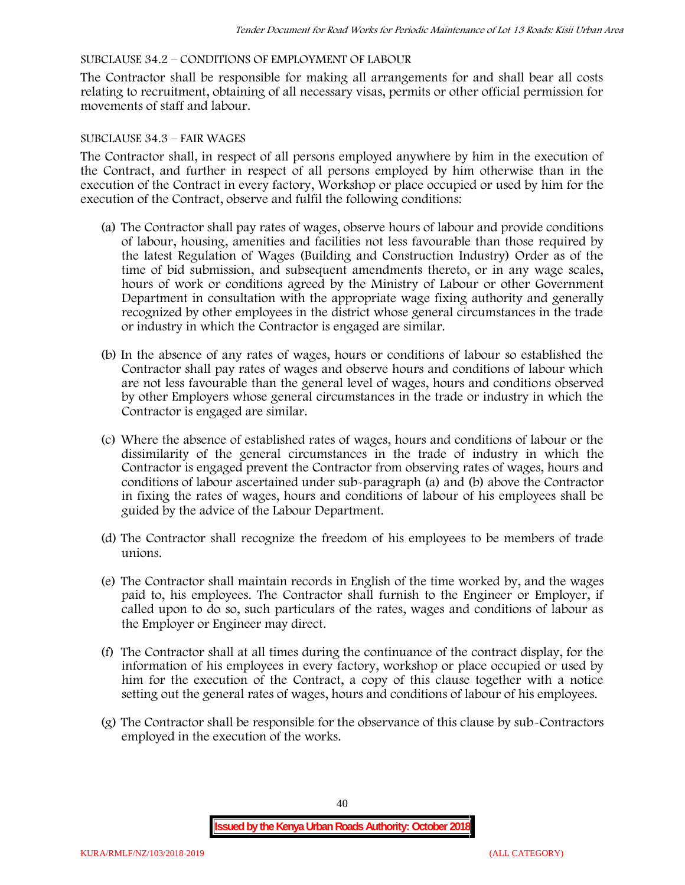SUBCLAUSE 34.2 – CONDITIONS OF EMPLOYMENT OF LABOUR

The Contractor shall be responsible for making all arrangements for and shall bear all costs relating to recruitment, obtaining of all necessary visas, permits or other official permission for movements of staff and labour.

SUBCLAUSE 34.3 – FAIR WAGES

The Contractor shall, in respect of all persons employed anywhere by him in the execution of the Contract, and further in respect of all persons employed by him otherwise than in the execution of the Contract in every factory, Workshop or place occupied or used by him for the execution of the Contract, observe and fulfil the following conditions:

(a) The Contractor shall pay rates of wages, observe hours of labour and provide conditions of labour, housing, amenities and facilities not less favourable than those required by the latest Regulation of Wages (Building and Construction Industry) Order as of the time of bid submission, and subsequent amendments thereto, or in any wage scales, hours of work or conditions agreed by the Ministry of Labour or other Government Department in consultation with the appropriate wage fixing authority and generally recognized by other employees in the district whose general circumstances in the trade or industry in which the Contractor is engaged are similar.

(b) In the absence of any rates of wages, hours or conditions of labour so established the Contractor shall pay rates of wages and observe hours and conditions of labour which are not less favourable than the general level of wages, hours and conditions observed by other Employers whose general circumstances in the trade or industry in which the Contractor is engaged are similar.

(c) Where the absence of established rates of wages, hours and conditions of labour or the dissimilarity of the general circumstances in the trade of industry in which the Contractor is engaged prevent the Contractor from observing rates of wages, hours and conditions of labour ascertained under sub-paragraph (a) and (b) above the Contractor in fixing the rates of wages, hours and conditions of labour of his employees shall be guided by the advice of the Labour Department.

(d) The Contractor shall recognize the freedom of his employees to be members of trade unions.

(e) The Contractor shall maintain records in English of the time worked by, and the wages paid to, his employees. The Contractor shall furnish to the Engineer or Employer, if called upon to do so, such particulars of the rates, wages and conditions of labour as the Employer or Engineer may direct.

(f) The Contractor shall at all times during the continuance of the contract display, for the information of his employees in every factory, workshop or place occupied or used by him for the execution of the Contract, a copy of this clause together with a notice setting out the general rates of wages, hours and conditions of labour of his employees.

(g) The Contractor shall be responsible for the observance of this clause by sub-Contractors employed in the execution of the works.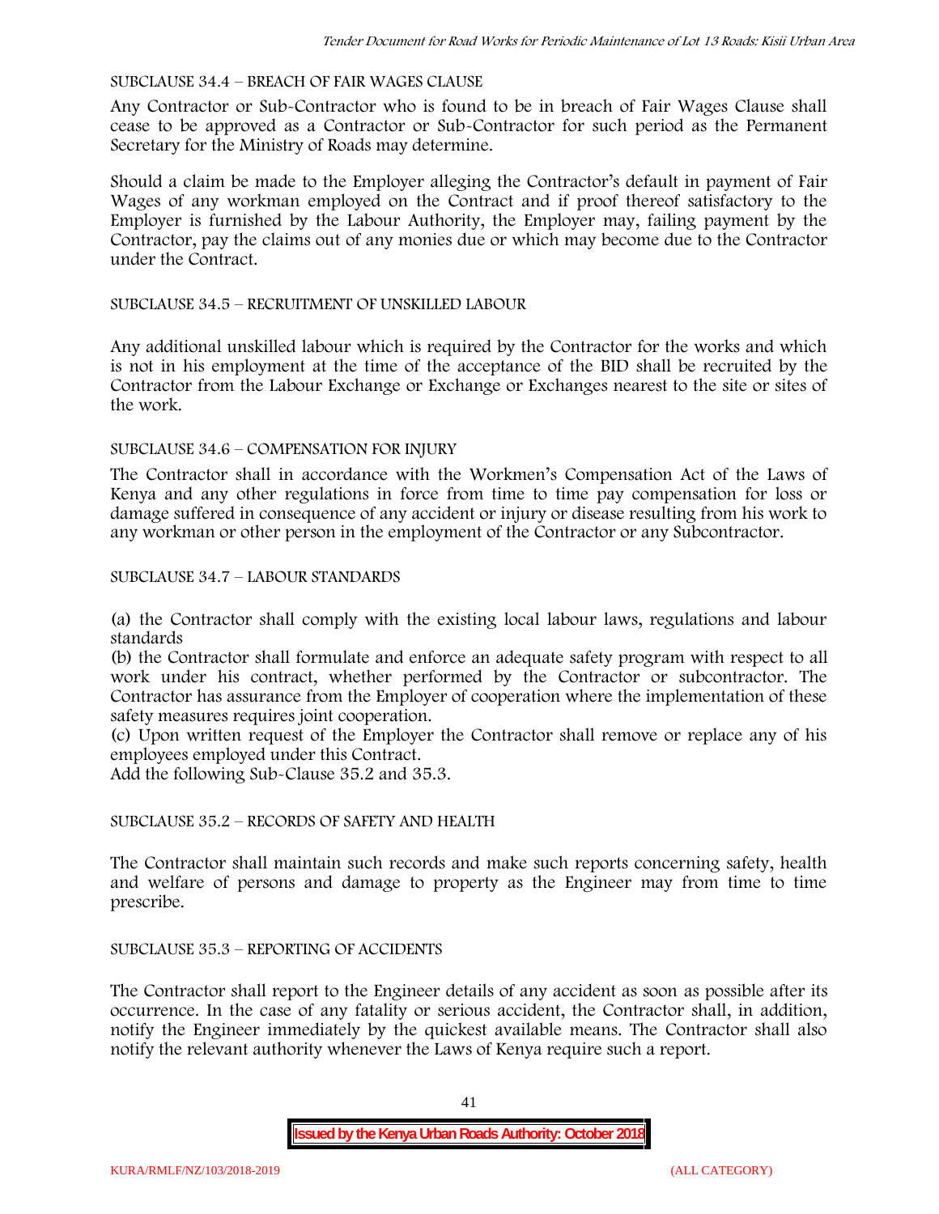SUBCLAUSE 34.4 – BREACH OF FAIR WAGES CLAUSE

Any Contractor or Sub-Contractor who is found to be in breach of Fair Wages Clause shall cease to be approved as a Contractor or Sub-Contractor for such period as the Permanent Secretary for the Ministry of Roads may determine.

Should a claim be made to the Employer alleging the Contractor's default in payment of Fair Wages of any workman employed on the Contract and if proof thereof satisfactory to the Employer is furnished by the Labour Authority, the Employer may, failing payment by the Contractor, pay the claims out of any monies due or which may become due to the Contractor under the Contract.

SUBCLAUSE 34.5 – RECRUITMENT OF UNSKILLED LABOUR

Any additional unskilled labour which is required by the Contractor for the works and which is not in his employment at the time of the acceptance of the BID shall be recruited by the Contractor from the Labour Exchange or Exchange or Exchanges nearest to the site or sites of the work.

SUBCLAUSE 34.6 – COMPENSATION FOR INJURY

The Contractor shall in accordance with the Workmen's Compensation Act of the Laws of Kenya and any other regulations in force from time to time pay compensation for loss or damage suffered in consequence of any accident or injury or disease resulting from his work to any workman or other person in the employment of the Contractor or any Subcontractor.

SUBCLAUSE 34.7 – LABOUR STANDARDS

(a) the Contractor shall comply with the existing local labour laws, regulations and labour standards

(b) the Contractor shall formulate and enforce an adequate safety program with respect to all work under his contract, whether performed by the Contractor or subcontractor. The Contractor has assurance from the Employer of cooperation where the implementation of these safety measures requires joint cooperation.

(c) Upon written request of the Employer the Contractor shall remove or replace any of his employees employed under this Contract.

Add the following Sub-Clause 35.2 and 35.3.

SUBCLAUSE 35.2 – RECORDS OF SAFETY AND HEALTH

The Contractor shall maintain such records and make such reports concerning safety, health and welfare of persons and damage to property as the Engineer may from time to time prescribe.

SUBCLAUSE 35.3 – REPORTING OF ACCIDENTS

The Contractor shall report to the Engineer details of any accident as soon as possible after its occurrence. In the case of any fatality or serious accident, the Contractor shall, in addition, notify the Engineer immediately by the quickest available means. The Contractor shall also notify the relevant authority whenever the Laws of Kenya require such a report.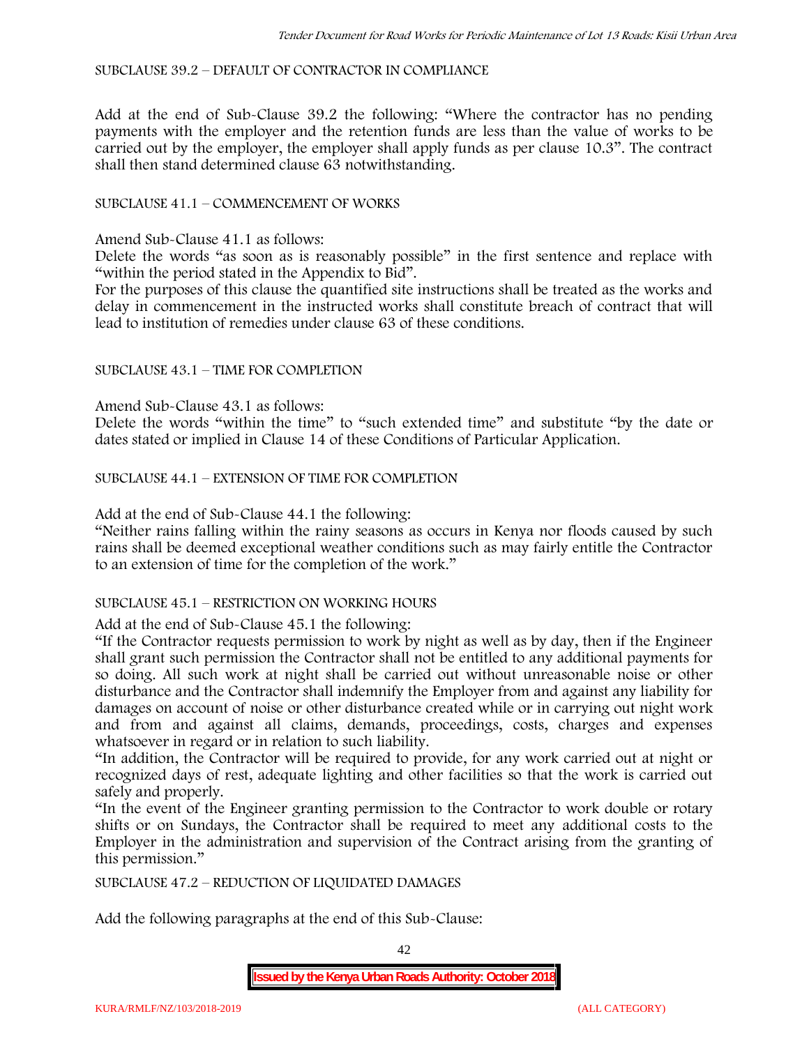SUBCLAUSE 39.2 – DEFAULT OF CONTRACTOR IN COMPLIANCE

Add at the end of Sub-Clause 39.2 the following: "Where the contractor has no pending payments with the employer and the retention funds are less than the value of works to be carried out by the employer, the employer shall apply funds as per clause 10.3". The contract shall then stand determined clause 63 notwithstanding.

SUBCLAUSE 41.1 – COMMENCEMENT OF WORKS

Amend Sub-Clause 41.1 as follows:

Delete the words "as soon as is reasonably possible" in the first sentence and replace with "within the period stated in the Appendix to Bid".

For the purposes of this clause the quantified site instructions shall be treated as the works and delay in commencement in the instructed works shall constitute breach of contract that will lead to institution of remedies under clause 63 of these conditions.

SUBCLAUSE 43.1 – TIME FOR COMPLETION

Amend Sub-Clause 43.1 as follows:

Delete the words "within the time" to "such extended time" and substitute "by the date or dates stated or implied in Clause 14 of these Conditions of Particular Application.

SUBCLAUSE 44.1 – EXTENSION OF TIME FOR COMPLETION

Add at the end of Sub-Clause 44.1 the following:

"Neither rains falling within the rainy seasons as occurs in Kenya nor floods caused by such rains shall be deemed exceptional weather conditions such as may fairly entitle the Contractor to an extension of time for the completion of the work."

SUBCLAUSE 45.1 – RESTRICTION ON WORKING HOURS

Add at the end of Sub-Clause 45.1 the following:

"If the Contractor requests permission to work by night as well as by day, then if the Engineer shall grant such permission the Contractor shall not be entitled to any additional payments for so doing. All such work at night shall be carried out without unreasonable noise or other disturbance and the Contractor shall indemnify the Employer from and against any liability for damages on account of noise or other disturbance created while or in carrying out night work and from and against all claims, demands, proceedings, costs, charges and expenses whatsoever in regard or in relation to such liability.

"In addition, the Contractor will be required to provide, for any work carried out at night or recognized days of rest, adequate lighting and other facilities so that the work is carried out safely and properly.

"In the event of the Engineer granting permission to the Contractor to work double or rotary shifts or on Sundays, the Contractor shall be required to meet any additional costs to the Employer in the administration and supervision of the Contract arising from the granting of this permission."

SUBCLAUSE 47.2 – REDUCTION OF LIQUIDATED DAMAGES

Add the following paragraphs at the end of this Sub-Clause: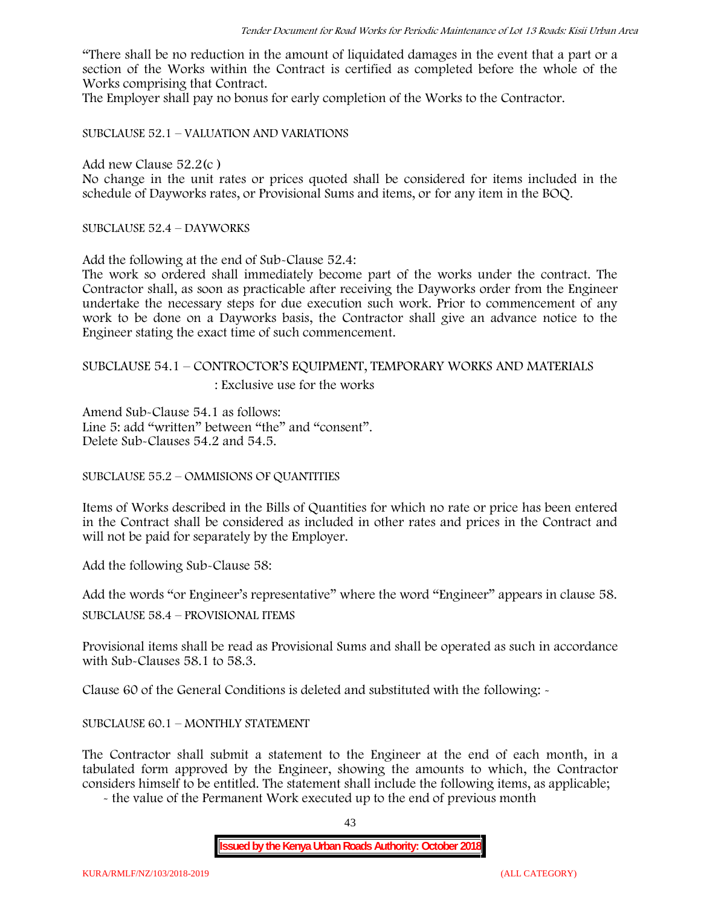"There shall be no reduction in the amount of liquidated damages in the event that a part or a section of the Works within the Contract is certified as completed before the whole of the Works comprising that Contract.

The Employer shall pay no bonus for early completion of the Works to the Contractor.

SUBCLAUSE 52.1 – VALUATION AND VARIATIONS

Add new Clause 52.2(c )

No change in the unit rates or prices quoted shall be considered for items included in the schedule of Dayworks rates, or Provisional Sums and items, or for any item in the BOQ.

SUBCLAUSE 52.4 – DAYWORKS

Add the following at the end of Sub-Clause 52.4:

The work so ordered shall immediately become part of the works under the contract. The Contractor shall, as soon as practicable after receiving the Dayworks order from the Engineer undertake the necessary steps for due execution such work. Prior to commencement of any work to be done on a Dayworks basis, the Contractor shall give an advance notice to the Engineer stating the exact time of such commencement.

SUBCLAUSE 54.1 – CONTROCTOR'S EQUIPMENT, TEMPORARY WORKS AND MATERIALS : Exclusive use for the works

Amend Sub-Clause 54.1 as follows:

Line 5: add "written" between "the" and "consent".

Delete Sub-Clauses 54.2 and 54.5.

SUBCLAUSE 55.2 – OMMISIONS OF QUANTITIES

Items of Works described in the Bills of Quantities for which no rate or price has been entered in the Contract shall be considered as included in other rates and prices in the Contract and will not be paid for separately by the Employer.

Add the following Sub-Clause 58:

Add the words "or Engineer's representative" where the word "Engineer" appears in clause 58.

SUBCLAUSE 58.4 – PROVISIONAL ITEMS

Provisional items shall be read as Provisional Sums and shall be operated as such in accordance with Sub-Clauses 58.1 to 58.3.

Clause 60 of the General Conditions is deleted and substituted with the following: -

SUBCLAUSE 60.1 – MONTHLY STATEMENT

The Contractor shall submit a statement to the Engineer at the end of each month, in a tabulated form approved by the Engineer, showing the amounts to which, the Contractor considers himself to be entitled. The statement shall include the following items, as applicable;

- the value of the Permanent Work executed up to the end of previous month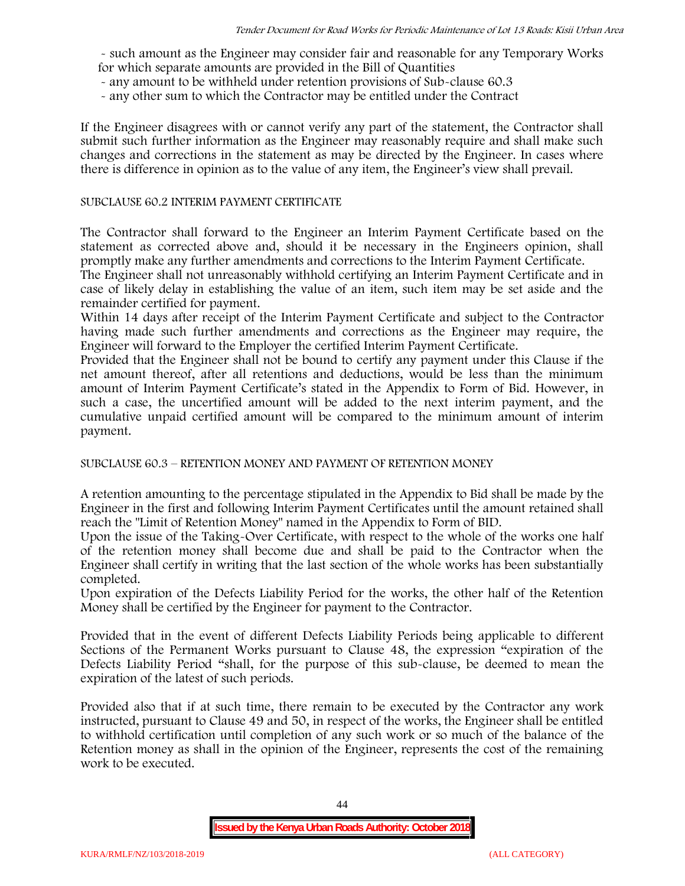- such amount as the Engineer may consider fair and reasonable for any Temporary Works for which separate amounts are provided in the Bill of Quantities
- any amount to be withheld under retention provisions of Sub-clause 60.3
- any other sum to which the Contractor may be entitled under the Contract

If the Engineer disagrees with or cannot verify any part of the statement, the Contractor shall submit such further information as the Engineer may reasonably require and shall make such changes and corrections in the statement as may be directed by the Engineer. In cases where there is difference in opinion as to the value of any item, the Engineer's view shall prevail.

SUBCLAUSE 60.2 INTERIM PAYMENT CERTIFICATE

The Contractor shall forward to the Engineer an Interim Payment Certificate based on the statement as corrected above and, should it be necessary in the Engineers opinion, shall promptly make any further amendments and corrections to the Interim Payment Certificate.

The Engineer shall not unreasonably withhold certifying an Interim Payment Certificate and in case of likely delay in establishing the value of an item, such item may be set aside and the remainder certified for payment.

Within 14 days after receipt of the Interim Payment Certificate and subject to the Contractor having made such further amendments and corrections as the Engineer may require, the Engineer will forward to the Employer the certified Interim Payment Certificate.

Provided that the Engineer shall not be bound to certify any payment under this Clause if the net amount thereof, after all retentions and deductions, would be less than the minimum amount of Interim Payment Certificate's stated in the Appendix to Form of Bid. However, in such a case, the uncertified amount will be added to the next interim payment, and the cumulative unpaid certified amount will be compared to the minimum amount of interim payment.

SUBCLAUSE 60.3 – RETENTION MONEY AND PAYMENT OF RETENTION MONEY

A retention amounting to the percentage stipulated in the Appendix to Bid shall be made by the Engineer in the first and following Interim Payment Certificates until the amount retained shall reach the "Limit of Retention Money" named in the Appendix to Form of BID.

Upon the issue of the Taking-Over Certificate, with respect to the whole of the works one half of the retention money shall become due and shall be paid to the Contractor when the Engineer shall certify in writing that the last section of the whole works has been substantially completed.

Upon expiration of the Defects Liability Period for the works, the other half of the Retention Money shall be certified by the Engineer for payment to the Contractor.

Provided that in the event of different Defects Liability Periods being applicable to different Sections of the Permanent Works pursuant to Clause 48, the expression "expiration of the Defects Liability Period "shall, for the purpose of this sub-clause, be deemed to mean the expiration of the latest of such periods.

Provided also that if at such time, there remain to be executed by the Contractor any work instructed, pursuant to Clause 49 and 50, in respect of the works, the Engineer shall be entitled to withhold certification until completion of any such work or so much of the balance of the Retention money as shall in the opinion of the Engineer, represents the cost of the remaining work to be executed.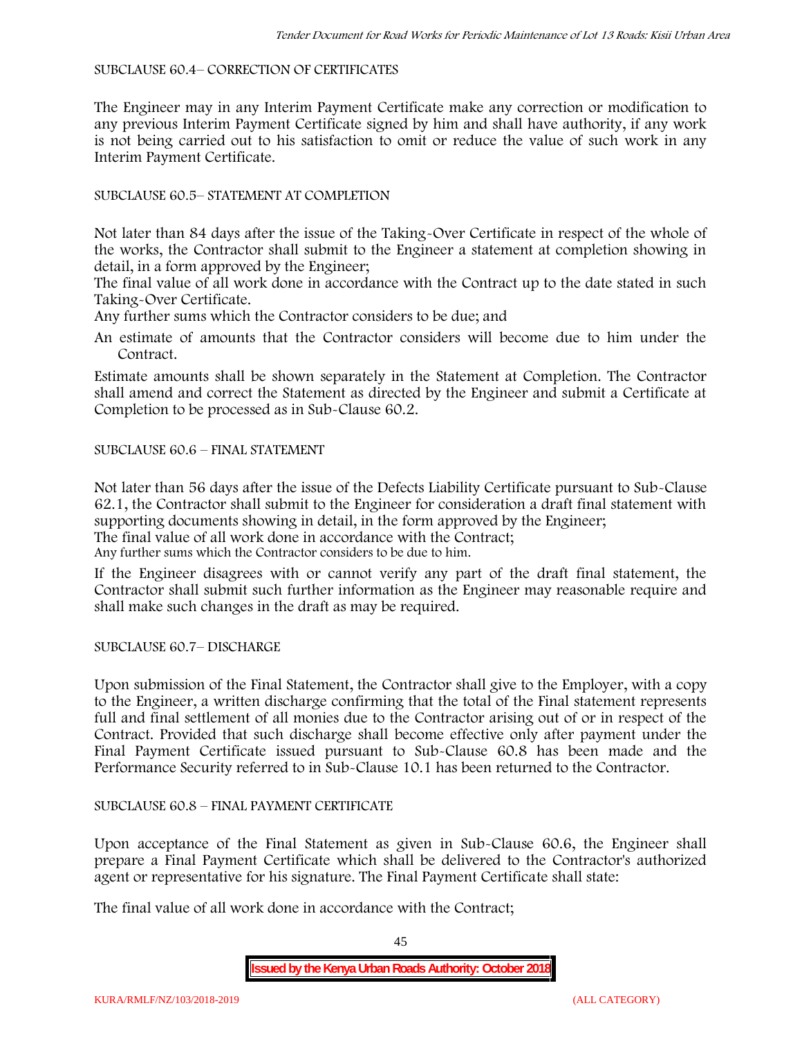SUBCLAUSE 60.4– CORRECTION OF CERTIFICATES

The Engineer may in any Interim Payment Certificate make any correction or modification to any previous Interim Payment Certificate signed by him and shall have authority, if any work is not being carried out to his satisfaction to omit or reduce the value of such work in any Interim Payment Certificate.

SUBCLAUSE 60.5– STATEMENT AT COMPLETION

Not later than 84 days after the issue of the Taking-Over Certificate in respect of the whole of the works, the Contractor shall submit to the Engineer a statement at completion showing in detail, in a form approved by the Engineer;

The final value of all work done in accordance with the Contract up to the date stated in such Taking-Over Certificate.

Any further sums which the Contractor considers to be due; and

An estimate of amounts that the Contractor considers will become due to him under the Contract.

Estimate amounts shall be shown separately in the Statement at Completion. The Contractor shall amend and correct the Statement as directed by the Engineer and submit a Certificate at Completion to be processed as in Sub-Clause 60.2.

SUBCLAUSE 60.6 – FINAL STATEMENT

Not later than 56 days after the issue of the Defects Liability Certificate pursuant to Sub-Clause 62.1, the Contractor shall submit to the Engineer for consideration a draft final statement with supporting documents showing in detail, in the form approved by the Engineer;

The final value of all work done in accordance with the Contract;

Any further sums which the Contractor considers to be due to him.

If the Engineer disagrees with or cannot verify any part of the draft final statement, the Contractor shall submit such further information as the Engineer may reasonable require and shall make such changes in the draft as may be required.

SUBCLAUSE 60.7– DISCHARGE

Upon submission of the Final Statement, the Contractor shall give to the Employer, with a copy to the Engineer, a written discharge confirming that the total of the Final statement represents full and final settlement of all monies due to the Contractor arising out of or in respect of the Contract. Provided that such discharge shall become effective only after payment under the Final Payment Certificate issued pursuant to Sub-Clause 60.8 has been made and the Performance Security referred to in Sub-Clause 10.1 has been returned to the Contractor.

SUBCLAUSE 60.8 – FINAL PAYMENT CERTIFICATE

Upon acceptance of the Final Statement as given in Sub-Clause 60.6, the Engineer shall prepare a Final Payment Certificate which shall be delivered to the Contractor's authorized agent or representative for his signature. The Final Payment Certificate shall state:

The final value of all work done in accordance with the Contract;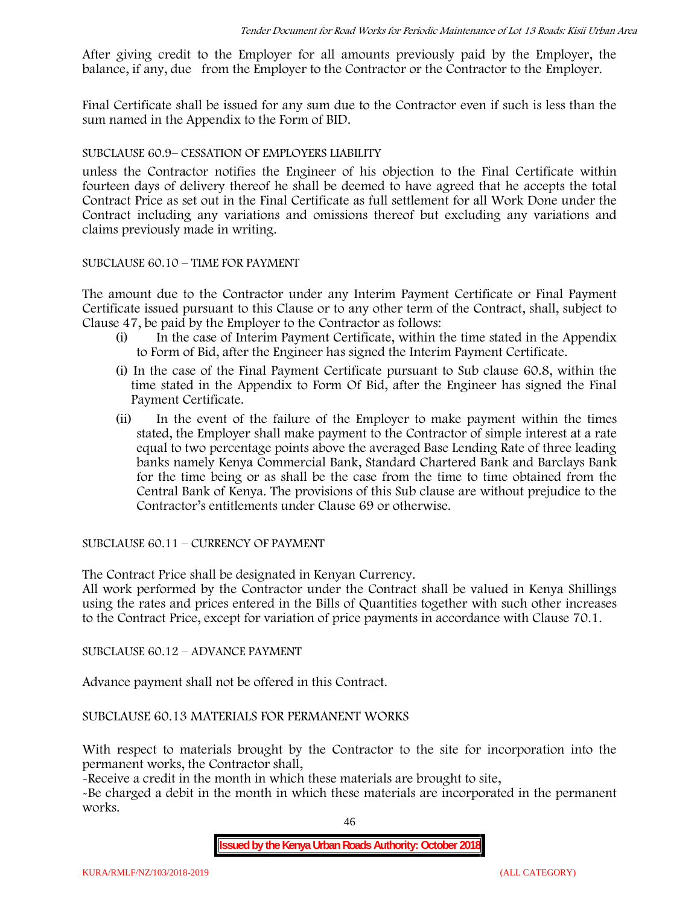After giving credit to the Employer for all amounts previously paid by the Employer, the balance, if any, due from the Employer to the Contractor or the Contractor to the Employer.

Final Certificate shall be issued for any sum due to the Contractor even if such is less than the sum named in the Appendix to the Form of BID.

SUBCLAUSE 60.9– CESSATION OF EMPLOYERS LIABILITY

unless the Contractor notifies the Engineer of his objection to the Final Certificate within fourteen days of delivery thereof he shall be deemed to have agreed that he accepts the total Contract Price as set out in the Final Certificate as full settlement for all Work Done under the Contract including any variations and omissions thereof but excluding any variations and claims previously made in writing.

SUBCLAUSE 60.10 – TIME FOR PAYMENT

The amount due to the Contractor under any Interim Payment Certificate or Final Payment Certificate issued pursuant to this Clause or to any other term of the Contract, shall, subject to Clause 47, be paid by the Employer to the Contractor as follows:

(i) In the case of Interim Payment Certificate, within the time stated in the Appendix to Form of Bid, after the Engineer has signed the Interim Payment Certificate.

(i) In the case of the Final Payment Certificate pursuant to Sub clause 60.8, within the time stated in the Appendix to Form Of Bid, after the Engineer has signed the Final Payment Certificate.

(ii) In the event of the failure of the Employer to make payment within the times stated, the Employer shall make payment to the Contractor of simple interest at a rate equal to two percentage points above the averaged Base Lending Rate of three leading banks namely Kenya Commercial Bank, Standard Chartered Bank and Barclays Bank for the time being or as shall be the case from the time to time obtained from the Central Bank of Kenya. The provisions of this Sub clause are without prejudice to the Contractor's entitlements under Clause 69 or otherwise.

SUBCLAUSE 60.11 – CURRENCY OF PAYMENT

The Contract Price shall be designated in Kenyan Currency.
All work performed by the Contractor under the Contract shall be valued in Kenya Shillings using the rates and prices entered in the Bills of Quantities together with such other increases to the Contract Price, except for variation of price payments in accordance with Clause 70.1.

SUBCLAUSE 60.12 – ADVANCE PAYMENT

Advance payment shall not be offered in this Contract.

SUBCLAUSE 60.13 MATERIALS FOR PERMANENT WORKS

With respect to materials brought by the Contractor to the site for incorporation into the permanent works, the Contractor shall,

-Receive a credit in the month in which these materials are brought to site,

-Be charged a debit in the month in which these materials are incorporated in the permanent works.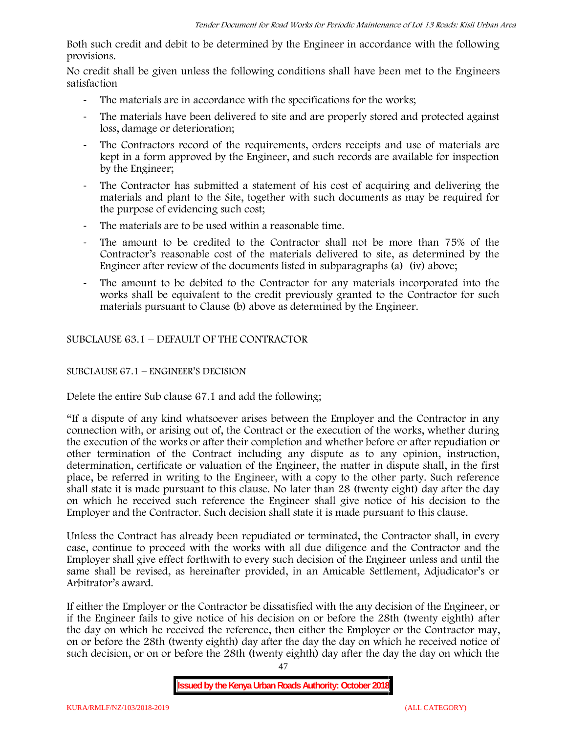Both such credit and debit to be determined by the Engineer in accordance with the following provisions.

No credit shall be given unless the following conditions shall have been met to the Engineers satisfaction

- The materials are in accordance with the specifications for the works;
- The materials have been delivered to site and are properly stored and protected against loss, damage or deterioration;
- The Contractors record of the requirements, orders receipts and use of materials are kept in a form approved by the Engineer, and such records are available for inspection by the Engineer;
- The Contractor has submitted a statement of his cost of acquiring and delivering the materials and plant to the Site, together with such documents as may be required for the purpose of evidencing such cost;
- The materials are to be used within a reasonable time.
- The amount to be credited to the Contractor shall not be more than 75% of the Contractor's reasonable cost of the materials delivered to site, as determined by the Engineer after review of the documents listed in subparagraphs (a) (iv) above;
- The amount to be debited to the Contractor for any materials incorporated into the works shall be equivalent to the credit previously granted to the Contractor for such materials pursuant to Clause (b) above as determined by the Engineer.

SUBCLAUSE 63.1 – DEFAULT OF THE CONTRACTOR

SUBCLAUSE 67.1 – ENGINEER'S DECISION

Delete the entire Sub clause 67.1 and add the following;

"If a dispute of any kind whatsoever arises between the Employer and the Contractor in any connection with, or arising out of, the Contract or the execution of the works, whether during the execution of the works or after their completion and whether before or after repudiation or other termination of the Contract including any dispute as to any opinion, instruction, determination, certificate or valuation of the Engineer, the matter in dispute shall, in the first place, be referred in writing to the Engineer, with a copy to the other party. Such reference shall state it is made pursuant to this clause. No later than 28 (twenty eight) day after the day on which he received such reference the Engineer shall give notice of his decision to the Employer and the Contractor. Such decision shall state it is made pursuant to this clause.

Unless the Contract has already been repudiated or terminated, the Contractor shall, in every case, continue to proceed with the works with all due diligence and the Contractor and the Employer shall give effect forthwith to every such decision of the Engineer unless and until the same shall be revised, as hereinafter provided, in an Amicable Settlement, Adjudicator's or Arbitrator's award.

If either the Employer or the Contractor be dissatisfied with the any decision of the Engineer, or if the Engineer fails to give notice of his decision on or before the 28th (twenty eighth) after the day on which he received the reference, then either the Employer or the Contractor may, on or before the 28th (twenty eighth) day after the day the day on which he received notice of such decision, or on or before the 28th (twenty eighth) day after the day the day on which the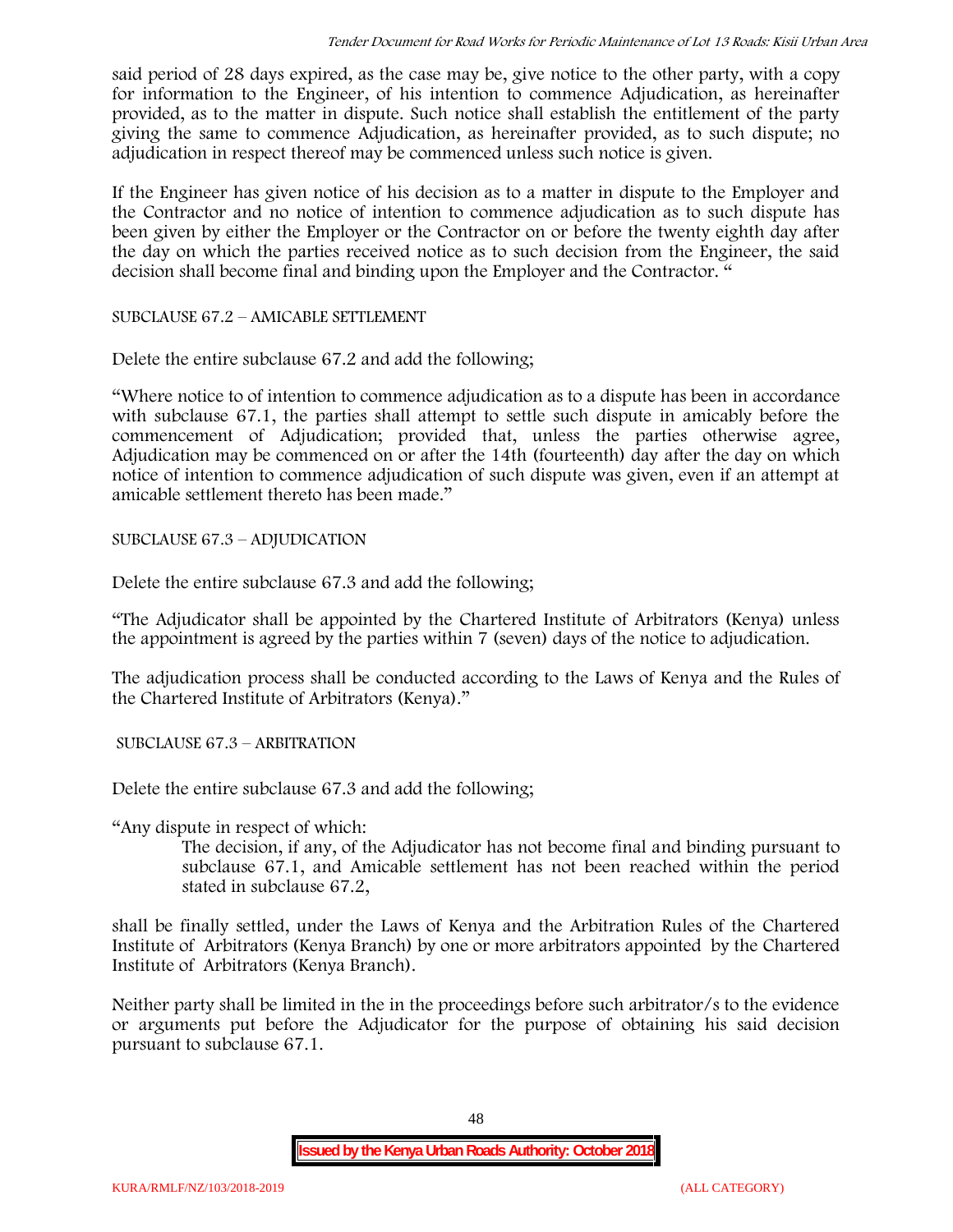said period of 28 days expired, as the case may be, give notice to the other party, with a copy for information to the Engineer, of his intention to commence Adjudication, as hereinafter provided, as to the matter in dispute. Such notice shall establish the entitlement of the party giving the same to commence Adjudication, as hereinafter provided, as to such dispute; no adjudication in respect thereof may be commenced unless such notice is given.

If the Engineer has given notice of his decision as to a matter in dispute to the Employer and the Contractor and no notice of intention to commence adjudication as to such dispute has been given by either the Employer or the Contractor on or before the twenty eighth day after the day on which the parties received notice as to such decision from the Engineer, the said decision shall become final and binding upon the Employer and the Contractor. "

SUBCLAUSE 67.2 – AMICABLE SETTLEMENT

Delete the entire subclause 67.2 and add the following;

"Where notice to of intention to commence adjudication as to a dispute has been in accordance with subclause 67.1, the parties shall attempt to settle such dispute in amicably before the commencement of Adjudication; provided that, unless the parties otherwise agree, Adjudication may be commenced on or after the 14th (fourteenth) day after the day on which notice of intention to commence adjudication of such dispute was given, even if an attempt at amicable settlement thereto has been made."

SUBCLAUSE 67.3 – ADJUDICATION

Delete the entire subclause 67.3 and add the following;

"The Adjudicator shall be appointed by the Chartered Institute of Arbitrators (Kenya) unless the appointment is agreed by the parties within 7 (seven) days of the notice to adjudication.

The adjudication process shall be conducted according to the Laws of Kenya and the Rules of the Chartered Institute of Arbitrators (Kenya)."

SUBCLAUSE 67.3 – ARBITRATION

Delete the entire subclause 67.3 and add the following;

"Any dispute in respect of which:

> The decision, if any, of the Adjudicator has not become final and binding pursuant to subclause 67.1, and Amicable settlement has not been reached within the period stated in subclause 67.2,

shall be finally settled, under the Laws of Kenya and the Arbitration Rules of the Chartered Institute of Arbitrators (Kenya Branch) by one or more arbitrators appointed by the Chartered Institute of Arbitrators (Kenya Branch).

Neither party shall be limited in the in the proceedings before such arbitrator/s to the evidence or arguments put before the Adjudicator for the purpose of obtaining his said decision pursuant to subclause 67.1.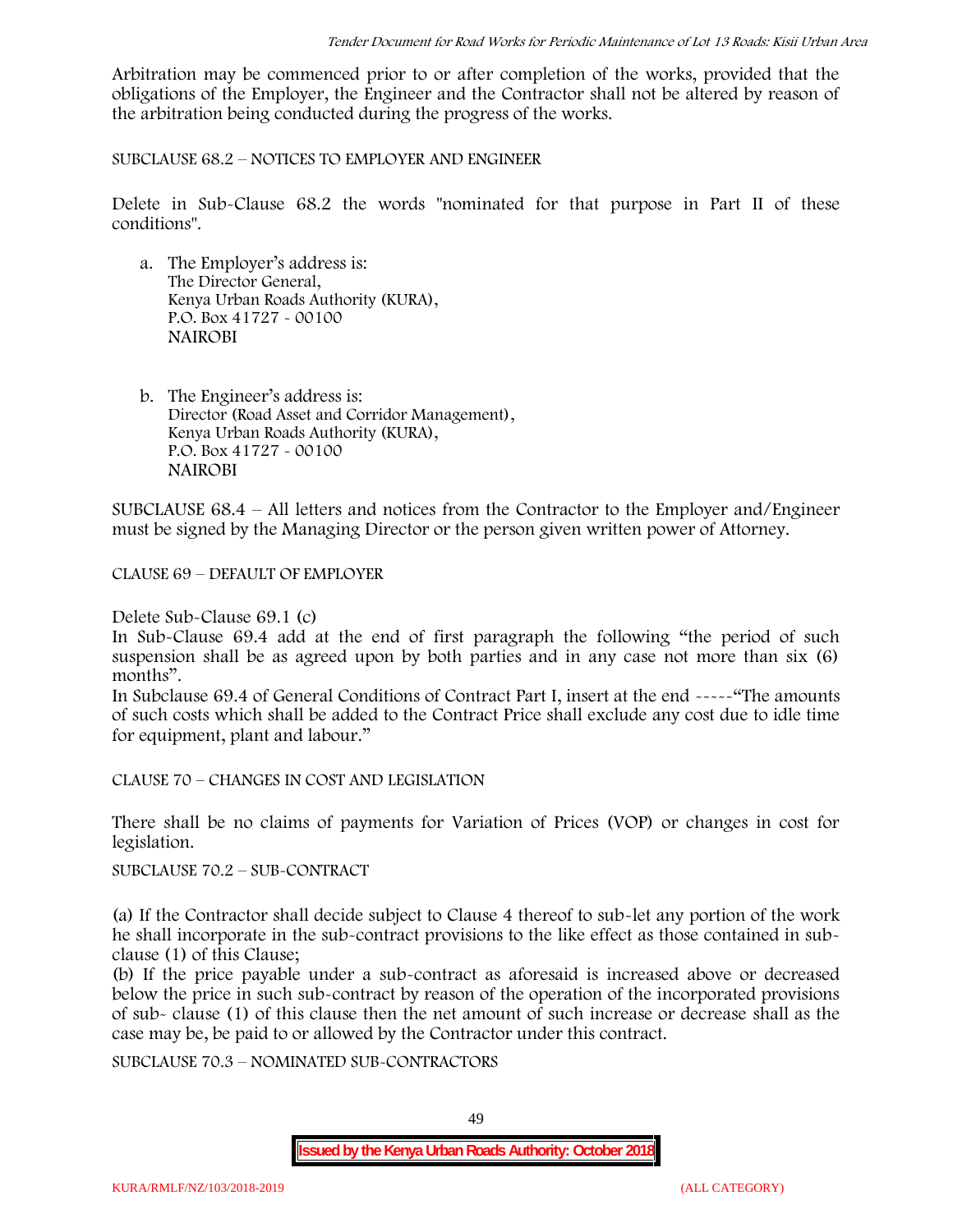Arbitration may be commenced prior to or after completion of the works, provided that the obligations of the Employer, the Engineer and the Contractor shall not be altered by reason of the arbitration being conducted during the progress of the works.

SUBCLAUSE 68.2 – NOTICES TO EMPLOYER AND ENGINEER

Delete in Sub-Clause 68.2 the words "nominated for that purpose in Part II of these conditions".

a. The Employer's address is:
   The Director General,
   Kenya Urban Roads Authority (KURA),
   P.O. Box 41727 - 00100
   NAIROBI

b. The Engineer's address is:
   Director (Road Asset and Corridor Management),
   Kenya Urban Roads Authority (KURA),
   P.O. Box 41727 - 00100
   NAIROBI

SUBCLAUSE 68.4 – All letters and notices from the Contractor to the Employer and/Engineer must be signed by the Managing Director or the person given written power of Attorney.

CLAUSE 69 – DEFAULT OF EMPLOYER

Delete Sub-Clause 69.1 (c)

In Sub-Clause 69.4 add at the end of first paragraph the following "the period of such suspension shall be as agreed upon by both parties and in any case not more than six (6) months".

In Subclause 69.4 of General Conditions of Contract Part I, insert at the end -----"The amounts of such costs which shall be added to the Contract Price shall exclude any cost due to idle time for equipment, plant and labour."

CLAUSE 70 – CHANGES IN COST AND LEGISLATION

There shall be no claims of payments for Variation of Prices (VOP) or changes in cost for legislation.

SUBCLAUSE 70.2 – SUB-CONTRACT

(a) If the Contractor shall decide subject to Clause 4 thereof to sub-let any portion of the work he shall incorporate in the sub-contract provisions to the like effect as those contained in sub-clause (1) of this Clause;

(b) If the price payable under a sub-contract as aforesaid is increased above or decreased below the price in such sub-contract by reason of the operation of the incorporated provisions of sub- clause (1) of this clause then the net amount of such increase or decrease shall as the case may be, be paid to or allowed by the Contractor under this contract.

SUBCLAUSE 70.3 – NOMINATED SUB-CONTRACTORS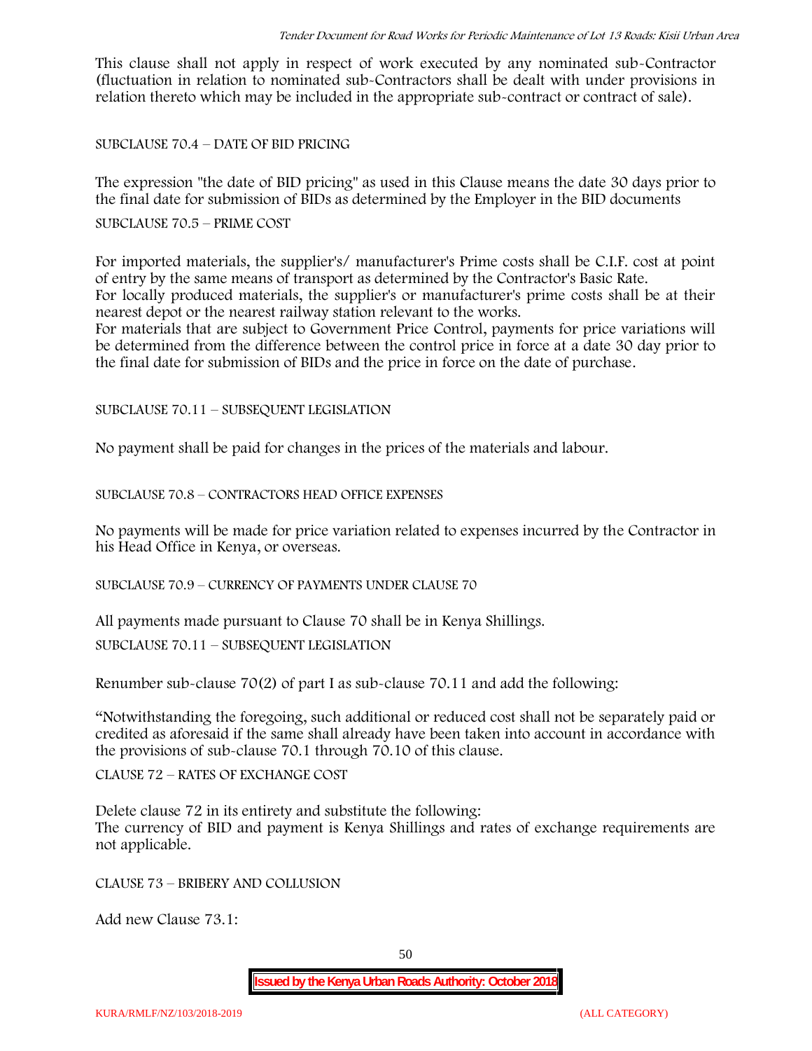This clause shall not apply in respect of work executed by any nominated sub-Contractor (fluctuation in relation to nominated sub-Contractors shall be dealt with under provisions in relation thereto which may be included in the appropriate sub-contract or contract of sale).

SUBCLAUSE 70.4 – DATE OF BID PRICING

The expression "the date of BID pricing" as used in this Clause means the date 30 days prior to the final date for submission of BIDs as determined by the Employer in the BID documents

SUBCLAUSE 70.5 – PRIME COST

For imported materials, the supplier's/ manufacturer's Prime costs shall be C.I.F. cost at point of entry by the same means of transport as determined by the Contractor's Basic Rate.
For locally produced materials, the supplier's or manufacturer's prime costs shall be at their nearest depot or the nearest railway station relevant to the works.
For materials that are subject to Government Price Control, payments for price variations will be determined from the difference between the control price in force at a date 30 day prior to the final date for submission of BIDs and the price in force on the date of purchase.

SUBCLAUSE 70.11 – SUBSEQUENT LEGISLATION

No payment shall be paid for changes in the prices of the materials and labour.

SUBCLAUSE 70.8 – CONTRACTORS HEAD OFFICE EXPENSES

No payments will be made for price variation related to expenses incurred by the Contractor in his Head Office in Kenya, or overseas.

SUBCLAUSE 70.9 – CURRENCY OF PAYMENTS UNDER CLAUSE 70

All payments made pursuant to Clause 70 shall be in Kenya Shillings.

SUBCLAUSE 70.11 – SUBSEQUENT LEGISLATION

Renumber sub-clause 70(2) of part I as sub-clause 70.11 and add the following:

"Notwithstanding the foregoing, such additional or reduced cost shall not be separately paid or credited as aforesaid if the same shall already have been taken into account in accordance with the provisions of sub-clause 70.1 through 70.10 of this clause.

CLAUSE 72 – RATES OF EXCHANGE COST

Delete clause 72 in its entirety and substitute the following:
The currency of BID and payment is Kenya Shillings and rates of exchange requirements are not applicable.

CLAUSE 73 – BRIBERY AND COLLUSION

Add new Clause 73.1: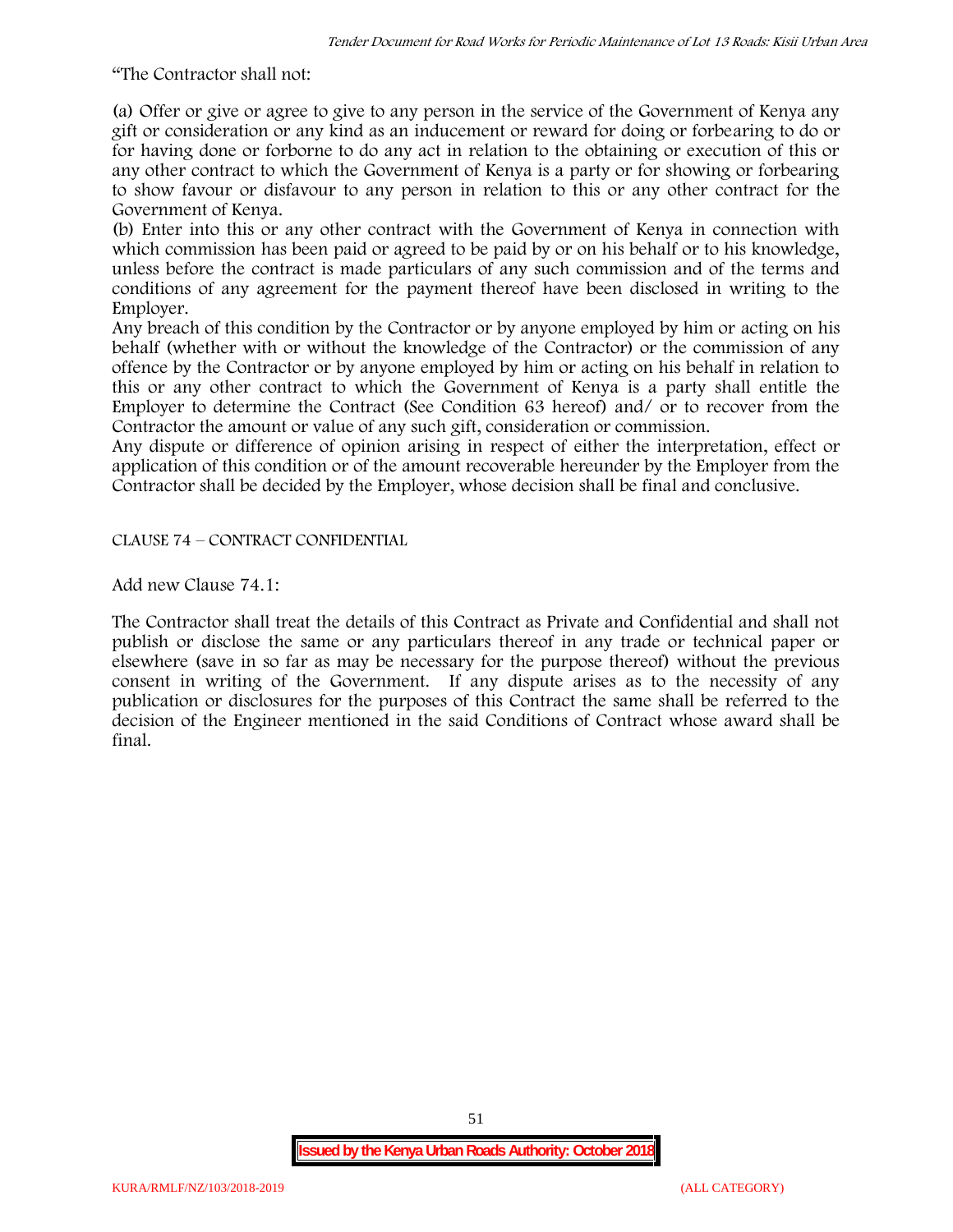"The Contractor shall not:

(a) Offer or give or agree to give to any person in the service of the Government of Kenya any gift or consideration or any kind as an inducement or reward for doing or forbearing to do or for having done or forborne to do any act in relation to the obtaining or execution of this or any other contract to which the Government of Kenya is a party or for showing or forbearing to show favour or disfavour to any person in relation to this or any other contract for the Government of Kenya.
(b) Enter into this or any other contract with the Government of Kenya in connection with which commission has been paid or agreed to be paid by or on his behalf or to his knowledge, unless before the contract is made particulars of any such commission and of the terms and conditions of any agreement for the payment thereof have been disclosed in writing to the Employer.
Any breach of this condition by the Contractor or by anyone employed by him or acting on his behalf (whether with or without the knowledge of the Contractor) or the commission of any offence by the Contractor or by anyone employed by him or acting on his behalf in relation to this or any other contract to which the Government of Kenya is a party shall entitle the Employer to determine the Contract (See Condition 63 hereof) and/ or to recover from the Contractor the amount or value of any such gift, consideration or commission.
Any dispute or difference of opinion arising in respect of either the interpretation, effect or application of this condition or of the amount recoverable hereunder by the Employer from the Contractor shall be decided by the Employer, whose decision shall be final and conclusive.

CLAUSE 74 – CONTRACT CONFIDENTIAL

Add new Clause 74.1:

The Contractor shall treat the details of this Contract as Private and Confidential and shall not publish or disclose the same or any particulars thereof in any trade or technical paper or elsewhere (save in so far as may be necessary for the purpose thereof) without the previous consent in writing of the Government. If any dispute arises as to the necessity of any publication or disclosures for the purposes of this Contract the same shall be referred to the decision of the Engineer mentioned in the said Conditions of Contract whose award shall be final.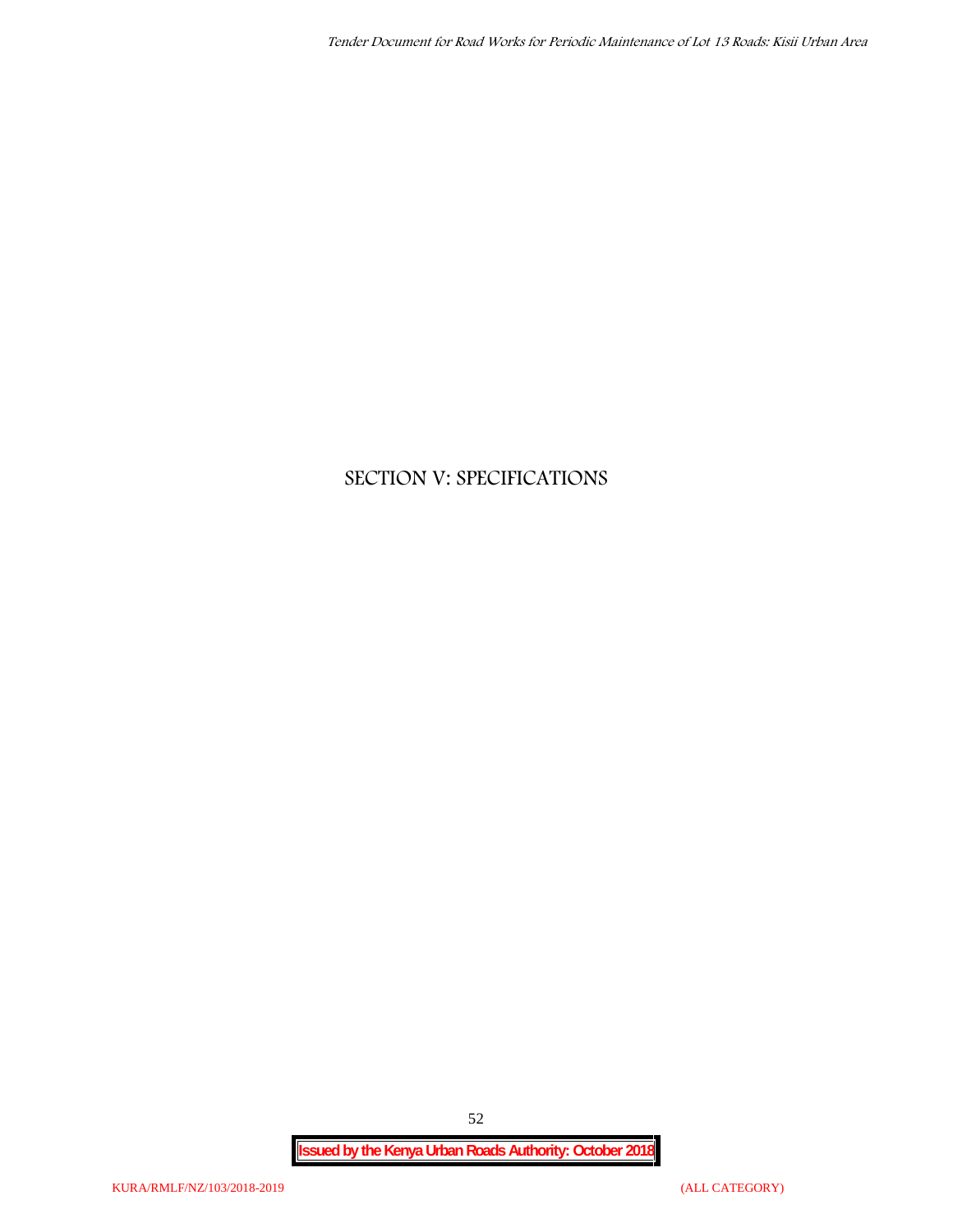# SECTION V: SPECIFICATIONS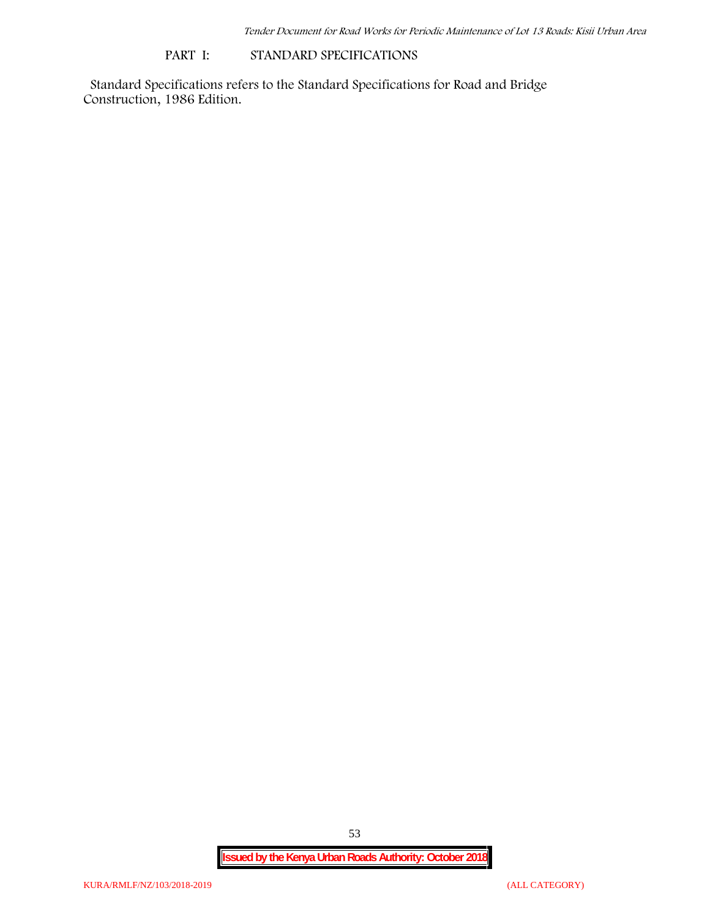# PART I: STANDARD SPECIFICATIONS

Standard Specifications refers to the Standard Specifications for Road and Bridge Construction, 1986 Edition.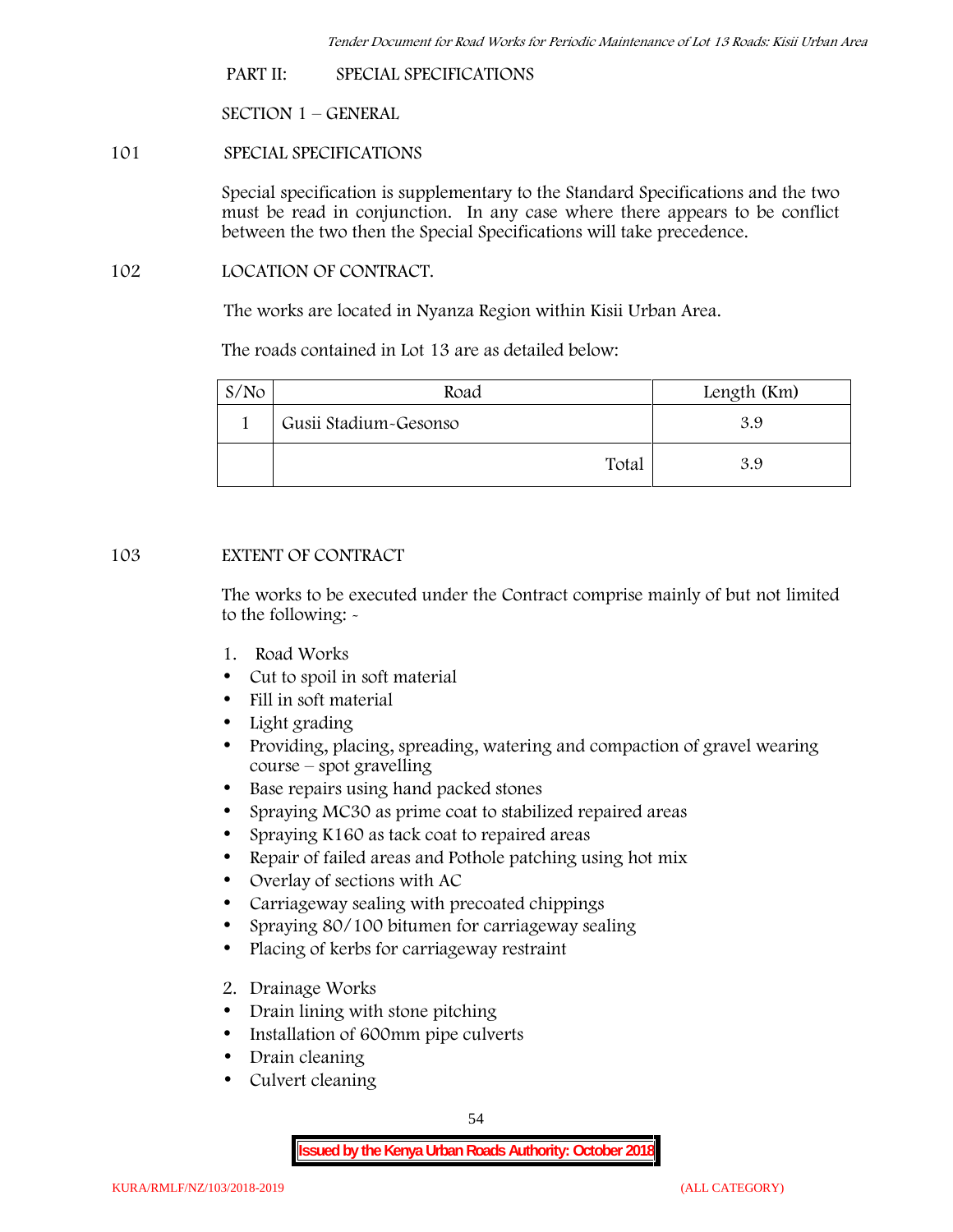## PART II: SPECIAL SPECIFICATIONS

### SECTION 1 – GENERAL

#### 101 SPECIAL SPECIFICATIONS

Special specification is supplementary to the Standard Specifications and the two must be read in conjunction. In any case where there appears to be conflict between the two then the Special Specifications will take precedence.

#### 102 LOCATION OF CONTRACT.

The works are located in Nyanza Region within Kisii Urban Area.

The roads contained in Lot 13 are as detailed below:

| S/No | Road | Length (Km) |
|---|---|---|
| 1 | Gusii Stadium-Gesonso | 3.9 |
| | Total | 3.9 |

#### 103 EXTENT OF CONTRACT

The works to be executed under the Contract comprise mainly of but not limited to the following: -

1. Road Works
- Cut to spoil in soft material
- Fill in soft material
- Light grading
- Providing, placing, spreading, watering and compaction of gravel wearing course – spot gravelling
- Base repairs using hand packed stones
- Spraying MC30 as prime coat to stabilized repaired areas
- Spraying K160 as tack coat to repaired areas
- Repair of failed areas and Pothole patching using hot mix
- Overlay of sections with AC
- Carriageway sealing with precoated chippings
- Spraying 80/100 bitumen for carriageway sealing
- Placing of kerbs for carriageway restraint

2. Drainage Works
- Drain lining with stone pitching
- Installation of 600mm pipe culverts
- Drain cleaning
- Culvert cleaning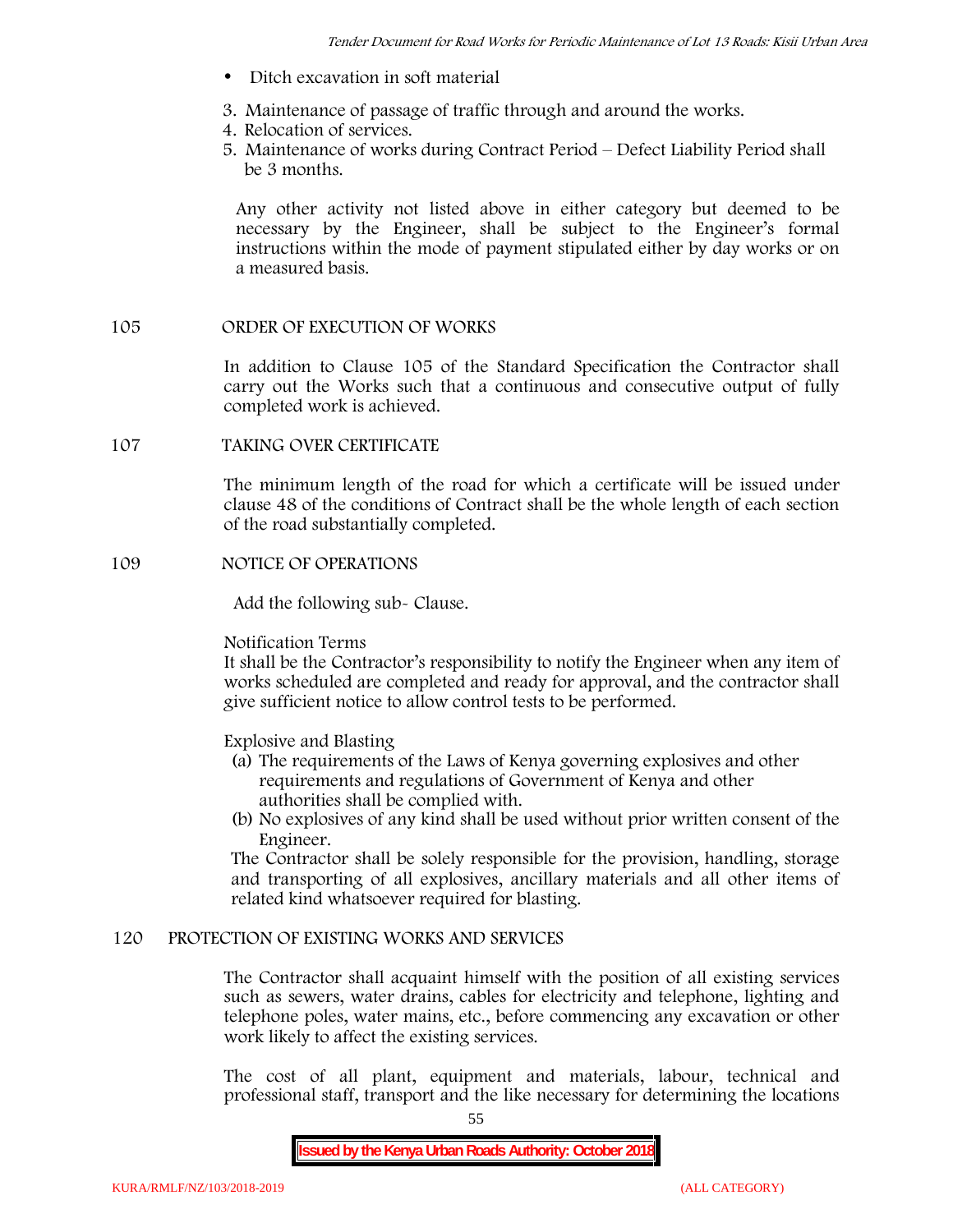- Ditch excavation in soft material

3. Maintenance of passage of traffic through and around the works.
4. Relocation of services.
5. Maintenance of works during Contract Period – Defect Liability Period shall be 3 months.

Any other activity not listed above in either category but deemed to be necessary by the Engineer, shall be subject to the Engineer's formal instructions within the mode of payment stipulated either by day works or on a measured basis.

## 105 ORDER OF EXECUTION OF WORKS

In addition to Clause 105 of the Standard Specification the Contractor shall carry out the Works such that a continuous and consecutive output of fully completed work is achieved.

## 107 TAKING OVER CERTIFICATE

The minimum length of the road for which a certificate will be issued under clause 48 of the conditions of Contract shall be the whole length of each section of the road substantially completed.

## 109 NOTICE OF OPERATIONS

Add the following sub- Clause.

Notification Terms

It shall be the Contractor's responsibility to notify the Engineer when any item of works scheduled are completed and ready for approval, and the contractor shall give sufficient notice to allow control tests to be performed.

Explosive and Blasting

(a) The requirements of the Laws of Kenya governing explosives and other requirements and regulations of Government of Kenya and other authorities shall be complied with.
(b) No explosives of any kind shall be used without prior written consent of the Engineer.

The Contractor shall be solely responsible for the provision, handling, storage and transporting of all explosives, ancillary materials and all other items of related kind whatsoever required for blasting.

## 120 PROTECTION OF EXISTING WORKS AND SERVICES

The Contractor shall acquaint himself with the position of all existing services such as sewers, water drains, cables for electricity and telephone, lighting and telephone poles, water mains, etc., before commencing any excavation or other work likely to affect the existing services.

The cost of all plant, equipment and materials, labour, technical and professional staff, transport and the like necessary for determining the locations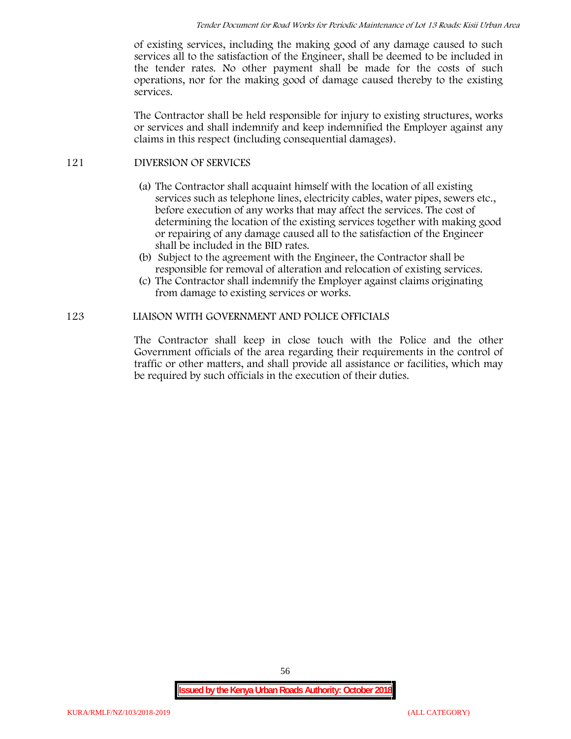of existing services, including the making good of any damage caused to such services all to the satisfaction of the Engineer, shall be deemed to be included in the tender rates. No other payment shall be made for the costs of such operations, nor for the making good of damage caused thereby to the existing services.

The Contractor shall be held responsible for injury to existing structures, works or services and shall indemnify and keep indemnified the Employer against any claims in this respect (including consequential damages).

## 121 DIVERSION OF SERVICES

(a) The Contractor shall acquaint himself with the location of all existing services such as telephone lines, electricity cables, water pipes, sewers etc., before execution of any works that may affect the services. The cost of determining the location of the existing services together with making good or repairing of any damage caused all to the satisfaction of the Engineer shall be included in the BID rates.

(b) Subject to the agreement with the Engineer, the Contractor shall be responsible for removal of alteration and relocation of existing services.

(c) The Contractor shall indemnify the Employer against claims originating from damage to existing services or works.

## 123 LIAISON WITH GOVERNMENT AND POLICE OFFICIALS

The Contractor shall keep in close touch with the Police and the other Government officials of the area regarding their requirements in the control of traffic or other matters, and shall provide all assistance or facilities, which may be required by such officials in the execution of their duties.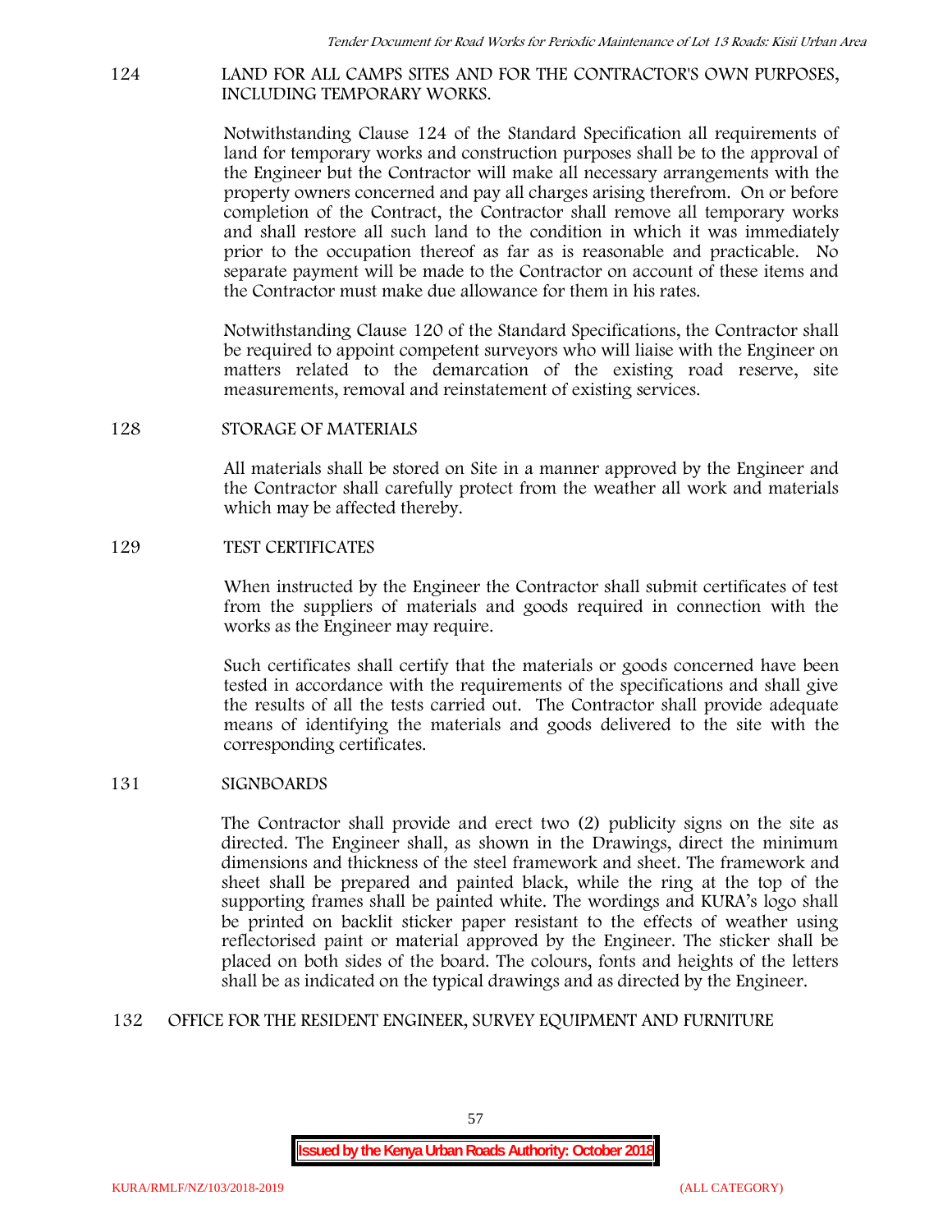## 124 LAND FOR ALL CAMPS SITES AND FOR THE CONTRACTOR'S OWN PURPOSES, INCLUDING TEMPORARY WORKS.

Notwithstanding Clause 124 of the Standard Specification all requirements of land for temporary works and construction purposes shall be to the approval of the Engineer but the Contractor will make all necessary arrangements with the property owners concerned and pay all charges arising therefrom. On or before completion of the Contract, the Contractor shall remove all temporary works and shall restore all such land to the condition in which it was immediately prior to the occupation thereof as far as is reasonable and practicable. No separate payment will be made to the Contractor on account of these items and the Contractor must make due allowance for them in his rates.

Notwithstanding Clause 120 of the Standard Specifications, the Contractor shall be required to appoint competent surveyors who will liaise with the Engineer on matters related to the demarcation of the existing road reserve, site measurements, removal and reinstatement of existing services.

## 128 STORAGE OF MATERIALS

All materials shall be stored on Site in a manner approved by the Engineer and the Contractor shall carefully protect from the weather all work and materials which may be affected thereby.

## 129 TEST CERTIFICATES

When instructed by the Engineer the Contractor shall submit certificates of test from the suppliers of materials and goods required in connection with the works as the Engineer may require.

Such certificates shall certify that the materials or goods concerned have been tested in accordance with the requirements of the specifications and shall give the results of all the tests carried out. The Contractor shall provide adequate means of identifying the materials and goods delivered to the site with the corresponding certificates.

## 131 SIGNBOARDS

The Contractor shall provide and erect two (2) publicity signs on the site as directed. The Engineer shall, as shown in the Drawings, direct the minimum dimensions and thickness of the steel framework and sheet. The framework and sheet shall be prepared and painted black, while the ring at the top of the supporting frames shall be painted white. The wordings and KURA's logo shall be printed on backlit sticker paper resistant to the effects of weather using reflectorised paint or material approved by the Engineer. The sticker shall be placed on both sides of the board. The colours, fonts and heights of the letters shall be as indicated on the typical drawings and as directed by the Engineer.

## 132 OFFICE FOR THE RESIDENT ENGINEER, SURVEY EQUIPMENT AND FURNITURE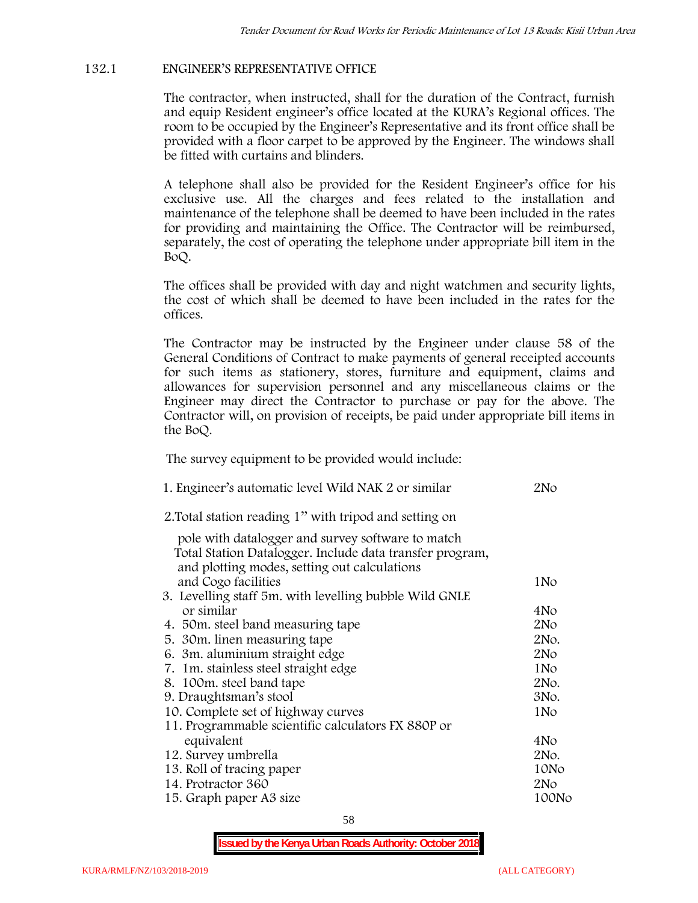## 132.1 ENGINEER'S REPRESENTATIVE OFFICE

The contractor, when instructed, shall for the duration of the Contract, furnish and equip Resident engineer's office located at the KURA's Regional offices. The room to be occupied by the Engineer's Representative and its front office shall be provided with a floor carpet to be approved by the Engineer. The windows shall be fitted with curtains and blinders.

A telephone shall also be provided for the Resident Engineer's office for his exclusive use. All the charges and fees related to the installation and maintenance of the telephone shall be deemed to have been included in the rates for providing and maintaining the Office. The Contractor will be reimbursed, separately, the cost of operating the telephone under appropriate bill item in the BoQ.

The offices shall be provided with day and night watchmen and security lights, the cost of which shall be deemed to have been included in the rates for the offices.

The Contractor may be instructed by the Engineer under clause 58 of the General Conditions of Contract to make payments of general receipted accounts for such items as stationery, stores, furniture and equipment, claims and allowances for supervision personnel and any miscellaneous claims or the Engineer may direct the Contractor to purchase or pay for the above. The Contractor will, on provision of receipts, be paid under appropriate bill items in the BoQ.

The survey equipment to be provided would include:

| | |
|---|---|
| 1. Engineer's automatic level Wild NAK 2 or similar | 2No |
| 2. Total station reading 1" with tripod and setting on pole with datalogger and survey software to match Total Station Datalogger. Include data transfer program, and plotting modes, setting out calculations and Cogo facilities | 1No |
| 3. Levelling staff 5m. with levelling bubble Wild GNLE or similar | 4No |
| 4. 50m. steel band measuring tape | 2No |
| 5. 30m. linen measuring tape | 2No. |
| 6. 3m. aluminium straight edge | 2No |
| 7. 1m. stainless steel straight edge | 1No |
| 8. 100m. steel band tape | 2No. |
| 9. Draughtsman's stool | 3No. |
| 10. Complete set of highway curves | 1No |
| 11. Programmable scientific calculators FX 880P or equivalent | 4No |
| 12. Survey umbrella | 2No. |
| 13. Roll of tracing paper | 10No |
| 14. Protractor 360 | 2No |
| 15. Graph paper A3 size | 100No |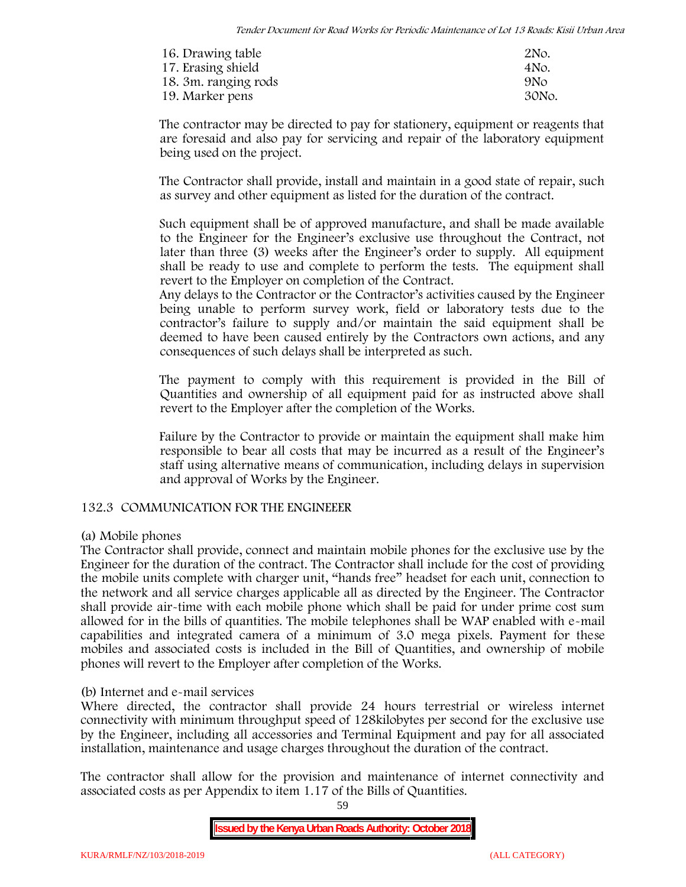| | |
|---|---|
| 16. Drawing table | 2No. |
| 17. Erasing shield | 4No. |
| 18. 3m. ranging rods | 9No |
| 19. Marker pens | 30No. |

The contractor may be directed to pay for stationery, equipment or reagents that are foresaid and also pay for servicing and repair of the laboratory equipment being used on the project.

The Contractor shall provide, install and maintain in a good state of repair, such as survey and other equipment as listed for the duration of the contract.

Such equipment shall be of approved manufacture, and shall be made available to the Engineer for the Engineer's exclusive use throughout the Contract, not later than three (3) weeks after the Engineer's order to supply. All equipment shall be ready to use and complete to perform the tests. The equipment shall revert to the Employer on completion of the Contract.
Any delays to the Contractor or the Contractor's activities caused by the Engineer being unable to perform survey work, field or laboratory tests due to the contractor's failure to supply and/or maintain the said equipment shall be deemed to have been caused entirely by the Contractors own actions, and any consequences of such delays shall be interpreted as such.

The payment to comply with this requirement is provided in the Bill of Quantities and ownership of all equipment paid for as instructed above shall revert to the Employer after the completion of the Works.

Failure by the Contractor to provide or maintain the equipment shall make him responsible to bear all costs that may be incurred as a result of the Engineer's staff using alternative means of communication, including delays in supervision and approval of Works by the Engineer.

## 132.3 COMMUNICATION FOR THE ENGINEEER

(a) Mobile phones
The Contractor shall provide, connect and maintain mobile phones for the exclusive use by the Engineer for the duration of the contract. The Contractor shall include for the cost of providing the mobile units complete with charger unit, "hands free" headset for each unit, connection to the network and all service charges applicable all as directed by the Engineer. The Contractor shall provide air-time with each mobile phone which shall be paid for under prime cost sum allowed for in the bills of quantities. The mobile telephones shall be WAP enabled with e-mail capabilities and integrated camera of a minimum of 3.0 mega pixels. Payment for these mobiles and associated costs is included in the Bill of Quantities, and ownership of mobile phones will revert to the Employer after completion of the Works.

(b) Internet and e-mail services
Where directed, the contractor shall provide 24 hours terrestrial or wireless internet connectivity with minimum throughput speed of 128kilobytes per second for the exclusive use by the Engineer, including all accessories and Terminal Equipment and pay for all associated installation, maintenance and usage charges throughout the duration of the contract.

The contractor shall allow for the provision and maintenance of internet connectivity and associated costs as per Appendix to item 1.17 of the Bills of Quantities.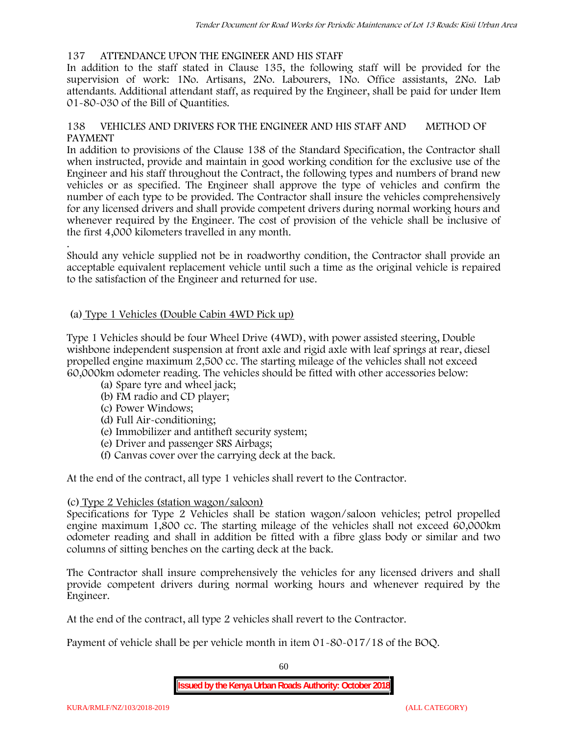## 137 ATTENDANCE UPON THE ENGINEER AND HIS STAFF

In addition to the staff stated in Clause 135, the following staff will be provided for the supervision of work: 1No. Artisans, 2No. Labourers, 1No. Office assistants, 2No. Lab attendants. Additional attendant staff, as required by the Engineer, shall be paid for under Item 01-80-030 of the Bill of Quantities.

## 138 VEHICLES AND DRIVERS FOR THE ENGINEER AND HIS STAFF AND METHOD OF PAYMENT

In addition to provisions of the Clause 138 of the Standard Specification, the Contractor shall when instructed, provide and maintain in good working condition for the exclusive use of the Engineer and his staff throughout the Contract, the following types and numbers of brand new vehicles or as specified. The Engineer shall approve the type of vehicles and confirm the number of each type to be provided. The Contractor shall insure the vehicles comprehensively for any licensed drivers and shall provide competent drivers during normal working hours and whenever required by the Engineer. The cost of provision of the vehicle shall be inclusive of the first 4,000 kilometers travelled in any month.

.

Should any vehicle supplied not be in roadworthy condition, the Contractor shall provide an acceptable equivalent replacement vehicle until such a time as the original vehicle is repaired to the satisfaction of the Engineer and returned for use.

(a) <u>Type 1 Vehicles (Double Cabin 4WD Pick up)</u>

Type 1 Vehicles should be four Wheel Drive (4WD), with power assisted steering, Double wishbone independent suspension at front axle and rigid axle with leaf springs at rear, diesel propelled engine maximum 2,500 cc. The starting mileage of the vehicles shall not exceed 60,000km odometer reading. The vehicles should be fitted with other accessories below:

(a) Spare tyre and wheel jack;
(b) FM radio and CD player;
(c) Power Windows;
(d) Full Air-conditioning;
(e) Immobilizer and antitheft security system;
(e) Driver and passenger SRS Airbags;
(f) Canvas cover over the carrying deck at the back.

At the end of the contract, all type 1 vehicles shall revert to the Contractor.

(c) <u>Type 2 Vehicles (station wagon/saloon)</u>

Specifications for Type 2 Vehicles shall be station wagon/saloon vehicles; petrol propelled engine maximum 1,800 cc. The starting mileage of the vehicles shall not exceed 60,000km odometer reading and shall in addition be fitted with a fibre glass body or similar and two columns of sitting benches on the carting deck at the back.

The Contractor shall insure comprehensively the vehicles for any licensed drivers and shall provide competent drivers during normal working hours and whenever required by the Engineer.

At the end of the contract, all type 2 vehicles shall revert to the Contractor.

Payment of vehicle shall be per vehicle month in item 01-80-017/18 of the BOQ.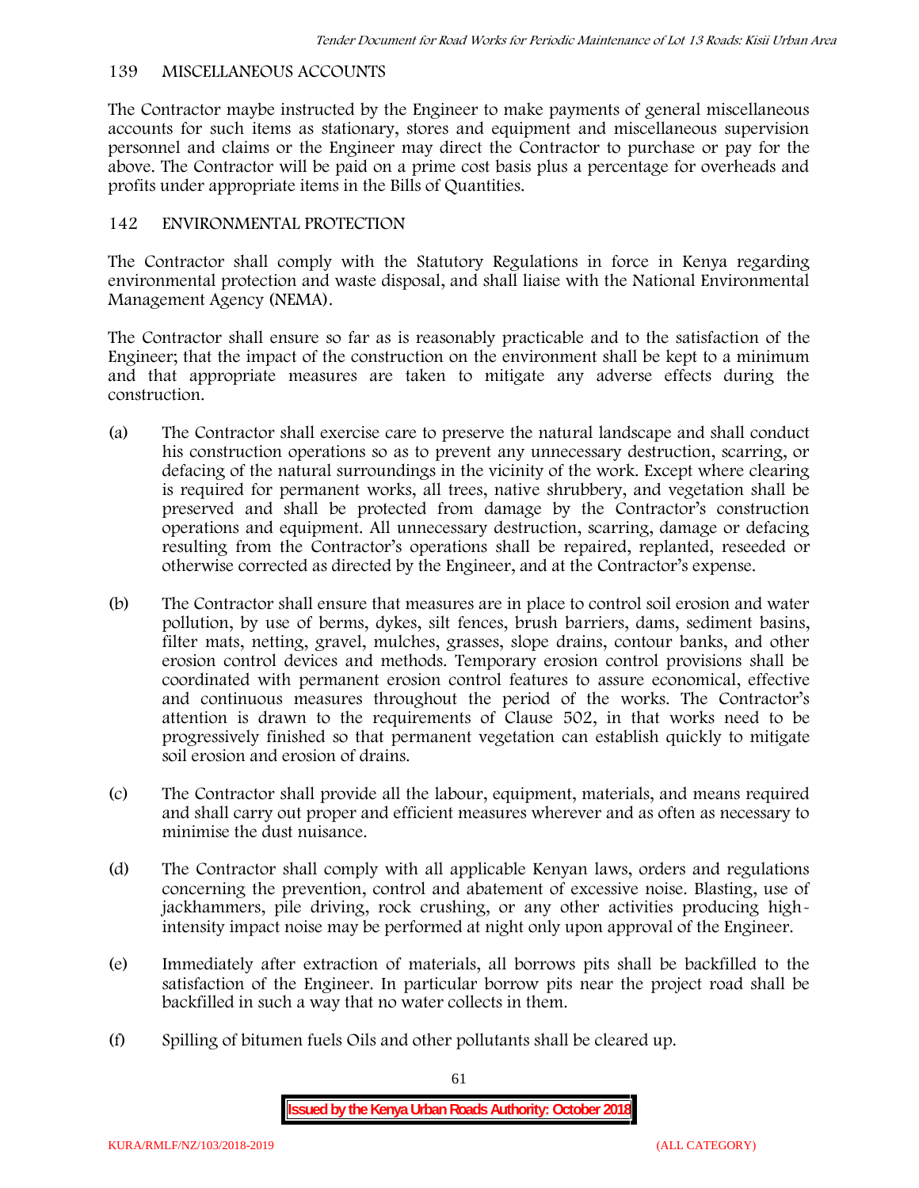## 139 MISCELLANEOUS ACCOUNTS

The Contractor maybe instructed by the Engineer to make payments of general miscellaneous accounts for such items as stationary, stores and equipment and miscellaneous supervision personnel and claims or the Engineer may direct the Contractor to purchase or pay for the above. The Contractor will be paid on a prime cost basis plus a percentage for overheads and profits under appropriate items in the Bills of Quantities.

## 142 ENVIRONMENTAL PROTECTION

The Contractor shall comply with the Statutory Regulations in force in Kenya regarding environmental protection and waste disposal, and shall liaise with the National Environmental Management Agency (NEMA).

The Contractor shall ensure so far as is reasonably practicable and to the satisfaction of the Engineer; that the impact of the construction on the environment shall be kept to a minimum and that appropriate measures are taken to mitigate any adverse effects during the construction.

(a) The Contractor shall exercise care to preserve the natural landscape and shall conduct his construction operations so as to prevent any unnecessary destruction, scarring, or defacing of the natural surroundings in the vicinity of the work. Except where clearing is required for permanent works, all trees, native shrubbery, and vegetation shall be preserved and shall be protected from damage by the Contractor's construction operations and equipment. All unnecessary destruction, scarring, damage or defacing resulting from the Contractor's operations shall be repaired, replanted, reseeded or otherwise corrected as directed by the Engineer, and at the Contractor's expense.

(b) The Contractor shall ensure that measures are in place to control soil erosion and water pollution, by use of berms, dykes, silt fences, brush barriers, dams, sediment basins, filter mats, netting, gravel, mulches, grasses, slope drains, contour banks, and other erosion control devices and methods. Temporary erosion control provisions shall be coordinated with permanent erosion control features to assure economical, effective and continuous measures throughout the period of the works. The Contractor's attention is drawn to the requirements of Clause 502, in that works need to be progressively finished so that permanent vegetation can establish quickly to mitigate soil erosion and erosion of drains.

(c) The Contractor shall provide all the labour, equipment, materials, and means required and shall carry out proper and efficient measures wherever and as often as necessary to minimise the dust nuisance.

(d) The Contractor shall comply with all applicable Kenyan laws, orders and regulations concerning the prevention, control and abatement of excessive noise. Blasting, use of jackhammers, pile driving, rock crushing, or any other activities producing high-intensity impact noise may be performed at night only upon approval of the Engineer.

(e) Immediately after extraction of materials, all borrows pits shall be backfilled to the satisfaction of the Engineer. In particular borrow pits near the project road shall be backfilled in such a way that no water collects in them.

(f) Spilling of bitumen fuels Oils and other pollutants shall be cleared up.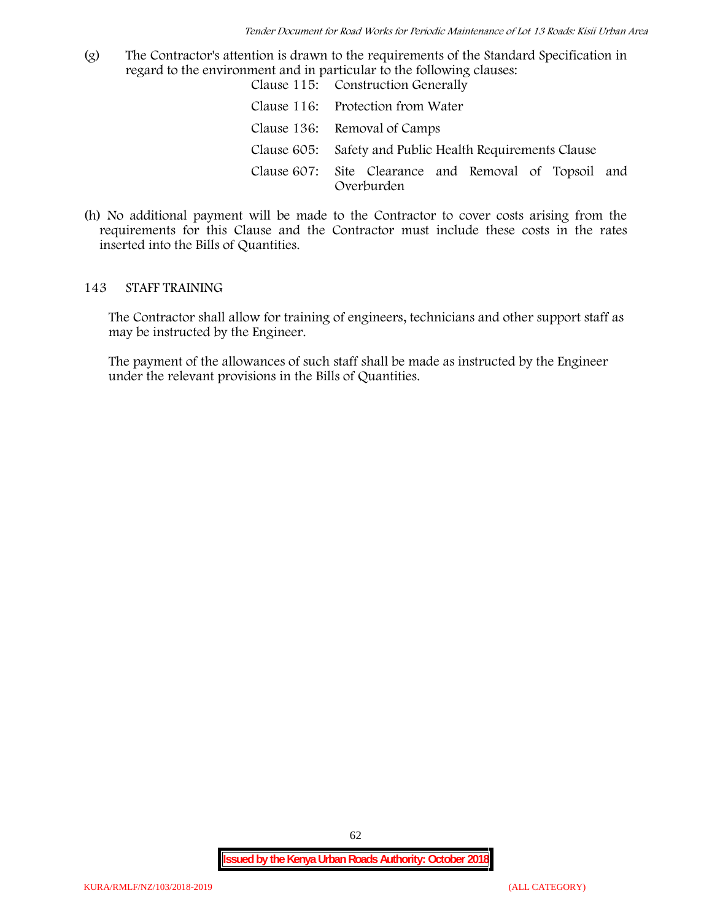(g) The Contractor's attention is drawn to the requirements of the Standard Specification in regard to the environment and in particular to the following clauses:

| | |
|---|---|
| Clause 115: | Construction Generally |
| Clause 116: | Protection from Water |
| Clause 136: | Removal of Camps |
| Clause 605: | Safety and Public Health Requirements Clause |
| Clause 607: | Site Clearance and Removal of Topsoil and Overburden |

(h) No additional payment will be made to the Contractor to cover costs arising from the requirements for this Clause and the Contractor must include these costs in the rates inserted into the Bills of Quantities.

## 143 STAFF TRAINING

The Contractor shall allow for training of engineers, technicians and other support staff as may be instructed by the Engineer.

The payment of the allowances of such staff shall be made as instructed by the Engineer under the relevant provisions in the Bills of Quantities.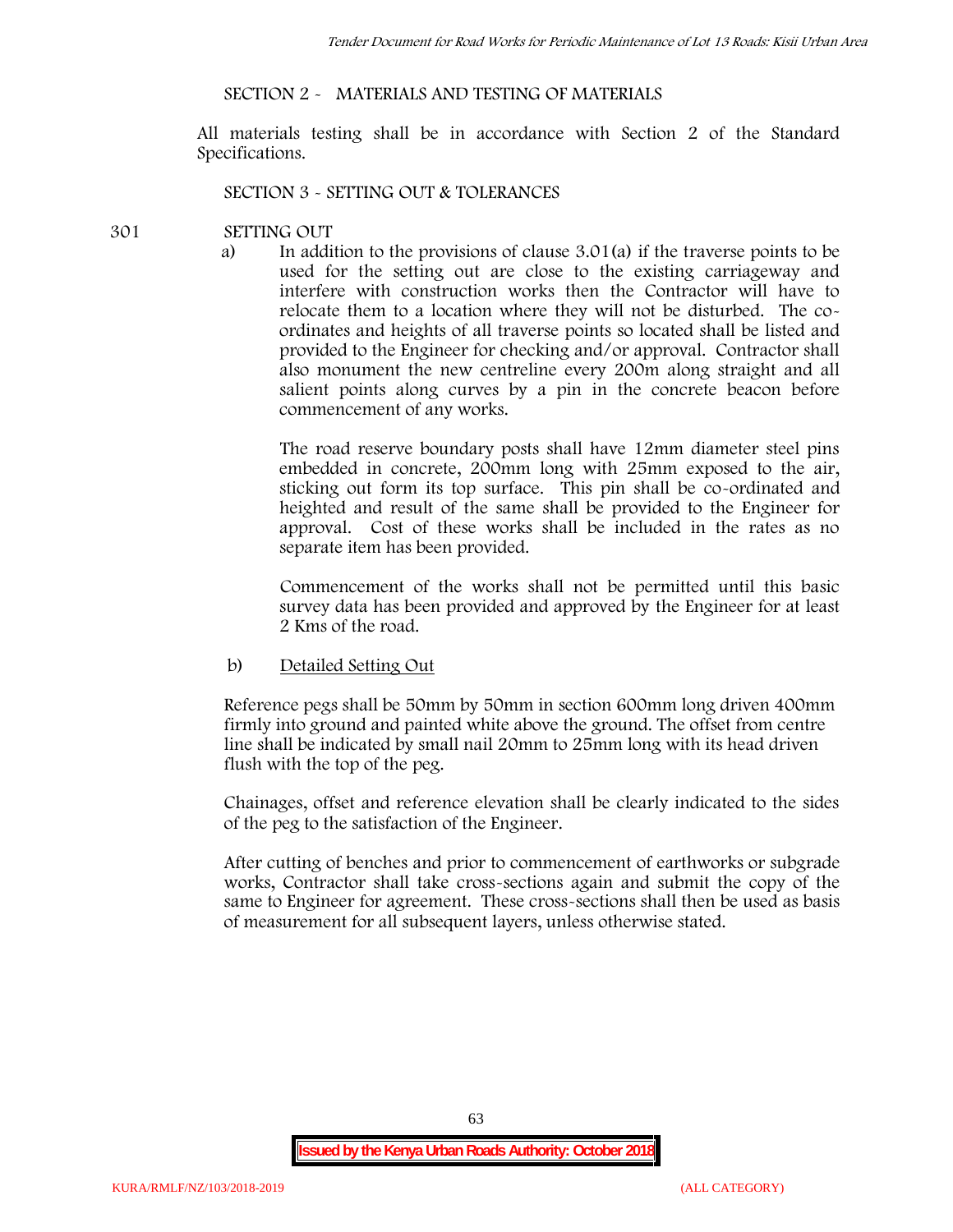## SECTION 2 - MATERIALS AND TESTING OF MATERIALS

All materials testing shall be in accordance with Section 2 of the Standard Specifications.

## SECTION 3 - SETTING OUT & TOLERANCES

### 301 SETTING OUT

a) In addition to the provisions of clause 3.01(a) if the traverse points to be used for the setting out are close to the existing carriageway and interfere with construction works then the Contractor will have to relocate them to a location where they will not be disturbed. The co-ordinates and heights of all traverse points so located shall be listed and provided to the Engineer for checking and/or approval. Contractor shall also monument the new centreline every 200m along straight and all salient points along curves by a pin in the concrete beacon before commencement of any works.

The road reserve boundary posts shall have 12mm diameter steel pins embedded in concrete, 200mm long with 25mm exposed to the air, sticking out form its top surface. This pin shall be co-ordinated and heighted and result of the same shall be provided to the Engineer for approval. Cost of these works shall be included in the rates as no separate item has been provided.

Commencement of the works shall not be permitted until this basic survey data has been provided and approved by the Engineer for at least 2 Kms of the road.

b) Detailed Setting Out

Reference pegs shall be 50mm by 50mm in section 600mm long driven 400mm firmly into ground and painted white above the ground. The offset from centre line shall be indicated by small nail 20mm to 25mm long with its head driven flush with the top of the peg.

Chainages, offset and reference elevation shall be clearly indicated to the sides of the peg to the satisfaction of the Engineer.

After cutting of benches and prior to commencement of earthworks or subgrade works, Contractor shall take cross-sections again and submit the copy of the same to Engineer for agreement. These cross-sections shall then be used as basis of measurement for all subsequent layers, unless otherwise stated.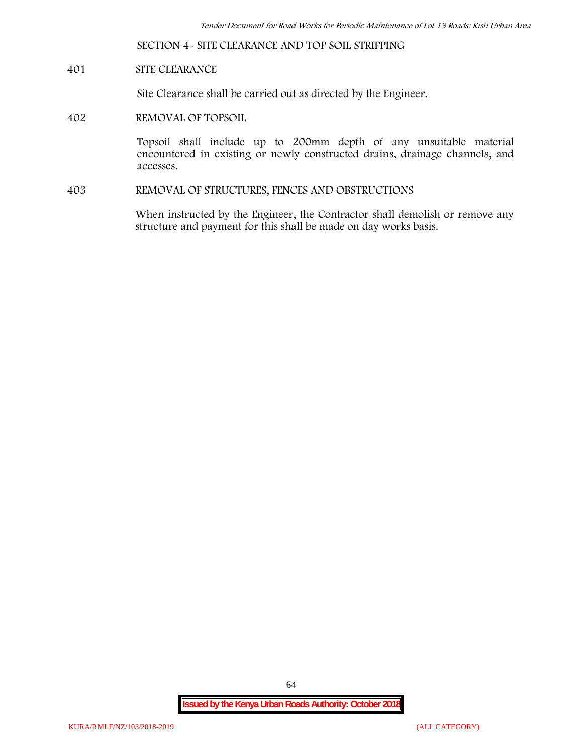## SECTION 4- SITE CLEARANCE AND TOP SOIL STRIPPING

### 401 SITE CLEARANCE

Site Clearance shall be carried out as directed by the Engineer.

### 402 REMOVAL OF TOPSOIL

Topsoil shall include up to 200mm depth of any unsuitable material encountered in existing or newly constructed drains, drainage channels, and accesses.

### 403 REMOVAL OF STRUCTURES, FENCES AND OBSTRUCTIONS

When instructed by the Engineer, the Contractor shall demolish or remove any structure and payment for this shall be made on day works basis.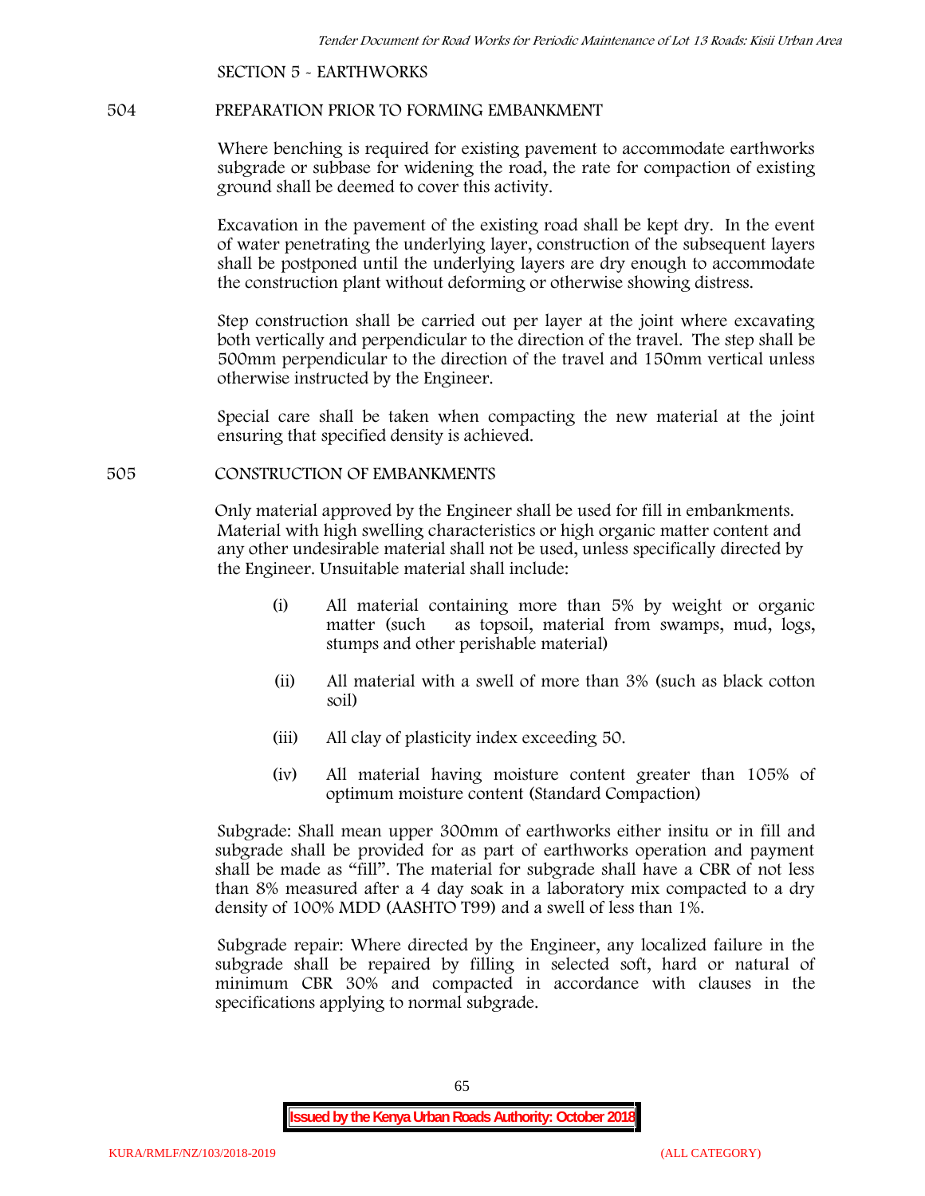SECTION 5 - EARTHWORKS

## 504 PREPARATION PRIOR TO FORMING EMBANKMENT

Where benching is required for existing pavement to accommodate earthworks subgrade or subbase for widening the road, the rate for compaction of existing ground shall be deemed to cover this activity.

Excavation in the pavement of the existing road shall be kept dry. In the event of water penetrating the underlying layer, construction of the subsequent layers shall be postponed until the underlying layers are dry enough to accommodate the construction plant without deforming or otherwise showing distress.

Step construction shall be carried out per layer at the joint where excavating both vertically and perpendicular to the direction of the travel. The step shall be 500mm perpendicular to the direction of the travel and 150mm vertical unless otherwise instructed by the Engineer.

Special care shall be taken when compacting the new material at the joint ensuring that specified density is achieved.

## 505 CONSTRUCTION OF EMBANKMENTS

Only material approved by the Engineer shall be used for fill in embankments. Material with high swelling characteristics or high organic matter content and any other undesirable material shall not be used, unless specifically directed by the Engineer. Unsuitable material shall include:

(i) All material containing more than 5% by weight or organic matter (such as topsoil, material from swamps, mud, logs, stumps and other perishable material)

(ii) All material with a swell of more than 3% (such as black cotton soil)

(iii) All clay of plasticity index exceeding 50.

(iv) All material having moisture content greater than 105% of optimum moisture content (Standard Compaction)

Subgrade: Shall mean upper 300mm of earthworks either insitu or in fill and subgrade shall be provided for as part of earthworks operation and payment shall be made as "fill". The material for subgrade shall have a CBR of not less than 8% measured after a 4 day soak in a laboratory mix compacted to a dry density of 100% MDD (AASHTO T99) and a swell of less than 1%.

Subgrade repair: Where directed by the Engineer, any localized failure in the subgrade shall be repaired by filling in selected soft, hard or natural of minimum CBR 30% and compacted in accordance with clauses in the specifications applying to normal subgrade.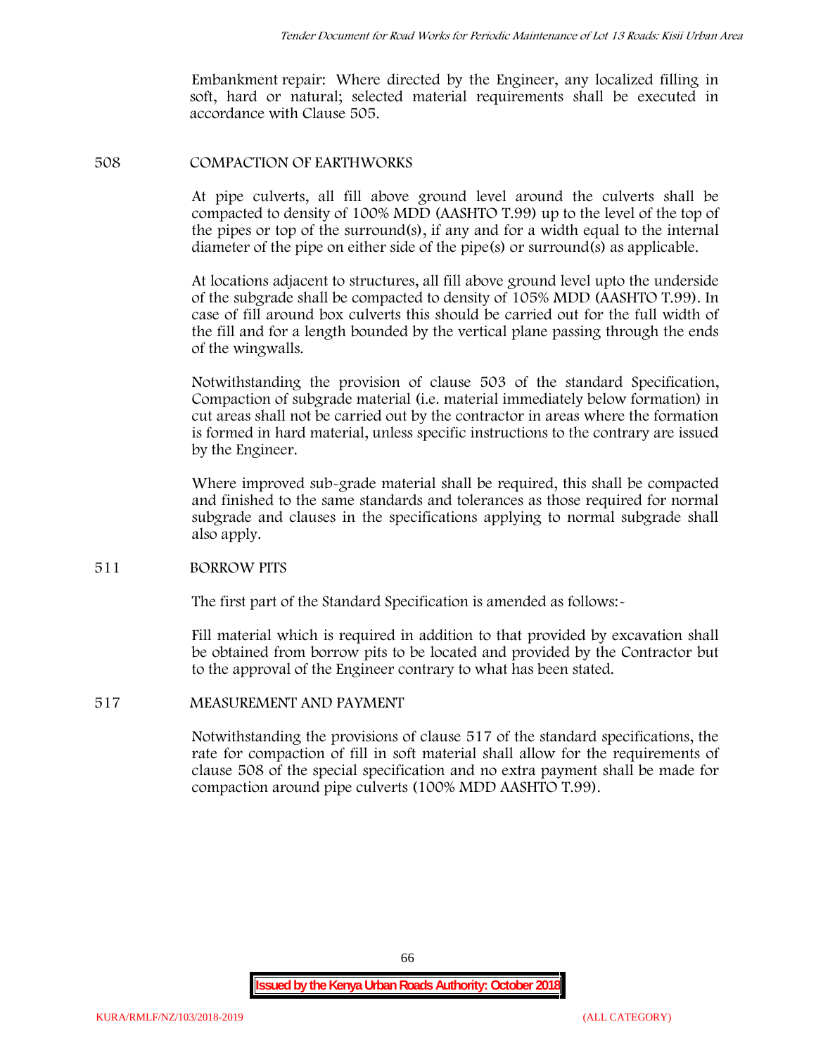Embankment repair: Where directed by the Engineer, any localized filling in soft, hard or natural; selected material requirements shall be executed in accordance with Clause 505.

## 508 COMPACTION OF EARTHWORKS

At pipe culverts, all fill above ground level around the culverts shall be compacted to density of 100% MDD (AASHTO T.99) up to the level of the top of the pipes or top of the surround(s), if any and for a width equal to the internal diameter of the pipe on either side of the pipe(s) or surround(s) as applicable.

At locations adjacent to structures, all fill above ground level upto the underside of the subgrade shall be compacted to density of 105% MDD (AASHTO T.99). In case of fill around box culverts this should be carried out for the full width of the fill and for a length bounded by the vertical plane passing through the ends of the wingwalls.

Notwithstanding the provision of clause 503 of the standard Specification, Compaction of subgrade material (i.e. material immediately below formation) in cut areas shall not be carried out by the contractor in areas where the formation is formed in hard material, unless specific instructions to the contrary are issued by the Engineer.

Where improved sub-grade material shall be required, this shall be compacted and finished to the same standards and tolerances as those required for normal subgrade and clauses in the specifications applying to normal subgrade shall also apply.

## 511 BORROW PITS

The first part of the Standard Specification is amended as follows:-

Fill material which is required in addition to that provided by excavation shall be obtained from borrow pits to be located and provided by the Contractor but to the approval of the Engineer contrary to what has been stated.

## 517 MEASUREMENT AND PAYMENT

Notwithstanding the provisions of clause 517 of the standard specifications, the rate for compaction of fill in soft material shall allow for the requirements of clause 508 of the special specification and no extra payment shall be made for compaction around pipe culverts (100% MDD AASHTO T.99).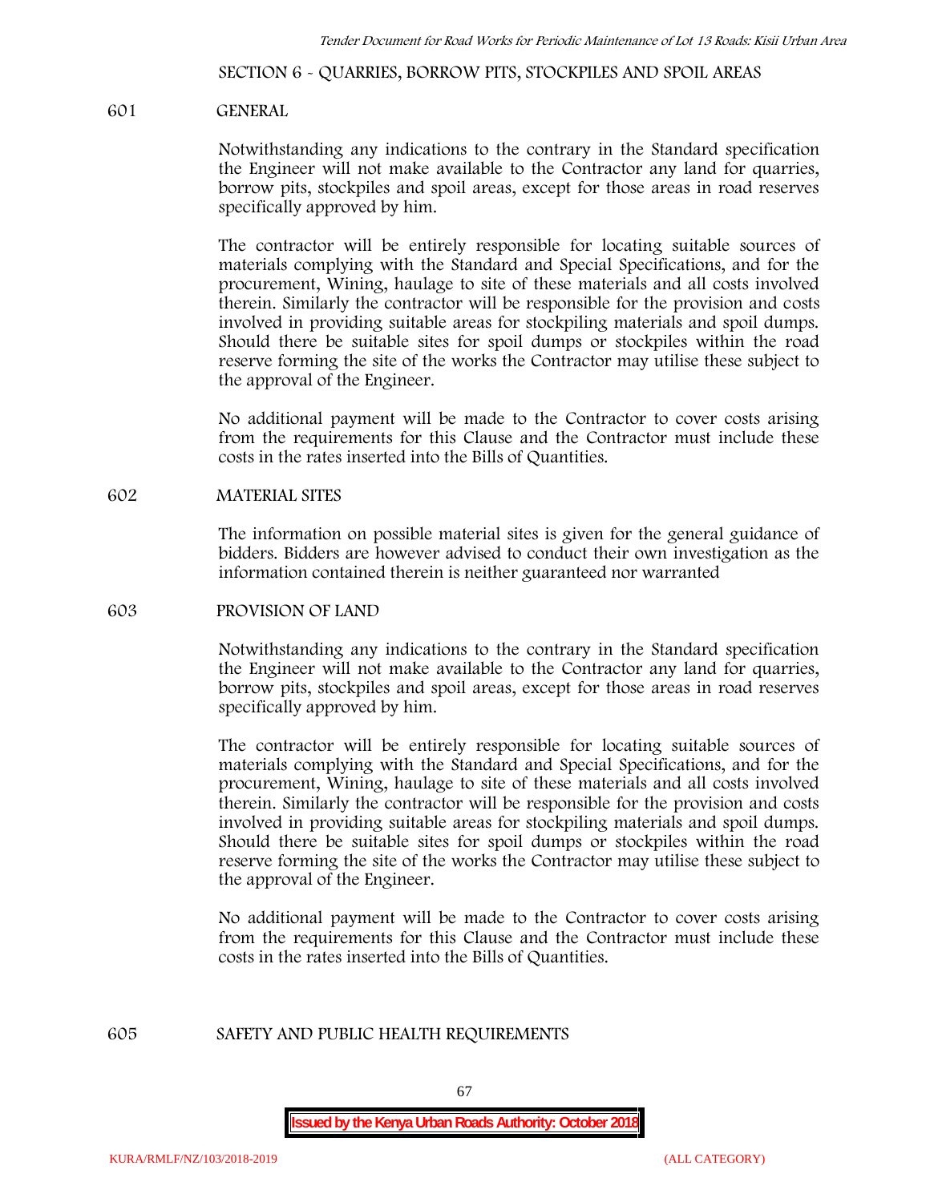## SECTION 6 - QUARRIES, BORROW PITS, STOCKPILES AND SPOIL AREAS

### 601 GENERAL

Notwithstanding any indications to the contrary in the Standard specification the Engineer will not make available to the Contractor any land for quarries, borrow pits, stockpiles and spoil areas, except for those areas in road reserves specifically approved by him.

The contractor will be entirely responsible for locating suitable sources of materials complying with the Standard and Special Specifications, and for the procurement, Wining, haulage to site of these materials and all costs involved therein. Similarly the contractor will be responsible for the provision and costs involved in providing suitable areas for stockpiling materials and spoil dumps. Should there be suitable sites for spoil dumps or stockpiles within the road reserve forming the site of the works the Contractor may utilise these subject to the approval of the Engineer.

No additional payment will be made to the Contractor to cover costs arising from the requirements for this Clause and the Contractor must include these costs in the rates inserted into the Bills of Quantities.

### 602 MATERIAL SITES

The information on possible material sites is given for the general guidance of bidders. Bidders are however advised to conduct their own investigation as the information contained therein is neither guaranteed nor warranted

### 603 PROVISION OF LAND

Notwithstanding any indications to the contrary in the Standard specification the Engineer will not make available to the Contractor any land for quarries, borrow pits, stockpiles and spoil areas, except for those areas in road reserves specifically approved by him.

The contractor will be entirely responsible for locating suitable sources of materials complying with the Standard and Special Specifications, and for the procurement, Wining, haulage to site of these materials and all costs involved therein. Similarly the contractor will be responsible for the provision and costs involved in providing suitable areas for stockpiling materials and spoil dumps. Should there be suitable sites for spoil dumps or stockpiles within the road reserve forming the site of the works the Contractor may utilise these subject to the approval of the Engineer.

No additional payment will be made to the Contractor to cover costs arising from the requirements for this Clause and the Contractor must include these costs in the rates inserted into the Bills of Quantities.

### 605 SAFETY AND PUBLIC HEALTH REQUIREMENTS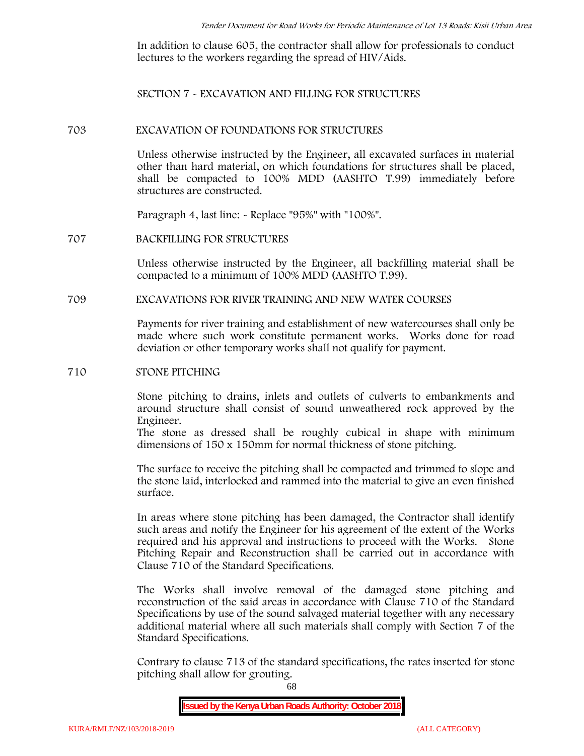In addition to clause 605, the contractor shall allow for professionals to conduct lectures to the workers regarding the spread of HIV/Aids.

## SECTION 7 - EXCAVATION AND FILLING FOR STRUCTURES

### 703 EXCAVATION OF FOUNDATIONS FOR STRUCTURES

Unless otherwise instructed by the Engineer, all excavated surfaces in material other than hard material, on which foundations for structures shall be placed, shall be compacted to 100% MDD (AASHTO T.99) immediately before structures are constructed.

Paragraph 4, last line: - Replace "95%" with "100%".

### 707 BACKFILLING FOR STRUCTURES

Unless otherwise instructed by the Engineer, all backfilling material shall be compacted to a minimum of 100% MDD (AASHTO T.99).

### 709 EXCAVATIONS FOR RIVER TRAINING AND NEW WATER COURSES

Payments for river training and establishment of new watercourses shall only be made where such work constitute permanent works. Works done for road deviation or other temporary works shall not qualify for payment.

### 710 STONE PITCHING

Stone pitching to drains, inlets and outlets of culverts to embankments and around structure shall consist of sound unweathered rock approved by the Engineer.

The stone as dressed shall be roughly cubical in shape with minimum dimensions of 150 x 150mm for normal thickness of stone pitching.

The surface to receive the pitching shall be compacted and trimmed to slope and the stone laid, interlocked and rammed into the material to give an even finished surface.

In areas where stone pitching has been damaged, the Contractor shall identify such areas and notify the Engineer for his agreement of the extent of the Works required and his approval and instructions to proceed with the Works. Stone Pitching Repair and Reconstruction shall be carried out in accordance with Clause 710 of the Standard Specifications.

The Works shall involve removal of the damaged stone pitching and reconstruction of the said areas in accordance with Clause 710 of the Standard Specifications by use of the sound salvaged material together with any necessary additional material where all such materials shall comply with Section 7 of the Standard Specifications.

Contrary to clause 713 of the standard specifications, the rates inserted for stone pitching shall allow for grouting.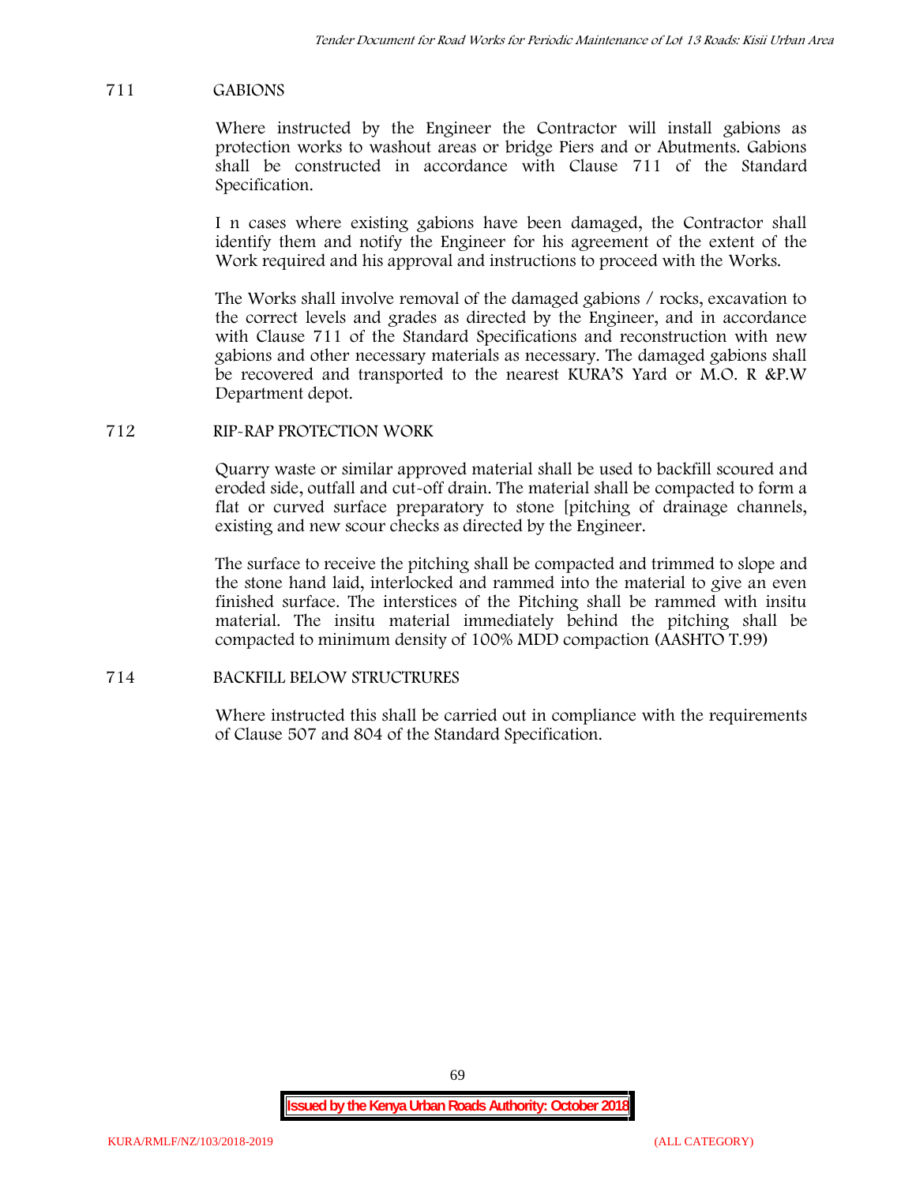## 711 GABIONS

Where instructed by the Engineer the Contractor will install gabions as protection works to washout areas or bridge Piers and or Abutments. Gabions shall be constructed in accordance with Clause 711 of the Standard Specification.

I n cases where existing gabions have been damaged, the Contractor shall identify them and notify the Engineer for his agreement of the extent of the Work required and his approval and instructions to proceed with the Works.

The Works shall involve removal of the damaged gabions / rocks, excavation to the correct levels and grades as directed by the Engineer, and in accordance with Clause 711 of the Standard Specifications and reconstruction with new gabions and other necessary materials as necessary. The damaged gabions shall be recovered and transported to the nearest KURA'S Yard or M.O. R &P.W Department depot.

## 712 RIP-RAP PROTECTION WORK

Quarry waste or similar approved material shall be used to backfill scoured and eroded side, outfall and cut-off drain. The material shall be compacted to form a flat or curved surface preparatory to stone [pitching of drainage channels, existing and new scour checks as directed by the Engineer.

The surface to receive the pitching shall be compacted and trimmed to slope and the stone hand laid, interlocked and rammed into the material to give an even finished surface. The interstices of the Pitching shall be rammed with insitu material. The insitu material immediately behind the pitching shall be compacted to minimum density of 100% MDD compaction (AASHTO T.99)

## 714 BACKFILL BELOW STRUCTRURES

Where instructed this shall be carried out in compliance with the requirements of Clause 507 and 804 of the Standard Specification.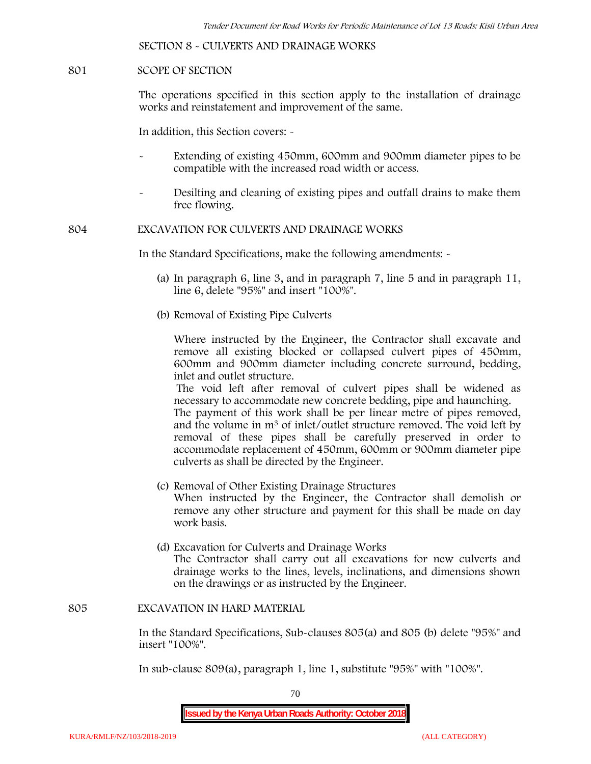## SECTION 8 - CULVERTS AND DRAINAGE WORKS

### 801 SCOPE OF SECTION

The operations specified in this section apply to the installation of drainage works and reinstatement and improvement of the same.

In addition, this Section covers: -

- Extending of existing 450mm, 600mm and 900mm diameter pipes to be compatible with the increased road width or access.
- Desilting and cleaning of existing pipes and outfall drains to make them free flowing.

### 804 EXCAVATION FOR CULVERTS AND DRAINAGE WORKS

In the Standard Specifications, make the following amendments: -

(a) In paragraph 6, line 3, and in paragraph 7, line 5 and in paragraph 11, line 6, delete "95%" and insert "100%".

(b) Removal of Existing Pipe Culverts

Where instructed by the Engineer, the Contractor shall excavate and remove all existing blocked or collapsed culvert pipes of 450mm, 600mm and 900mm diameter including concrete surround, bedding, inlet and outlet structure.

The void left after removal of culvert pipes shall be widened as necessary to accommodate new concrete bedding, pipe and haunching.

The payment of this work shall be per linear metre of pipes removed, and the volume in $m^3$ of inlet/outlet structure removed. The void left by removal of these pipes shall be carefully preserved in order to accommodate replacement of 450mm, 600mm or 900mm diameter pipe culverts as shall be directed by the Engineer.

(c) Removal of Other Existing Drainage Structures

When instructed by the Engineer, the Contractor shall demolish or remove any other structure and payment for this shall be made on day work basis.

(d) Excavation for Culverts and Drainage Works

The Contractor shall carry out all excavations for new culverts and drainage works to the lines, levels, inclinations, and dimensions shown on the drawings or as instructed by the Engineer.

### 805 EXCAVATION IN HARD MATERIAL

In the Standard Specifications, Sub-clauses 805(a) and 805 (b) delete "95%" and insert "100%".

In sub-clause 809(a), paragraph 1, line 1, substitute "95%" with "100%".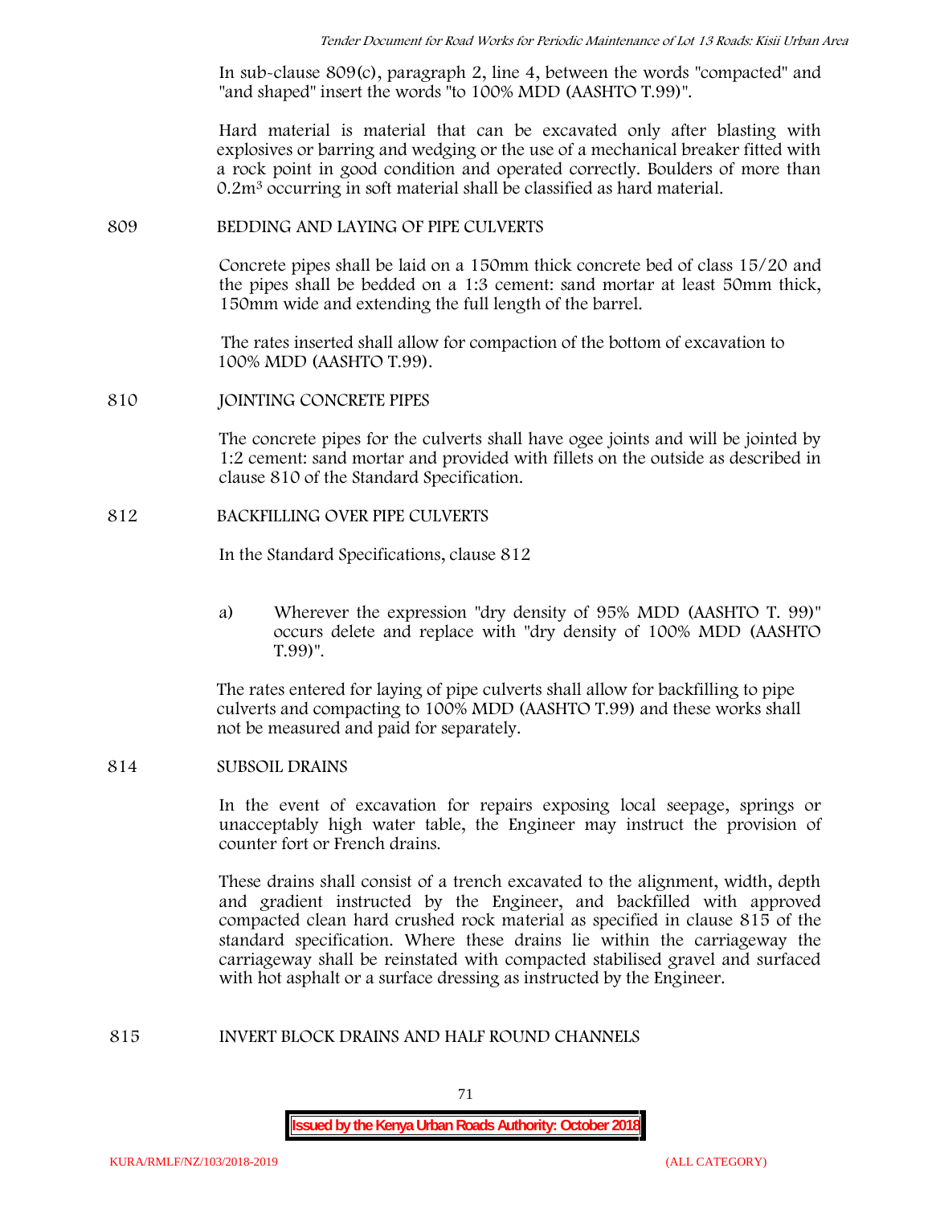In sub-clause 809(c), paragraph 2, line 4, between the words "compacted" and "and shaped" insert the words "to 100% MDD (AASHTO T.99)".

Hard material is material that can be excavated only after blasting with explosives or barring and wedging or the use of a mechanical breaker fitted with a rock point in good condition and operated correctly. Boulders of more than $0.2m^3$ occurring in soft material shall be classified as hard material.

## 809 BEDDING AND LAYING OF PIPE CULVERTS

Concrete pipes shall be laid on a 150mm thick concrete bed of class 15/20 and the pipes shall be bedded on a 1:3 cement: sand mortar at least 50mm thick, 150mm wide and extending the full length of the barrel.

The rates inserted shall allow for compaction of the bottom of excavation to 100% MDD (AASHTO T.99).

## 810 JOINTING CONCRETE PIPES

The concrete pipes for the culverts shall have ogee joints and will be jointed by 1:2 cement: sand mortar and provided with fillets on the outside as described in clause 810 of the Standard Specification.

## 812 BACKFILLING OVER PIPE CULVERTS

In the Standard Specifications, clause 812

a) Wherever the expression "dry density of 95% MDD (AASHTO T. 99)" occurs delete and replace with "dry density of 100% MDD (AASHTO T.99)".

The rates entered for laying of pipe culverts shall allow for backfilling to pipe culverts and compacting to 100% MDD (AASHTO T.99) and these works shall not be measured and paid for separately.

## 814 SUBSOIL DRAINS

In the event of excavation for repairs exposing local seepage, springs or unacceptably high water table, the Engineer may instruct the provision of counter fort or French drains.

These drains shall consist of a trench excavated to the alignment, width, depth and gradient instructed by the Engineer, and backfilled with approved compacted clean hard crushed rock material as specified in clause 815 of the standard specification. Where these drains lie within the carriageway the carriageway shall be reinstated with compacted stabilised gravel and surfaced with hot asphalt or a surface dressing as instructed by the Engineer.

## 815 INVERT BLOCK DRAINS AND HALF ROUND CHANNELS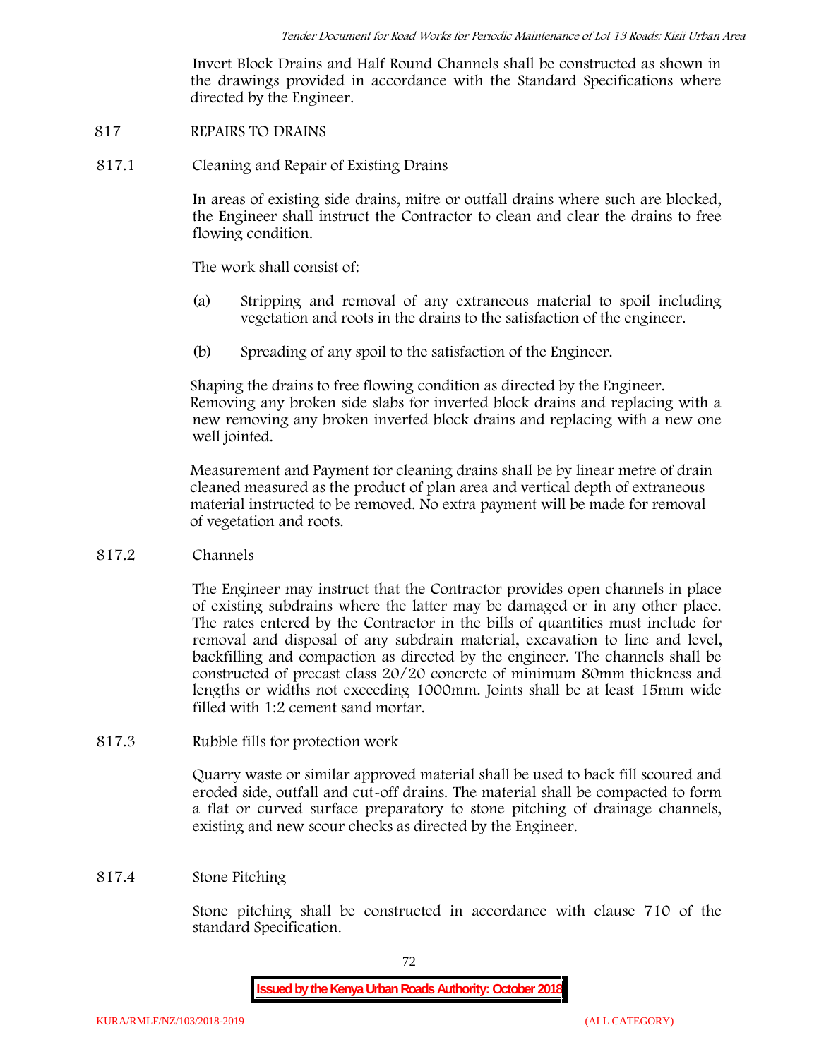Invert Block Drains and Half Round Channels shall be constructed as shown in the drawings provided in accordance with the Standard Specifications where directed by the Engineer.

## 817 REPAIRS TO DRAINS

### 817.1 Cleaning and Repair of Existing Drains

In areas of existing side drains, mitre or outfall drains where such are blocked, the Engineer shall instruct the Contractor to clean and clear the drains to free flowing condition.

The work shall consist of:

(a) Stripping and removal of any extraneous material to spoil including vegetation and roots in the drains to the satisfaction of the engineer.

(b) Spreading of any spoil to the satisfaction of the Engineer.

Shaping the drains to free flowing condition as directed by the Engineer. Removing any broken side slabs for inverted block drains and replacing with a new removing any broken inverted block drains and replacing with a new one well jointed.

Measurement and Payment for cleaning drains shall be by linear metre of drain cleaned measured as the product of plan area and vertical depth of extraneous material instructed to be removed. No extra payment will be made for removal of vegetation and roots.

### 817.2 Channels

The Engineer may instruct that the Contractor provides open channels in place of existing subdrains where the latter may be damaged or in any other place. The rates entered by the Contractor in the bills of quantities must include for removal and disposal of any subdrain material, excavation to line and level, backfilling and compaction as directed by the engineer. The channels shall be constructed of precast class 20/20 concrete of minimum 80mm thickness and lengths or widths not exceeding 1000mm. Joints shall be at least 15mm wide filled with 1:2 cement sand mortar.

### 817.3 Rubble fills for protection work

Quarry waste or similar approved material shall be used to back fill scoured and eroded side, outfall and cut-off drains. The material shall be compacted to form a flat or curved surface preparatory to stone pitching of drainage channels, existing and new scour checks as directed by the Engineer.

### 817.4 Stone Pitching

Stone pitching shall be constructed in accordance with clause 710 of the standard Specification.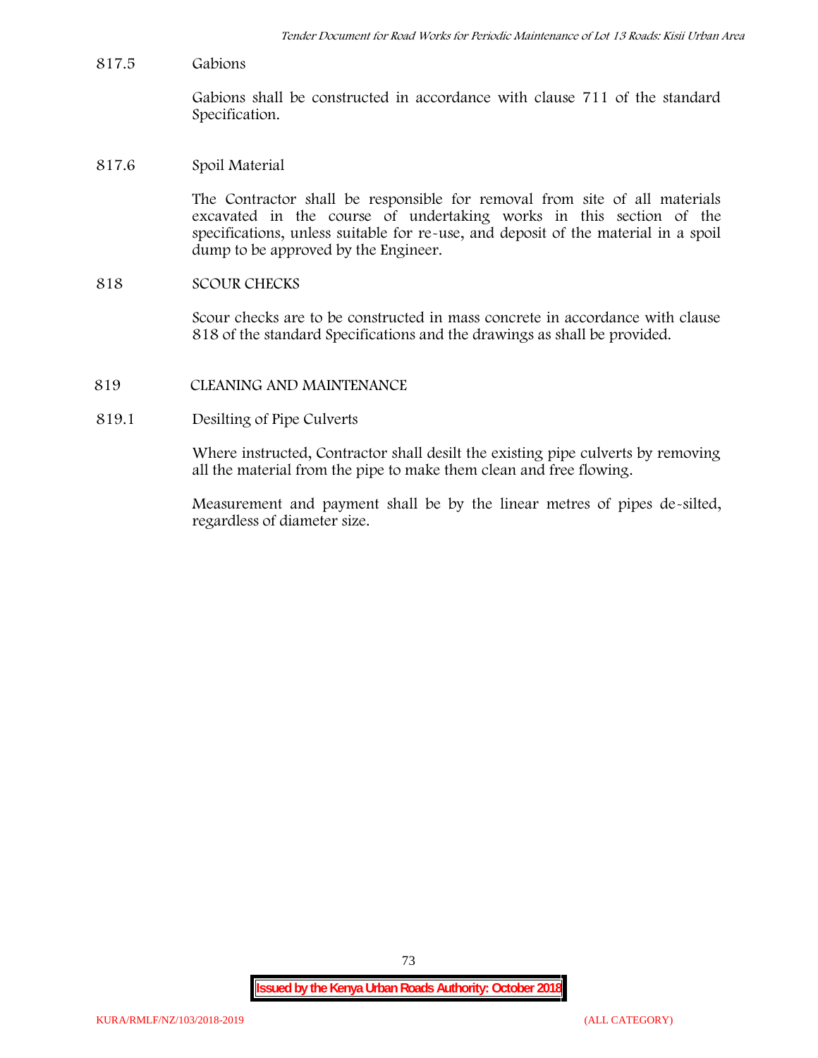817.5 Gabions

Gabions shall be constructed in accordance with clause 711 of the standard Specification.

817.6 Spoil Material

The Contractor shall be responsible for removal from site of all materials excavated in the course of undertaking works in this section of the specifications, unless suitable for re-use, and deposit of the material in a spoil dump to be approved by the Engineer.

818 SCOUR CHECKS

Scour checks are to be constructed in mass concrete in accordance with clause 818 of the standard Specifications and the drawings as shall be provided.

819 CLEANING AND MAINTENANCE

819.1 Desilting of Pipe Culverts

Where instructed, Contractor shall desilt the existing pipe culverts by removing all the material from the pipe to make them clean and free flowing.

Measurement and payment shall be by the linear metres of pipes de-silted, regardless of diameter size.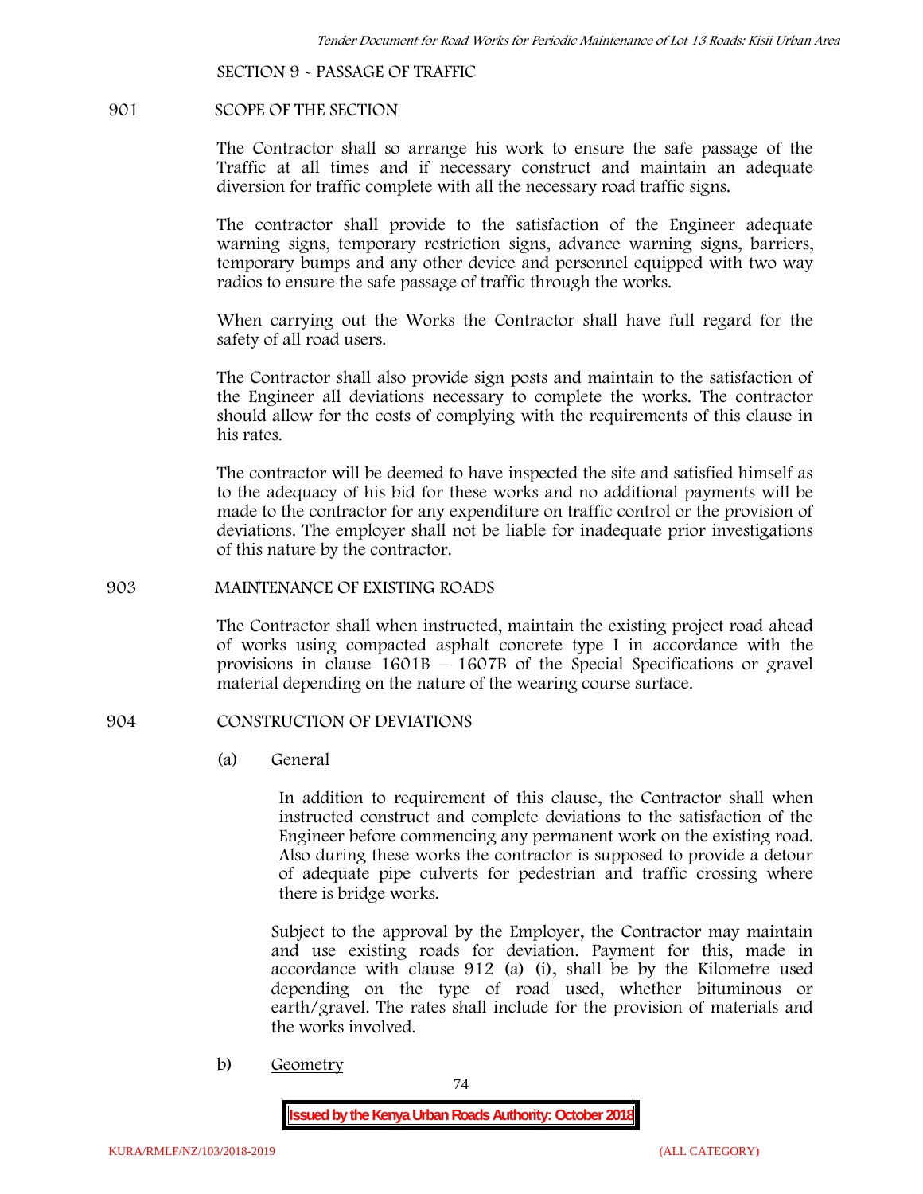## SECTION 9 - PASSAGE OF TRAFFIC

### 901 SCOPE OF THE SECTION

The Contractor shall so arrange his work to ensure the safe passage of the Traffic at all times and if necessary construct and maintain an adequate diversion for traffic complete with all the necessary road traffic signs.

The contractor shall provide to the satisfaction of the Engineer adequate warning signs, temporary restriction signs, advance warning signs, barriers, temporary bumps and any other device and personnel equipped with two way radios to ensure the safe passage of traffic through the works.

When carrying out the Works the Contractor shall have full regard for the safety of all road users.

The Contractor shall also provide sign posts and maintain to the satisfaction of the Engineer all deviations necessary to complete the works. The contractor should allow for the costs of complying with the requirements of this clause in his rates.

The contractor will be deemed to have inspected the site and satisfied himself as to the adequacy of his bid for these works and no additional payments will be made to the contractor for any expenditure on traffic control or the provision of deviations. The employer shall not be liable for inadequate prior investigations of this nature by the contractor.

### 903 MAINTENANCE OF EXISTING ROADS

The Contractor shall when instructed, maintain the existing project road ahead of works using compacted asphalt concrete type I in accordance with the provisions in clause 1601B – 1607B of the Special Specifications or gravel material depending on the nature of the wearing course surface.

### 904 CONSTRUCTION OF DEVIATIONS

(a) General

In addition to requirement of this clause, the Contractor shall when instructed construct and complete deviations to the satisfaction of the Engineer before commencing any permanent work on the existing road. Also during these works the contractor is supposed to provide a detour of adequate pipe culverts for pedestrian and traffic crossing where there is bridge works.

Subject to the approval by the Employer, the Contractor may maintain and use existing roads for deviation. Payment for this, made in accordance with clause 912 (a) (i), shall be by the Kilometre used depending on the type of road used, whether bituminous or earth/gravel. The rates shall include for the provision of materials and the works involved.

b) Geometry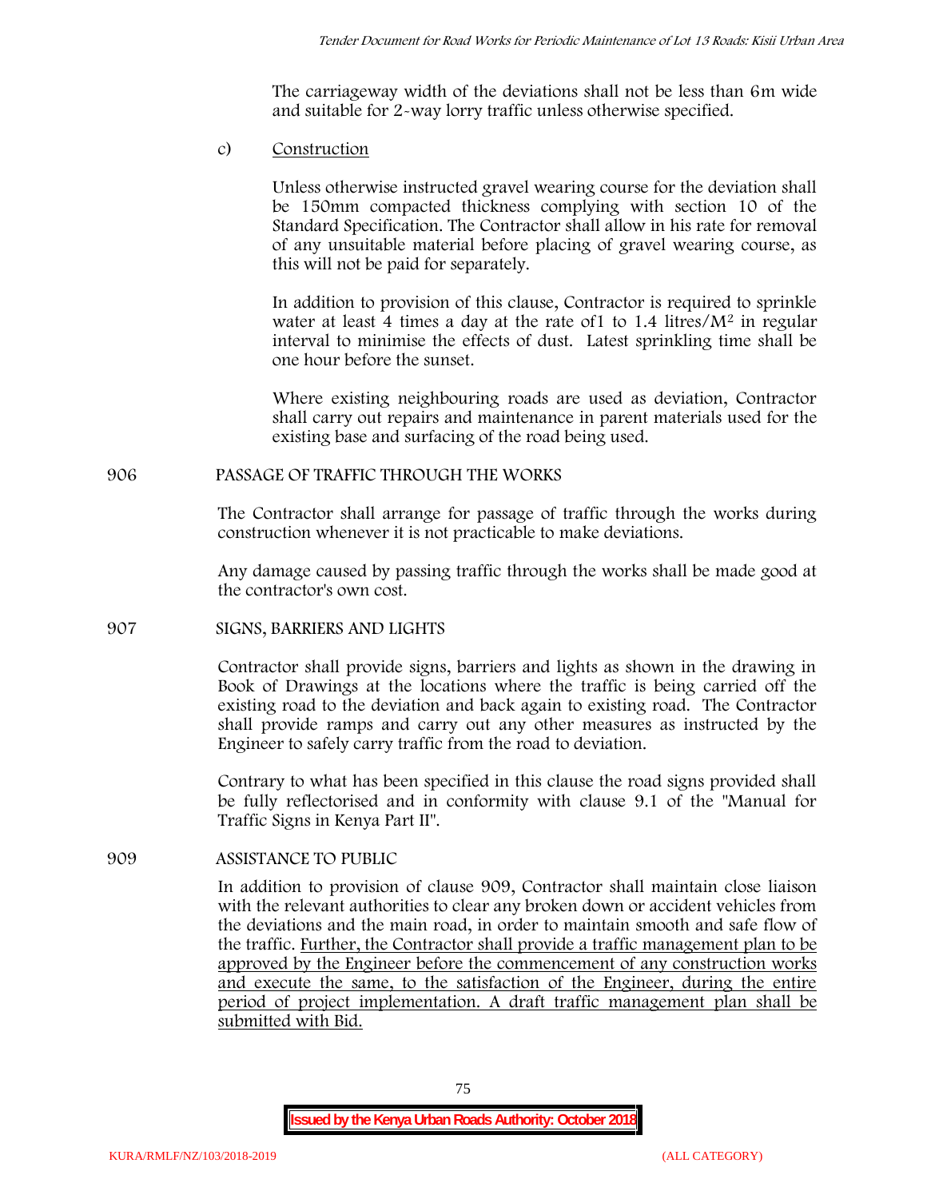The carriageway width of the deviations shall not be less than 6m wide and suitable for 2-way lorry traffic unless otherwise specified.

c) Construction

Unless otherwise instructed gravel wearing course for the deviation shall be 150mm compacted thickness complying with section 10 of the Standard Specification. The Contractor shall allow in his rate for removal of any unsuitable material before placing of gravel wearing course, as this will not be paid for separately.

In addition to provision of this clause, Contractor is required to sprinkle water at least 4 times a day at the rate of1 to 1.4 litres/$M^2$ in regular interval to minimise the effects of dust. Latest sprinkling time shall be one hour before the sunset.

Where existing neighbouring roads are used as deviation, Contractor shall carry out repairs and maintenance in parent materials used for the existing base and surfacing of the road being used.

906 PASSAGE OF TRAFFIC THROUGH THE WORKS

The Contractor shall arrange for passage of traffic through the works during construction whenever it is not practicable to make deviations.

Any damage caused by passing traffic through the works shall be made good at the contractor's own cost.

907 SIGNS, BARRIERS AND LIGHTS

Contractor shall provide signs, barriers and lights as shown in the drawing in Book of Drawings at the locations where the traffic is being carried off the existing road to the deviation and back again to existing road. The Contractor shall provide ramps and carry out any other measures as instructed by the Engineer to safely carry traffic from the road to deviation.

Contrary to what has been specified in this clause the road signs provided shall be fully reflectorised and in conformity with clause 9.1 of the "Manual for Traffic Signs in Kenya Part II".

909 ASSISTANCE TO PUBLIC

In addition to provision of clause 909, Contractor shall maintain close liaison with the relevant authorities to clear any broken down or accident vehicles from the deviations and the main road, in order to maintain smooth and safe flow of the traffic. Further, the Contractor shall provide a traffic management plan to be approved by the Engineer before the commencement of any construction works and execute the same, to the satisfaction of the Engineer, during the entire period of project implementation. A draft traffic management plan shall be submitted with Bid.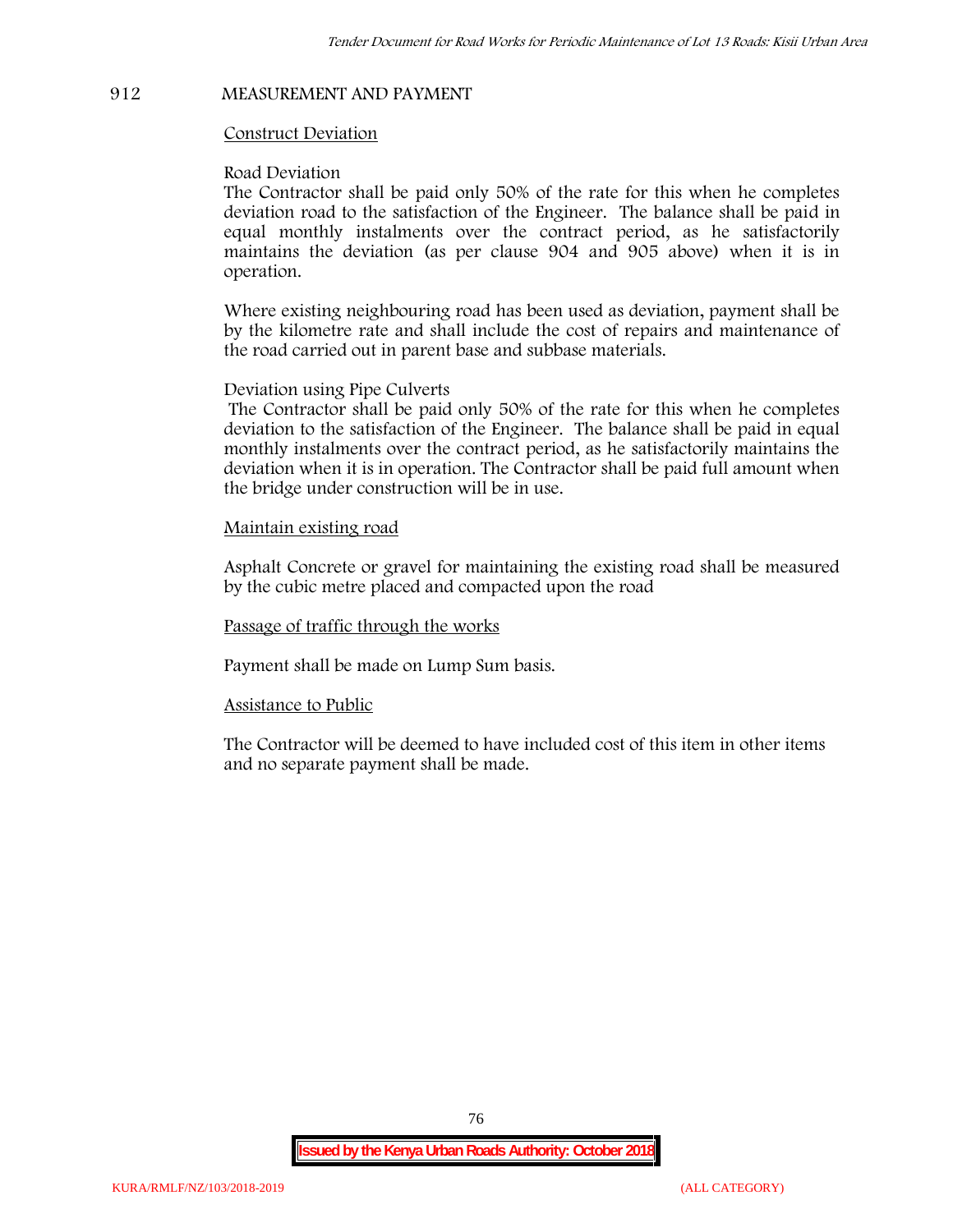## 912 MEASUREMENT AND PAYMENT

<u>Construct Deviation</u>

Road Deviation

The Contractor shall be paid only 50% of the rate for this when he completes deviation road to the satisfaction of the Engineer. The balance shall be paid in equal monthly instalments over the contract period, as he satisfactorily maintains the deviation (as per clause 904 and 905 above) when it is in operation.

Where existing neighbouring road has been used as deviation, payment shall be by the kilometre rate and shall include the cost of repairs and maintenance of the road carried out in parent base and subbase materials.

Deviation using Pipe Culverts

The Contractor shall be paid only 50% of the rate for this when he completes deviation to the satisfaction of the Engineer. The balance shall be paid in equal monthly instalments over the contract period, as he satisfactorily maintains the deviation when it is in operation. The Contractor shall be paid full amount when the bridge under construction will be in use.

<u>Maintain existing road</u>

Asphalt Concrete or gravel for maintaining the existing road shall be measured by the cubic metre placed and compacted upon the road

<u>Passage of traffic through the works</u>

Payment shall be made on Lump Sum basis.

<u>Assistance to Public</u>

The Contractor will be deemed to have included cost of this item in other items and no separate payment shall be made.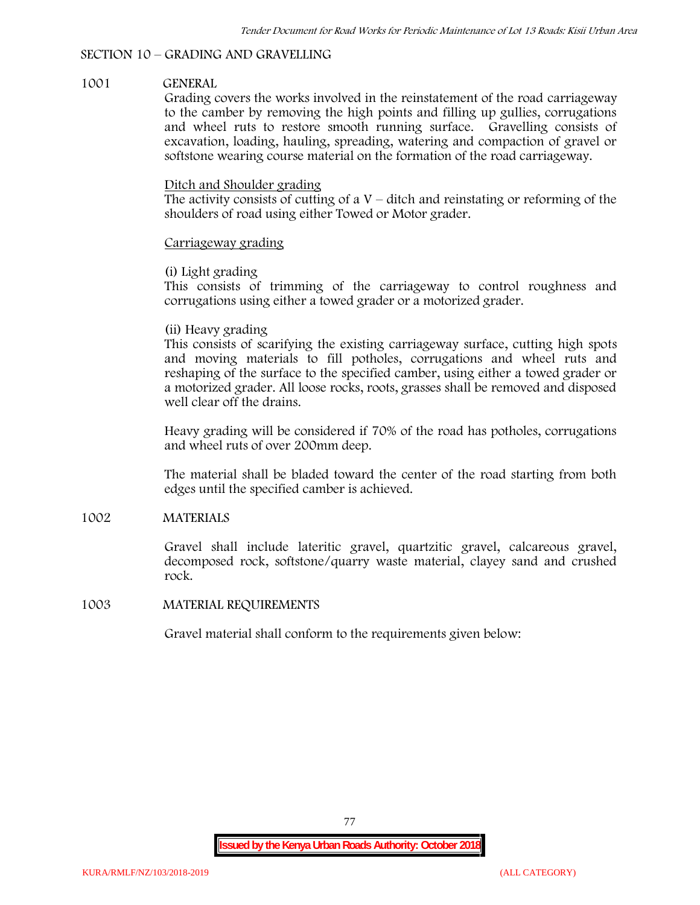## SECTION 10 – GRADING AND GRAVELLING

### 1001 GENERAL

Grading covers the works involved in the reinstatement of the road carriageway to the camber by removing the high points and filling up gullies, corrugations and wheel ruts to restore smooth running surface. Gravelling consists of excavation, loading, hauling, spreading, watering and compaction of gravel or softstone wearing course material on the formation of the road carriageway.

Ditch and Shoulder grading

The activity consists of cutting of a V – ditch and reinstating or reforming of the shoulders of road using either Towed or Motor grader.

Carriageway grading

(i) Light grading

This consists of trimming of the carriageway to control roughness and corrugations using either a towed grader or a motorized grader.

(ii) Heavy grading

This consists of scarifying the existing carriageway surface, cutting high spots and moving materials to fill potholes, corrugations and wheel ruts and reshaping of the surface to the specified camber, using either a towed grader or a motorized grader. All loose rocks, roots, grasses shall be removed and disposed well clear off the drains.

Heavy grading will be considered if 70% of the road has potholes, corrugations and wheel ruts of over 200mm deep.

The material shall be bladed toward the center of the road starting from both edges until the specified camber is achieved.

### 1002 MATERIALS

Gravel shall include lateritic gravel, quartzitic gravel, calcareous gravel, decomposed rock, softstone/quarry waste material, clayey sand and crushed rock.

### 1003 MATERIAL REQUIREMENTS

Gravel material shall conform to the requirements given below: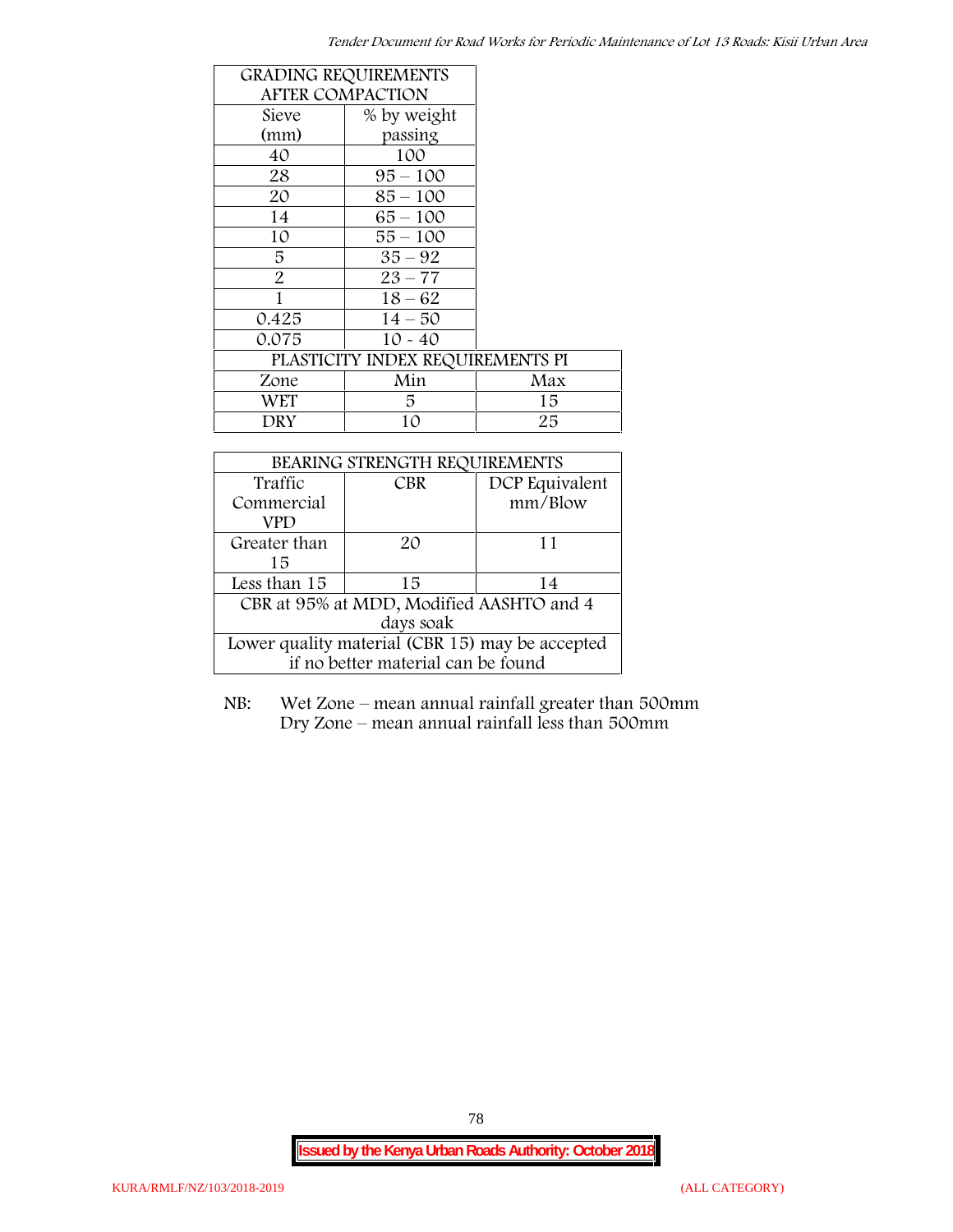| GRADING REQUIREMENTS AFTER COMPACTION | |
|---|---|
| Sieve (mm) | % by weight passing |
| 40 | 100 |
| 28 | 95 – 100 |
| 20 | 85 – 100 |
| 14 | 65 – 100 |
| 10 | 55 – 100 |
| 5 | 35 – 92 |
| 2 | 23 – 77 |
| 1 | 18 – 62 |
| 0.425 | 14 – 50 |
| 0.075 | 10 - 40 |

| PLASTICITY INDEX REQUIREMENTS PI | | |
|---|---|---|
| Zone | Min | Max |
| WET | 5 | 15 |
| DRY | 10 | 25 |

| BEARING STRENGTH REQUIREMENTS | | |
|---|---|---|
| Traffic Commercial VPD | CBR | DCP Equivalent mm/Blow |
| Greater than 15 | 20 | 11 |
| Less than 15 | 15 | 14 |
| CBR at 95% at MDD, Modified AASHTO and 4 days soak | | |
| Lower quality material (CBR 15) may be accepted if no better material can be found | | |

NB: Wet Zone – mean annual rainfall greater than 500mm
Dry Zone – mean annual rainfall less than 500mm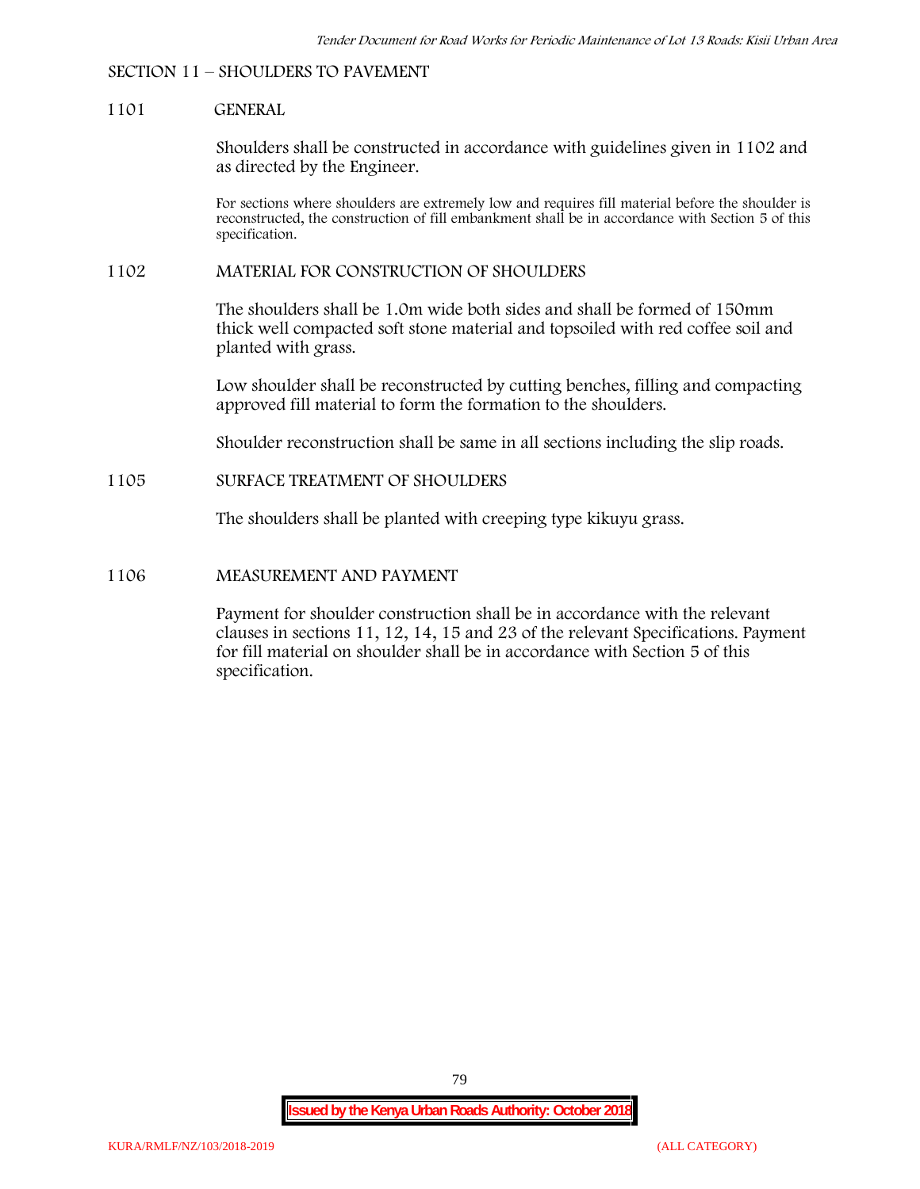## SECTION 11 – SHOULDERS TO PAVEMENT

### 1101 GENERAL

Shoulders shall be constructed in accordance with guidelines given in 1102 and as directed by the Engineer.

For sections where shoulders are extremely low and requires fill material before the shoulder is reconstructed, the construction of fill embankment shall be in accordance with Section 5 of this specification.

### 1102 MATERIAL FOR CONSTRUCTION OF SHOULDERS

The shoulders shall be 1.0m wide both sides and shall be formed of 150mm thick well compacted soft stone material and topsoiled with red coffee soil and planted with grass.

Low shoulder shall be reconstructed by cutting benches, filling and compacting approved fill material to form the formation to the shoulders.

Shoulder reconstruction shall be same in all sections including the slip roads.

### 1105 SURFACE TREATMENT OF SHOULDERS

The shoulders shall be planted with creeping type kikuyu grass.

### 1106 MEASUREMENT AND PAYMENT

Payment for shoulder construction shall be in accordance with the relevant clauses in sections 11, 12, 14, 15 and 23 of the relevant Specifications. Payment for fill material on shoulder shall be in accordance with Section 5 of this specification.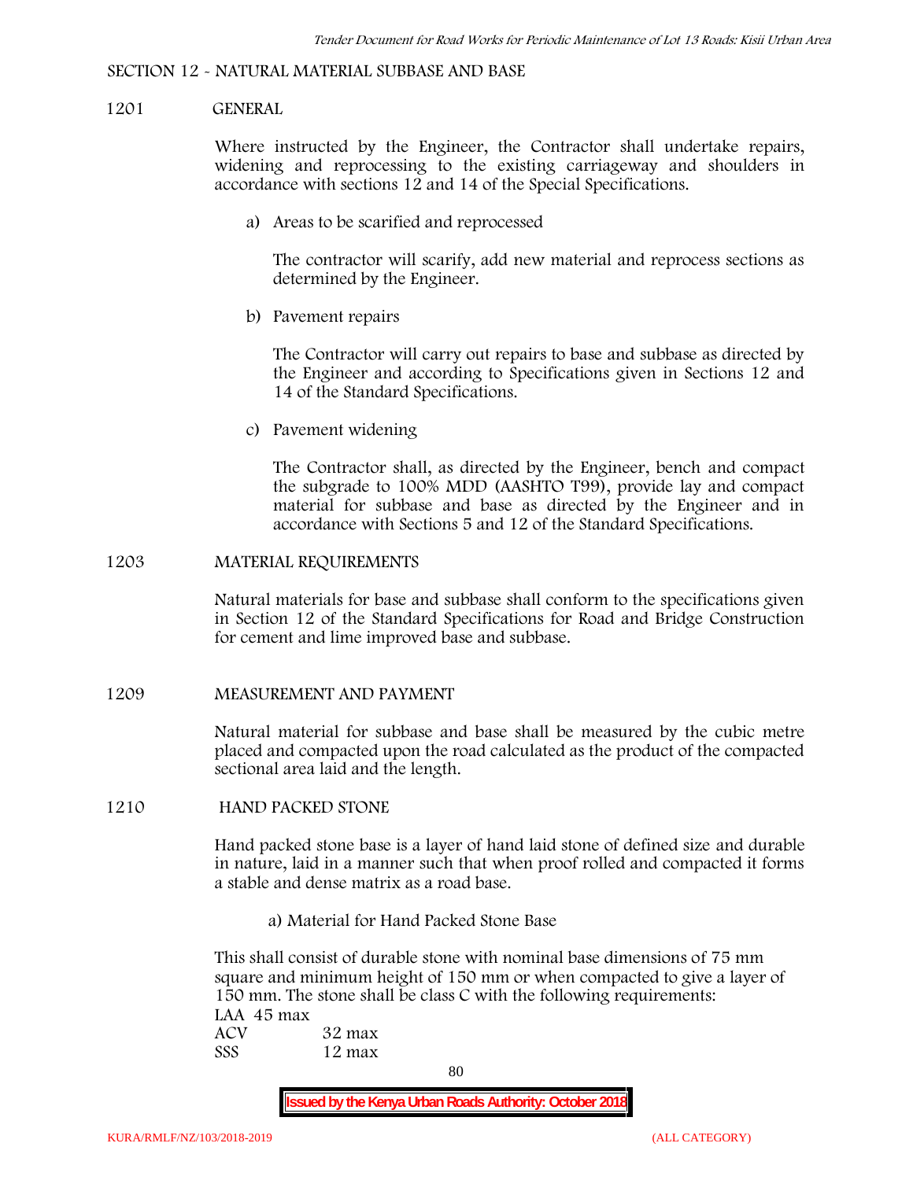## SECTION 12 - NATURAL MATERIAL SUBBASE AND BASE

### 1201 GENERAL

Where instructed by the Engineer, the Contractor shall undertake repairs, widening and reprocessing to the existing carriageway and shoulders in accordance with sections 12 and 14 of the Special Specifications.

a) Areas to be scarified and reprocessed

The contractor will scarify, add new material and reprocess sections as determined by the Engineer.

b) Pavement repairs

The Contractor will carry out repairs to base and subbase as directed by the Engineer and according to Specifications given in Sections 12 and 14 of the Standard Specifications.

c) Pavement widening

The Contractor shall, as directed by the Engineer, bench and compact the subgrade to 100% MDD (AASHTO T99), provide lay and compact material for subbase and base as directed by the Engineer and in accordance with Sections 5 and 12 of the Standard Specifications.

### 1203 MATERIAL REQUIREMENTS

Natural materials for base and subbase shall conform to the specifications given in Section 12 of the Standard Specifications for Road and Bridge Construction for cement and lime improved base and subbase.

### 1209 MEASUREMENT AND PAYMENT

Natural material for subbase and base shall be measured by the cubic metre placed and compacted upon the road calculated as the product of the compacted sectional area laid and the length.

### 1210 HAND PACKED STONE

Hand packed stone base is a layer of hand laid stone of defined size and durable in nature, laid in a manner such that when proof rolled and compacted it forms a stable and dense matrix as a road base.

a) Material for Hand Packed Stone Base

This shall consist of durable stone with nominal base dimensions of 75 mm square and minimum height of 150 mm or when compacted to give a layer of 150 mm. The stone shall be class C with the following requirements:

LAA 45 max
ACV 32 max
SSS 12 max

**Issued by the Kenya Urban Roads Authority: October 2018**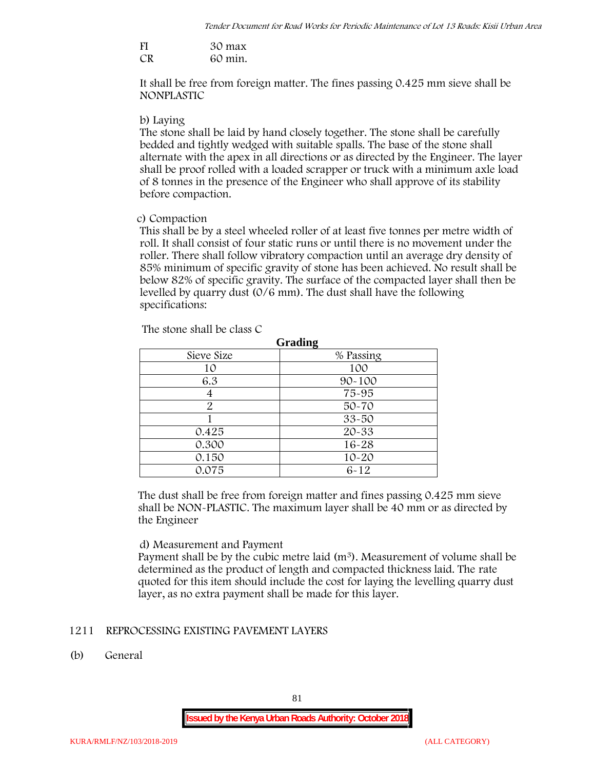FI        30 max
CR        60 min.

It shall be free from foreign matter. The fines passing 0.425 mm sieve shall be NONPLASTIC

b) Laying

The stone shall be laid by hand closely together. The stone shall be carefully bedded and tightly wedged with suitable spalls. The base of the stone shall alternate with the apex in all directions or as directed by the Engineer. The layer shall be proof rolled with a loaded scrapper or truck with a minimum axle load of 8 tonnes in the presence of the Engineer who shall approve of its stability before compaction.

c) Compaction

This shall be by a steel wheeled roller of at least five tonnes per metre width of roll. It shall consist of four static runs or until there is no movement under the roller. There shall follow vibratory compaction until an average dry density of 85% minimum of specific gravity of stone has been achieved. No result shall be below 82% of specific gravity. The surface of the compacted layer shall then be levelled by quarry dust (0/6 mm). The dust shall have the following specifications:

The stone shall be class C

**Grading**

| Sieve Size | % Passing |
|---|---|
| 10 | 100 |
| 6.3 | 90-100 |
| 4 | 75-95 |
| 2 | 50-70 |
| 1 | 33-50 |
| 0.425 | 20-33 |
| 0.300 | 16-28 |
| 0.150 | 10-20 |
| 0.075 | 6-12 |

The dust shall be free from foreign matter and fines passing 0.425 mm sieve shall be NON-PLASTIC. The maximum layer shall be 40 mm or as directed by the Engineer

d) Measurement and Payment

Payment shall be by the cubic metre laid ($m^3$). Measurement of volume shall be determined as the product of length and compacted thickness laid. The rate quoted for this item should include the cost for laying the levelling quarry dust layer, as no extra payment shall be made for this layer.

## 1211 REPROCESSING EXISTING PAVEMENT LAYERS

(b) General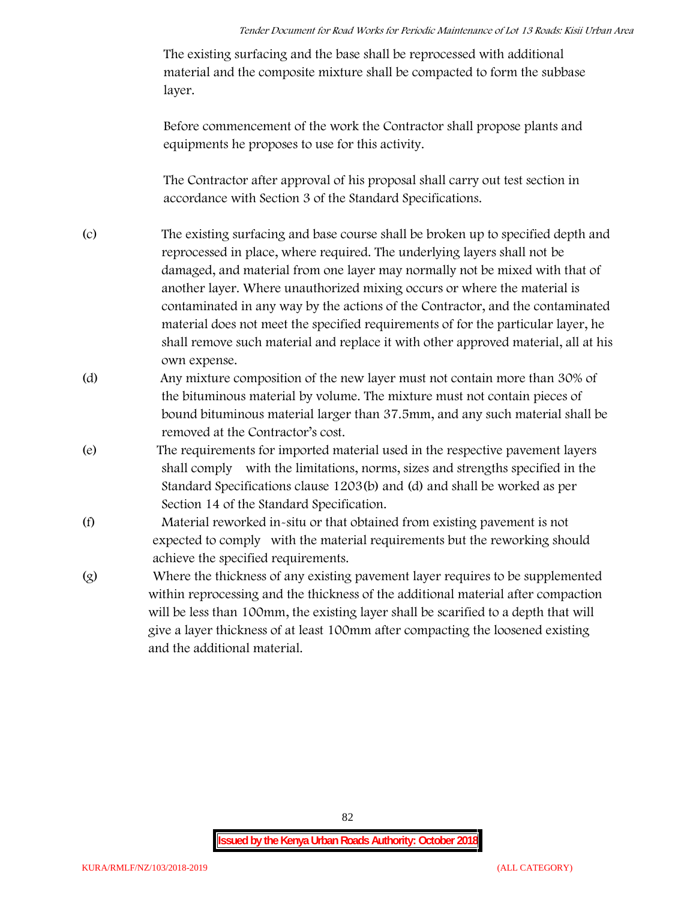The existing surfacing and the base shall be reprocessed with additional material and the composite mixture shall be compacted to form the subbase layer.

Before commencement of the work the Contractor shall propose plants and equipments he proposes to use for this activity.

The Contractor after approval of his proposal shall carry out test section in accordance with Section 3 of the Standard Specifications.

(c) The existing surfacing and base course shall be broken up to specified depth and reprocessed in place, where required. The underlying layers shall not be damaged, and material from one layer may normally not be mixed with that of another layer. Where unauthorized mixing occurs or where the material is contaminated in any way by the actions of the Contractor, and the contaminated material does not meet the specified requirements of for the particular layer, he shall remove such material and replace it with other approved material, all at his own expense.

(d) Any mixture composition of the new layer must not contain more than 30% of the bituminous material by volume. The mixture must not contain pieces of bound bituminous material larger than 37.5mm, and any such material shall be removed at the Contractor's cost.

(e) The requirements for imported material used in the respective pavement layers shall comply with the limitations, norms, sizes and strengths specified in the Standard Specifications clause 1203(b) and (d) and shall be worked as per Section 14 of the Standard Specification.

(f) Material reworked in-situ or that obtained from existing pavement is not expected to comply with the material requirements but the reworking should achieve the specified requirements.

(g) Where the thickness of any existing pavement layer requires to be supplemented within reprocessing and the thickness of the additional material after compaction will be less than 100mm, the existing layer shall be scarified to a depth that will give a layer thickness of at least 100mm after compacting the loosened existing and the additional material.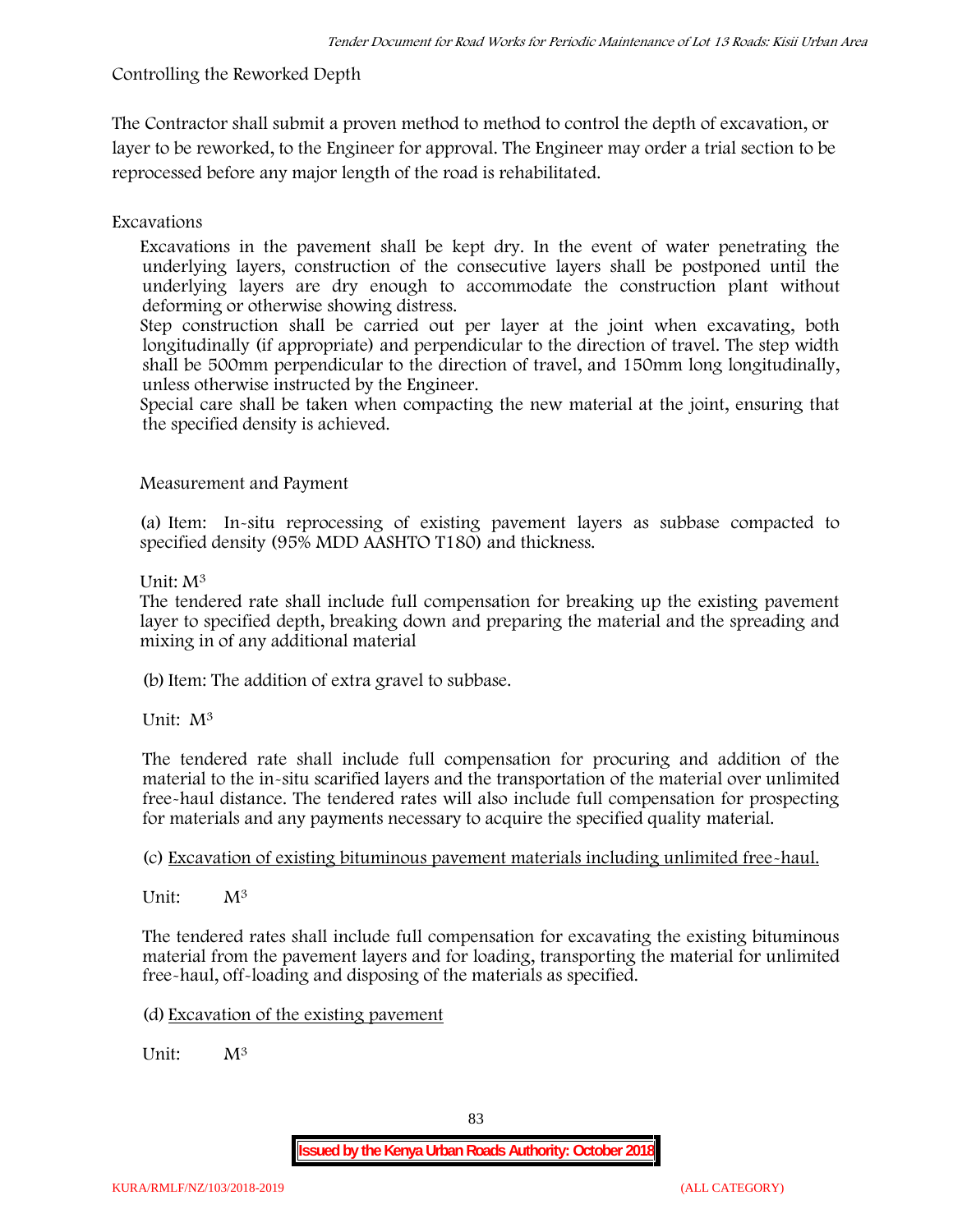Controlling the Reworked Depth

The Contractor shall submit a proven method to method to control the depth of excavation, or layer to be reworked, to the Engineer for approval. The Engineer may order a trial section to be reprocessed before any major length of the road is rehabilitated.

Excavations

Excavations in the pavement shall be kept dry. In the event of water penetrating the underlying layers, construction of the consecutive layers shall be postponed until the underlying layers are dry enough to accommodate the construction plant without deforming or otherwise showing distress.

Step construction shall be carried out per layer at the joint when excavating, both longitudinally (if appropriate) and perpendicular to the direction of travel. The step width shall be 500mm perpendicular to the direction of travel, and 150mm long longitudinally, unless otherwise instructed by the Engineer.

Special care shall be taken when compacting the new material at the joint, ensuring that the specified density is achieved.

Measurement and Payment

(a) Item: In-situ reprocessing of existing pavement layers as subbase compacted to specified density (95% MDD AASHTO T180) and thickness.

Unit: $M^3$

The tendered rate shall include full compensation for breaking up the existing pavement layer to specified depth, breaking down and preparing the material and the spreading and mixing in of any additional material

(b) Item: The addition of extra gravel to subbase.

Unit: $M^3$

The tendered rate shall include full compensation for procuring and addition of the material to the in-situ scarified layers and the transportation of the material over unlimited free-haul distance. The tendered rates will also include full compensation for prospecting for materials and any payments necessary to acquire the specified quality material.

(c) <u>Excavation of existing bituminous pavement materials including unlimited free-haul.</u>

Unit: $M^3$

The tendered rates shall include full compensation for excavating the existing bituminous material from the pavement layers and for loading, transporting the material for unlimited free-haul, off-loading and disposing of the materials as specified.

(d) <u>Excavation of the existing pavement</u>

Unit: $M^3$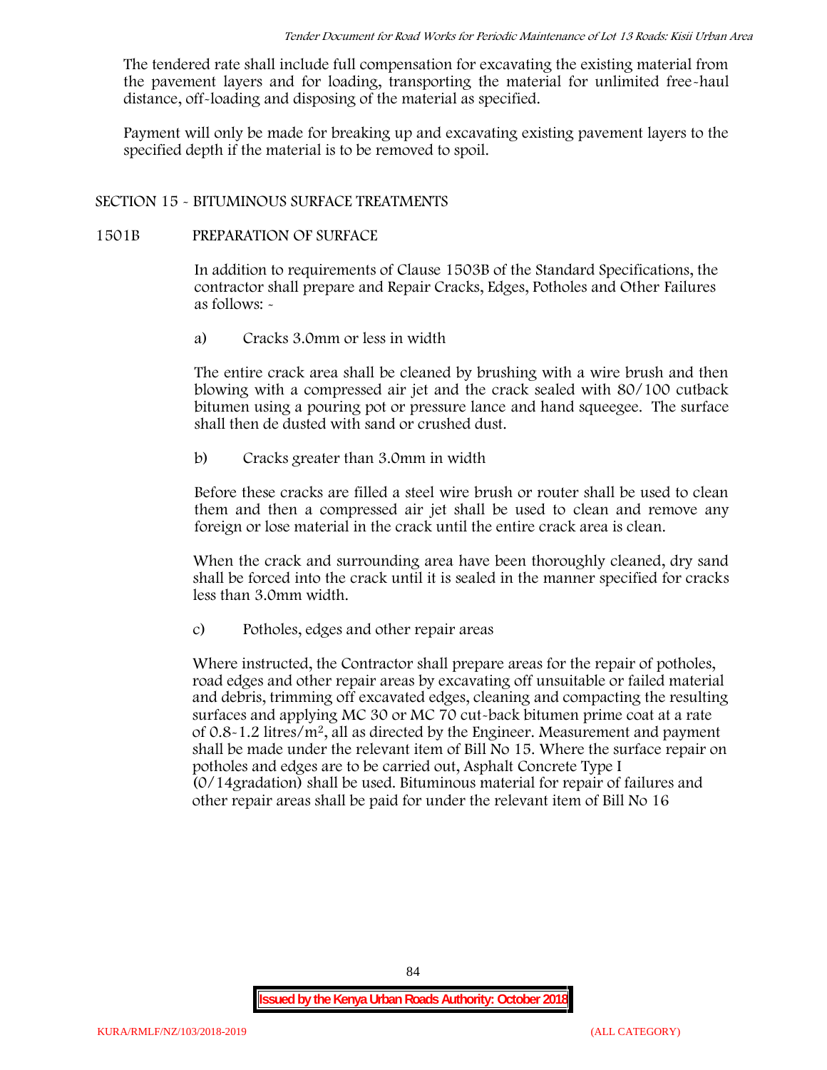The tendered rate shall include full compensation for excavating the existing material from the pavement layers and for loading, transporting the material for unlimited free-haul distance, off-loading and disposing of the material as specified.

Payment will only be made for breaking up and excavating existing pavement layers to the specified depth if the material is to be removed to spoil.

## SECTION 15 - BITUMINOUS SURFACE TREATMENTS

### 1501B PREPARATION OF SURFACE

In addition to requirements of Clause 1503B of the Standard Specifications, the contractor shall prepare and Repair Cracks, Edges, Potholes and Other Failures as follows: -

a) Cracks 3.0mm or less in width

The entire crack area shall be cleaned by brushing with a wire brush and then blowing with a compressed air jet and the crack sealed with 80/100 cutback bitumen using a pouring pot or pressure lance and hand squeegee. The surface shall then de dusted with sand or crushed dust.

b) Cracks greater than 3.0mm in width

Before these cracks are filled a steel wire brush or router shall be used to clean them and then a compressed air jet shall be used to clean and remove any foreign or lose material in the crack until the entire crack area is clean.

When the crack and surrounding area have been thoroughly cleaned, dry sand shall be forced into the crack until it is sealed in the manner specified for cracks less than 3.0mm width.

c) Potholes, edges and other repair areas

Where instructed, the Contractor shall prepare areas for the repair of potholes, road edges and other repair areas by excavating off unsuitable or failed material and debris, trimming off excavated edges, cleaning and compacting the resulting surfaces and applying MC 30 or MC 70 cut-back bitumen prime coat at a rate of 0.8-1.2 litres/$m^2$, all as directed by the Engineer. Measurement and payment shall be made under the relevant item of Bill No 15. Where the surface repair on potholes and edges are to be carried out, Asphalt Concrete Type I (0/14gradation) shall be used. Bituminous material for repair of failures and other repair areas shall be paid for under the relevant item of Bill No 16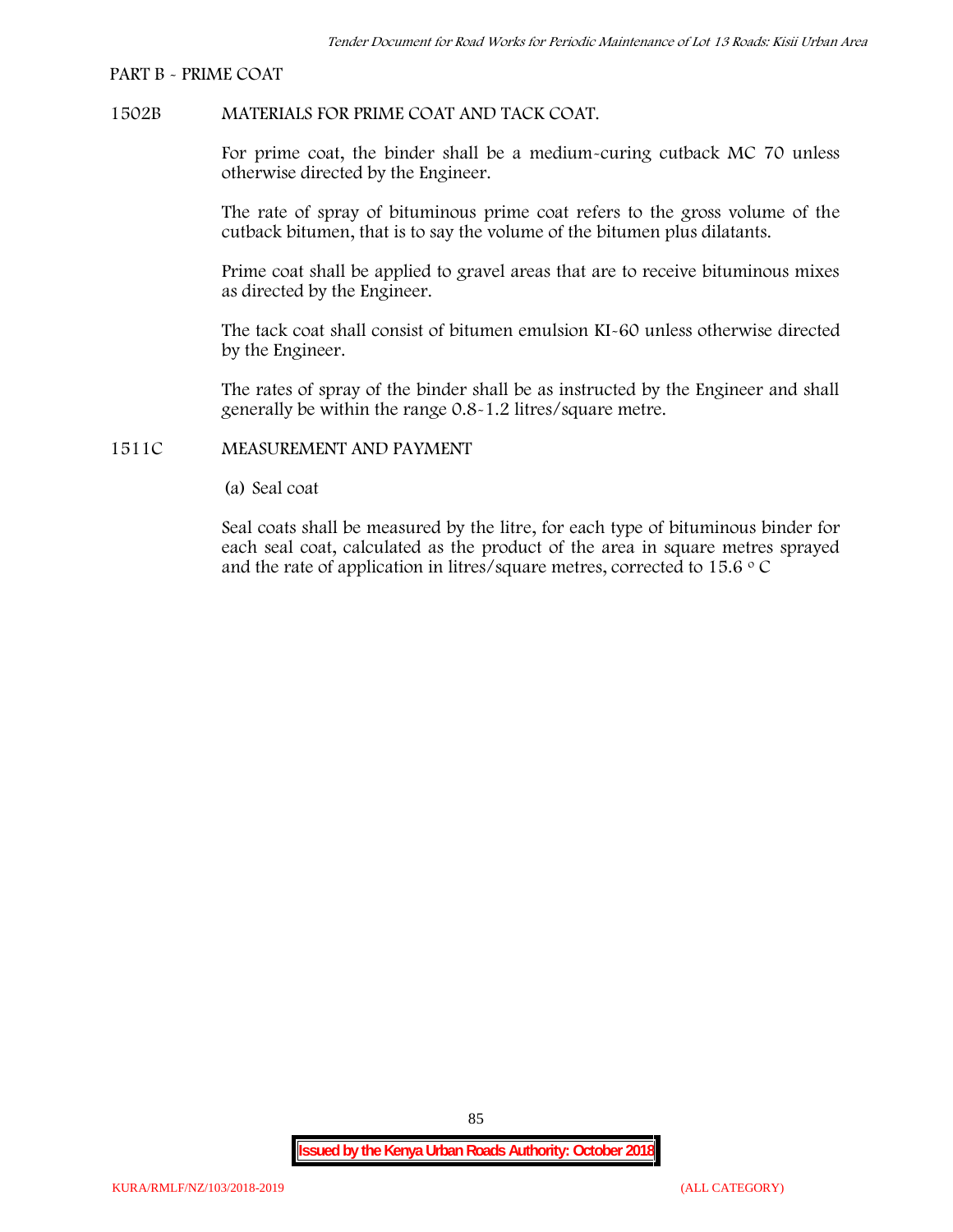PART B - PRIME COAT

## 1502B MATERIALS FOR PRIME COAT AND TACK COAT.

For prime coat, the binder shall be a medium-curing cutback MC 70 unless otherwise directed by the Engineer.

The rate of spray of bituminous prime coat refers to the gross volume of the cutback bitumen, that is to say the volume of the bitumen plus dilatants.

Prime coat shall be applied to gravel areas that are to receive bituminous mixes as directed by the Engineer.

The tack coat shall consist of bitumen emulsion KI-60 unless otherwise directed by the Engineer.

The rates of spray of the binder shall be as instructed by the Engineer and shall generally be within the range 0.8-1.2 litres/square metre.

## 1511C MEASUREMENT AND PAYMENT

(a) Seal coat

Seal coats shall be measured by the litre, for each type of bituminous binder for each seal coat, calculated as the product of the area in square metres sprayed and the rate of application in litres/square metres, corrected to 15.6 $^{o}$ C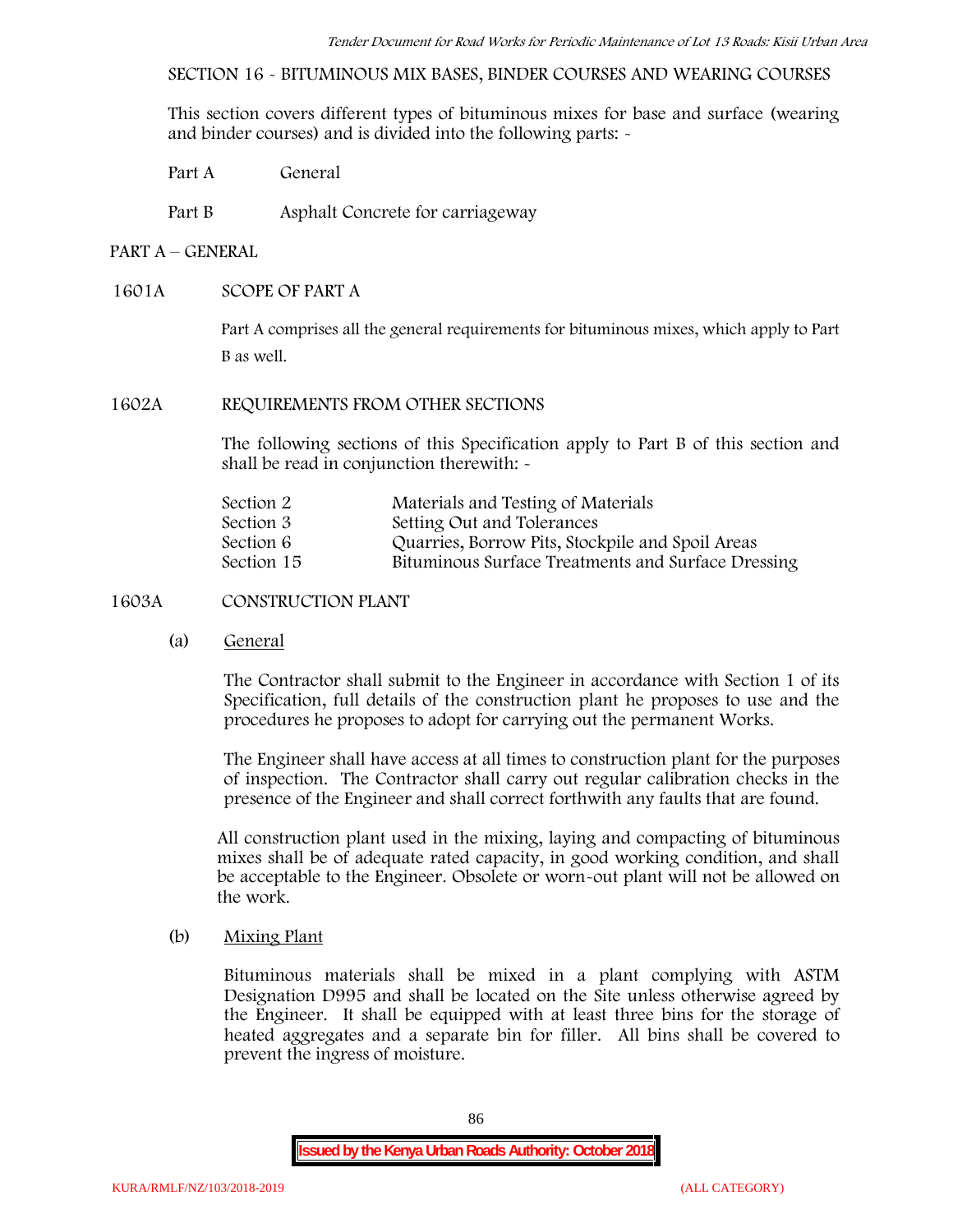SECTION 16 - BITUMINOUS MIX BASES, BINDER COURSES AND WEARING COURSES

This section covers different types of bituminous mixes for base and surface (wearing and binder courses) and is divided into the following parts: -

Part A General

Part B Asphalt Concrete for carriageway

## PART A – GENERAL

### 1601A SCOPE OF PART A

Part A comprises all the general requirements for bituminous mixes, which apply to Part B as well.

### 1602A REQUIREMENTS FROM OTHER SECTIONS

The following sections of this Specification apply to Part B of this section and shall be read in conjunction therewith: -

| | |
|---|---|
| Section 2 | Materials and Testing of Materials |
| Section 3 | Setting Out and Tolerances |
| Section 6 | Quarries, Borrow Pits, Stockpile and Spoil Areas |
| Section 15 | Bituminous Surface Treatments and Surface Dressing |

### 1603A CONSTRUCTION PLANT

(a) General

The Contractor shall submit to the Engineer in accordance with Section 1 of its Specification, full details of the construction plant he proposes to use and the procedures he proposes to adopt for carrying out the permanent Works.

The Engineer shall have access at all times to construction plant for the purposes of inspection. The Contractor shall carry out regular calibration checks in the presence of the Engineer and shall correct forthwith any faults that are found.

All construction plant used in the mixing, laying and compacting of bituminous mixes shall be of adequate rated capacity, in good working condition, and shall be acceptable to the Engineer. Obsolete or worn-out plant will not be allowed on the work.

(b) Mixing Plant

Bituminous materials shall be mixed in a plant complying with ASTM Designation D995 and shall be located on the Site unless otherwise agreed by the Engineer. It shall be equipped with at least three bins for the storage of heated aggregates and a separate bin for filler. All bins shall be covered to prevent the ingress of moisture.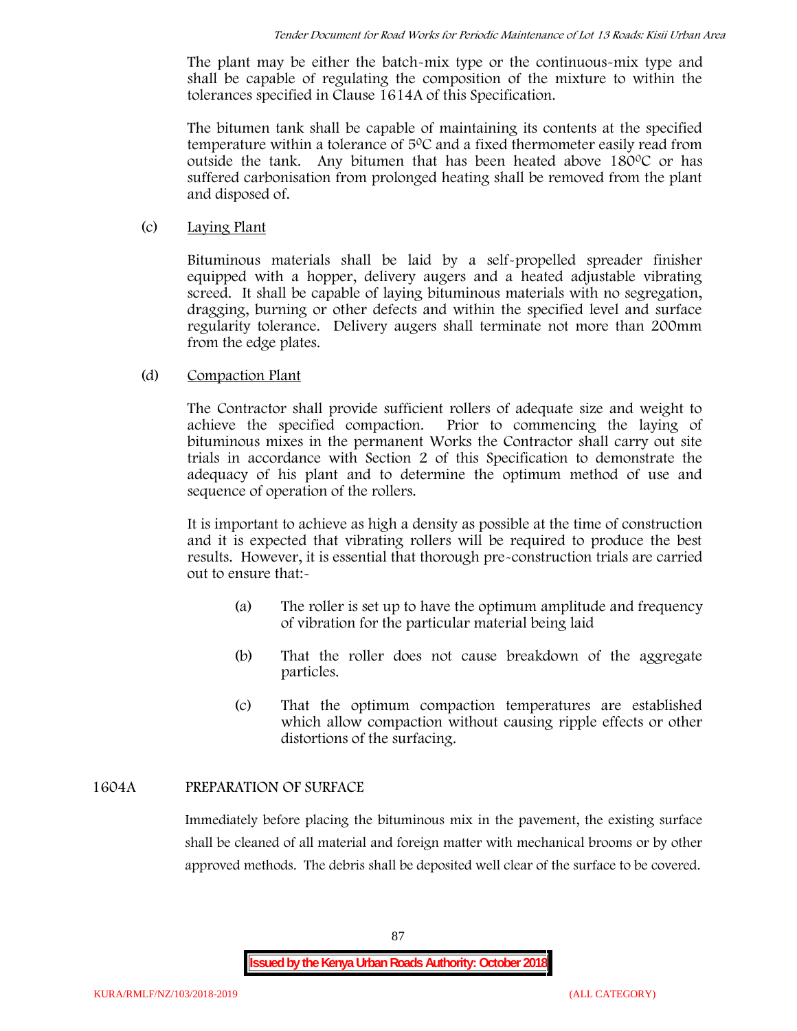The plant may be either the batch-mix type or the continuous-mix type and shall be capable of regulating the composition of the mixture to within the tolerances specified in Clause 1614A of this Specification.

The bitumen tank shall be capable of maintaining its contents at the specified temperature within a tolerance of 5°C and a fixed thermometer easily read from outside the tank. Any bitumen that has been heated above 180°C or has suffered carbonisation from prolonged heating shall be removed from the plant and disposed of.

(c) Laying Plant

Bituminous materials shall be laid by a self-propelled spreader finisher equipped with a hopper, delivery augers and a heated adjustable vibrating screed. It shall be capable of laying bituminous materials with no segregation, dragging, burning or other defects and within the specified level and surface regularity tolerance. Delivery augers shall terminate not more than 200mm from the edge plates.

(d) Compaction Plant

The Contractor shall provide sufficient rollers of adequate size and weight to achieve the specified compaction. Prior to commencing the laying of bituminous mixes in the permanent Works the Contractor shall carry out site trials in accordance with Section 2 of this Specification to demonstrate the adequacy of his plant and to determine the optimum method of use and sequence of operation of the rollers.

It is important to achieve as high a density as possible at the time of construction and it is expected that vibrating rollers will be required to produce the best results. However, it is essential that thorough pre-construction trials are carried out to ensure that:-

(a) The roller is set up to have the optimum amplitude and frequency of vibration for the particular material being laid

(b) That the roller does not cause breakdown of the aggregate particles.

(c) That the optimum compaction temperatures are established which allow compaction without causing ripple effects or other distortions of the surfacing.

## 1604A PREPARATION OF SURFACE

Immediately before placing the bituminous mix in the pavement, the existing surface shall be cleaned of all material and foreign matter with mechanical brooms or by other approved methods. The debris shall be deposited well clear of the surface to be covered.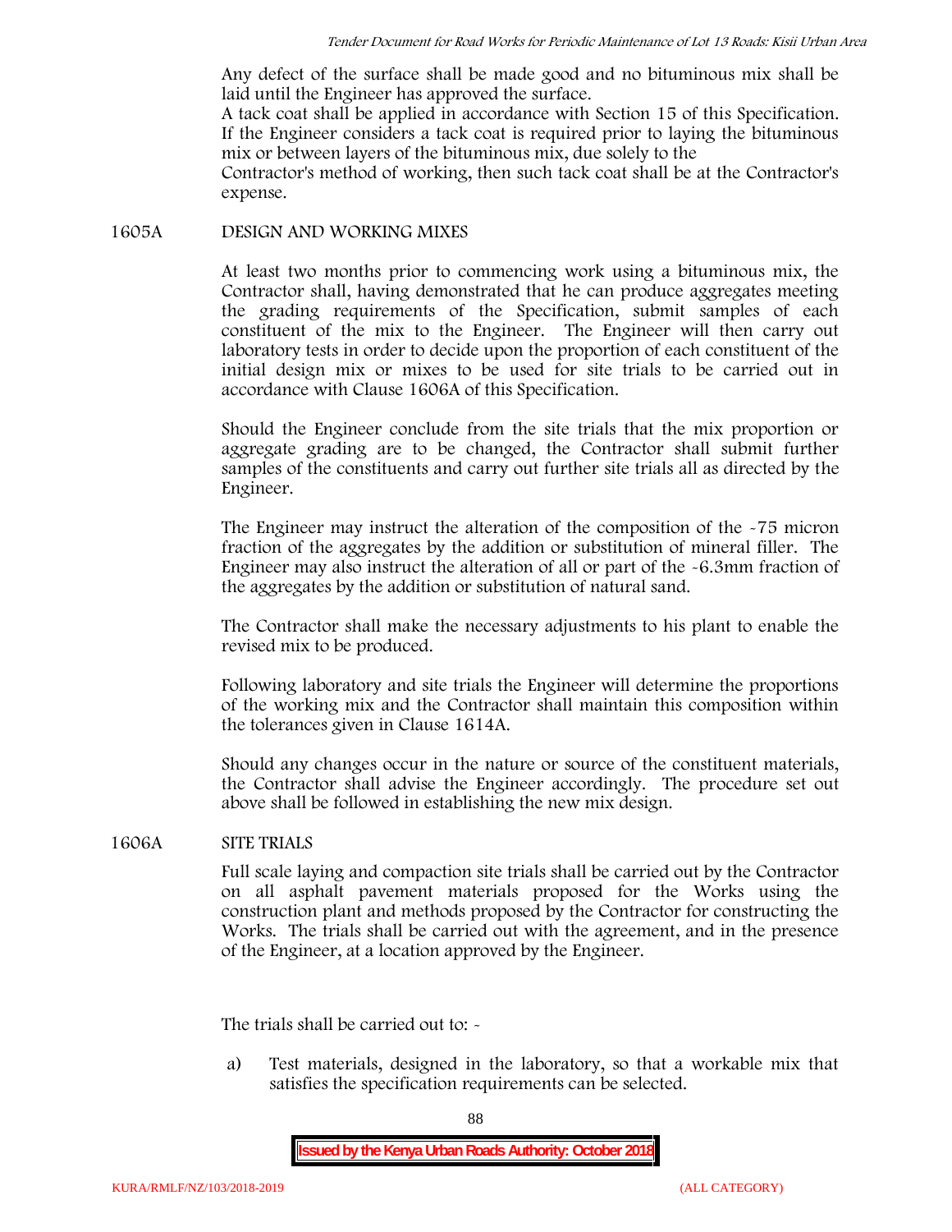Any defect of the surface shall be made good and no bituminous mix shall be laid until the Engineer has approved the surface.
A tack coat shall be applied in accordance with Section 15 of this Specification. If the Engineer considers a tack coat is required prior to laying the bituminous mix or between layers of the bituminous mix, due solely to the Contractor's method of working, then such tack coat shall be at the Contractor's expense.

## 1605A DESIGN AND WORKING MIXES

At least two months prior to commencing work using a bituminous mix, the Contractor shall, having demonstrated that he can produce aggregates meeting the grading requirements of the Specification, submit samples of each constituent of the mix to the Engineer. The Engineer will then carry out laboratory tests in order to decide upon the proportion of each constituent of the initial design mix or mixes to be used for site trials to be carried out in accordance with Clause 1606A of this Specification.

Should the Engineer conclude from the site trials that the mix proportion or aggregate grading are to be changed, the Contractor shall submit further samples of the constituents and carry out further site trials all as directed by the Engineer.

The Engineer may instruct the alteration of the composition of the -75 micron fraction of the aggregates by the addition or substitution of mineral filler. The Engineer may also instruct the alteration of all or part of the -6.3mm fraction of the aggregates by the addition or substitution of natural sand.

The Contractor shall make the necessary adjustments to his plant to enable the revised mix to be produced.

Following laboratory and site trials the Engineer will determine the proportions of the working mix and the Contractor shall maintain this composition within the tolerances given in Clause 1614A.

Should any changes occur in the nature or source of the constituent materials, the Contractor shall advise the Engineer accordingly. The procedure set out above shall be followed in establishing the new mix design.

## 1606A SITE TRIALS

Full scale laying and compaction site trials shall be carried out by the Contractor on all asphalt pavement materials proposed for the Works using the construction plant and methods proposed by the Contractor for constructing the Works. The trials shall be carried out with the agreement, and in the presence of the Engineer, at a location approved by the Engineer.

The trials shall be carried out to: -

a) Test materials, designed in the laboratory, so that a workable mix that satisfies the specification requirements can be selected.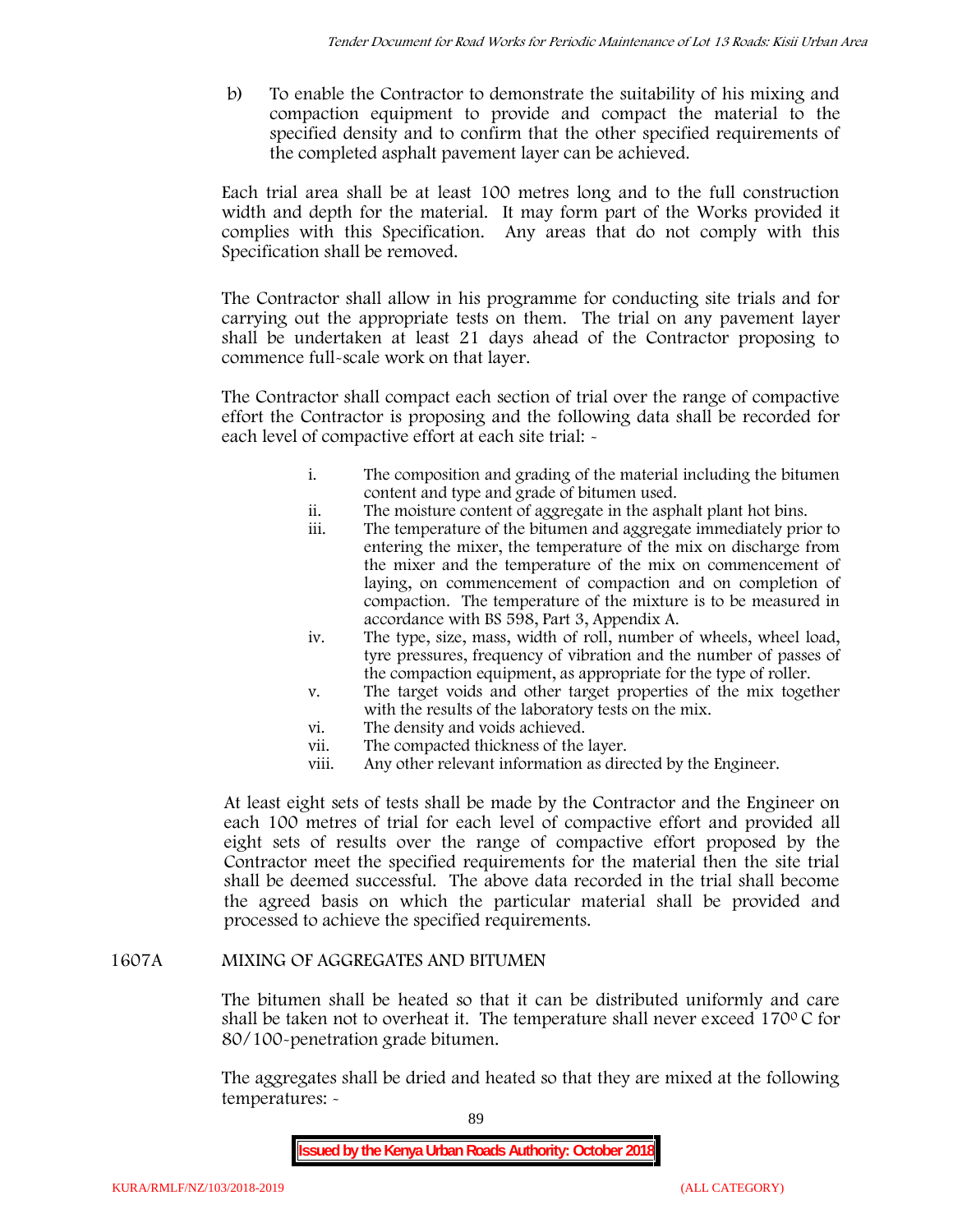b) To enable the Contractor to demonstrate the suitability of his mixing and compaction equipment to provide and compact the material to the specified density and to confirm that the other specified requirements of the completed asphalt pavement layer can be achieved.

Each trial area shall be at least 100 metres long and to the full construction width and depth for the material. It may form part of the Works provided it complies with this Specification. Any areas that do not comply with this Specification shall be removed.

The Contractor shall allow in his programme for conducting site trials and for carrying out the appropriate tests on them. The trial on any pavement layer shall be undertaken at least 21 days ahead of the Contractor proposing to commence full-scale work on that layer.

The Contractor shall compact each section of trial over the range of compactive effort the Contractor is proposing and the following data shall be recorded for each level of compactive effort at each site trial: -

i. The composition and grading of the material including the bitumen content and type and grade of bitumen used.
ii. The moisture content of aggregate in the asphalt plant hot bins.
iii. The temperature of the bitumen and aggregate immediately prior to entering the mixer, the temperature of the mix on discharge from the mixer and the temperature of the mix on commencement of laying, on commencement of compaction and on completion of compaction. The temperature of the mixture is to be measured in accordance with BS 598, Part 3, Appendix A.
iv. The type, size, mass, width of roll, number of wheels, wheel load, tyre pressures, frequency of vibration and the number of passes of the compaction equipment, as appropriate for the type of roller.
v. The target voids and other target properties of the mix together with the results of the laboratory tests on the mix.
vi. The density and voids achieved.
vii. The compacted thickness of the layer.
viii. Any other relevant information as directed by the Engineer.

At least eight sets of tests shall be made by the Contractor and the Engineer on each 100 metres of trial for each level of compactive effort and provided all eight sets of results over the range of compactive effort proposed by the Contractor meet the specified requirements for the material then the site trial shall be deemed successful. The above data recorded in the trial shall become the agreed basis on which the particular material shall be provided and processed to achieve the specified requirements.

## 1607A MIXING OF AGGREGATES AND BITUMEN

The bitumen shall be heated so that it can be distributed uniformly and care shall be taken not to overheat it. The temperature shall never exceed 170$^{0}$ C for 80/100-penetration grade bitumen.

The aggregates shall be dried and heated so that they are mixed at the following temperatures: -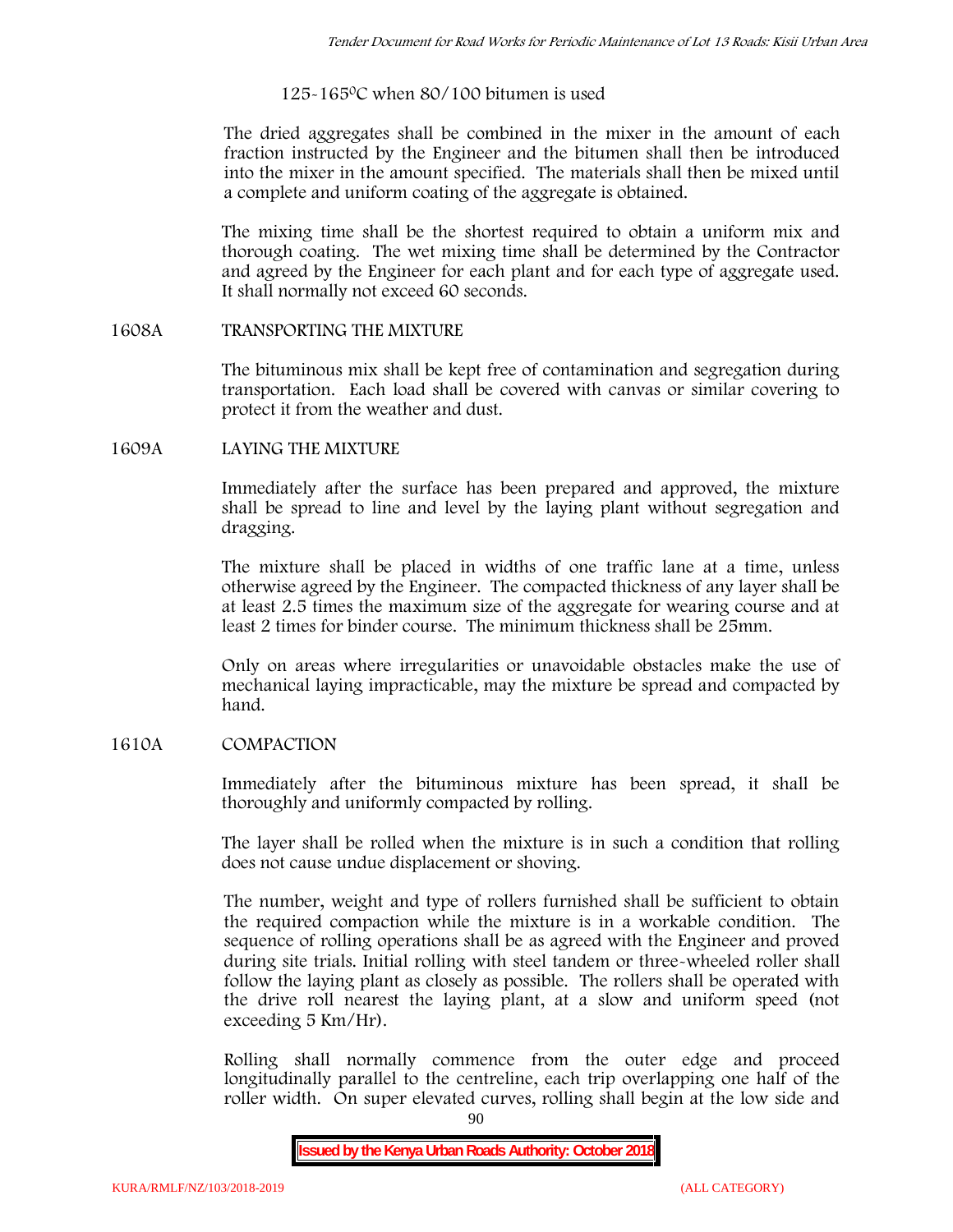125-165$^{0}$C when 80/100 bitumen is used

The dried aggregates shall be combined in the mixer in the amount of each fraction instructed by the Engineer and the bitumen shall then be introduced into the mixer in the amount specified. The materials shall then be mixed until a complete and uniform coating of the aggregate is obtained.

The mixing time shall be the shortest required to obtain a uniform mix and thorough coating. The wet mixing time shall be determined by the Contractor and agreed by the Engineer for each plant and for each type of aggregate used. It shall normally not exceed 60 seconds.

## 1608A TRANSPORTING THE MIXTURE

The bituminous mix shall be kept free of contamination and segregation during transportation. Each load shall be covered with canvas or similar covering to protect it from the weather and dust.

## 1609A LAYING THE MIXTURE

Immediately after the surface has been prepared and approved, the mixture shall be spread to line and level by the laying plant without segregation and dragging.

The mixture shall be placed in widths of one traffic lane at a time, unless otherwise agreed by the Engineer. The compacted thickness of any layer shall be at least 2.5 times the maximum size of the aggregate for wearing course and at least 2 times for binder course. The minimum thickness shall be 25mm.

Only on areas where irregularities or unavoidable obstacles make the use of mechanical laying impracticable, may the mixture be spread and compacted by hand.

## 1610A COMPACTION

Immediately after the bituminous mixture has been spread, it shall be thoroughly and uniformly compacted by rolling.

The layer shall be rolled when the mixture is in such a condition that rolling does not cause undue displacement or shoving.

The number, weight and type of rollers furnished shall be sufficient to obtain the required compaction while the mixture is in a workable condition. The sequence of rolling operations shall be as agreed with the Engineer and proved during site trials. Initial rolling with steel tandem or three-wheeled roller shall follow the laying plant as closely as possible. The rollers shall be operated with the drive roll nearest the laying plant, at a slow and uniform speed (not exceeding 5 Km/Hr).

Rolling shall normally commence from the outer edge and proceed longitudinally parallel to the centreline, each trip overlapping one half of the roller width. On super elevated curves, rolling shall begin at the low side and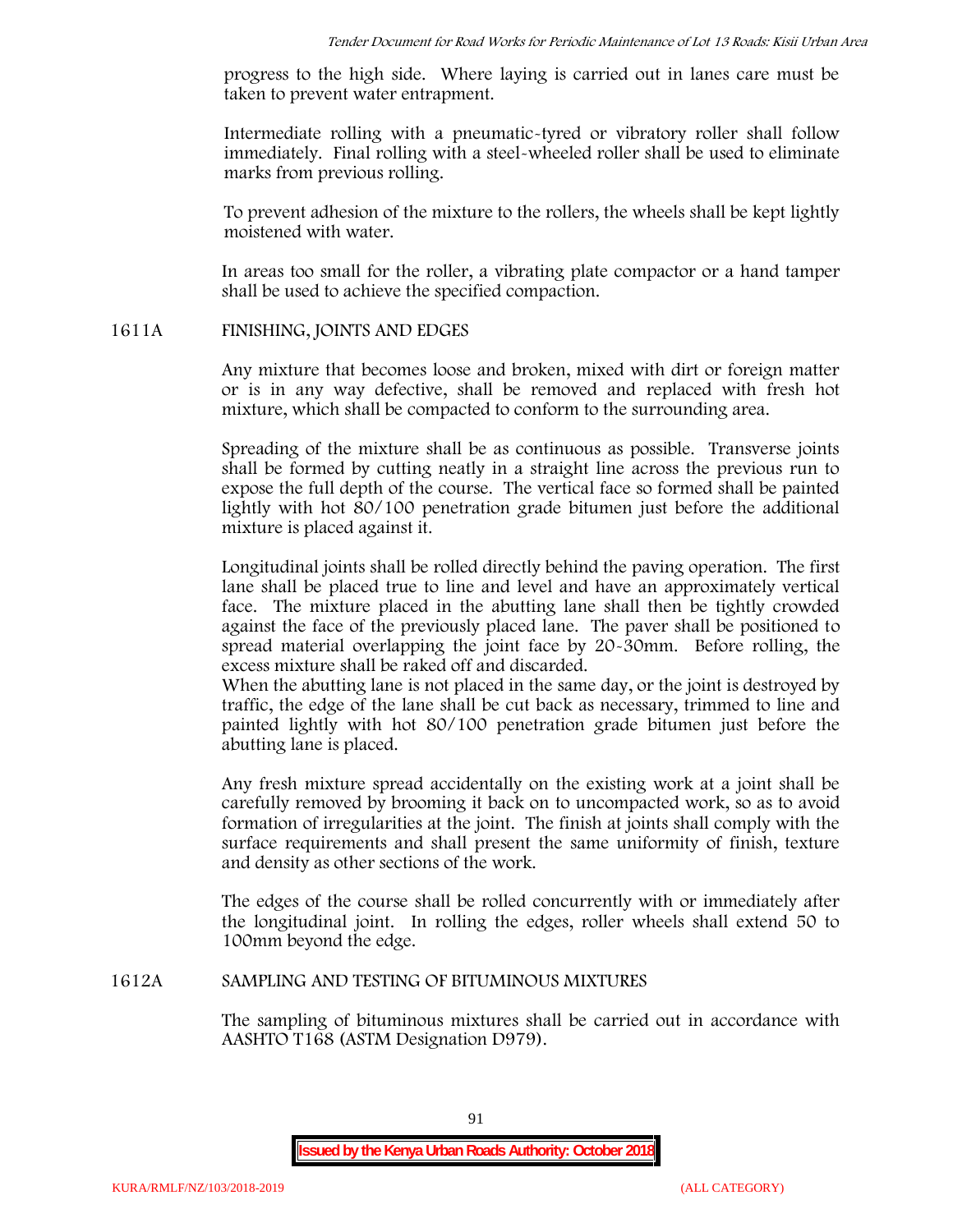progress to the high side. Where laying is carried out in lanes care must be taken to prevent water entrapment.

Intermediate rolling with a pneumatic-tyred or vibratory roller shall follow immediately. Final rolling with a steel-wheeled roller shall be used to eliminate marks from previous rolling.

To prevent adhesion of the mixture to the rollers, the wheels shall be kept lightly moistened with water.

In areas too small for the roller, a vibrating plate compactor or a hand tamper shall be used to achieve the specified compaction.

## 1611A FINISHING, JOINTS AND EDGES

Any mixture that becomes loose and broken, mixed with dirt or foreign matter or is in any way defective, shall be removed and replaced with fresh hot mixture, which shall be compacted to conform to the surrounding area.

Spreading of the mixture shall be as continuous as possible. Transverse joints shall be formed by cutting neatly in a straight line across the previous run to expose the full depth of the course. The vertical face so formed shall be painted lightly with hot 80/100 penetration grade bitumen just before the additional mixture is placed against it.

Longitudinal joints shall be rolled directly behind the paving operation. The first lane shall be placed true to line and level and have an approximately vertical face. The mixture placed in the abutting lane shall then be tightly crowded against the face of the previously placed lane. The paver shall be positioned to spread material overlapping the joint face by 20-30mm. Before rolling, the excess mixture shall be raked off and discarded.
When the abutting lane is not placed in the same day, or the joint is destroyed by traffic, the edge of the lane shall be cut back as necessary, trimmed to line and painted lightly with hot 80/100 penetration grade bitumen just before the abutting lane is placed.

Any fresh mixture spread accidentally on the existing work at a joint shall be carefully removed by brooming it back on to uncompacted work, so as to avoid formation of irregularities at the joint. The finish at joints shall comply with the surface requirements and shall present the same uniformity of finish, texture and density as other sections of the work.

The edges of the course shall be rolled concurrently with or immediately after the longitudinal joint. In rolling the edges, roller wheels shall extend 50 to 100mm beyond the edge.

## 1612A SAMPLING AND TESTING OF BITUMINOUS MIXTURES

The sampling of bituminous mixtures shall be carried out in accordance with AASHTO T168 (ASTM Designation D979).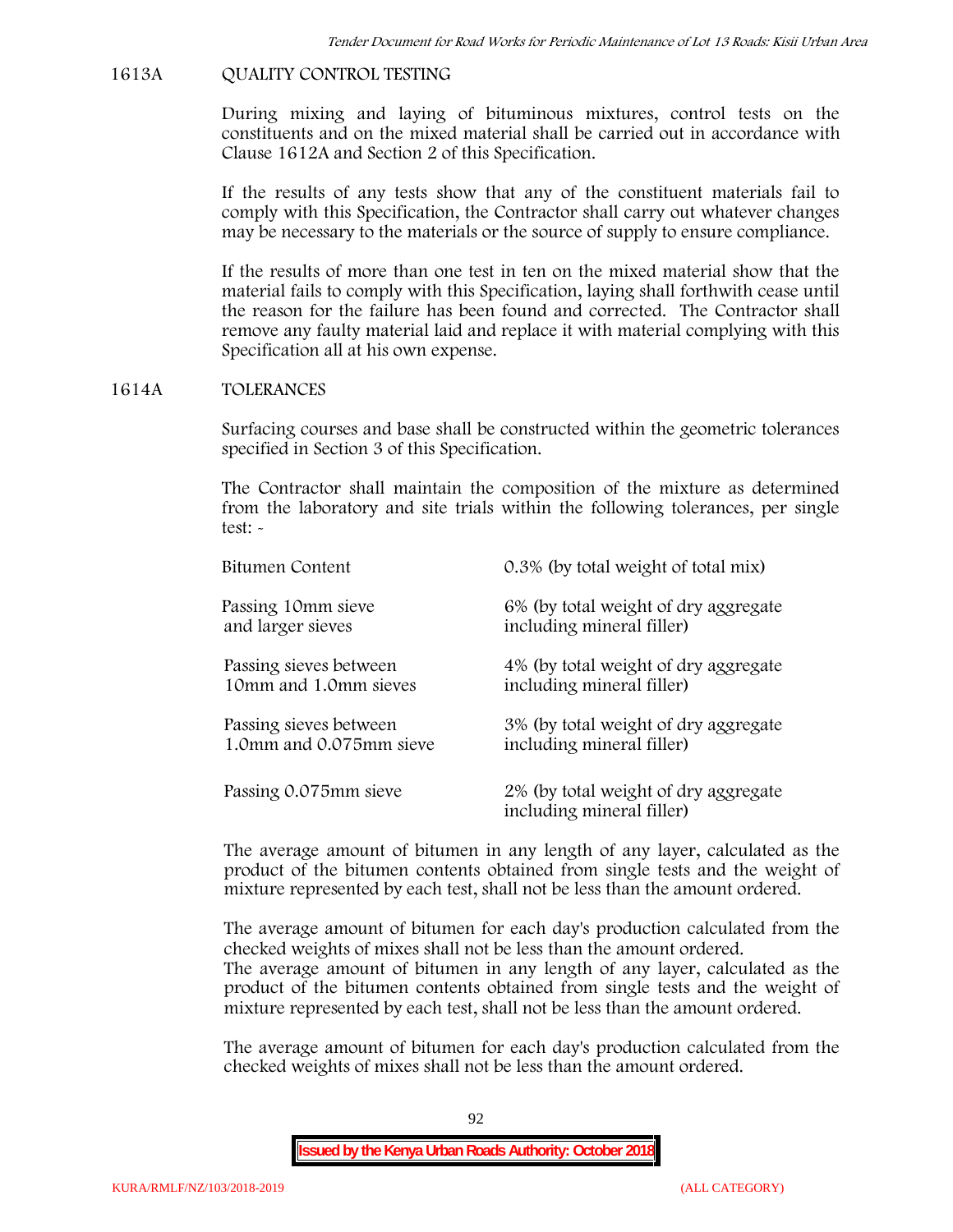## 1613A QUALITY CONTROL TESTING

During mixing and laying of bituminous mixtures, control tests on the constituents and on the mixed material shall be carried out in accordance with Clause 1612A and Section 2 of this Specification.

If the results of any tests show that any of the constituent materials fail to comply with this Specification, the Contractor shall carry out whatever changes may be necessary to the materials or the source of supply to ensure compliance.

If the results of more than one test in ten on the mixed material show that the material fails to comply with this Specification, laying shall forthwith cease until the reason for the failure has been found and corrected. The Contractor shall remove any faulty material laid and replace it with material complying with this Specification all at his own expense.

## 1614A TOLERANCES

Surfacing courses and base shall be constructed within the geometric tolerances specified in Section 3 of this Specification.

The Contractor shall maintain the composition of the mixture as determined from the laboratory and site trials within the following tolerances, per single test: -

| | |
|---|---|
| Bitumen Content | 0.3% (by total weight of total mix) |
| Passing 10mm sieve and larger sieves | 6% (by total weight of dry aggregate including mineral filler) |
| Passing sieves between 10mm and 1.0mm sieves | 4% (by total weight of dry aggregate including mineral filler) |
| Passing sieves between 1.0mm and 0.075mm sieve | 3% (by total weight of dry aggregate including mineral filler) |
| Passing 0.075mm sieve | 2% (by total weight of dry aggregate including mineral filler) |

The average amount of bitumen in any length of any layer, calculated as the product of the bitumen contents obtained from single tests and the weight of mixture represented by each test, shall not be less than the amount ordered.

The average amount of bitumen for each day's production calculated from the checked weights of mixes shall not be less than the amount ordered.
The average amount of bitumen in any length of any layer, calculated as the product of the bitumen contents obtained from single tests and the weight of mixture represented by each test, shall not be less than the amount ordered.

The average amount of bitumen for each day's production calculated from the checked weights of mixes shall not be less than the amount ordered.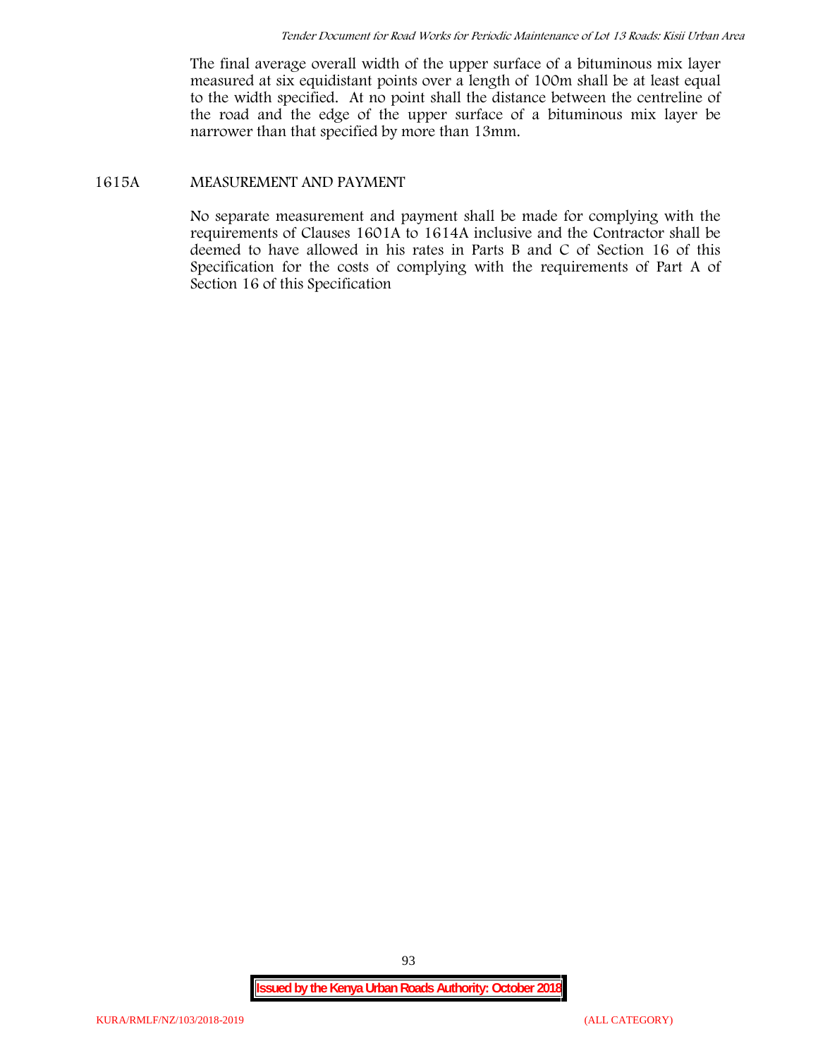The final average overall width of the upper surface of a bituminous mix layer measured at six equidistant points over a length of 100m shall be at least equal to the width specified. At no point shall the distance between the centreline of the road and the edge of the upper surface of a bituminous mix layer be narrower than that specified by more than 13mm.

## 1615A MEASUREMENT AND PAYMENT

No separate measurement and payment shall be made for complying with the requirements of Clauses 1601A to 1614A inclusive and the Contractor shall be deemed to have allowed in his rates in Parts B and C of Section 16 of this Specification for the costs of complying with the requirements of Part A of Section 16 of this Specification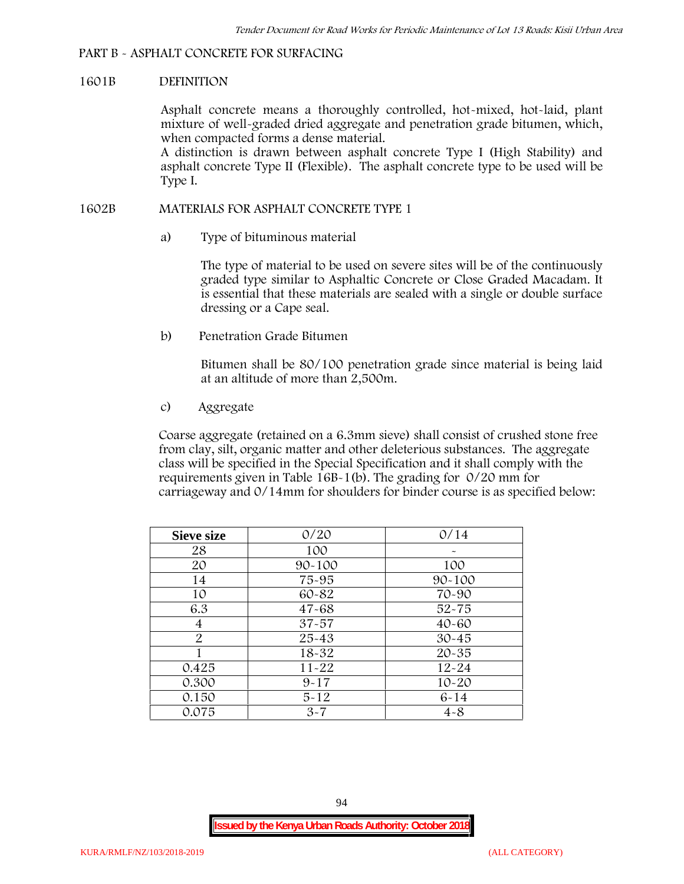## PART B - ASPHALT CONCRETE FOR SURFACING

### 1601B DEFINITION

Asphalt concrete means a thoroughly controlled, hot-mixed, hot-laid, plant mixture of well-graded dried aggregate and penetration grade bitumen, which, when compacted forms a dense material.

A distinction is drawn between asphalt concrete Type I (High Stability) and asphalt concrete Type II (Flexible). The asphalt concrete type to be used will be Type I.

### 1602B MATERIALS FOR ASPHALT CONCRETE TYPE 1

a) Type of bituminous material

The type of material to be used on severe sites will be of the continuously graded type similar to Asphaltic Concrete or Close Graded Macadam. It is essential that these materials are sealed with a single or double surface dressing or a Cape seal.

b) Penetration Grade Bitumen

Bitumen shall be 80/100 penetration grade since material is being laid at an altitude of more than 2,500m.

c) Aggregate

Coarse aggregate (retained on a 6.3mm sieve) shall consist of crushed stone free from clay, silt, organic matter and other deleterious substances. The aggregate class will be specified in the Special Specification and it shall comply with the requirements given in Table 16B-1(b). The grading for 0/20 mm for carriageway and 0/14mm for shoulders for binder course is as specified below:

| Sieve size | 0/20 | 0/14 |
|---|---|---|
| 28 | 100 | - |
| 20 | 90-100 | 100 |
| 14 | 75-95 | 90-100 |
| 10 | 60-82 | 70-90 |
| 6.3 | 47-68 | 52-75 |
| 4 | 37-57 | 40-60 |
| 2 | 25-43 | 30-45 |
| 1 | 18-32 | 20-35 |
| 0.425 | 11-22 | 12-24 |
| 0.300 | 9-17 | 10-20 |
| 0.150 | 5-12 | 6-14 |
| 0.075 | 3-7 | 4-8 |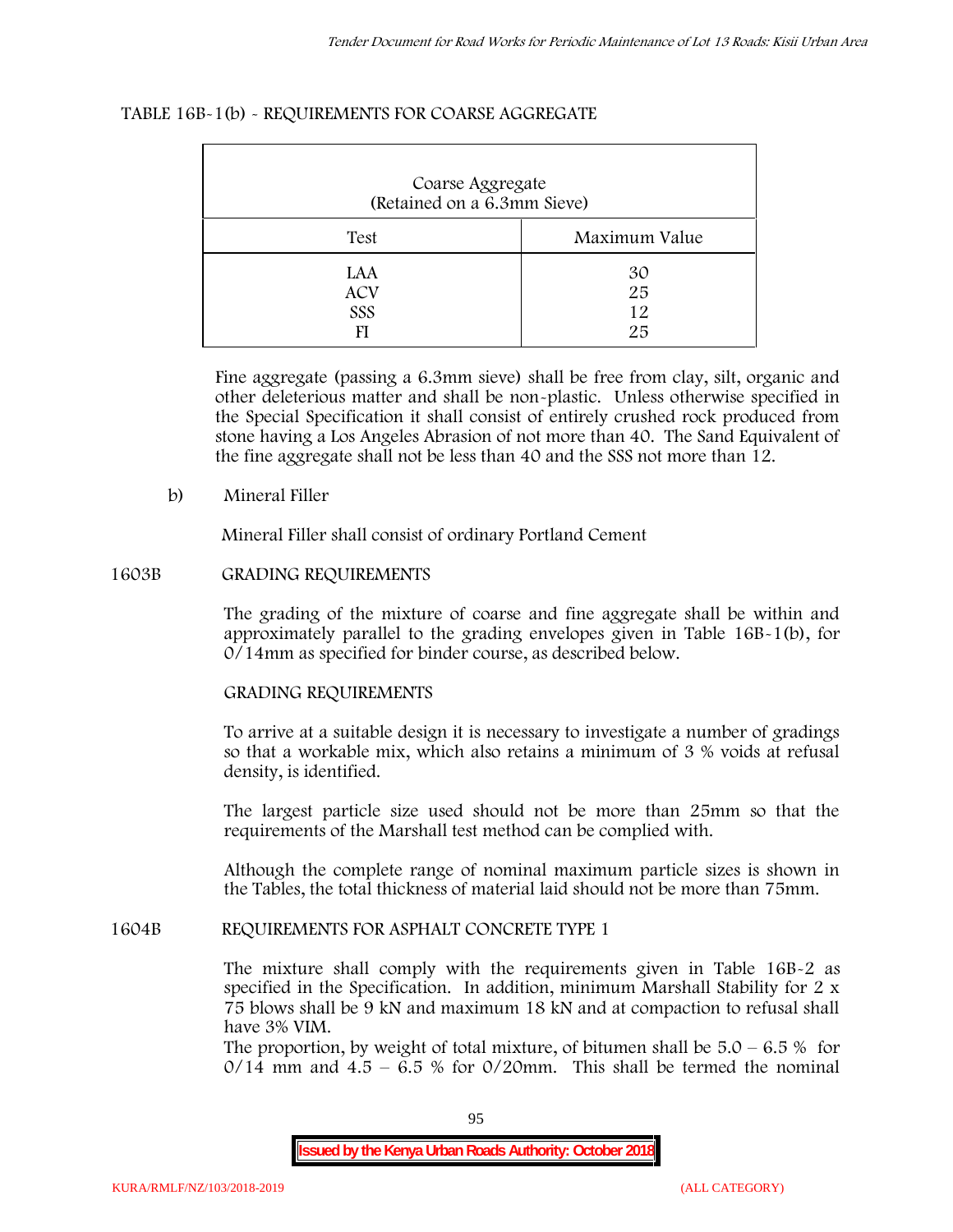TABLE 16B-1(b) - REQUIREMENTS FOR COARSE AGGREGATE

| Coarse Aggregate (Retained on a 6.3mm Sieve) | |
|---|---|
| **Test** | **Maximum Value** |
| LAA | 30 |
| ACV | 25 |
| SSS | 12 |
| FI | 25 |

Fine aggregate (passing a 6.3mm sieve) shall be free from clay, silt, organic and other deleterious matter and shall be non-plastic. Unless otherwise specified in the Special Specification it shall consist of entirely crushed rock produced from stone having a Los Angeles Abrasion of not more than 40. The Sand Equivalent of the fine aggregate shall not be less than 40 and the SSS not more than 12.

b) Mineral Filler

Mineral Filler shall consist of ordinary Portland Cement

## 1603B GRADING REQUIREMENTS

The grading of the mixture of coarse and fine aggregate shall be within and approximately parallel to the grading envelopes given in Table 16B-1(b), for 0/14mm as specified for binder course, as described below.

GRADING REQUIREMENTS

To arrive at a suitable design it is necessary to investigate a number of gradings so that a workable mix, which also retains a minimum of 3 % voids at refusal density, is identified.

The largest particle size used should not be more than 25mm so that the requirements of the Marshall test method can be complied with.

Although the complete range of nominal maximum particle sizes is shown in the Tables, the total thickness of material laid should not be more than 75mm.

## 1604B REQUIREMENTS FOR ASPHALT CONCRETE TYPE 1

The mixture shall comply with the requirements given in Table 16B-2 as specified in the Specification. In addition, minimum Marshall Stability for 2 x 75 blows shall be 9 kN and maximum 18 kN and at compaction to refusal shall have 3% VIM.

The proportion, by weight of total mixture, of bitumen shall be 5.0 – 6.5 % for 0/14 mm and 4.5 – 6.5 % for 0/20mm. This shall be termed the nominal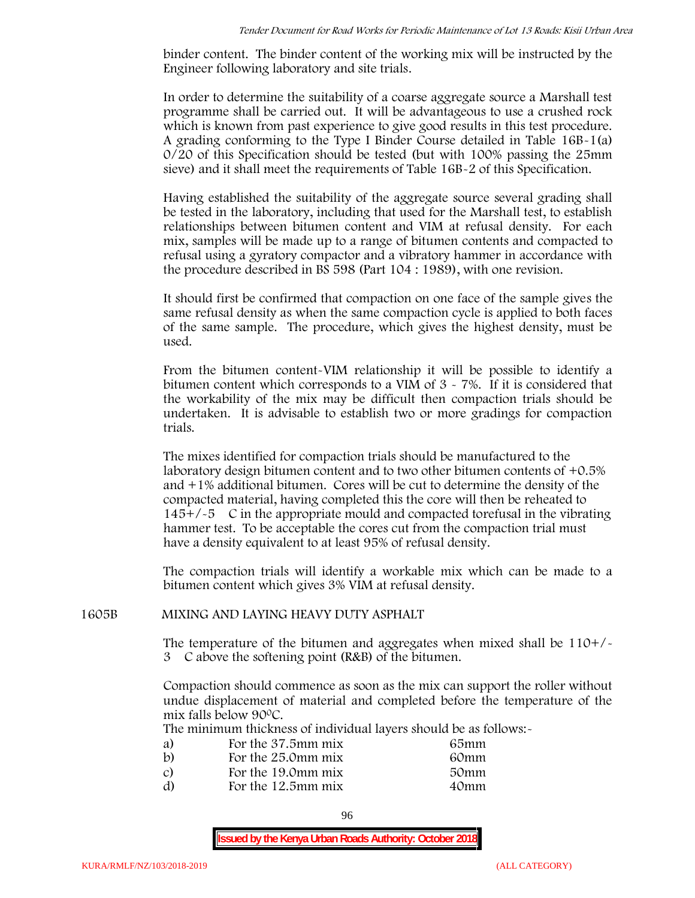binder content. The binder content of the working mix will be instructed by the Engineer following laboratory and site trials.

In order to determine the suitability of a coarse aggregate source a Marshall test programme shall be carried out. It will be advantageous to use a crushed rock which is known from past experience to give good results in this test procedure. A grading conforming to the Type I Binder Course detailed in Table 16B-1(a) 0/20 of this Specification should be tested (but with 100% passing the 25mm sieve) and it shall meet the requirements of Table 16B-2 of this Specification.

Having established the suitability of the aggregate source several grading shall be tested in the laboratory, including that used for the Marshall test, to establish relationships between bitumen content and VIM at refusal density. For each mix, samples will be made up to a range of bitumen contents and compacted to refusal using a gyratory compactor and a vibratory hammer in accordance with the procedure described in BS 598 (Part 104 : 1989), with one revision.

It should first be confirmed that compaction on one face of the sample gives the same refusal density as when the same compaction cycle is applied to both faces of the same sample. The procedure, which gives the highest density, must be used.

From the bitumen content-VIM relationship it will be possible to identify a bitumen content which corresponds to a VIM of 3 - 7%. If it is considered that the workability of the mix may be difficult then compaction trials should be undertaken. It is advisable to establish two or more gradings for compaction trials.

The mixes identified for compaction trials should be manufactured to the laboratory design bitumen content and to two other bitumen contents of +0.5% and +1% additional bitumen. Cores will be cut to determine the density of the compacted material, having completed this the core will then be reheated to 145+/-5 C in the appropriate mould and compacted torefusal in the vibrating hammer test. To be acceptable the cores cut from the compaction trial must have a density equivalent to at least 95% of refusal density.

The compaction trials will identify a workable mix which can be made to a bitumen content which gives 3% VIM at refusal density.

## 1605B MIXING AND LAYING HEAVY DUTY ASPHALT

The temperature of the bitumen and aggregates when mixed shall be 110+/-3 C above the softening point (R&B) of the bitumen.

Compaction should commence as soon as the mix can support the roller without undue displacement of material and completed before the temperature of the mix falls below 90$^{0}$C.

The minimum thickness of individual layers should be as follows:-

| | | |
|---|---|---|
| a) | For the 37.5mm mix | 65mm |
| b) | For the 25.0mm mix | 60mm |
| c) | For the 19.0mm mix | 50mm |
| d) | For the 12.5mm mix | 40mm |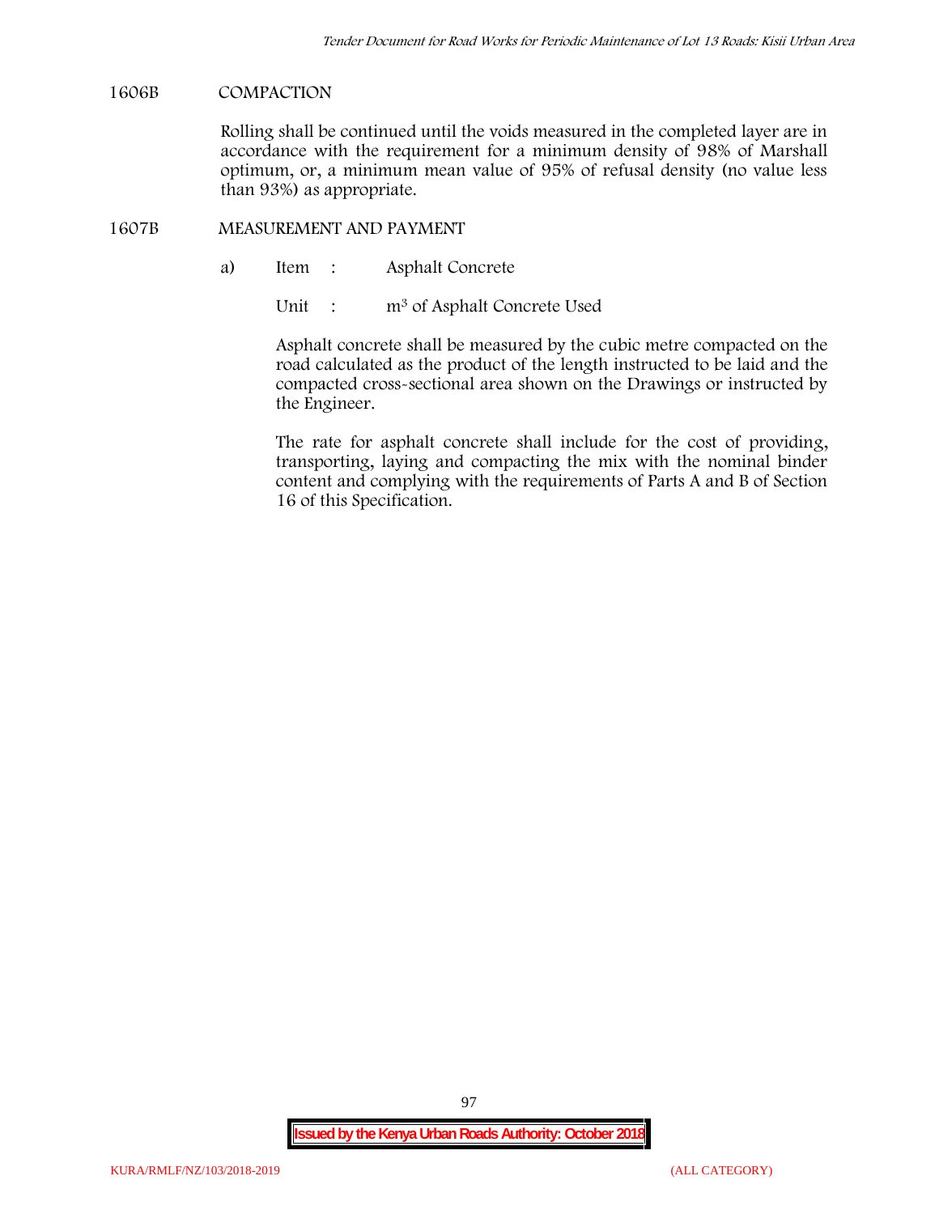## 1606B COMPACTION

Rolling shall be continued until the voids measured in the completed layer are in accordance with the requirement for a minimum density of 98% of Marshall optimum, or, a minimum mean value of 95% of refusal density (no value less than 93%) as appropriate.

## 1607B MEASUREMENT AND PAYMENT

a) Item : Asphalt Concrete

Unit : $m^3$ of Asphalt Concrete Used

Asphalt concrete shall be measured by the cubic metre compacted on the road calculated as the product of the length instructed to be laid and the compacted cross-sectional area shown on the Drawings or instructed by the Engineer.

The rate for asphalt concrete shall include for the cost of providing, transporting, laying and compacting the mix with the nominal binder content and complying with the requirements of Parts A and B of Section 16 of this Specification.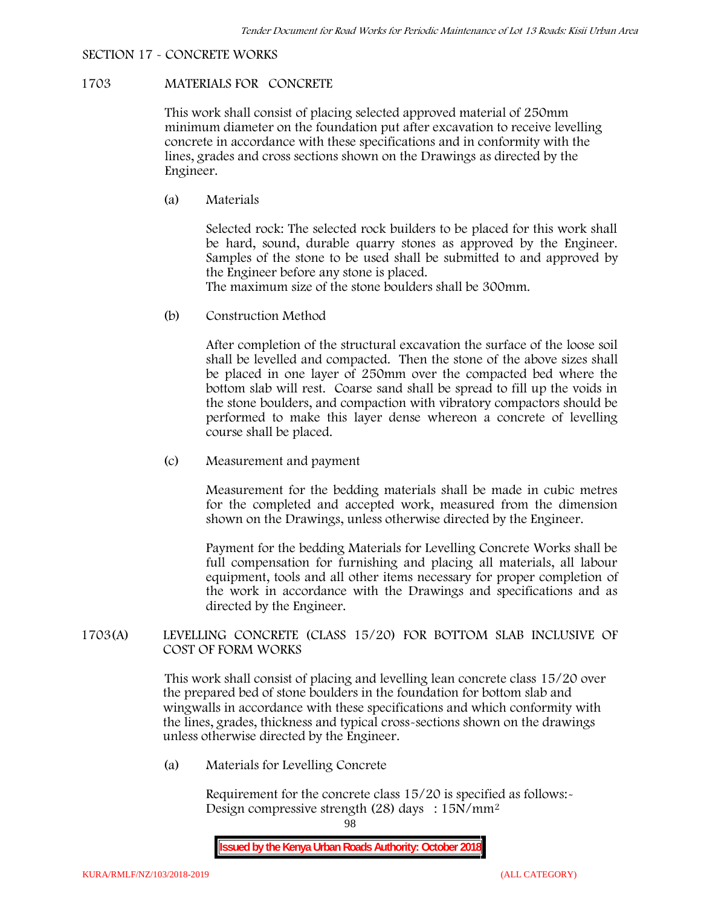SECTION 17 - CONCRETE WORKS

## 1703 MATERIALS FOR CONCRETE

This work shall consist of placing selected approved material of 250mm minimum diameter on the foundation put after excavation to receive levelling concrete in accordance with these specifications and in conformity with the lines, grades and cross sections shown on the Drawings as directed by the Engineer.

(a) Materials

Selected rock: The selected rock builders to be placed for this work shall be hard, sound, durable quarry stones as approved by the Engineer. Samples of the stone to be used shall be submitted to and approved by the Engineer before any stone is placed.
The maximum size of the stone boulders shall be 300mm.

(b) Construction Method

After completion of the structural excavation the surface of the loose soil shall be levelled and compacted. Then the stone of the above sizes shall be placed in one layer of 250mm over the compacted bed where the bottom slab will rest. Coarse sand shall be spread to fill up the voids in the stone boulders, and compaction with vibratory compactors should be performed to make this layer dense whereon a concrete of levelling course shall be placed.

(c) Measurement and payment

Measurement for the bedding materials shall be made in cubic metres for the completed and accepted work, measured from the dimension shown on the Drawings, unless otherwise directed by the Engineer.

Payment for the bedding Materials for Levelling Concrete Works shall be full compensation for furnishing and placing all materials, all labour equipment, tools and all other items necessary for proper completion of the work in accordance with the Drawings and specifications and as directed by the Engineer.

## 1703(A) LEVELLING CONCRETE (CLASS 15/20) FOR BOTTOM SLAB INCLUSIVE OF COST OF FORM WORKS

This work shall consist of placing and levelling lean concrete class 15/20 over the prepared bed of stone boulders in the foundation for bottom slab and wingwalls in accordance with these specifications and which conformity with the lines, grades, thickness and typical cross-sections shown on the drawings unless otherwise directed by the Engineer.

(a) Materials for Levelling Concrete

Requirement for the concrete class 15/20 is specified as follows:-
Design compressive strength (28) days : 15N/mm²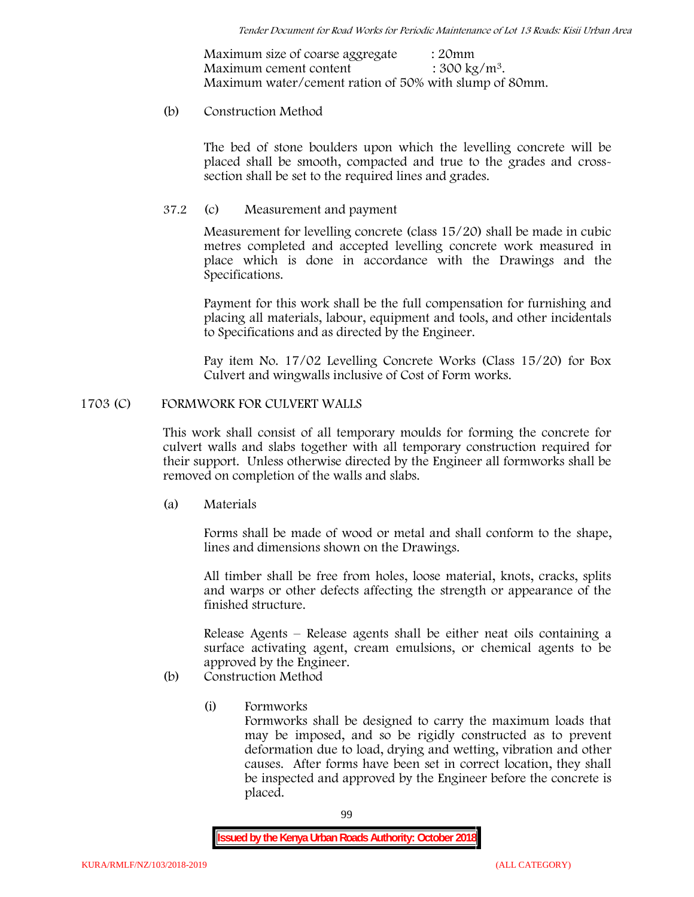Maximum size of coarse aggregate : 20mm
Maximum cement content : 300 kg/m$^3$.
Maximum water/cement ration of 50% with slump of 80mm.

(b) Construction Method

The bed of stone boulders upon which the levelling concrete will be placed shall be smooth, compacted and true to the grades and cross-section shall be set to the required lines and grades.

37.2 (c) Measurement and payment

Measurement for levelling concrete (class 15/20) shall be made in cubic metres completed and accepted levelling concrete work measured in place which is done in accordance with the Drawings and the Specifications.

Payment for this work shall be the full compensation for furnishing and placing all materials, labour, equipment and tools, and other incidentals to Specifications and as directed by the Engineer.

Pay item No. 17/02 Levelling Concrete Works (Class 15/20) for Box Culvert and wingwalls inclusive of Cost of Form works.

## 1703 (C) FORMWORK FOR CULVERT WALLS

This work shall consist of all temporary moulds for forming the concrete for culvert walls and slabs together with all temporary construction required for their support. Unless otherwise directed by the Engineer all formworks shall be removed on completion of the walls and slabs.

(a) Materials

Forms shall be made of wood or metal and shall conform to the shape, lines and dimensions shown on the Drawings.

All timber shall be free from holes, loose material, knots, cracks, splits and warps or other defects affecting the strength or appearance of the finished structure.

Release Agents – Release agents shall be either neat oils containing a surface activating agent, cream emulsions, or chemical agents to be approved by the Engineer.

(b) Construction Method

(i) Formworks

Formworks shall be designed to carry the maximum loads that may be imposed, and so be rigidly constructed as to prevent deformation due to load, drying and wetting, vibration and other causes. After forms have been set in correct location, they shall be inspected and approved by the Engineer before the concrete is placed.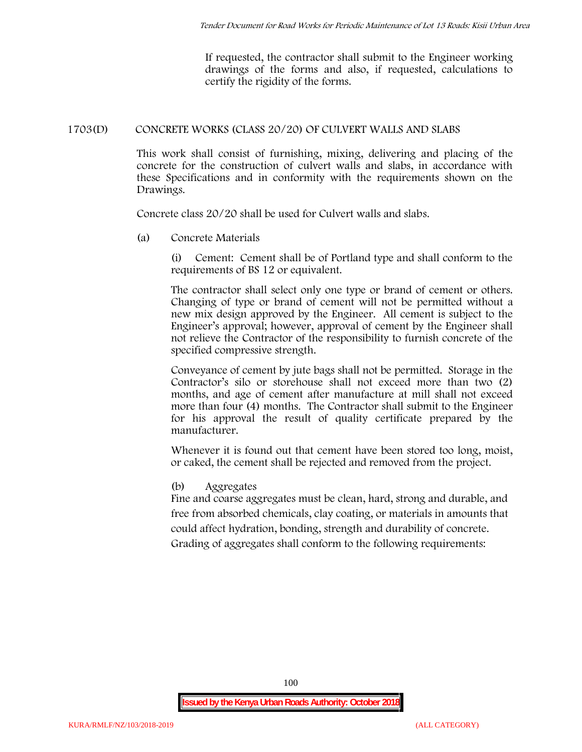If requested, the contractor shall submit to the Engineer working drawings of the forms and also, if requested, calculations to certify the rigidity of the forms.

## 1703(D) CONCRETE WORKS (CLASS 20/20) OF CULVERT WALLS AND SLABS

This work shall consist of furnishing, mixing, delivering and placing of the concrete for the construction of culvert walls and slabs, in accordance with these Specifications and in conformity with the requirements shown on the Drawings.

Concrete class 20/20 shall be used for Culvert walls and slabs.

(a) Concrete Materials

(i) Cement: Cement shall be of Portland type and shall conform to the requirements of BS 12 or equivalent.

The contractor shall select only one type or brand of cement or others. Changing of type or brand of cement will not be permitted without a new mix design approved by the Engineer. All cement is subject to the Engineer's approval; however, approval of cement by the Engineer shall not relieve the Contractor of the responsibility to furnish concrete of the specified compressive strength.

Conveyance of cement by jute bags shall not be permitted. Storage in the Contractor's silo or storehouse shall not exceed more than two (2) months, and age of cement after manufacture at mill shall not exceed more than four (4) months. The Contractor shall submit to the Engineer for his approval the result of quality certificate prepared by the manufacturer.

Whenever it is found out that cement have been stored too long, moist, or caked, the cement shall be rejected and removed from the project.

(b) Aggregates

Fine and coarse aggregates must be clean, hard, strong and durable, and free from absorbed chemicals, clay coating, or materials in amounts that could affect hydration, bonding, strength and durability of concrete.

Grading of aggregates shall conform to the following requirements: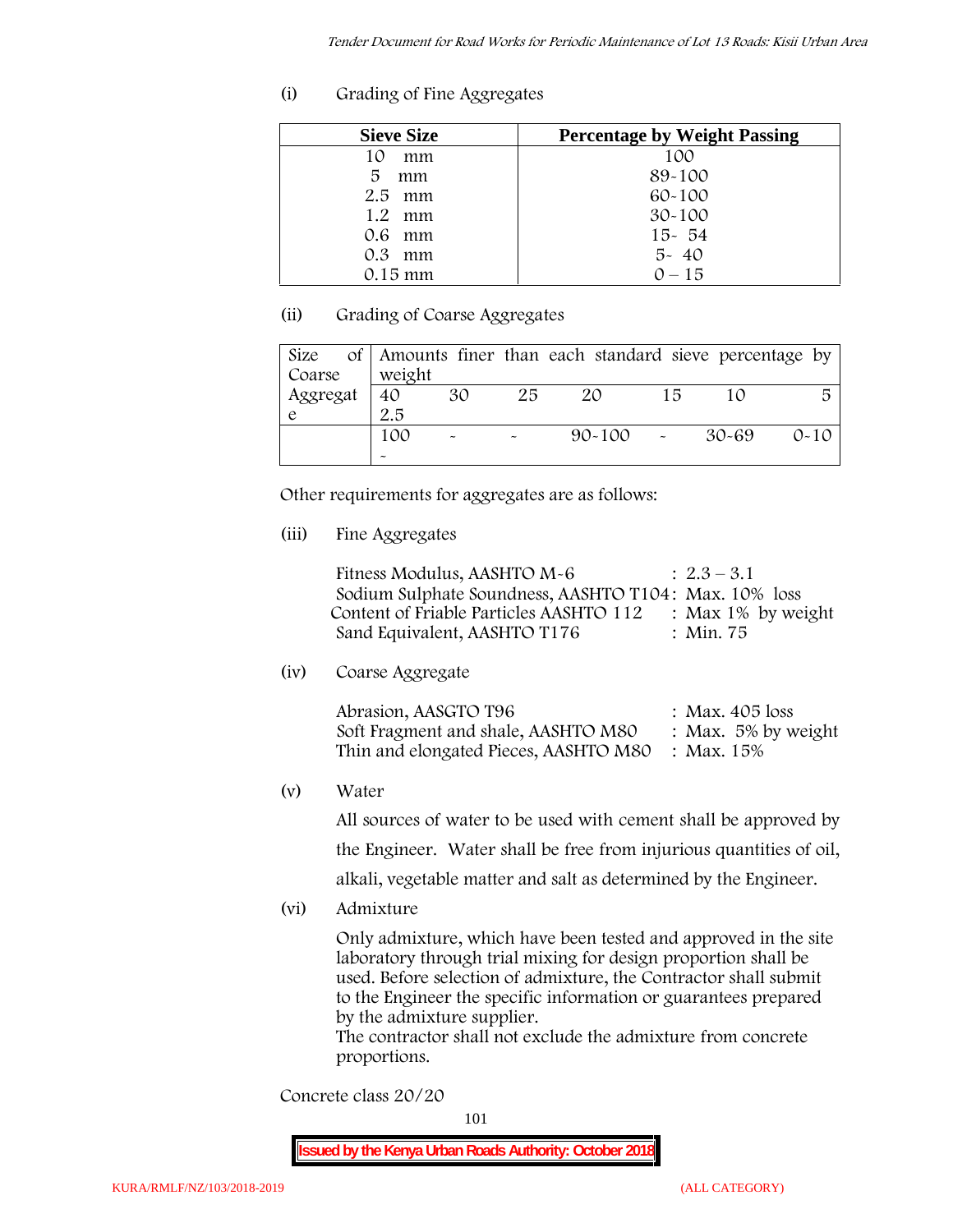(i) Grading of Fine Aggregates

| Sieve Size | Percentage by Weight Passing |
|---|---|
| 10 mm | 100 |
| 5 mm | 89-100 |
| 2.5 mm | 60-100 |
| 1.2 mm | 30-100 |
| 0.6 mm | 15- 54 |
| 0.3 mm | 5- 40 |
| 0.15 mm | 0 – 15 |

(ii) Grading of Coarse Aggregates

| Size of Coarse Aggregate | Amounts finer than each standard sieve percentage by weight | | | | | | |
|---|---|---|---|---|---|---|---|
| | 40 2.5 | 30 | 25 | 20 | 15 | 10 | 5 |
| | 100 - | - | - | 90-100 | - | 30-69 | 0-10 |

Other requirements for aggregates are as follows:

(iii) Fine Aggregates

Fitness Modulus, AASHTO M-6 : 2.3 – 3.1
Sodium Sulphate Soundness, AASHTO T104: Max. 10% loss
Content of Friable Particles AASHTO 112 : Max 1% by weight
Sand Equivalent, AASHTO T176 : Min. 75

(iv) Coarse Aggregate

Abrasion, AASGTO T96 : Max. 405 loss
Soft Fragment and shale, AASHTO M80 : Max. 5% by weight
Thin and elongated Pieces, AASHTO M80 : Max. 15%

(v) Water

All sources of water to be used with cement shall be approved by the Engineer. Water shall be free from injurious quantities of oil, alkali, vegetable matter and salt as determined by the Engineer.

(vi) Admixture

Only admixture, which have been tested and approved in the site laboratory through trial mixing for design proportion shall be used. Before selection of admixture, the Contractor shall submit to the Engineer the specific information or guarantees prepared by the admixture supplier.
The contractor shall not exclude the admixture from concrete proportions.

Concrete class 20/20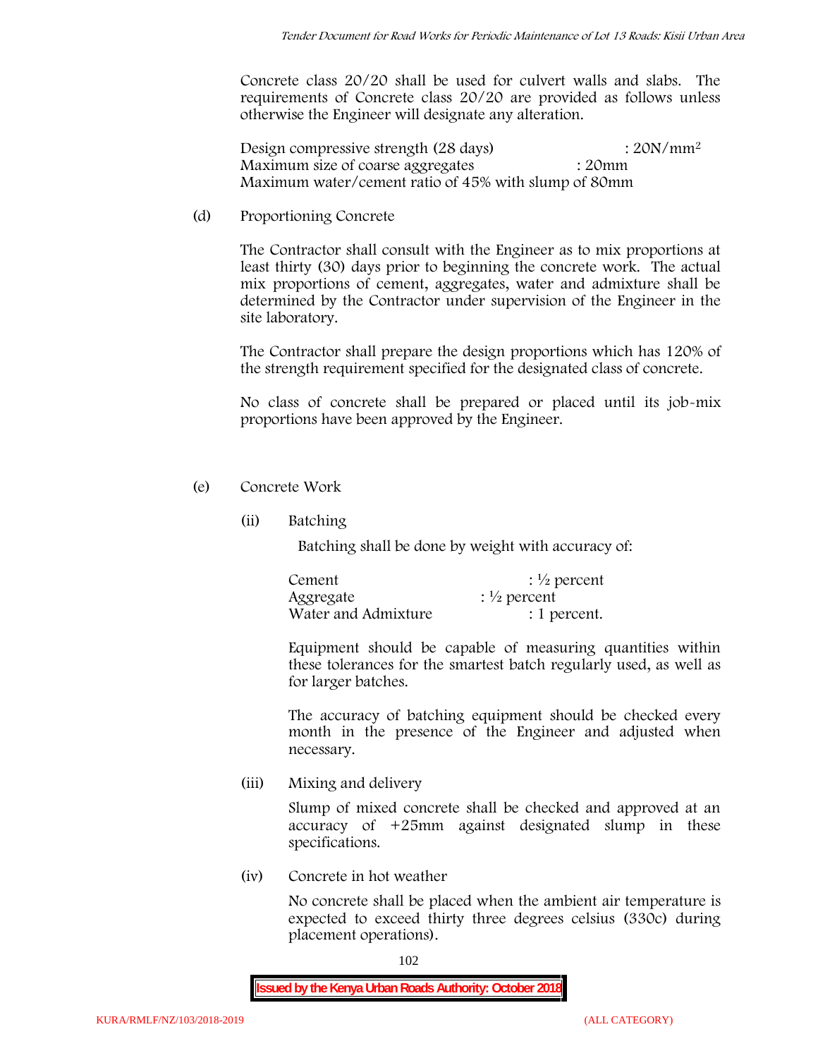Concrete class 20/20 shall be used for culvert walls and slabs. The requirements of Concrete class 20/20 are provided as follows unless otherwise the Engineer will designate any alteration.

Design compressive strength (28 days) : $20N/mm^2$
Maximum size of coarse aggregates : 20mm
Maximum water/cement ratio of 45% with slump of 80mm

(d) Proportioning Concrete

The Contractor shall consult with the Engineer as to mix proportions at least thirty (30) days prior to beginning the concrete work. The actual mix proportions of cement, aggregates, water and admixture shall be determined by the Contractor under supervision of the Engineer in the site laboratory.

The Contractor shall prepare the design proportions which has 120% of the strength requirement specified for the designated class of concrete.

No class of concrete shall be prepared or placed until its job-mix proportions have been approved by the Engineer.

(e) Concrete Work

(ii) Batching

Batching shall be done by weight with accuracy of:

Cement : ½ percent
Aggregate : ½ percent
Water and Admixture : 1 percent.

Equipment should be capable of measuring quantities within these tolerances for the smartest batch regularly used, as well as for larger batches.

The accuracy of batching equipment should be checked every month in the presence of the Engineer and adjusted when necessary.

(iii) Mixing and delivery

Slump of mixed concrete shall be checked and approved at an accuracy of +25mm against designated slump in these specifications.

(iv) Concrete in hot weather

No concrete shall be placed when the ambient air temperature is expected to exceed thirty three degrees celsius (330c) during placement operations).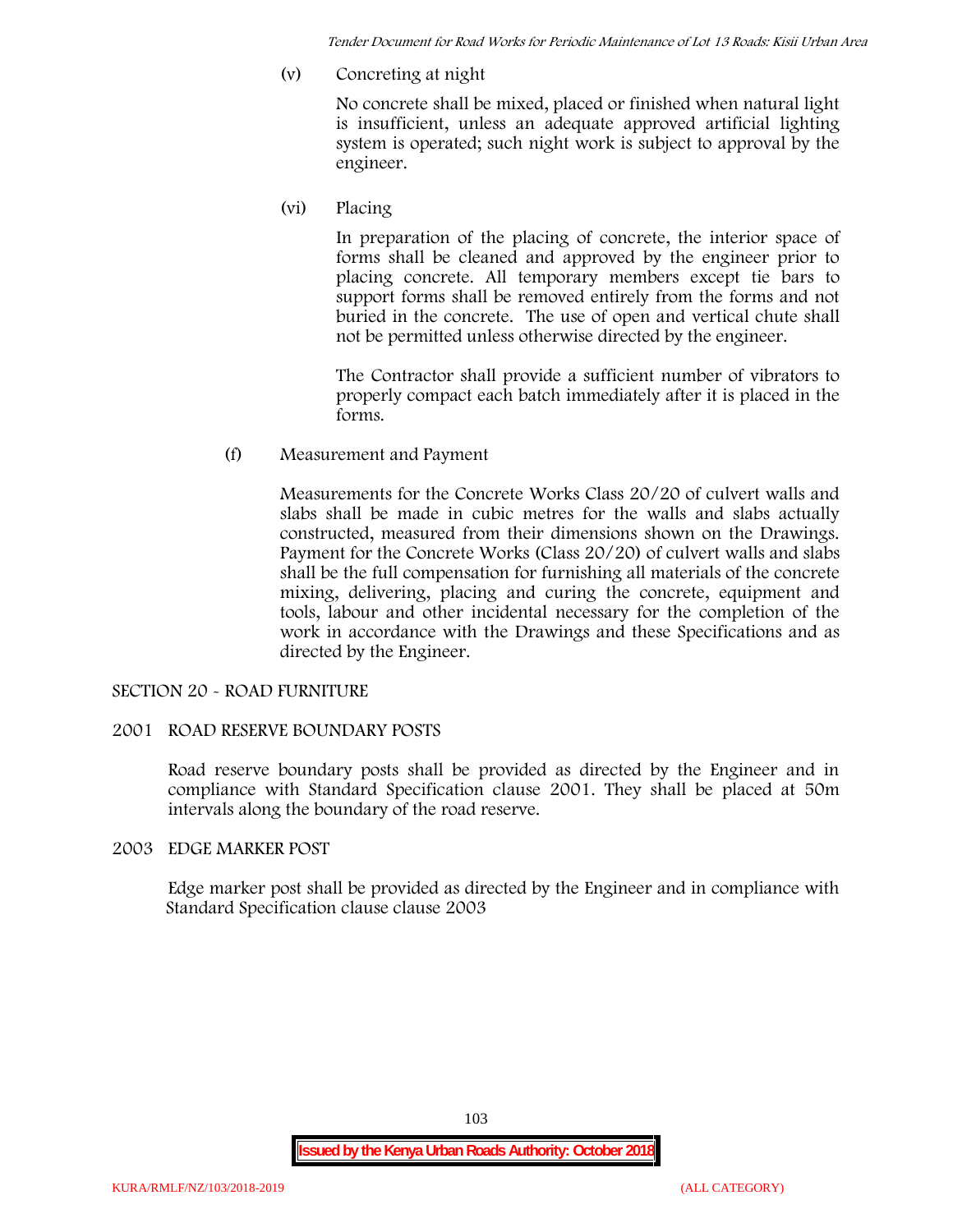(v) Concreting at night

No concrete shall be mixed, placed or finished when natural light is insufficient, unless an adequate approved artificial lighting system is operated; such night work is subject to approval by the engineer.

(vi) Placing

In preparation of the placing of concrete, the interior space of forms shall be cleaned and approved by the engineer prior to placing concrete. All temporary members except tie bars to support forms shall be removed entirely from the forms and not buried in the concrete. The use of open and vertical chute shall not be permitted unless otherwise directed by the engineer.

The Contractor shall provide a sufficient number of vibrators to properly compact each batch immediately after it is placed in the forms.

(f) Measurement and Payment

Measurements for the Concrete Works Class 20/20 of culvert walls and slabs shall be made in cubic metres for the walls and slabs actually constructed, measured from their dimensions shown on the Drawings. Payment for the Concrete Works (Class 20/20) of culvert walls and slabs shall be the full compensation for furnishing all materials of the concrete mixing, delivering, placing and curing the concrete, equipment and tools, labour and other incidental necessary for the completion of the work in accordance with the Drawings and these Specifications and as directed by the Engineer.

## SECTION 20 - ROAD FURNITURE

### 2001 ROAD RESERVE BOUNDARY POSTS

Road reserve boundary posts shall be provided as directed by the Engineer and in compliance with Standard Specification clause 2001. They shall be placed at 50m intervals along the boundary of the road reserve.

### 2003 EDGE MARKER POST

Edge marker post shall be provided as directed by the Engineer and in compliance with Standard Specification clause clause 2003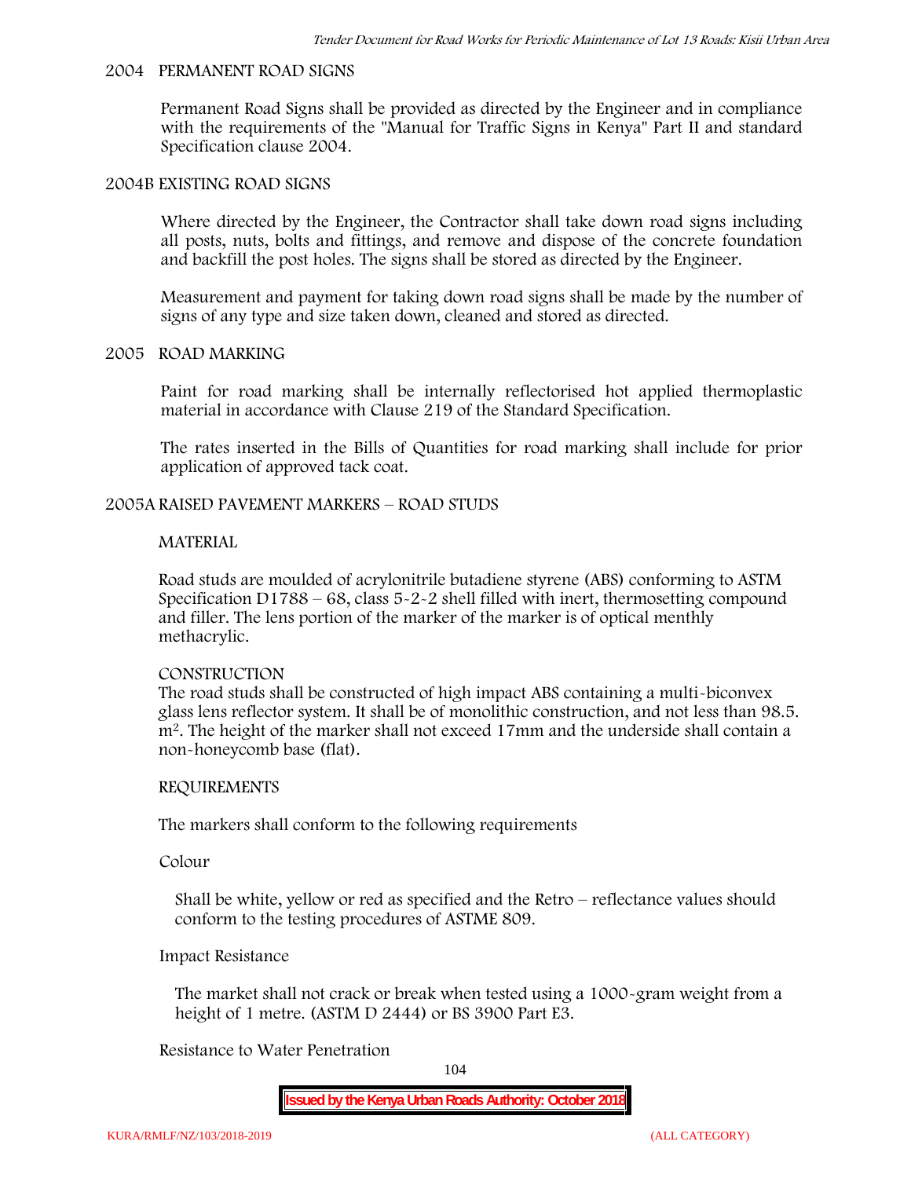## 2004 PERMANENT ROAD SIGNS

Permanent Road Signs shall be provided as directed by the Engineer and in compliance with the requirements of the "Manual for Traffic Signs in Kenya" Part II and standard Specification clause 2004.

## 2004B EXISTING ROAD SIGNS

Where directed by the Engineer, the Contractor shall take down road signs including all posts, nuts, bolts and fittings, and remove and dispose of the concrete foundation and backfill the post holes. The signs shall be stored as directed by the Engineer.

Measurement and payment for taking down road signs shall be made by the number of signs of any type and size taken down, cleaned and stored as directed.

## 2005 ROAD MARKING

Paint for road marking shall be internally reflectorised hot applied thermoplastic material in accordance with Clause 219 of the Standard Specification.

The rates inserted in the Bills of Quantities for road marking shall include for prior application of approved tack coat.

## 2005A RAISED PAVEMENT MARKERS – ROAD STUDS

### MATERIAL

Road studs are moulded of acrylonitrile butadiene styrene (ABS) conforming to ASTM Specification D1788 – 68, class 5-2-2 shell filled with inert, thermosetting compound and filler. The lens portion of the marker of the marker is of optical menthly methacrylic.

### CONSTRUCTION

The road studs shall be constructed of high impact ABS containing a multi-biconvex glass lens reflector system. It shall be of monolithic construction, and not less than 98.5. $m^2$. The height of the marker shall not exceed 17mm and the underside shall contain a non-honeycomb base (flat).

### REQUIREMENTS

The markers shall conform to the following requirements

Colour

Shall be white, yellow or red as specified and the Retro – reflectance values should conform to the testing procedures of ASTME 809.

Impact Resistance

The market shall not crack or break when tested using a 1000-gram weight from a height of 1 metre. (ASTM D 2444) or BS 3900 Part E3.

Resistance to Water Penetration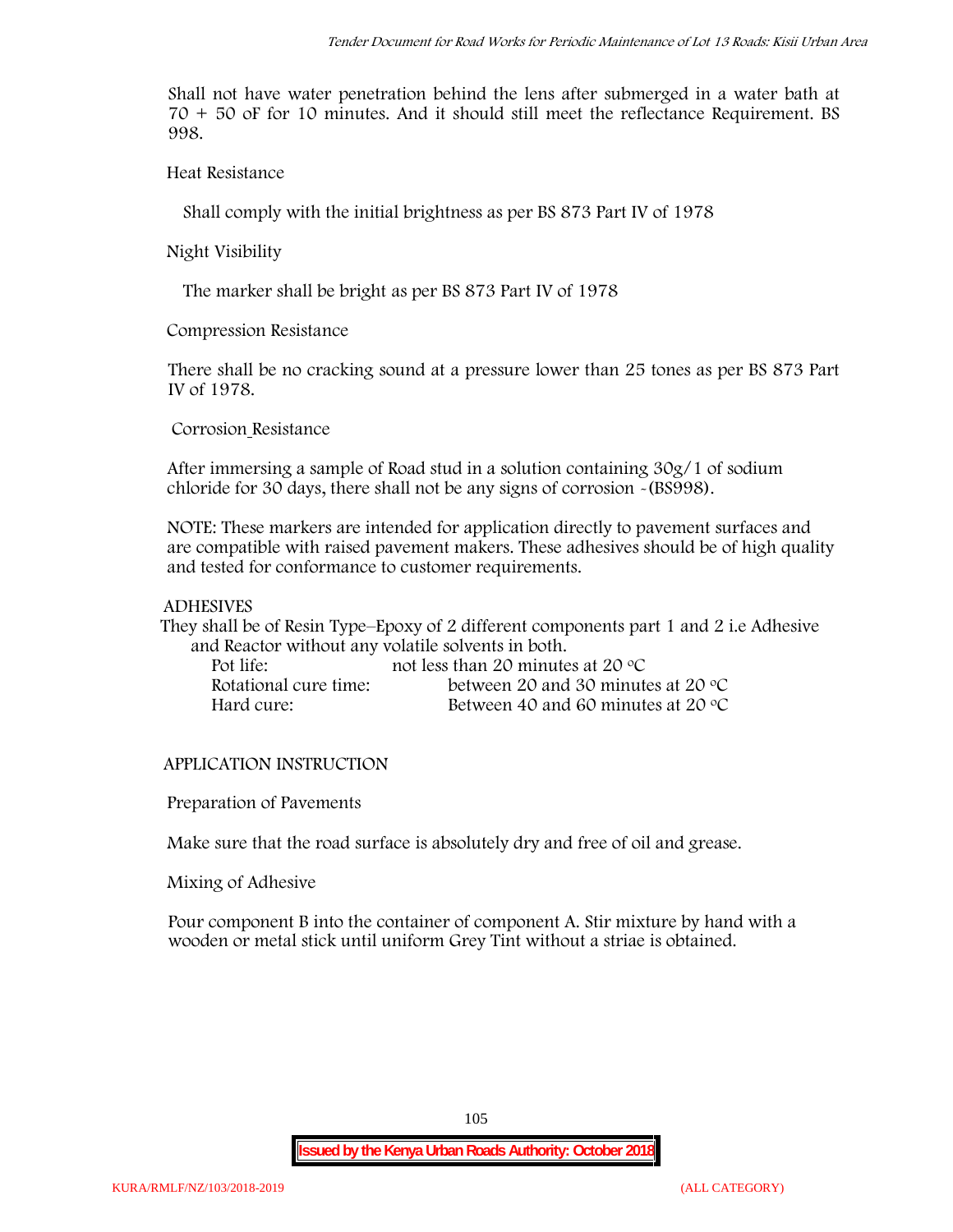Shall not have water penetration behind the lens after submerged in a water bath at 70 + 50 oF for 10 minutes. And it should still meet the reflectance Requirement. BS 998.

Heat Resistance

Shall comply with the initial brightness as per BS 873 Part IV of 1978

Night Visibility

The marker shall be bright as per BS 873 Part IV of 1978

Compression Resistance

There shall be no cracking sound at a pressure lower than 25 tones as per BS 873 Part IV of 1978.

Corrosion Resistance

After immersing a sample of Road stud in a solution containing 30g/1 of sodium chloride for 30 days, there shall not be any signs of corrosion -(BS998).

NOTE: These markers are intended for application directly to pavement surfaces and are compatible with raised pavement makers. These adhesives should be of high quality and tested for conformance to customer requirements.

ADHESIVES

They shall be of Resin Type–Epoxy of 2 different components part 1 and 2 i.e Adhesive and Reactor without any volatile solvents in both.

| | |
|---|---|
| Pot life: | not less than 20 minutes at 20 °C |
| Rotational cure time: | between 20 and 30 minutes at 20 °C |
| Hard cure: | Between 40 and 60 minutes at 20 °C |

APPLICATION INSTRUCTION

Preparation of Pavements

Make sure that the road surface is absolutely dry and free of oil and grease.

Mixing of Adhesive

Pour component B into the container of component A. Stir mixture by hand with a wooden or metal stick until uniform Grey Tint without a striae is obtained.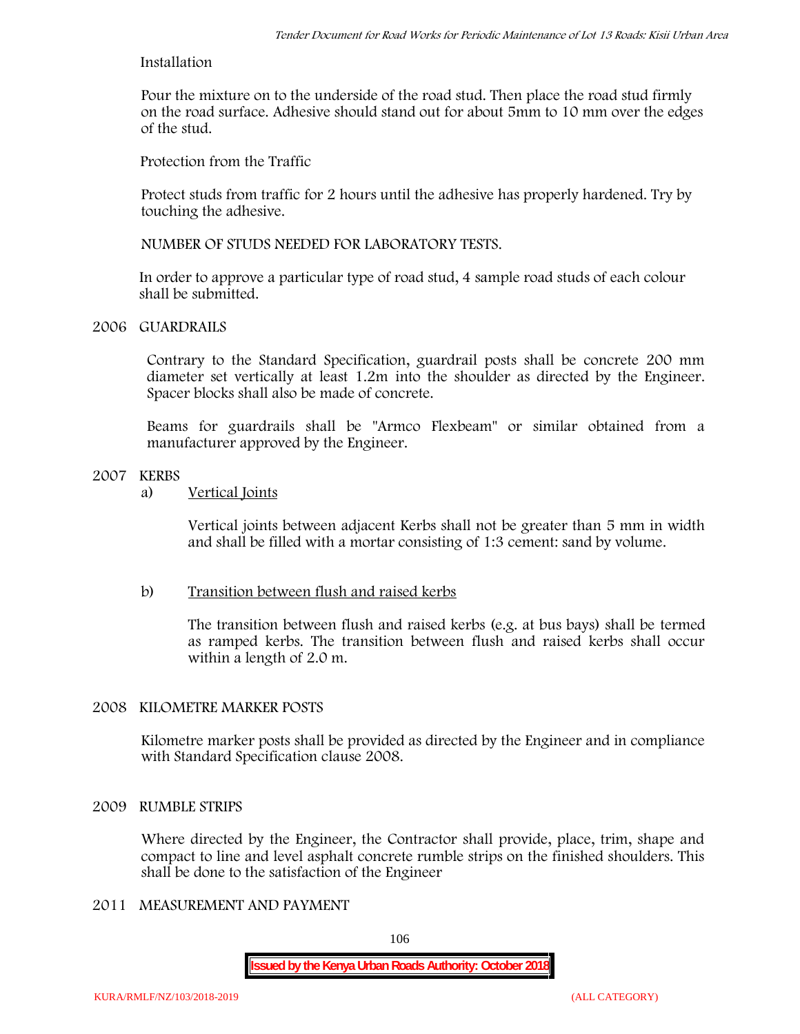Installation

Pour the mixture on to the underside of the road stud. Then place the road stud firmly on the road surface. Adhesive should stand out for about 5mm to 10 mm over the edges of the stud.

Protection from the Traffic

Protect studs from traffic for 2 hours until the adhesive has properly hardened. Try by touching the adhesive.

NUMBER OF STUDS NEEDED FOR LABORATORY TESTS.

In order to approve a particular type of road stud, 4 sample road studs of each colour shall be submitted.

## 2006 GUARDRAILS

Contrary to the Standard Specification, guardrail posts shall be concrete 200 mm diameter set vertically at least 1.2m into the shoulder as directed by the Engineer. Spacer blocks shall also be made of concrete.

Beams for guardrails shall be "Armco Flexbeam" or similar obtained from a manufacturer approved by the Engineer.

## 2007 KERBS

a) Vertical Joints

Vertical joints between adjacent Kerbs shall not be greater than 5 mm in width and shall be filled with a mortar consisting of 1:3 cement: sand by volume.

b) Transition between flush and raised kerbs

The transition between flush and raised kerbs (e.g. at bus bays) shall be termed as ramped kerbs. The transition between flush and raised kerbs shall occur within a length of 2.0 m.

## 2008 KILOMETRE MARKER POSTS

Kilometre marker posts shall be provided as directed by the Engineer and in compliance with Standard Specification clause 2008.

## 2009 RUMBLE STRIPS

Where directed by the Engineer, the Contractor shall provide, place, trim, shape and compact to line and level asphalt concrete rumble strips on the finished shoulders. This shall be done to the satisfaction of the Engineer

## 2011 MEASUREMENT AND PAYMENT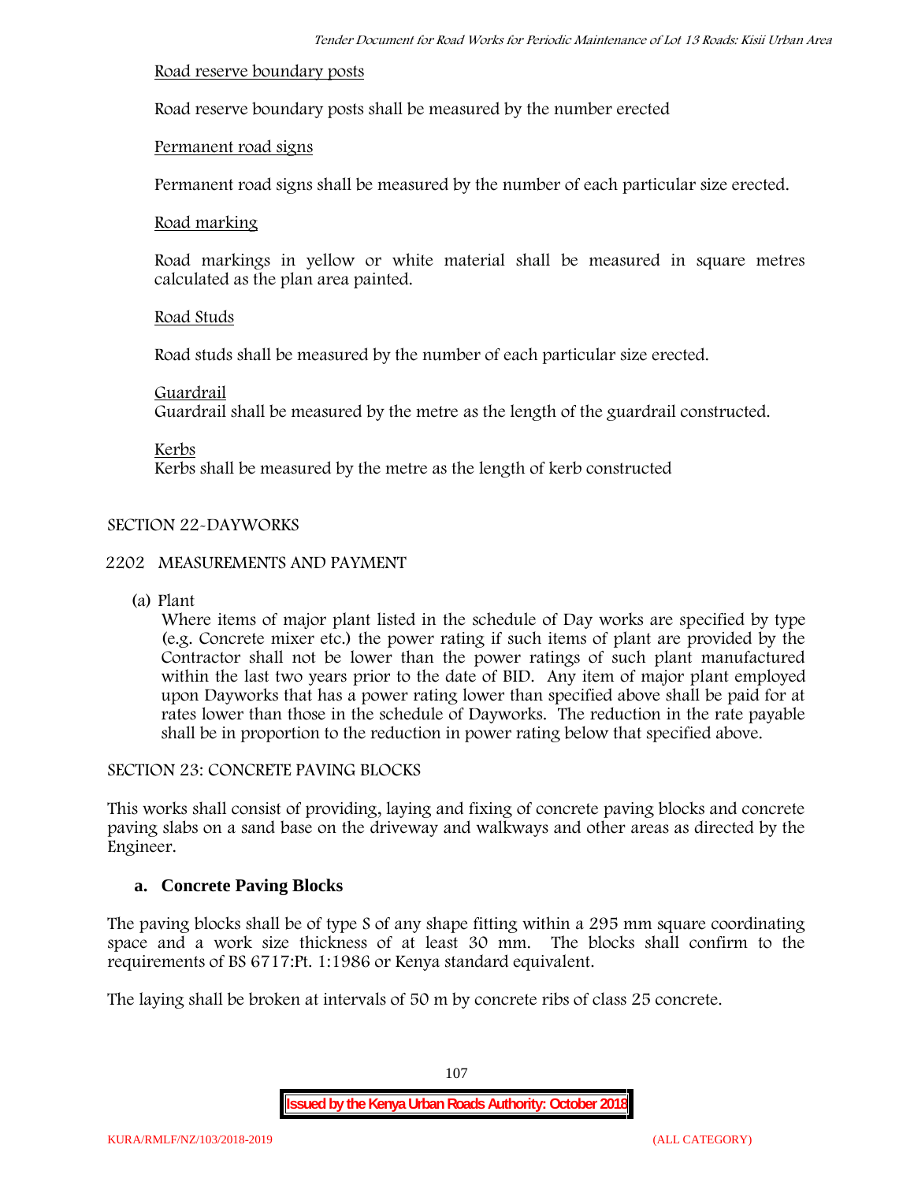Road reserve boundary posts

Road reserve boundary posts shall be measured by the number erected

Permanent road signs

Permanent road signs shall be measured by the number of each particular size erected.

Road marking

Road markings in yellow or white material shall be measured in square metres calculated as the plan area painted.

Road Studs

Road studs shall be measured by the number of each particular size erected.

Guardrail

Guardrail shall be measured by the metre as the length of the guardrail constructed.

Kerbs

Kerbs shall be measured by the metre as the length of kerb constructed

SECTION 22-DAYWORKS

2202 MEASUREMENTS AND PAYMENT

(a) Plant

Where items of major plant listed in the schedule of Day works are specified by type (e.g. Concrete mixer etc.) the power rating if such items of plant are provided by the Contractor shall not be lower than the power ratings of such plant manufactured within the last two years prior to the date of BID. Any item of major plant employed upon Dayworks that has a power rating lower than specified above shall be paid for at rates lower than those in the schedule of Dayworks. The reduction in the rate payable shall be in proportion to the reduction in power rating below that specified above.

SECTION 23: CONCRETE PAVING BLOCKS

This works shall consist of providing, laying and fixing of concrete paving blocks and concrete paving slabs on a sand base on the driveway and walkways and other areas as directed by the Engineer.

**a. Concrete Paving Blocks**

The paving blocks shall be of type S of any shape fitting within a 295 mm square coordinating space and a work size thickness of at least 30 mm. The blocks shall confirm to the requirements of BS 6717:Pt. 1:1986 or Kenya standard equivalent.

The laying shall be broken at intervals of 50 m by concrete ribs of class 25 concrete.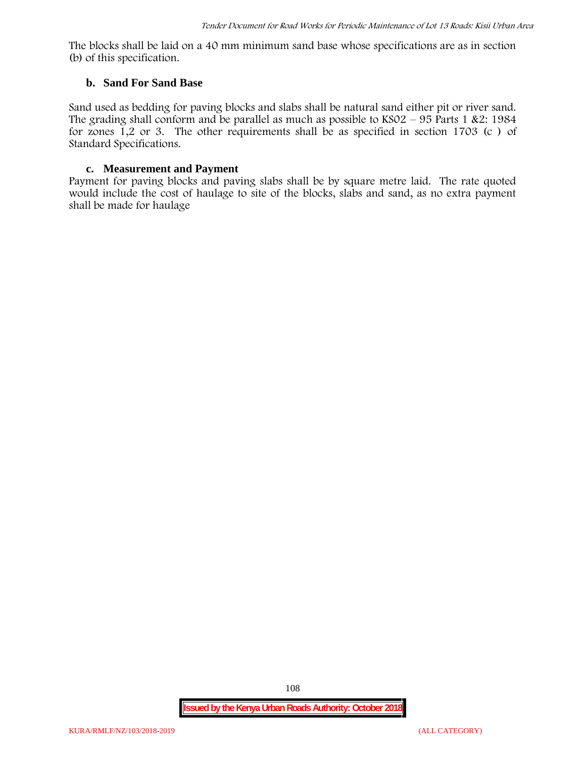The blocks shall be laid on a 40 mm minimum sand base whose specifications are as in section (b) of this specification.

### b. Sand For Sand Base

Sand used as bedding for paving blocks and slabs shall be natural sand either pit or river sand. The grading shall conform and be parallel as much as possible to KS02 – 95 Parts 1 &2: 1984 for zones 1,2 or 3. The other requirements shall be as specified in section 1703 (c ) of Standard Specifications.

### c. Measurement and Payment

Payment for paving blocks and paving slabs shall be by square metre laid. The rate quoted would include the cost of haulage to site of the blocks, slabs and sand, as no extra payment shall be made for haulage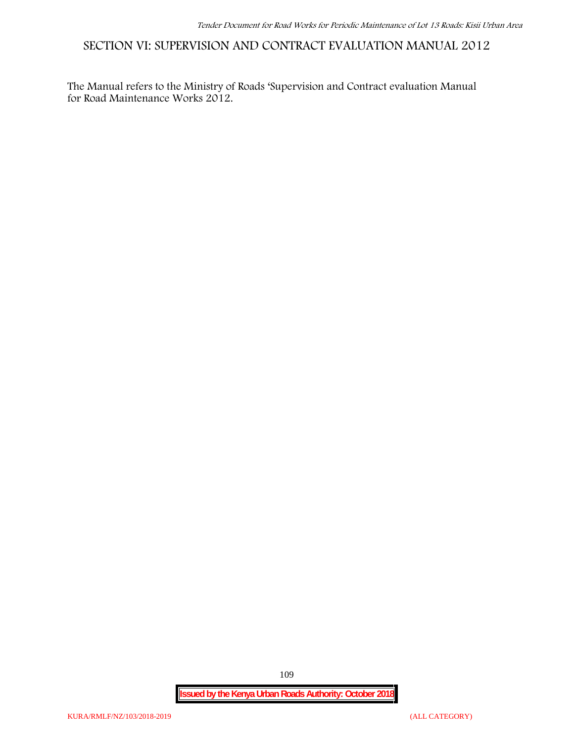# SECTION VI: SUPERVISION AND CONTRACT EVALUATION MANUAL 2012

The Manual refers to the Ministry of Roads 'Supervision and Contract evaluation Manual for Road Maintenance Works 2012.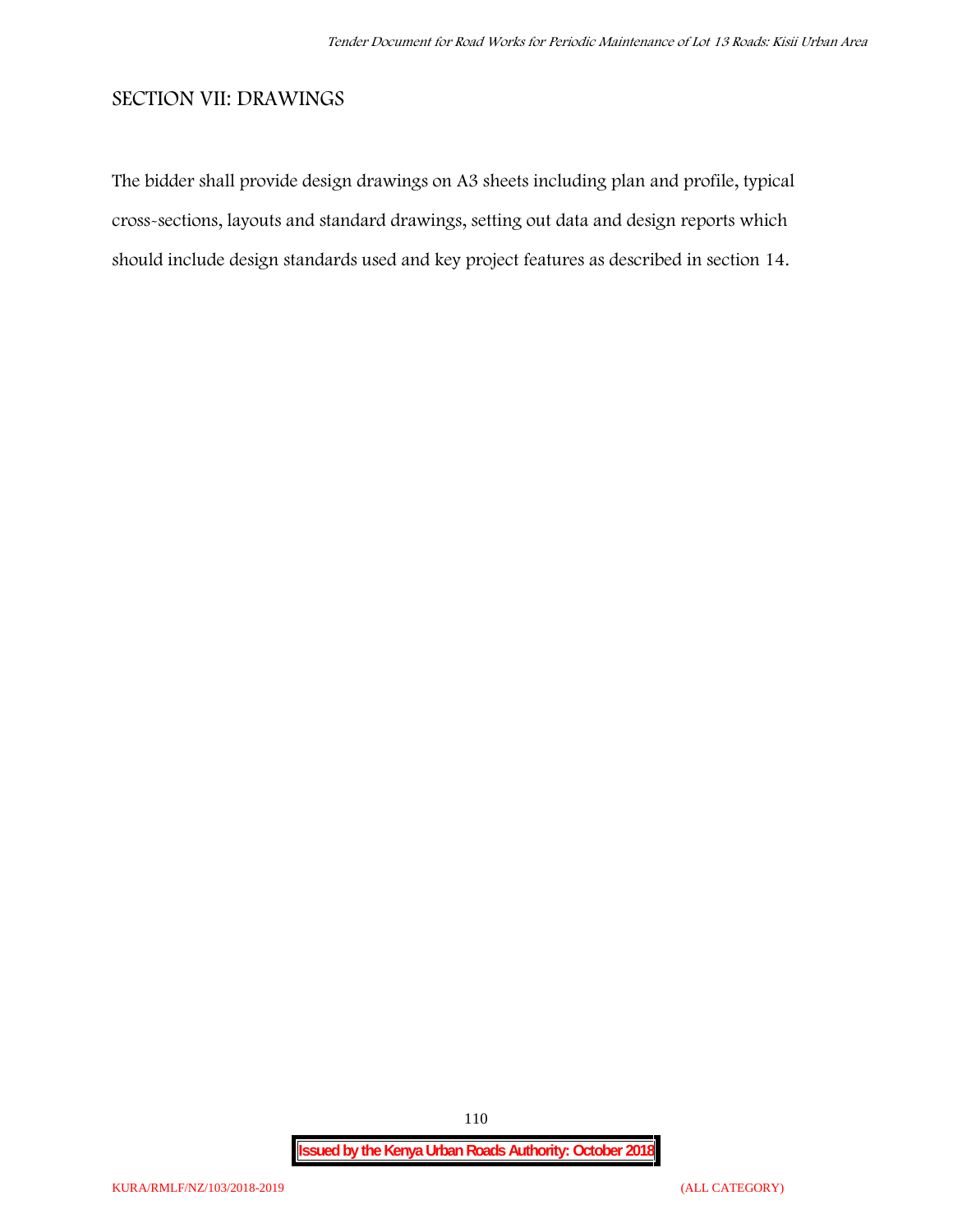## SECTION VII: DRAWINGS

The bidder shall provide design drawings on A3 sheets including plan and profile, typical cross-sections, layouts and standard drawings, setting out data and design reports which should include design standards used and key project features as described in section 14.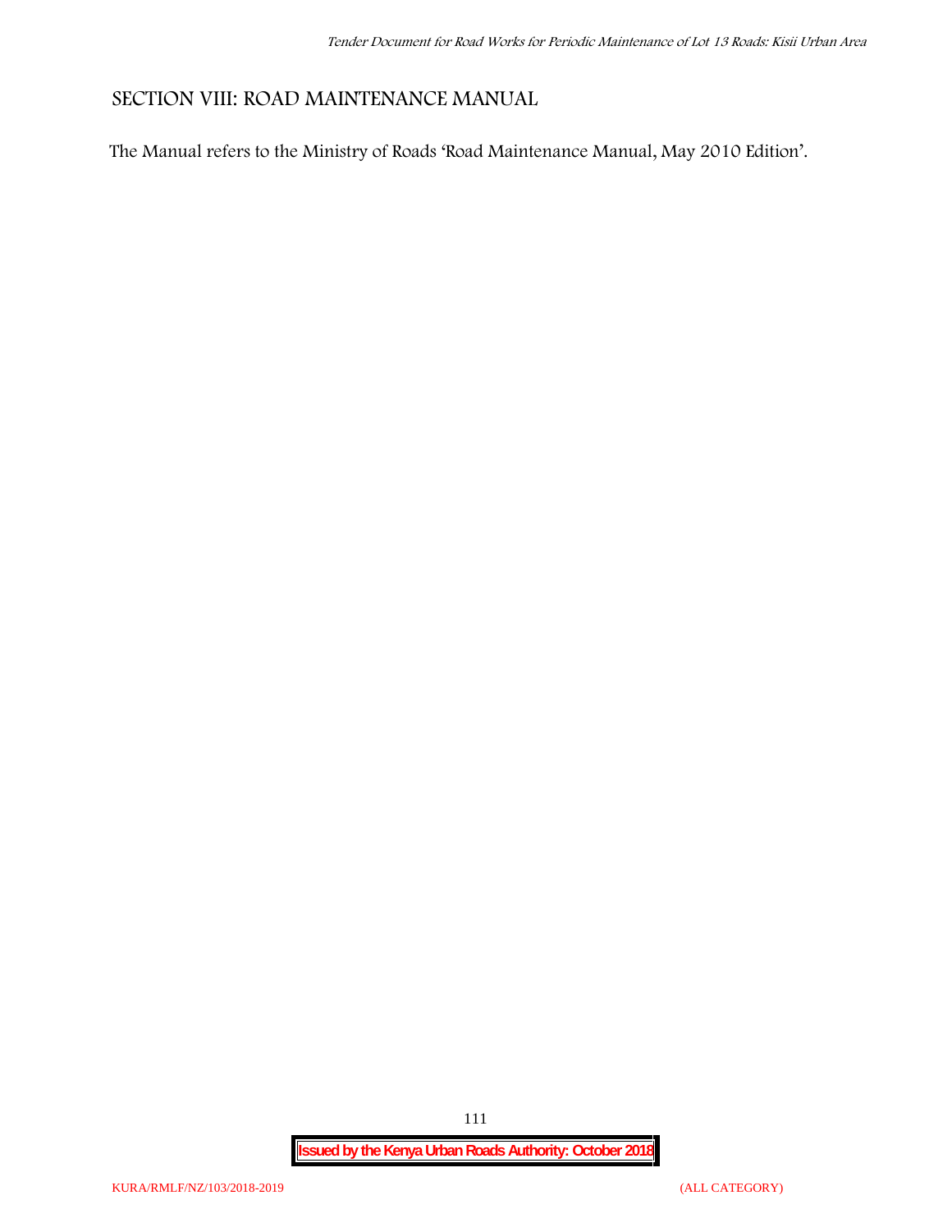## SECTION VIII: ROAD MAINTENANCE MANUAL

The Manual refers to the Ministry of Roads 'Road Maintenance Manual, May 2010 Edition'.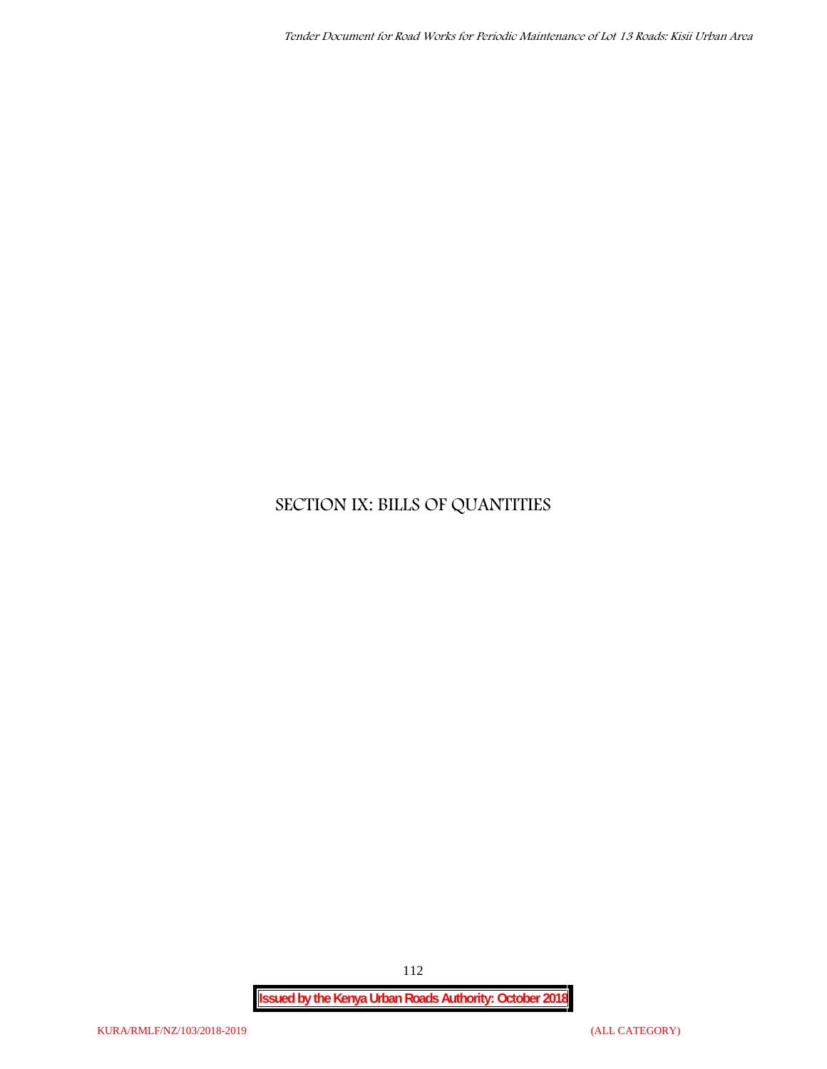# SECTION IX: BILLS OF QUANTITIES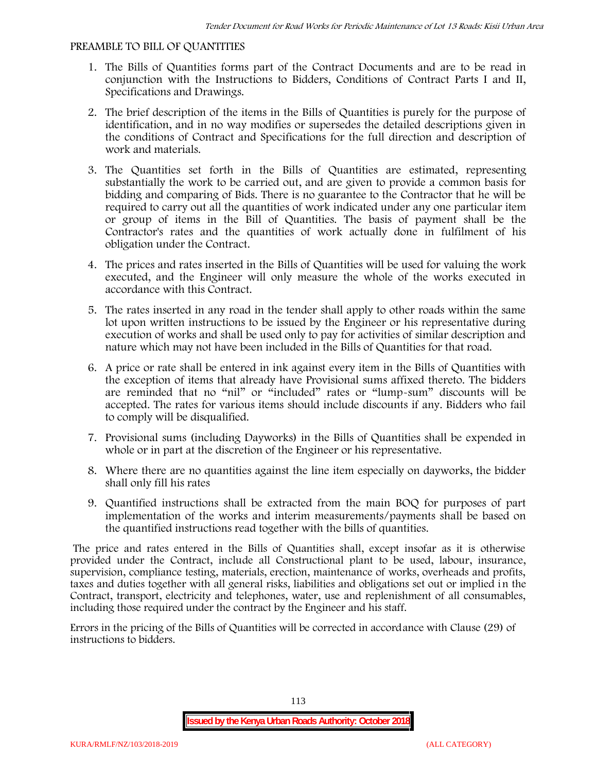PREAMBLE TO BILL OF QUANTITIES

1. The Bills of Quantities forms part of the Contract Documents and are to be read in conjunction with the Instructions to Bidders, Conditions of Contract Parts I and II, Specifications and Drawings.
2. The brief description of the items in the Bills of Quantities is purely for the purpose of identification, and in no way modifies or supersedes the detailed descriptions given in the conditions of Contract and Specifications for the full direction and description of work and materials.
3. The Quantities set forth in the Bills of Quantities are estimated, representing substantially the work to be carried out, and are given to provide a common basis for bidding and comparing of Bids. There is no guarantee to the Contractor that he will be required to carry out all the quantities of work indicated under any one particular item or group of items in the Bill of Quantities. The basis of payment shall be the Contractor's rates and the quantities of work actually done in fulfilment of his obligation under the Contract.
4. The prices and rates inserted in the Bills of Quantities will be used for valuing the work executed, and the Engineer will only measure the whole of the works executed in accordance with this Contract.
5. The rates inserted in any road in the tender shall apply to other roads within the same lot upon written instructions to be issued by the Engineer or his representative during execution of works and shall be used only to pay for activities of similar description and nature which may not have been included in the Bills of Quantities for that road.
6. A price or rate shall be entered in ink against every item in the Bills of Quantities with the exception of items that already have Provisional sums affixed thereto. The bidders are reminded that no "nil" or "included" rates or "lump-sum" discounts will be accepted. The rates for various items should include discounts if any. Bidders who fail to comply will be disqualified.
7. Provisional sums (including Dayworks) in the Bills of Quantities shall be expended in whole or in part at the discretion of the Engineer or his representative.
8. Where there are no quantities against the line item especially on dayworks, the bidder shall only fill his rates
9. Quantified instructions shall be extracted from the main BOQ for purposes of part implementation of the works and interim measurements/payments shall be based on the quantified instructions read together with the bills of quantities.

The price and rates entered in the Bills of Quantities shall, except insofar as it is otherwise provided under the Contract, include all Constructional plant to be used, labour, insurance, supervision, compliance testing, materials, erection, maintenance of works, overheads and profits, taxes and duties together with all general risks, liabilities and obligations set out or implied in the Contract, transport, electricity and telephones, water, use and replenishment of all consumables, including those required under the contract by the Engineer and his staff.

Errors in the pricing of the Bills of Quantities will be corrected in accordance with Clause (29) of instructions to bidders.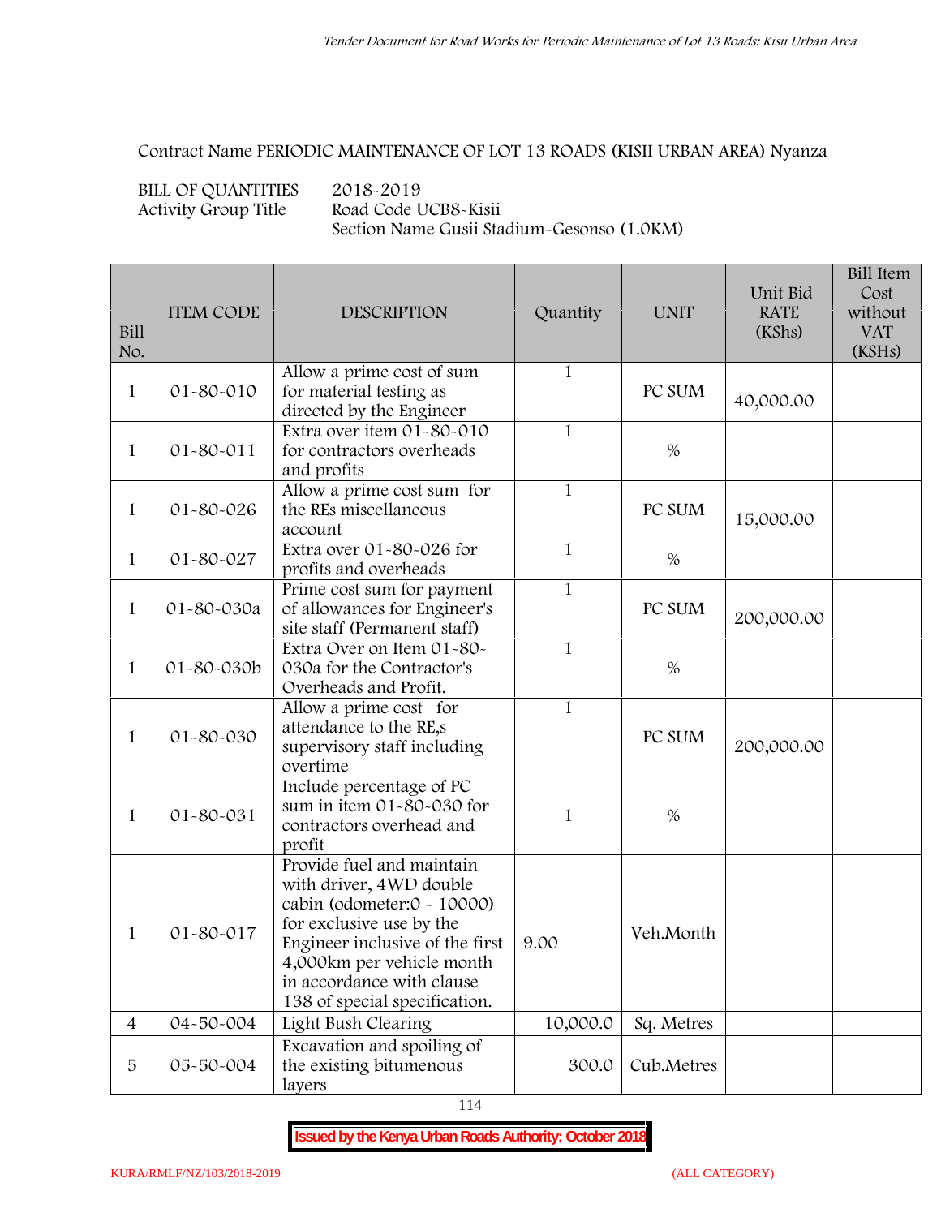Contract Name PERIODIC MAINTENANCE OF LOT 13 ROADS (KISII URBAN AREA) Nyanza

BILL OF QUANTITIES 2018-2019
Activity Group Title Road Code UCB8-Kisii
Section Name Gusii Stadium-Gesonso (1.0KM)

| Bill No. | ITEM CODE | DESCRIPTION | Quantity | UNIT | Unit Bid RATE (KShs) | Bill Item Cost without VAT (KSHs) |
|---|---|---|---|---|---|---|
| 1 | 01-80-010 | Allow a prime cost of sum for material testing as directed by the Engineer | 1 | PC SUM | 40,000.00 | |
| 1 | 01-80-011 | Extra over item 01-80-010 for contractors overheads and profits | 1 | % | | |
| 1 | 01-80-026 | Allow a prime cost sum for the REs miscellaneous account | 1 | PC SUM | 15,000.00 | |
| 1 | 01-80-027 | Extra over 01-80-026 for profits and overheads | 1 | % | | |
| 1 | 01-80-030a | Prime cost sum for payment of allowances for Engineer's site staff (Permanent staff) | 1 | PC SUM | 200,000.00 | |
| 1 | 01-80-030b | Extra Over on Item 01-80-030a for the Contractor's Overheads and Profit. | 1 | % | | |
| 1 | 01-80-030 | Allow a prime cost for attendance to the RE,s supervisory staff including overtime | 1 | PC SUM | 200,000.00 | |
| 1 | 01-80-031 | Include percentage of PC sum in item 01-80-030 for contractors overhead and profit | 1 | % | | |
| 1 | 01-80-017 | Provide fuel and maintain with driver, 4WD double cabin (odometer:0 - 10000) for exclusive use by the Engineer inclusive of the first 4,000km per vehicle month in accordance with clause 138 of special specification. | 9.00 | Veh.Month | | |
| 4 | 04-50-004 | Light Bush Clearing | 10,000.0 | Sq. Metres | | |
| 5 | 05-50-004 | Excavation and spoiling of the existing bitumenous layers | 300.0 | Cub.Metres | | |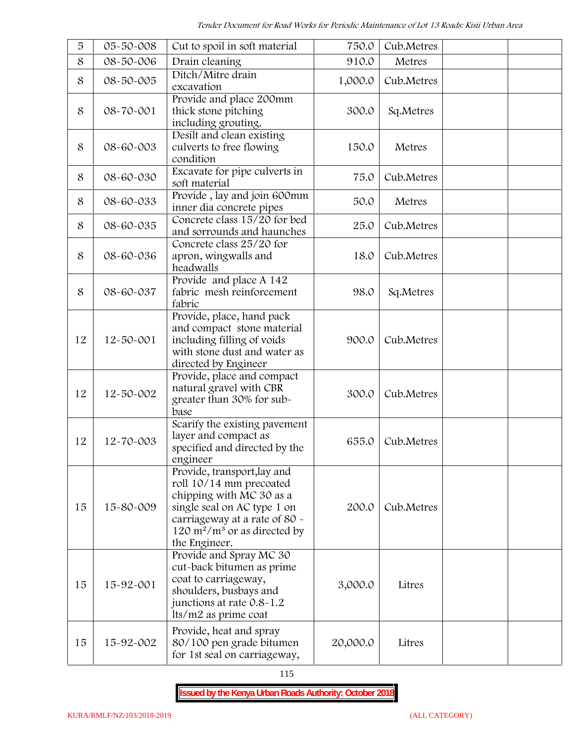| 5 | 05-50-008 | Cut to spoil in soft material | 750.0 | Cub.Metres | | |
|---|---|---|---|---|---|---|
| 8 | 08-50-006 | Drain cleaning | 910.0 | Metres | | |
| 8 | 08-50-005 | Ditch/Mitre drain excavation | 1,000.0 | Cub.Metres | | |
| 8 | 08-70-001 | Provide and place 200mm thick stone pitching including grouting. | 300.0 | Sq.Metres | | |
| 8 | 08-60-003 | Desilt and clean existing culverts to free flowing condition | 150.0 | Metres | | |
| 8 | 08-60-030 | Excavate for pipe culverts in soft material | 75.0 | Cub.Metres | | |
| 8 | 08-60-033 | Provide , lay and join 600mm inner dia concrete pipes | 50.0 | Metres | | |
| 8 | 08-60-035 | Concrete class 15/20 for bed and sorrounds and haunches | 25.0 | Cub.Metres | | |
| 8 | 08-60-036 | Concrete class 25/20 for apron, wingwalls and headwalls | 18.0 | Cub.Metres | | |
| 8 | 08-60-037 | Provide and place A 142 fabric mesh reinforcement fabric | 98.0 | Sq.Metres | | |
| 12 | 12-50-001 | Provide, place, hand pack and compact stone material including filling of voids with stone dust and water as directed by Engineer | 900.0 | Cub.Metres | | |
| 12 | 12-50-002 | Provide, place and compact natural gravel with CBR greater than 30% for sub-base | 300.0 | Cub.Metres | | |
| 12 | 12-70-003 | Scarify the existing pavement layer and compact as specified and directed by the engineer | 655.0 | Cub.Metres | | |
| 15 | 15-80-009 | Provide, transport,lay and roll 10/14 mm precoated chipping with MC 30 as a single seal on AC type 1 on carriageway at a rate of 80 - 120 $m^2/m^3$ or as directed by the Engineer. | 200.0 | Cub.Metres | | |
| 15 | 15-92-001 | Provide and Spray MC 30 cut-back bitumen as prime coat to carriageway, shoulders, busbays and junctions at rate 0.8-1.2 lts/m2 as prime coat | 3,000.0 | Litres | | |
| 15 | 15-92-002 | Provide, heat and spray 80/100 pen grade bitumen for 1st seal on carriageway, | 20,000.0 | Litres | | |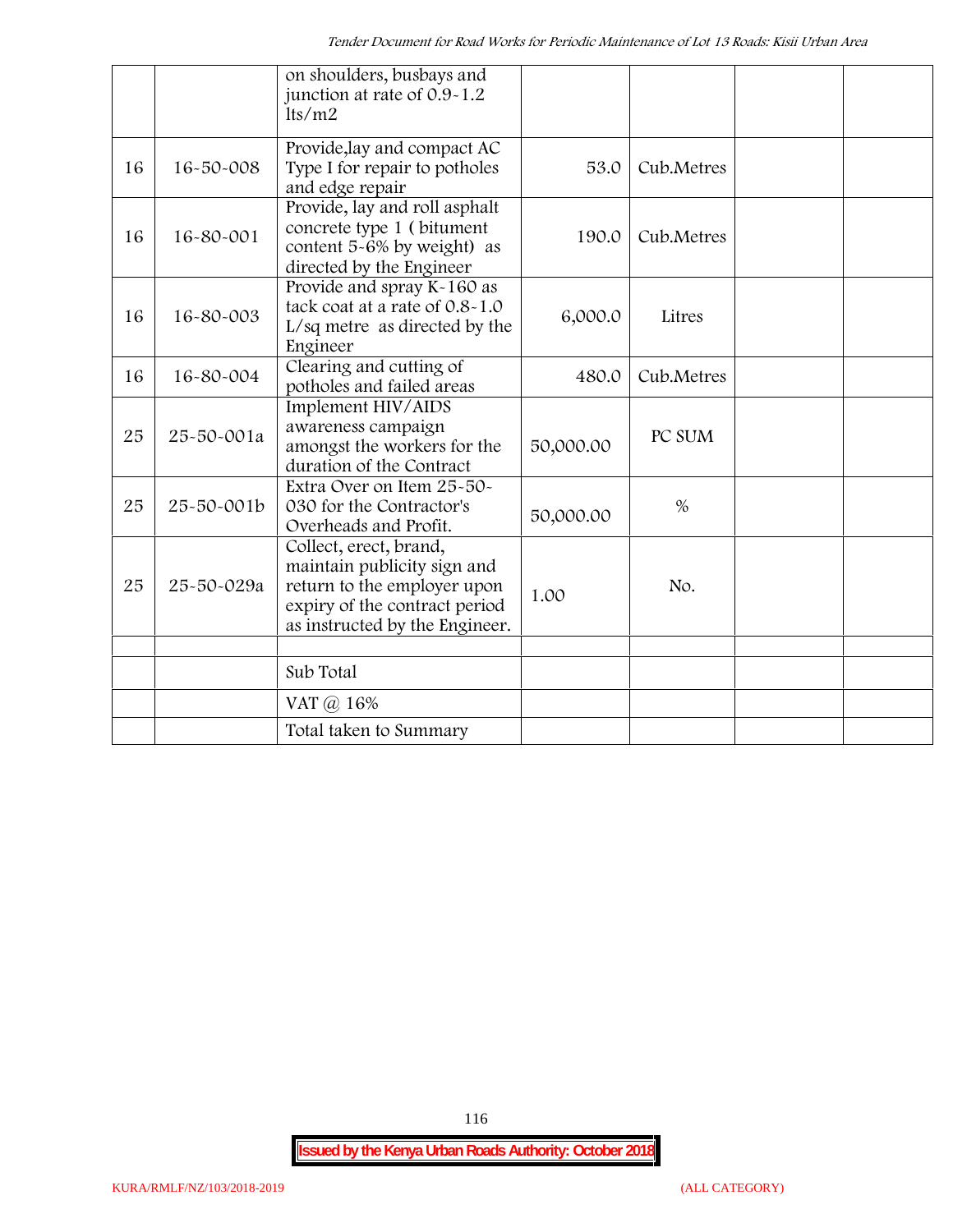| | | | | | | |
|---|---|---|---|---|---|---|
| | | on shoulders, busbays and junction at rate of 0.9-1.2 lts/m2 | | | | |
| 16 | 16-50-008 | Provide,lay and compact AC Type I for repair to potholes and edge repair | 53.0 | Cub.Metres | | |
| 16 | 16-80-001 | Provide, lay and roll asphalt concrete type 1 ( bitument content 5-6% by weight) as directed by the Engineer | 190.0 | Cub.Metres | | |
| 16 | 16-80-003 | Provide and spray K-160 as tack coat at a rate of 0.8-1.0 L/sq metre as directed by the Engineer | 6,000.0 | Litres | | |
| 16 | 16-80-004 | Clearing and cutting of potholes and failed areas | 480.0 | Cub.Metres | | |
| 25 | 25-50-001a | Implement HIV/AIDS awareness campaign amongst the workers for the duration of the Contract | 50,000.00 | PC SUM | | |
| 25 | 25-50-001b | Extra Over on Item 25-50-030 for the Contractor's Overheads and Profit. | 50,000.00 | % | | |
| 25 | 25-50-029a | Collect, erect, brand, maintain publicity sign and return to the employer upon expiry of the contract period as instructed by the Engineer. | 1.00 | No. | | |
| | | | | | | |
| | | Sub Total | | | | |
| | | VAT @ 16% | | | | |
| | | Total taken to Summary | | | | |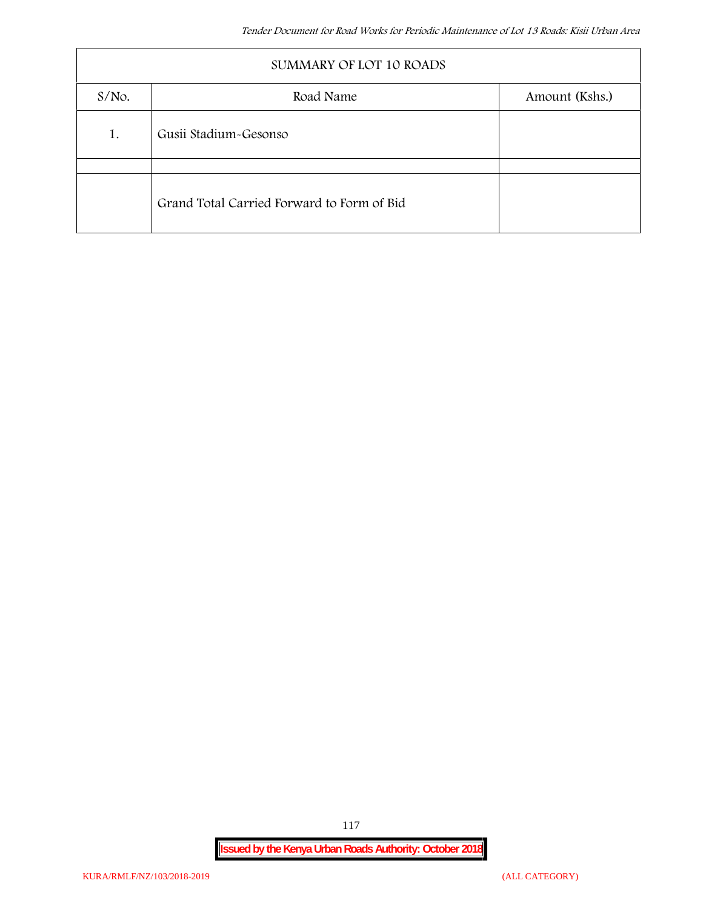| SUMMARY OF LOT 10 ROADS | | |
|---|---|---|
| S/No. | Road Name | Amount (Kshs.) |
| 1. | Gusii Stadium-Gesonso | |
| | | |
| | Grand Total Carried Forward to Form of Bid | |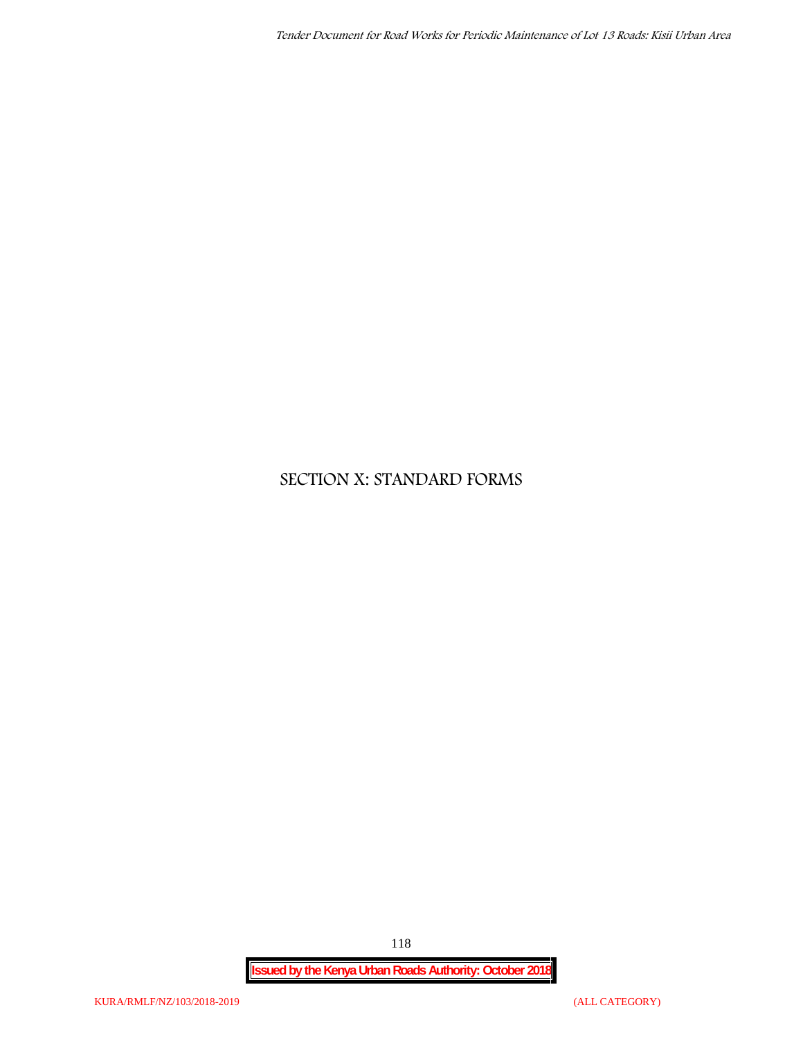# SECTION X: STANDARD FORMS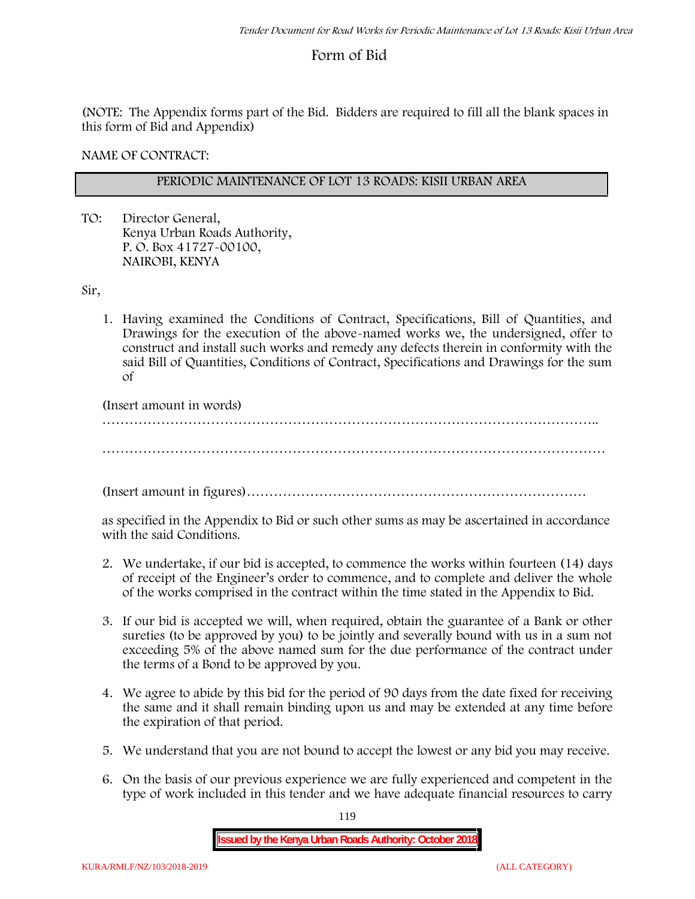# Form of Bid

(NOTE: The Appendix forms part of the Bid. Bidders are required to fill all the blank spaces in this form of Bid and Appendix)

NAME OF CONTRACT:

| PERIODIC MAINTENANCE OF LOT 13 ROADS: KISII URBAN AREA |
|---|

TO: Director General,
Kenya Urban Roads Authority,
P. O. Box 41727-00100,
NAIROBI, KENYA

Sir,

1. Having examined the Conditions of Contract, Specifications, Bill of Quantities, and Drawings for the execution of the above-named works we, the undersigned, offer to construct and install such works and remedy any defects therein in conformity with the said Bill of Quantities, Conditions of Contract, Specifications and Drawings for the sum of

   (Insert amount in words)
   ………………………………………………………………………………………………..

   …………………………………………………………………………………………………

   (Insert amount in figures)…………………………………………………………………

   as specified in the Appendix to Bid or such other sums as may be ascertained in accordance with the said Conditions.

2. We undertake, if our bid is accepted, to commence the works within fourteen (14) days of receipt of the Engineer's order to commence, and to complete and deliver the whole of the works comprised in the contract within the time stated in the Appendix to Bid.

3. If our bid is accepted we will, when required, obtain the guarantee of a Bank or other sureties (to be approved by you) to be jointly and severally bound with us in a sum not exceeding 5% of the above named sum for the due performance of the contract under the terms of a Bond to be approved by you.

4. We agree to abide by this bid for the period of 90 days from the date fixed for receiving the same and it shall remain binding upon us and may be extended at any time before the expiration of that period.

5. We understand that you are not bound to accept the lowest or any bid you may receive.

6. On the basis of our previous experience we are fully experienced and competent in the type of work included in this tender and we have adequate financial resources to carry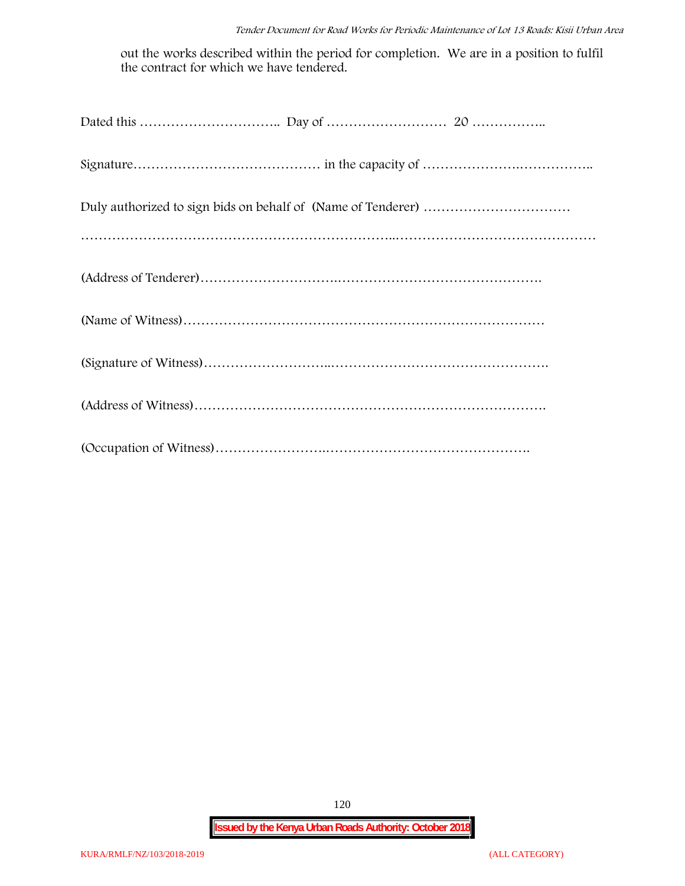out the works described within the period for completion. We are in a position to fulfil the contract for which we have tendered.

Dated this ………………………….. Day of ……………………… 20 ……………..

Signature…………………………………… in the capacity of ………………….……………..

Duly authorized to sign bids on behalf of (Name of Tenderer) ……………………………

……………………………………………………………..………………………………………

(Address of Tenderer)…………………….………………………………………….

(Name of Witness)………………………………………………………………………

(Signature of Witness)………………………..…………………………………………….

(Address of Witness)…………………………………………………………………….

(Occupation of Witness)…………………….……………………………………….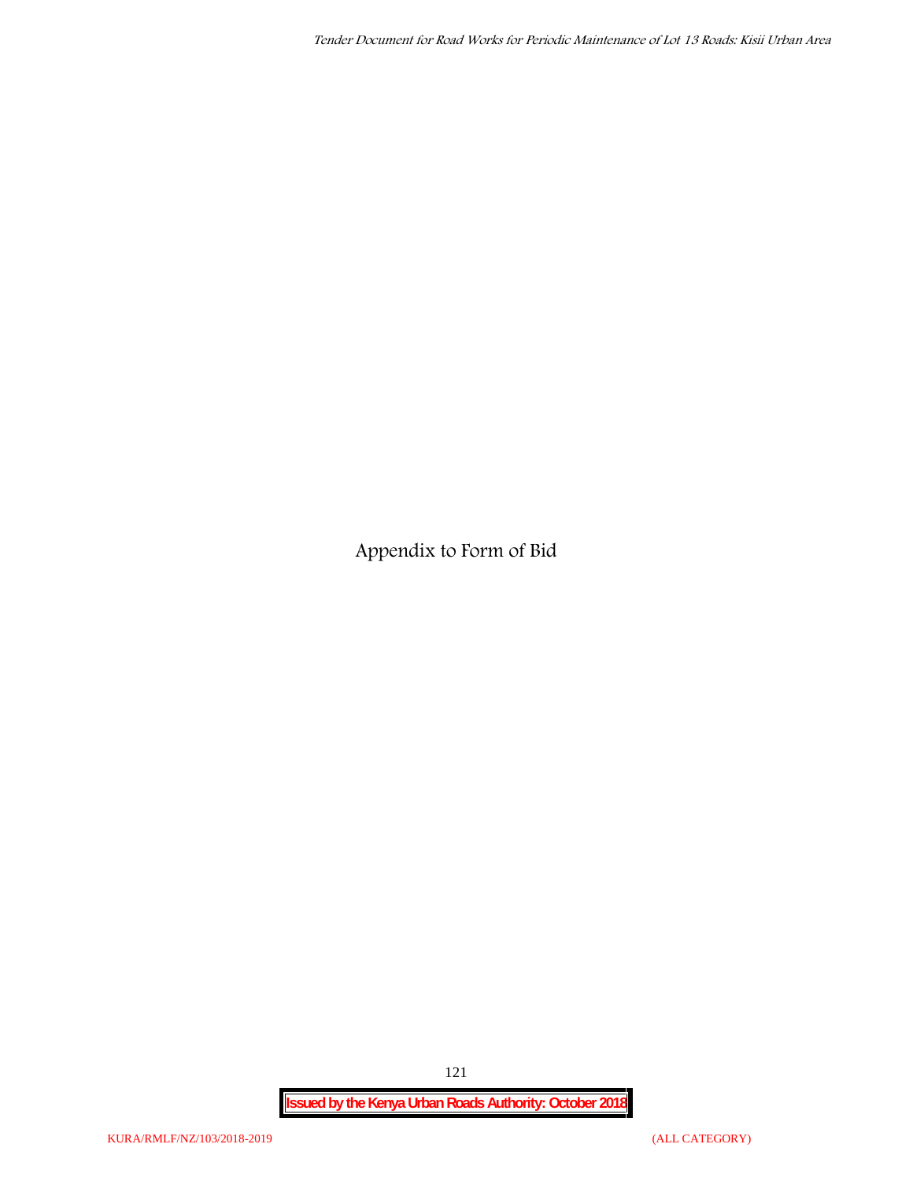# Appendix to Form of Bid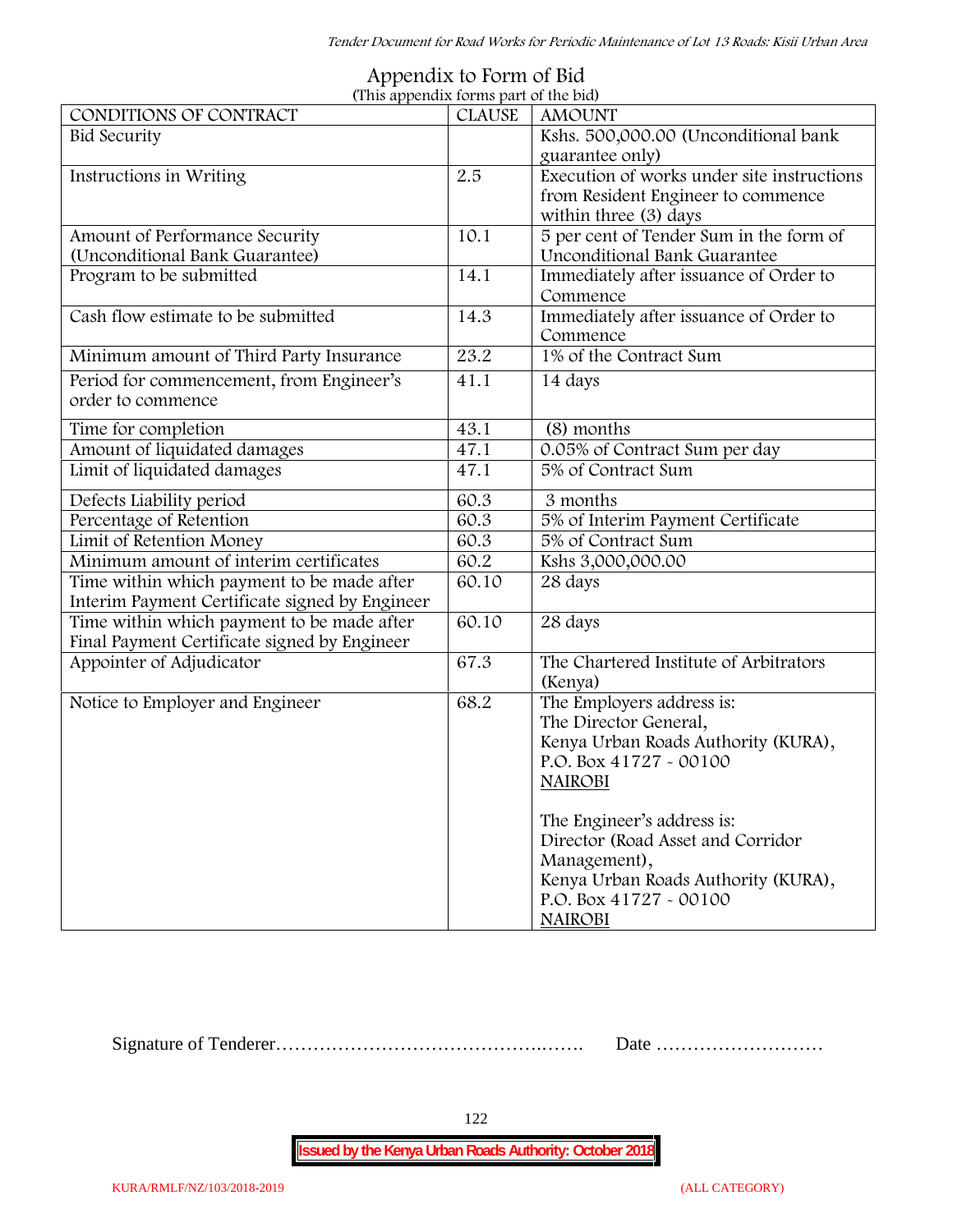# Appendix to Form of Bid

(This appendix forms part of the bid)

| CONDITIONS OF CONTRACT | CLAUSE | AMOUNT |
| --- | --- | --- |
| Bid Security | | Kshs. 500,000.00 (Unconditional bank guarantee only) |
| Instructions in Writing | 2.5 | Execution of works under site instructions from Resident Engineer to commence within three (3) days |
| Amount of Performance Security (Unconditional Bank Guarantee) | 10.1 | 5 per cent of Tender Sum in the form of Unconditional Bank Guarantee |
| Program to be submitted | 14.1 | Immediately after issuance of Order to Commence |
| Cash flow estimate to be submitted | 14.3 | Immediately after issuance of Order to Commence |
| Minimum amount of Third Party Insurance | 23.2 | 1% of the Contract Sum |
| Period for commencement, from Engineer's order to commence | 41.1 | 14 days |
| Time for completion | 43.1 | (8) months |
| Amount of liquidated damages | 47.1 | 0.05% of Contract Sum per day |
| Limit of liquidated damages | 47.1 | 5% of Contract Sum |
| Defects Liability period | 60.3 | 3 months |
| Percentage of Retention | 60.3 | 5% of Interim Payment Certificate |
| Limit of Retention Money | 60.3 | 5% of Contract Sum |
| Minimum amount of interim certificates | 60.2 | Kshs 3,000,000.00 |
| Time within which payment to be made after Interim Payment Certificate signed by Engineer | 60.10 | 28 days |
| Time within which payment to be made after Final Payment Certificate signed by Engineer | 60.10 | 28 days |
| Appointer of Adjudicator | 67.3 | The Chartered Institute of Arbitrators (Kenya) |
| Notice to Employer and Engineer | 68.2 | The Employers address is:<br>The Director General,<br>Kenya Urban Roads Authority (KURA),<br>P.O. Box 41727 - 00100<br>NAIROBI<br><br>The Engineer's address is:<br>Director (Road Asset and Corridor Management),<br>Kenya Urban Roads Authority (KURA),<br>P.O. Box 41727 - 00100<br>NAIROBI |

Signature of Tenderer……………………………………..……. Date ………………………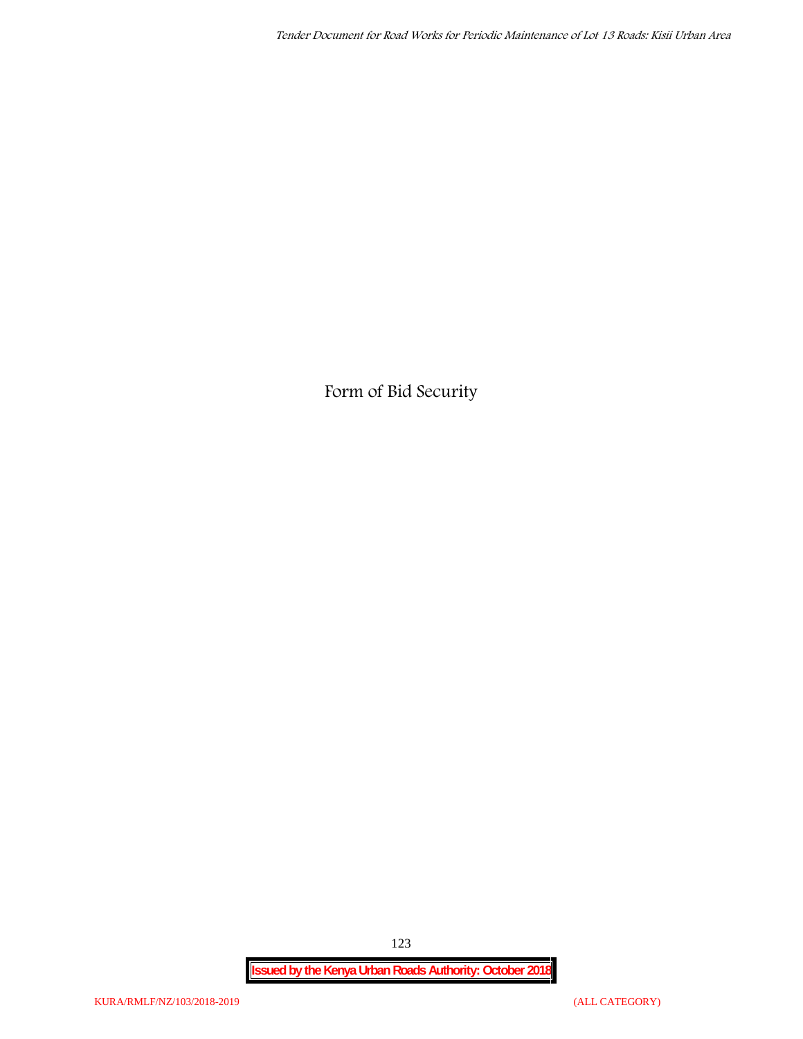# Form of Bid Security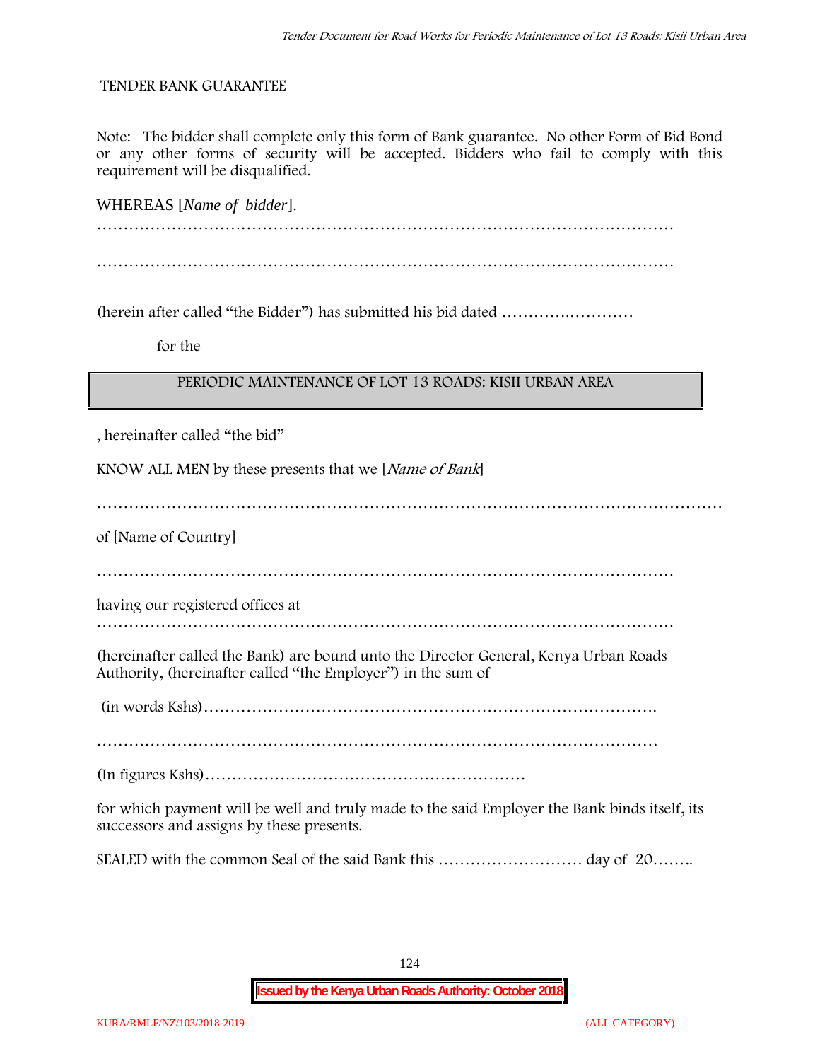TENDER BANK GUARANTEE

Note: The bidder shall complete only this form of Bank guarantee. No other Form of Bid Bond or any other forms of security will be accepted. Bidders who fail to comply with this requirement will be disqualified.

WHEREAS [*Name of bidder*].

…………………………………………………………………………………………………

…………………………………………………………………………………………………

(herein after called "the Bidder") has submitted his bid dated ………….…………

for the

| PERIODIC MAINTENANCE OF LOT 13 ROADS: KISII URBAN AREA |
|---|

, hereinafter called "the bid"

KNOW ALL MEN by these presents that we [*Name of Bank*]

……………………………………………………………………………………………………

of [Name of Country]

…………………………………………………………………………………………………

having our registered offices at

…………………………………………………………………………………………………

(hereinafter called the Bank) are bound unto the Director General, Kenya Urban Roads Authority, (hereinafter called "the Employer") in the sum of

(in words Kshs)………………………………………………………………………….

…………………………………………………………………………………………………

(In figures Kshs)……………………………………………………

for which payment will be well and truly made to the said Employer the Bank binds itself, its successors and assigns by these presents.

SEALED with the common Seal of the said Bank this ……………………… day of 20……..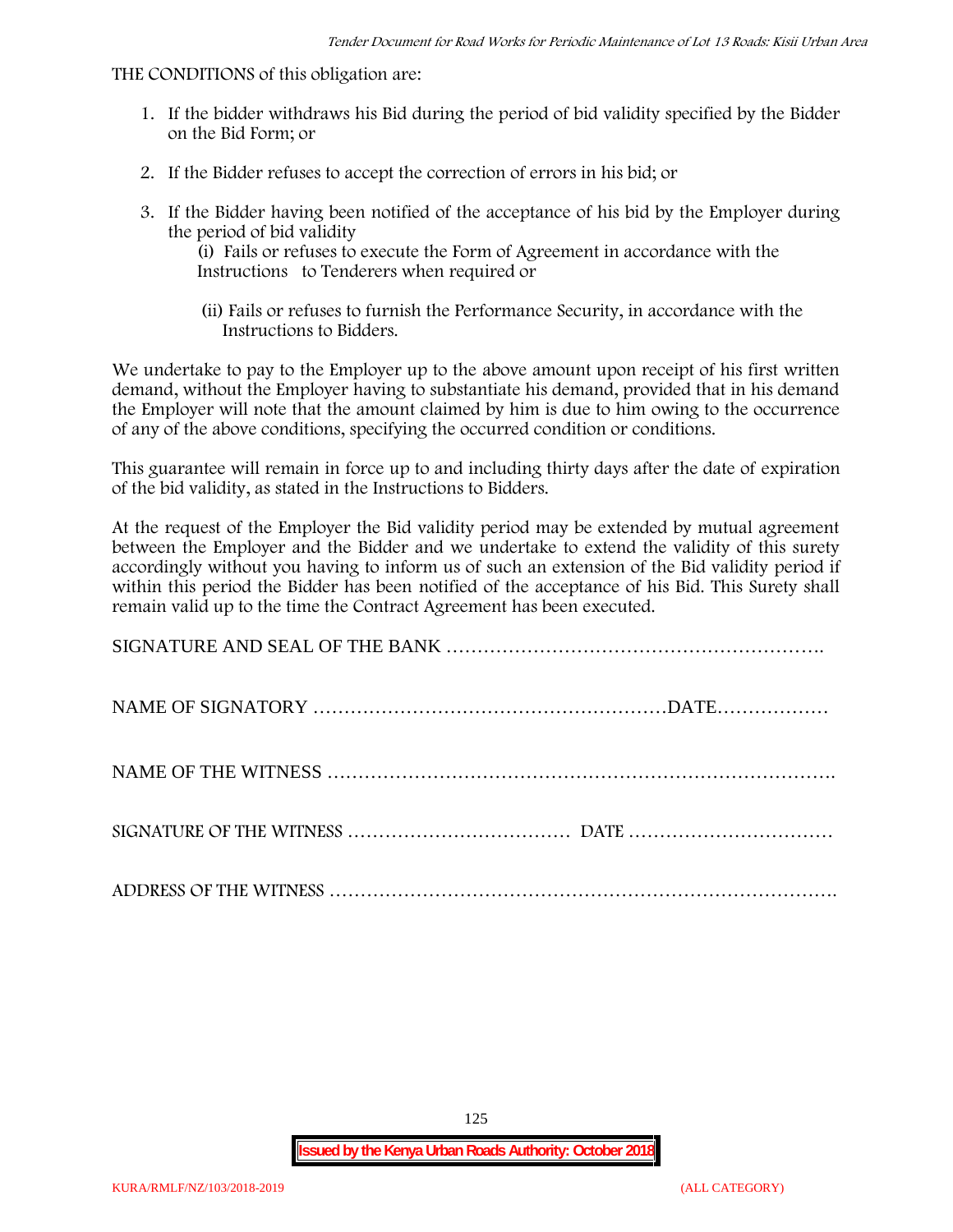THE CONDITIONS of this obligation are:

1. If the bidder withdraws his Bid during the period of bid validity specified by the Bidder on the Bid Form; or
2. If the Bidder refuses to accept the correction of errors in his bid; or
3. If the Bidder having been notified of the acceptance of his bid by the Employer during the period of bid validity
   (i) Fails or refuses to execute the Form of Agreement in accordance with the Instructions to Tenderers when required or

   (ii) Fails or refuses to furnish the Performance Security, in accordance with the Instructions to Bidders.

We undertake to pay to the Employer up to the above amount upon receipt of his first written demand, without the Employer having to substantiate his demand, provided that in his demand the Employer will note that the amount claimed by him is due to him owing to the occurrence of any of the above conditions, specifying the occurred condition or conditions.

This guarantee will remain in force up to and including thirty days after the date of expiration of the bid validity, as stated in the Instructions to Bidders.

At the request of the Employer the Bid validity period may be extended by mutual agreement between the Employer and the Bidder and we undertake to extend the validity of this surety accordingly without you having to inform us of such an extension of the Bid validity period if within this period the Bidder has been notified of the acceptance of his Bid. This Surety shall remain valid up to the time the Contract Agreement has been executed.

SIGNATURE AND SEAL OF THE BANK …………………………………………………….

NAME OF SIGNATORY …………………………………………………DATE………………

NAME OF THE WITNESS ……………………………………………………………………….

SIGNATURE OF THE WITNESS ……………………………… DATE ……………………………

ADDRESS OF THE WITNESS ………………………………………………………………………….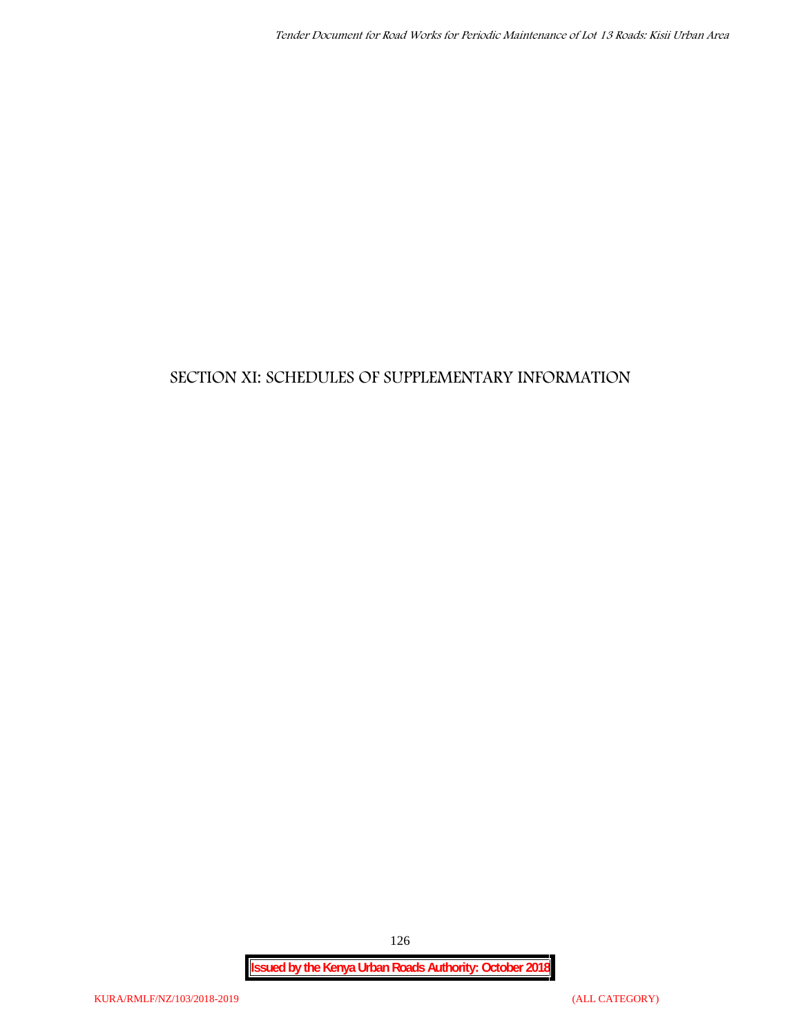# SECTION XI: SCHEDULES OF SUPPLEMENTARY INFORMATION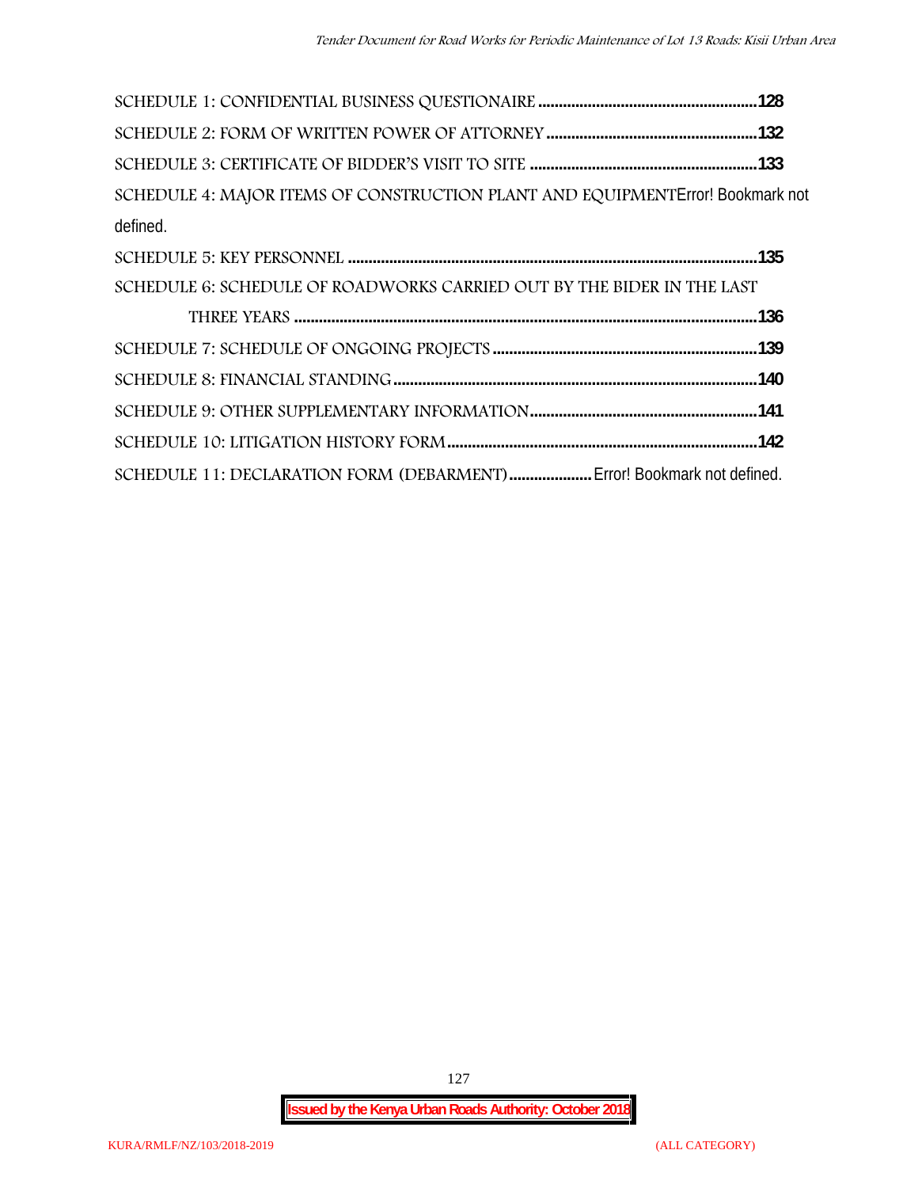SCHEDULE 1: CONFIDENTIAL BUSINESS QUESTIONAIRE ....................................................128

SCHEDULE 2: FORM OF WRITTEN POWER OF ATTORNEY ..................................................132

SCHEDULE 3: CERTIFICATE OF BIDDER'S VISIT TO SITE ......................................................133

SCHEDULE 4: MAJOR ITEMS OF CONSTRUCTION PLANT AND EQUIPMENTError! Bookmark not defined.

SCHEDULE 5: KEY PERSONNEL ..................................................................................................135

SCHEDULE 6: SCHEDULE OF ROADWORKS CARRIED OUT BY THE BIDER IN THE LAST THREE YEARS ...............................................................................................................136

SCHEDULE 7: SCHEDULE OF ONGOING PROJECTS ...............................................................139

SCHEDULE 8: FINANCIAL STANDING .......................................................................................140

SCHEDULE 9: OTHER SUPPLEMENTARY INFORMATION ......................................................141

SCHEDULE 10: LITIGATION HISTORY FORM ..........................................................................142

SCHEDULE 11: DECLARATION FORM (DEBARMENT) .................... Error! Bookmark not defined.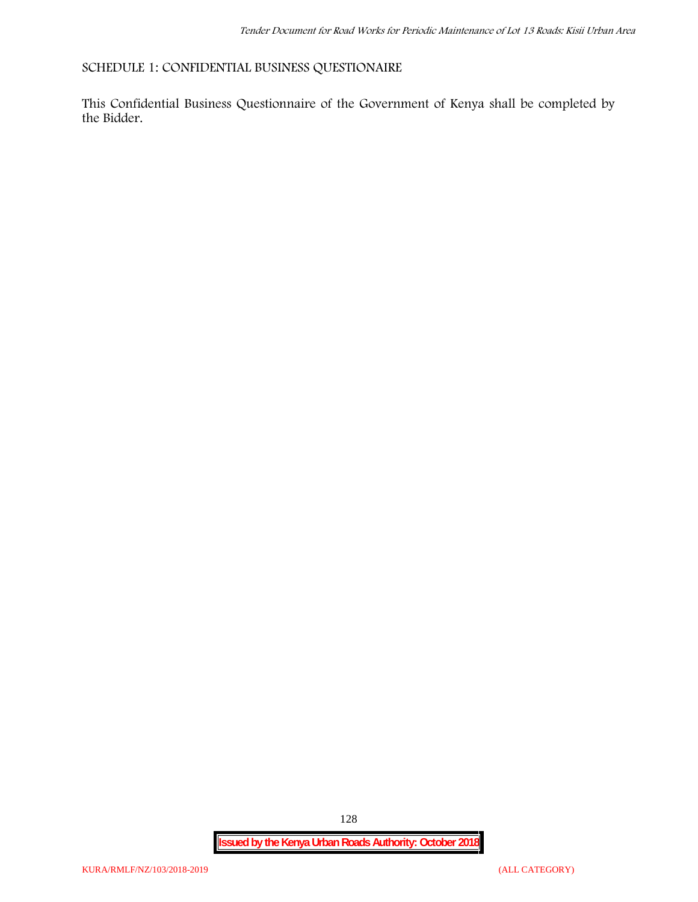SCHEDULE 1: CONFIDENTIAL BUSINESS QUESTIONAIRE

This Confidential Business Questionnaire of the Government of Kenya shall be completed by the Bidder.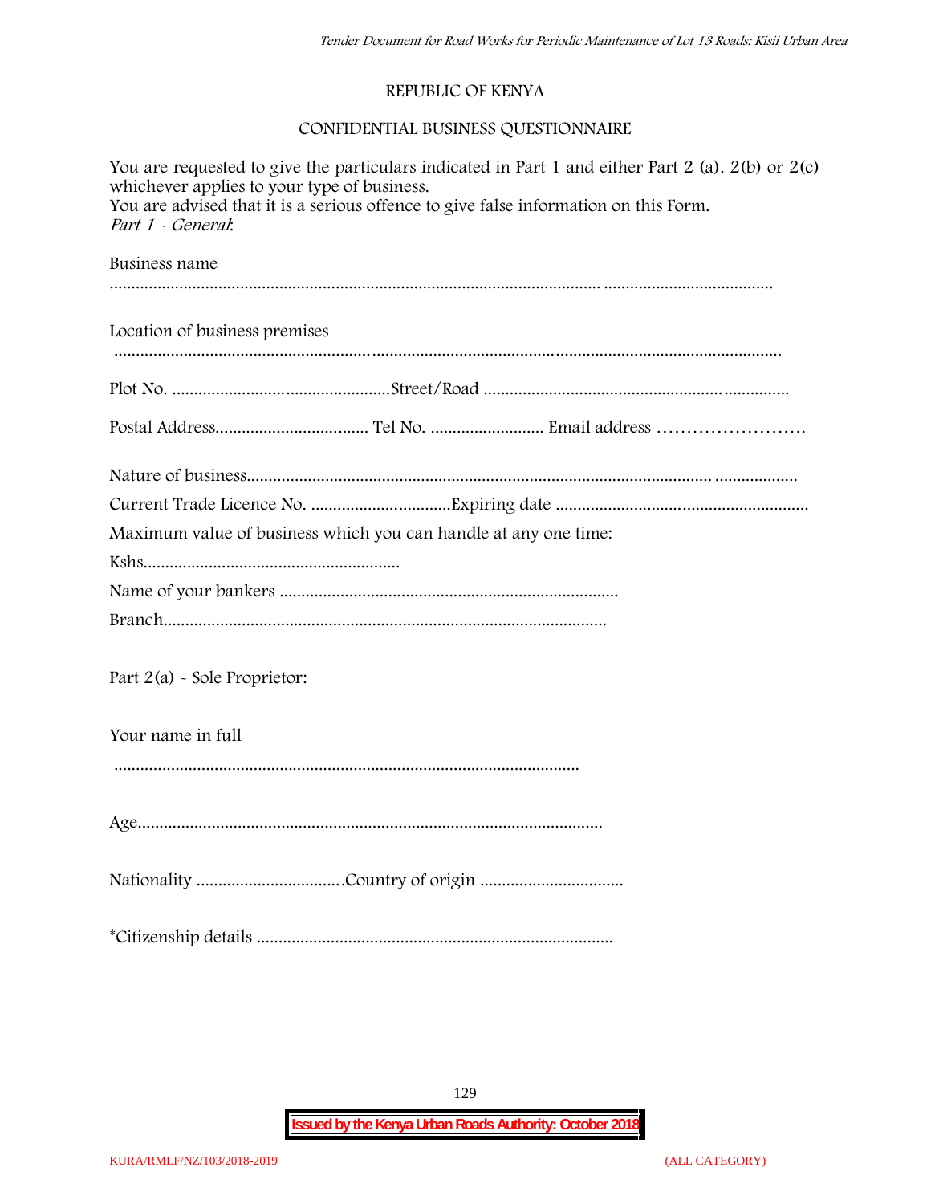REPUBLIC OF KENYA

CONFIDENTIAL BUSINESS QUESTIONNAIRE

You are requested to give the particulars indicated in Part 1 and either Part 2 (a). 2(b) or 2(c) whichever applies to your type of business.
You are advised that it is a serious offence to give false information on this Form.
*Part 1 - General*:

Business name

.............................................................................................................................. .......................................

Location of business premises

.........................................................................................................................................................................

Plot No. ..................................................Street/Road ...................................................................

Postal Address................................... Tel No. .......................... Email address …………………….

Nature of business............................................................................................................ ...................

Current Trade Licence No. ................................Expiring date ..........................................................

Maximum value of business which you can handle at any one time:

Kshs...........................................................

Name of your bankers .............................................................................

Branch.....................................................................................................

Part 2(a) - Sole Proprietor:

Your name in full

..........................................................................................................

Age..........................................................................................................

Nationality .................................Country of origin .................................

*Citizenship details ..................................................................................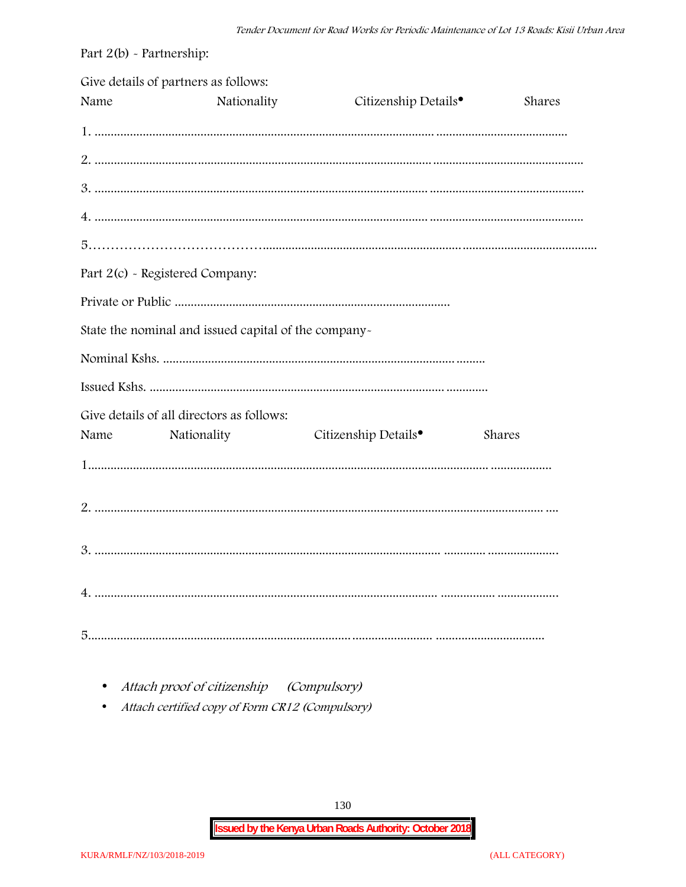Part 2(b) - Partnership:

Give details of partners as follows:

Name Nationality Citizenship Details• Shares

1. ........................................................................................................................ .........................................

2. ........................................................................................................................ ...............................................

3. ........................................................................................................................ ...............................................

4. ........................................................................................................................ ...............................................

5.…………………………………........................................................................................ ..........................................

Part 2(c) - Registered Company:

Private or Public .....................................................................................

State the nominal and issued capital of the company-

Nominal Kshs. ....................................................................................... .........

Issued Kshs. .......................................................................................... .............

Give details of all directors as follows:

Name Nationality Citizenship Details• Shares

1............................................................................................................................ ...................

2. .......................................................................................................................................... ....

3. ........................................................................................................... ............. ......................

4. ........................................................................................................... ................. ..................

5............................................................................................ ......................... .................................

- *Attach proof of citizenship (Compulsory)*
- *Attach certified copy of Form CR12 (Compulsory)*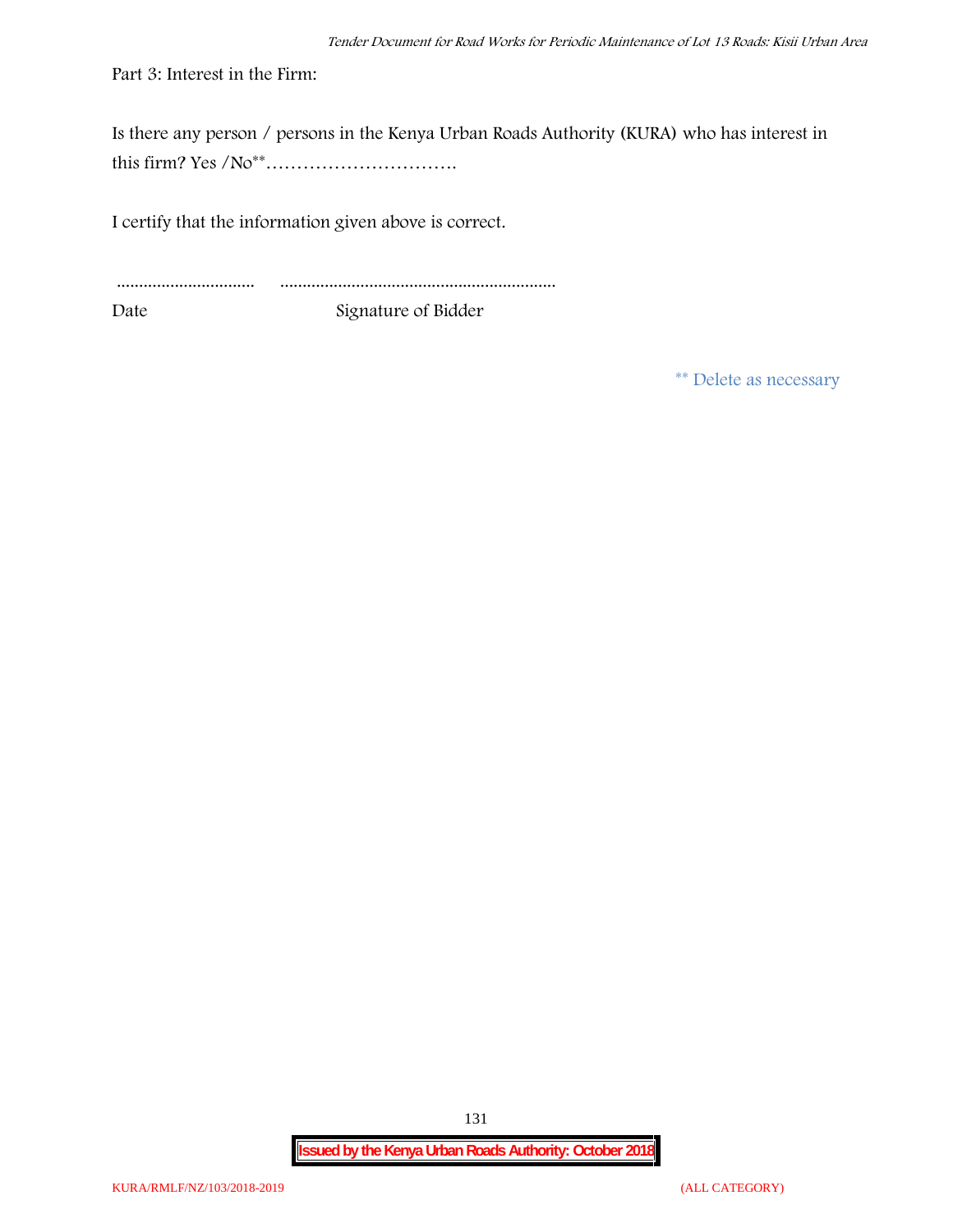Part 3: Interest in the Firm:

Is there any person / persons in the Kenya Urban Roads Authority (KURA) who has interest in this firm? Yes /No** ………………………….

I certify that the information given above is correct.

............................... .............................................................

Date Signature of Bidder

** Delete as necessary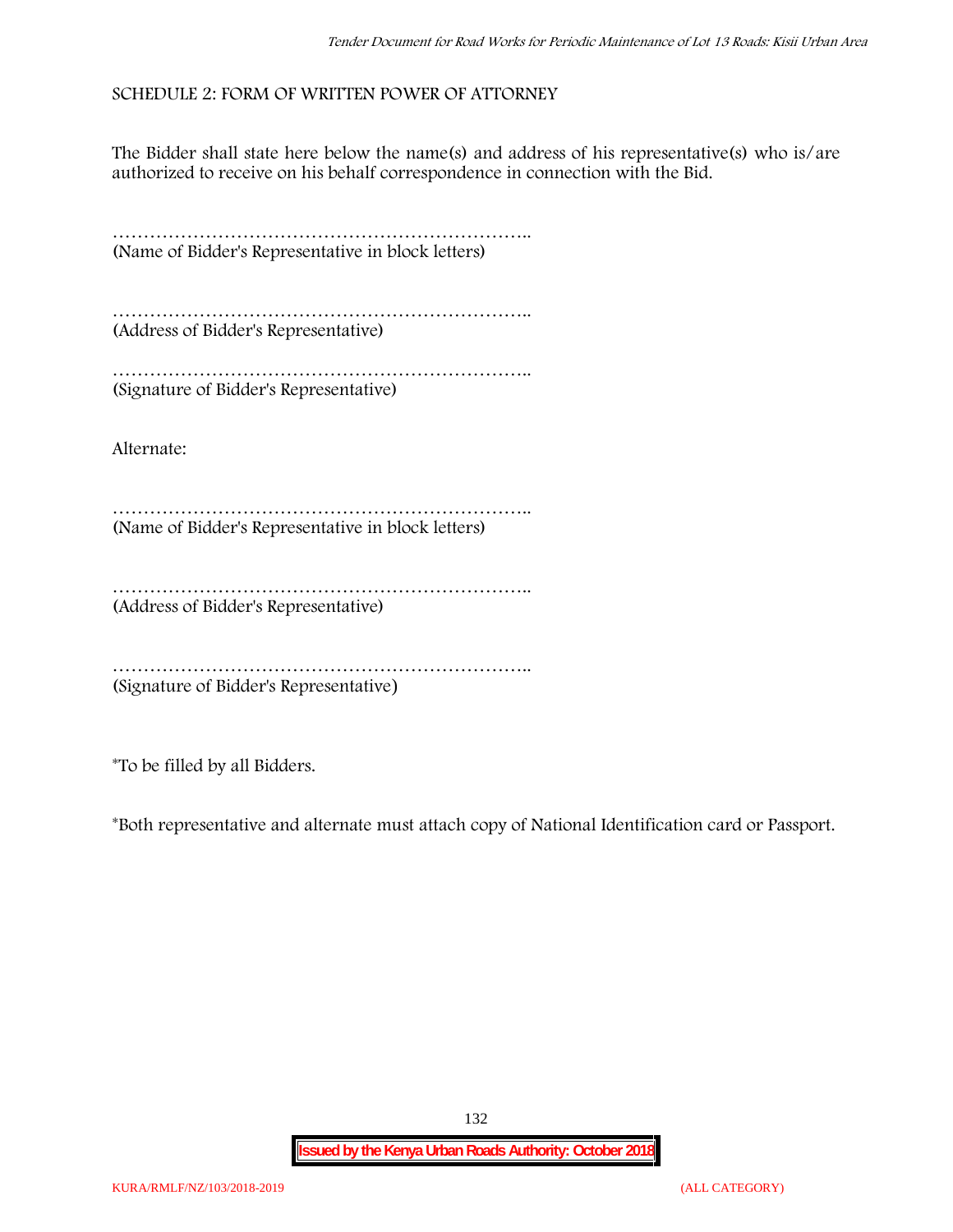SCHEDULE 2: FORM OF WRITTEN POWER OF ATTORNEY

The Bidder shall state here below the name(s) and address of his representative(s) who is/are authorized to receive on his behalf correspondence in connection with the Bid.

…………………………………………………………..
(Name of Bidder's Representative in block letters)

…………………………………………………………..
(Address of Bidder's Representative)

…………………………………………………………..
(Signature of Bidder's Representative)

Alternate:

…………………………………………………………..
(Name of Bidder's Representative in block letters)

…………………………………………………………..
(Address of Bidder's Representative)

…………………………………………………………..
(Signature of Bidder's Representative)

*To be filled by all Bidders.

*Both representative and alternate must attach copy of National Identification card or Passport.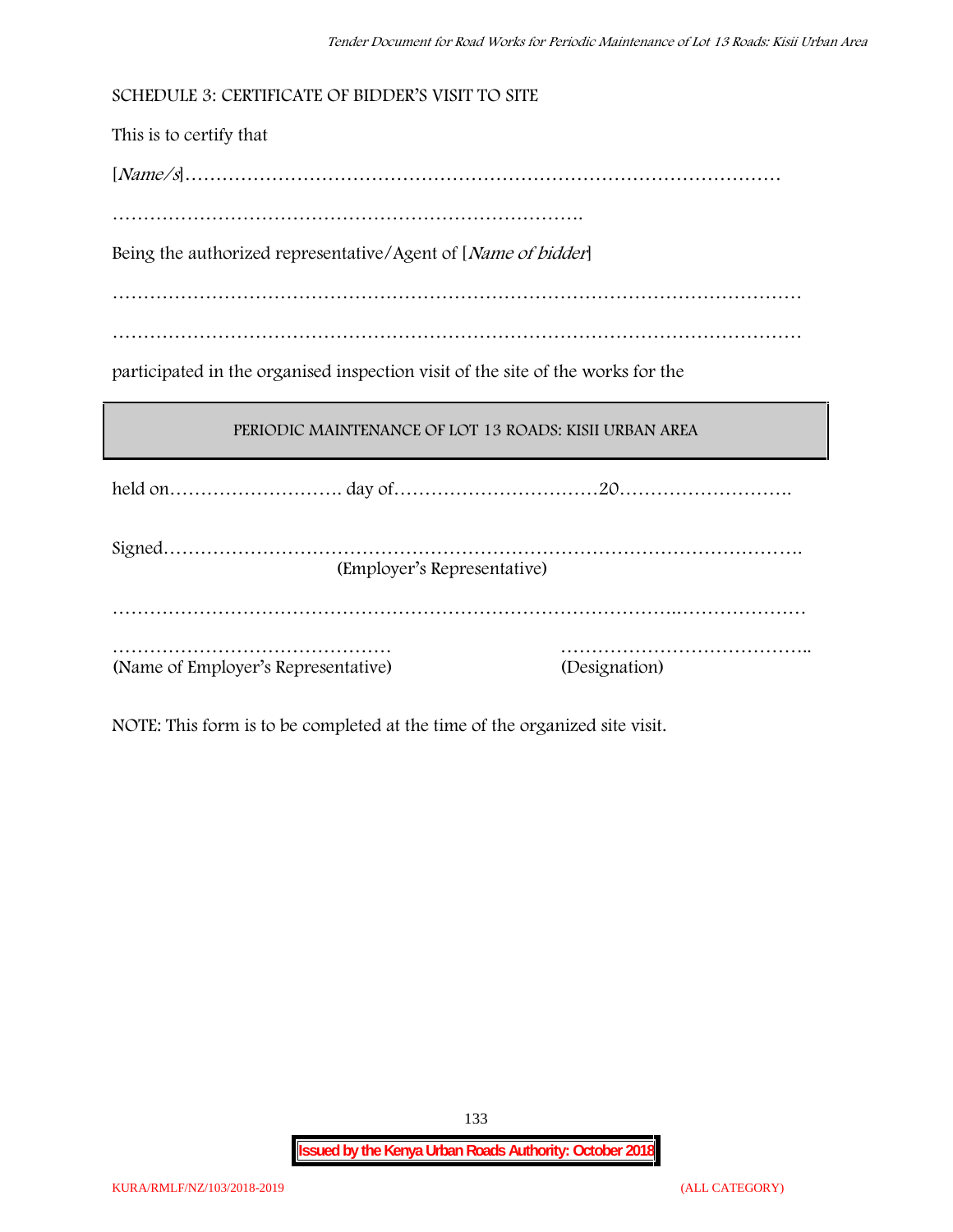SCHEDULE 3: CERTIFICATE OF BIDDER'S VISIT TO SITE

This is to certify that

[*Name/s*]…………………………………………………………………………………

…………………………………………………………………

Being the authorized representative/Agent of [*Name of bidder*]

……………………………………………………………………………………………………

……………………………………………………………………………………………………

participated in the organised inspection visit of the site of the works for the

| PERIODIC MAINTENANCE OF LOT 13 ROADS: KISII URBAN AREA |
|---|

held on………………………. day of……………………………20……………………….

Signed……………………………………………………………………………………….
(Employer's Representative)

…………………………………………………………………………..…………………

……………………………………… (Name of Employer's Representative)

………………………………….. (Designation)

NOTE: This form is to be completed at the time of the organized site visit.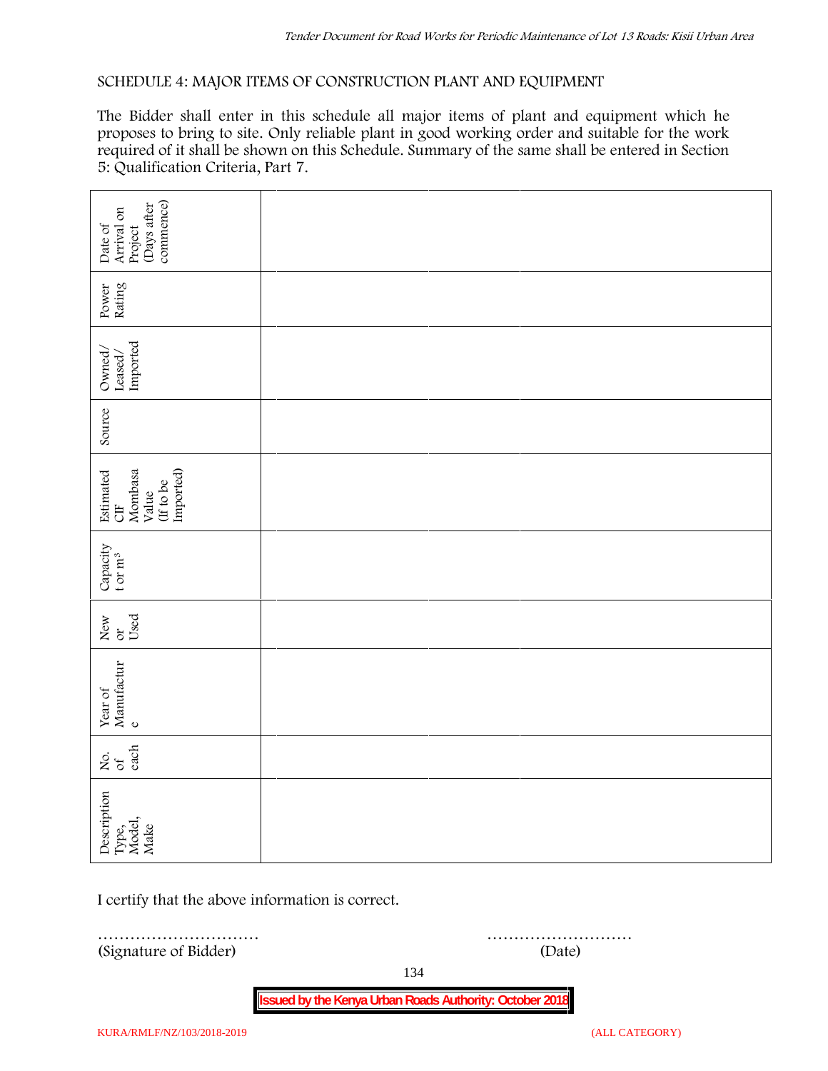SCHEDULE 4: MAJOR ITEMS OF CONSTRUCTION PLANT AND EQUIPMENT

The Bidder shall enter in this schedule all major items of plant and equipment which he proposes to bring to site. Only reliable plant in good working order and suitable for the work required of it shall be shown on this Schedule. Summary of the same shall be entered in Section 5: Qualification Criteria, Part 7.

| Description Type, Model, Make | No. of each | Year of Manufacture | New or Used | Capacity t or $m^3$ | Estimated CIF Mombasa Value (If to be Imported) | Source | Owned/ Leased/ Imported | Power Rating | Date of Arrival on Project (Days after commence) |
|---|---|---|---|---|---|---|---|---|---|
| | | | | | | | | | |
| | | | | | | | | | |
| | | | | | | | | | |

I certify that the above information is correct.

………………………… ………………………
(Signature of Bidder) (Date)

**Issued by the Kenya Urban Roads Authority: October 2018**

KURA/RMLF/NZ/103/2018-2019 (ALL CATEGORY)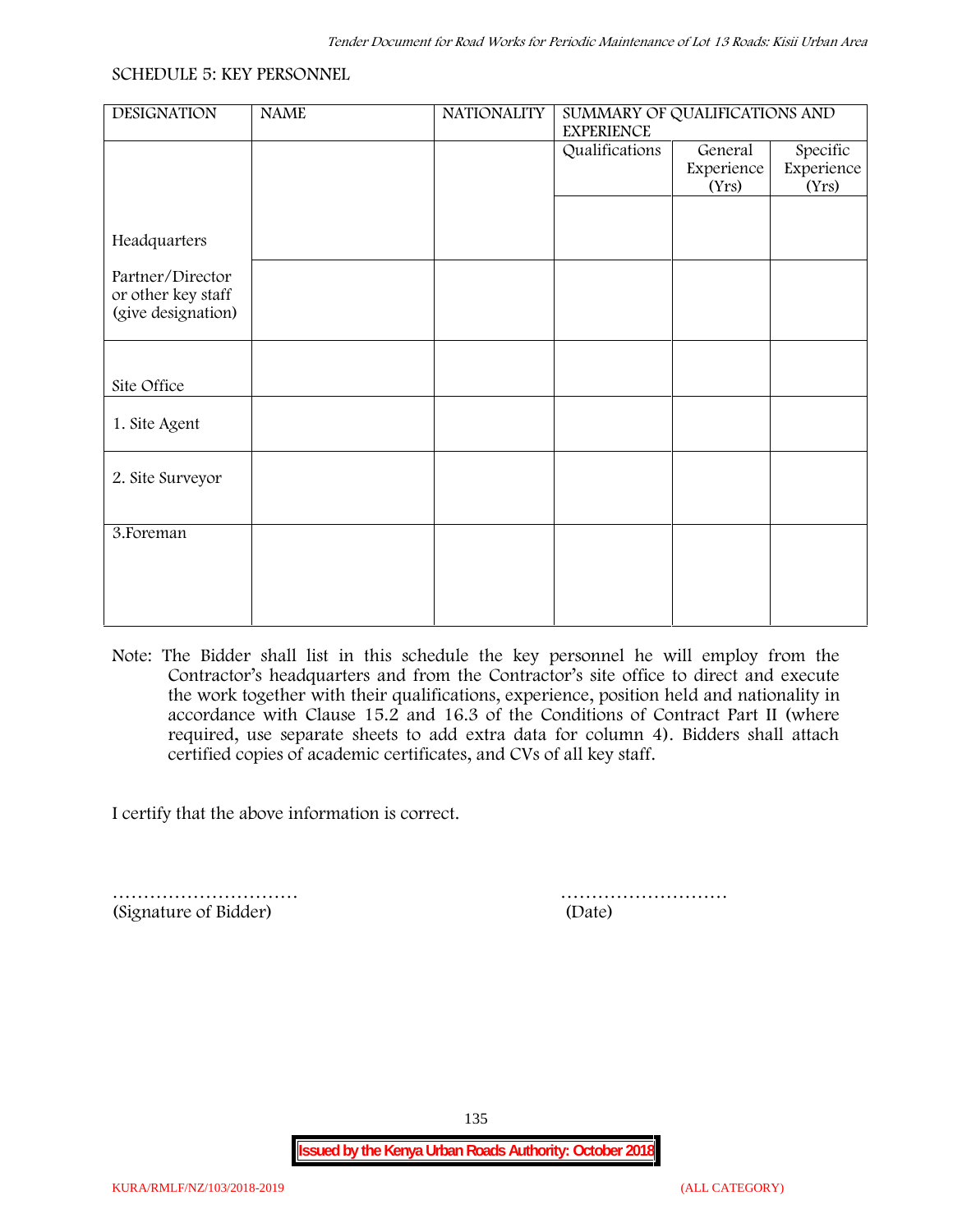SCHEDULE 5: KEY PERSONNEL

| DESIGNATION | NAME | NATIONALITY | SUMMARY OF QUALIFICATIONS AND EXPERIENCE | | |
|---|---|---|---|---|---|
| | | | Qualifications | General Experience (Yrs) | Specific Experience (Yrs) |
| Headquarters | | | | | |
| Partner/Director or other key staff (give designation) | | | | | |
| Site Office | | | | | |
| 1. Site Agent | | | | | |
| 2. Site Surveyor | | | | | |
| 3.Foreman | | | | | |

Note: The Bidder shall list in this schedule the key personnel he will employ from the Contractor's headquarters and from the Contractor's site office to direct and execute the work together with their qualifications, experience, position held and nationality in accordance with Clause 15.2 and 16.3 of the Conditions of Contract Part II (where required, use separate sheets to add extra data for column 4). Bidders shall attach certified copies of academic certificates, and CVs of all key staff.

I certify that the above information is correct.

………………………… (Signature of Bidder)

……………………… (Date)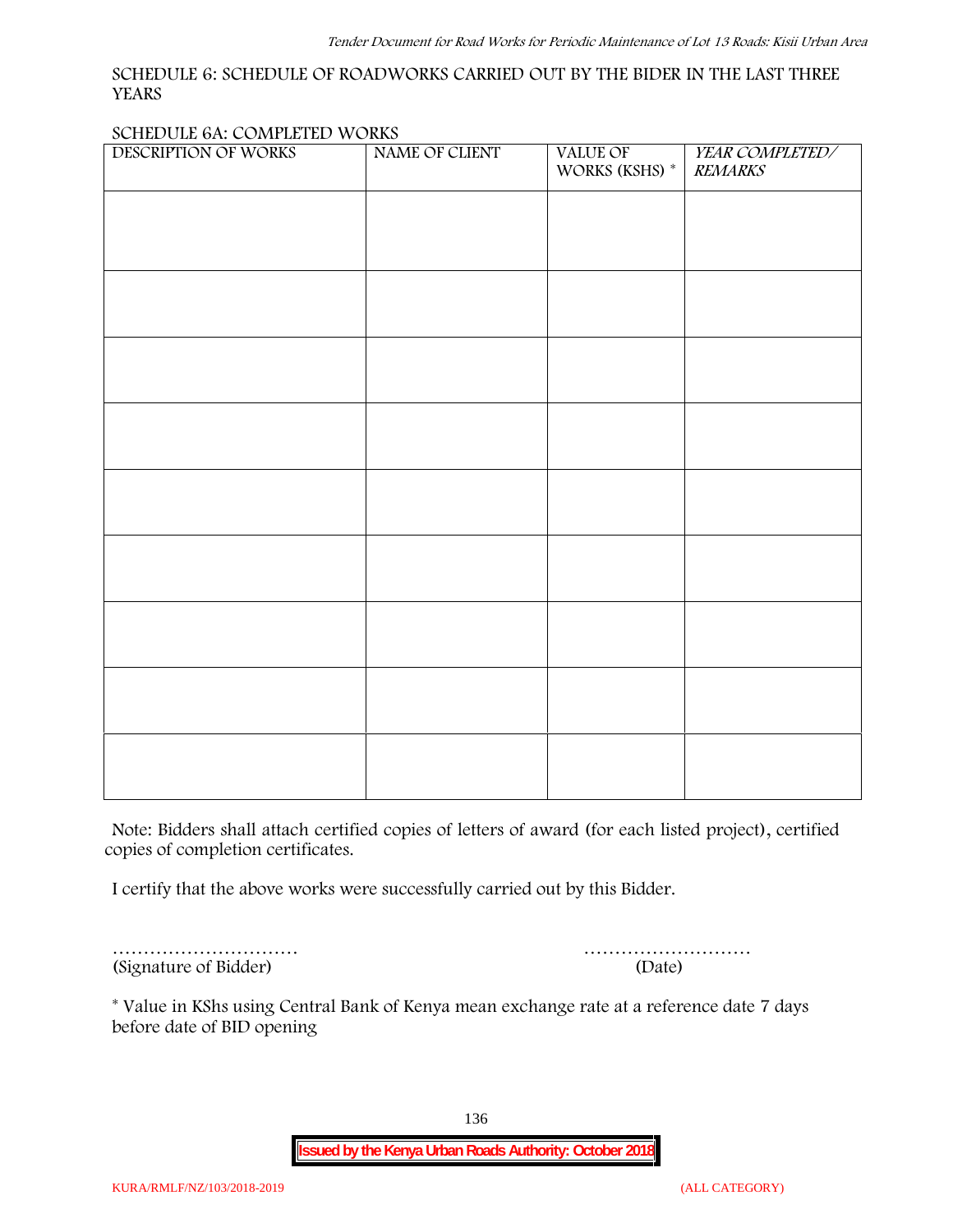SCHEDULE 6: SCHEDULE OF ROADWORKS CARRIED OUT BY THE BIDER IN THE LAST THREE YEARS

SCHEDULE 6A: COMPLETED WORKS

| DESCRIPTION OF WORKS | NAME OF CLIENT | VALUE OF WORKS (KSHS) * | *YEAR COMPLETED/ REMARKS* |
|---|---|---|---|
| | | | |
| | | | |
| | | | |
| | | | |
| | | | |
| | | | |
| | | | |
| | | | |
| | | | |

Note: Bidders shall attach certified copies of letters of award (for each listed project), certified copies of completion certificates.

I certify that the above works were successfully carried out by this Bidder.

………………………… ………………………
(Signature of Bidder) (Date)

\* Value in KShs using Central Bank of Kenya mean exchange rate at a reference date 7 days before date of BID opening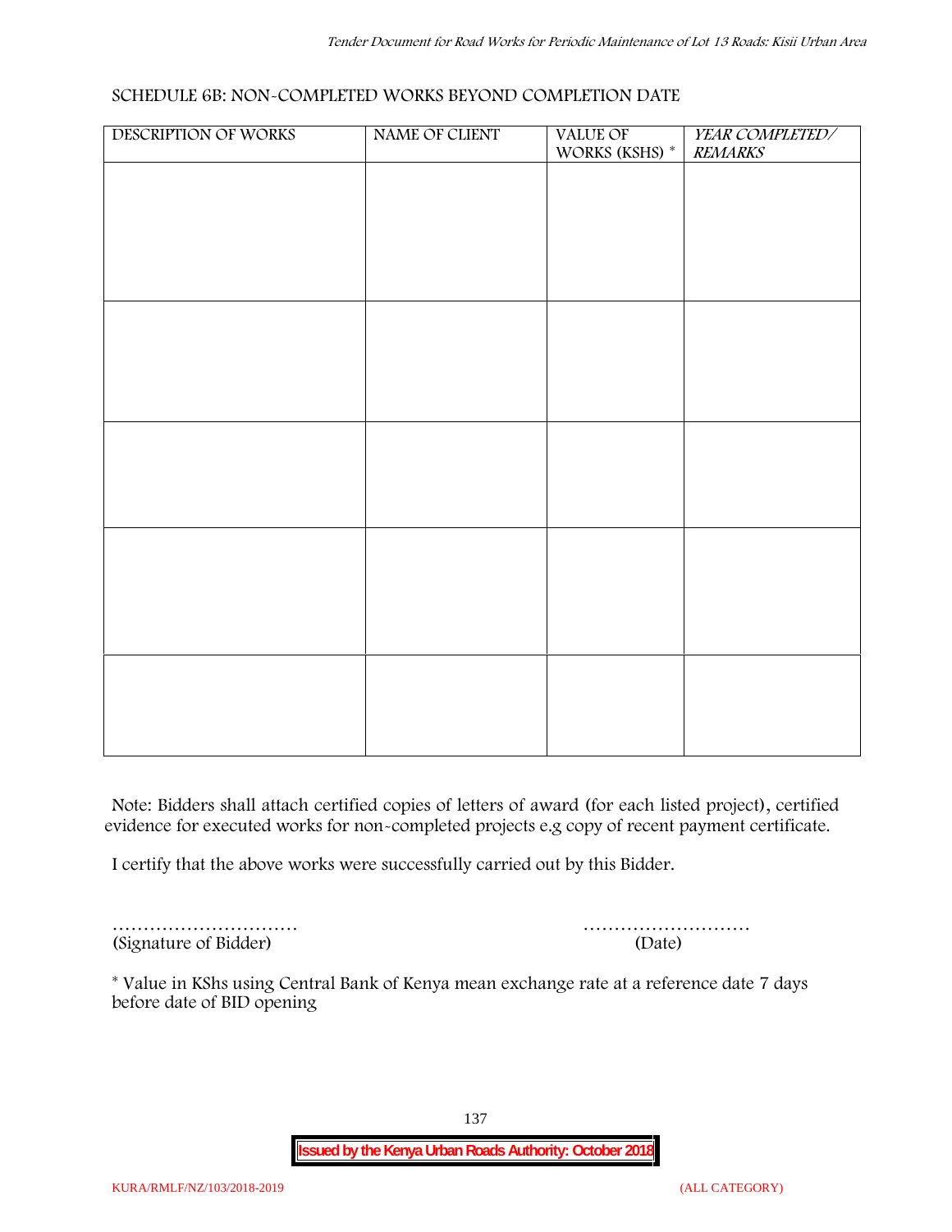SCHEDULE 6B: NON-COMPLETED WORKS BEYOND COMPLETION DATE

| DESCRIPTION OF WORKS | NAME OF CLIENT | VALUE OF WORKS (KSHS) * | *YEAR COMPLETED/ REMARKS* |
|---|---|---|---|
| | | | |
| | | | |
| | | | |
| | | | |
| | | | |

Note: Bidders shall attach certified copies of letters of award (for each listed project), certified evidence for executed works for non-completed projects e.g copy of recent payment certificate.

I certify that the above works were successfully carried out by this Bidder.

………………………… (Signature of Bidder)

……………………… (Date)

* Value in KShs using Central Bank of Kenya mean exchange rate at a reference date 7 days before date of BID opening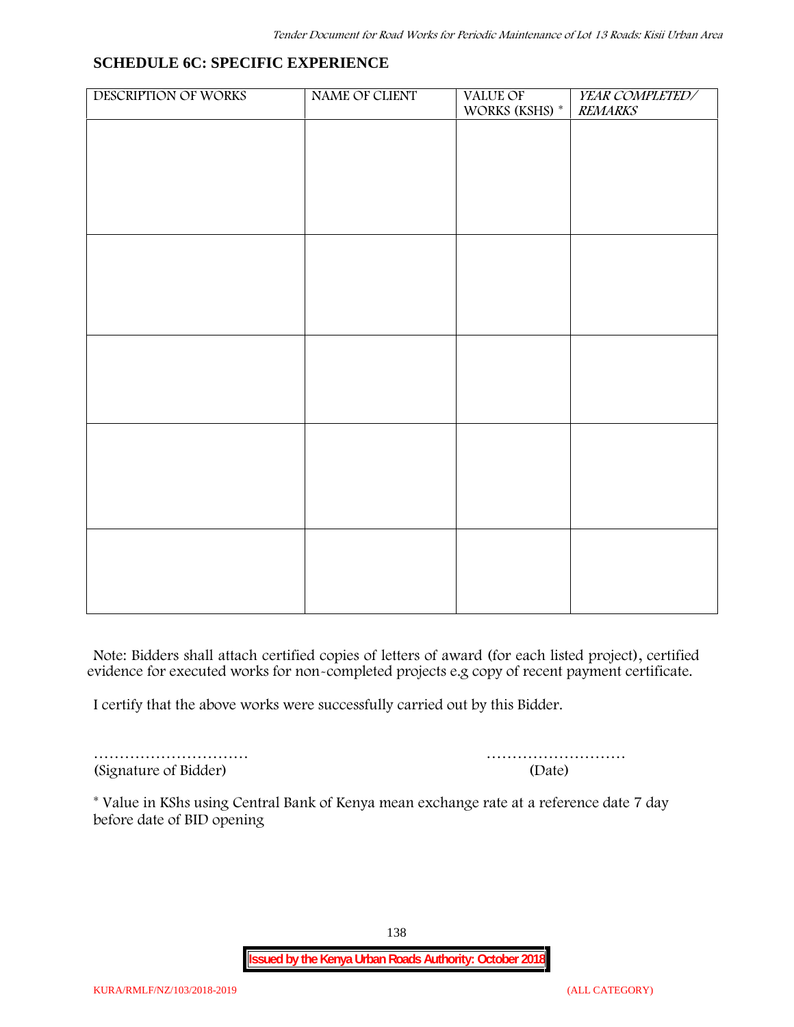## SCHEDULE 6C: SPECIFIC EXPERIENCE

| DESCRIPTION OF WORKS | NAME OF CLIENT | VALUE OF WORKS (KSHS) * | *YEAR COMPLETED/ REMARKS* |
|---|---|---|---|
| | | | |
| | | | |
| | | | |
| | | | |
| | | | |

Note: Bidders shall attach certified copies of letters of award (for each listed project), certified evidence for executed works for non-completed projects e.g copy of recent payment certificate.

I certify that the above works were successfully carried out by this Bidder.

………………………… ………………………
(Signature of Bidder) (Date)

* Value in KShs using Central Bank of Kenya mean exchange rate at a reference date 7 day before date of BID opening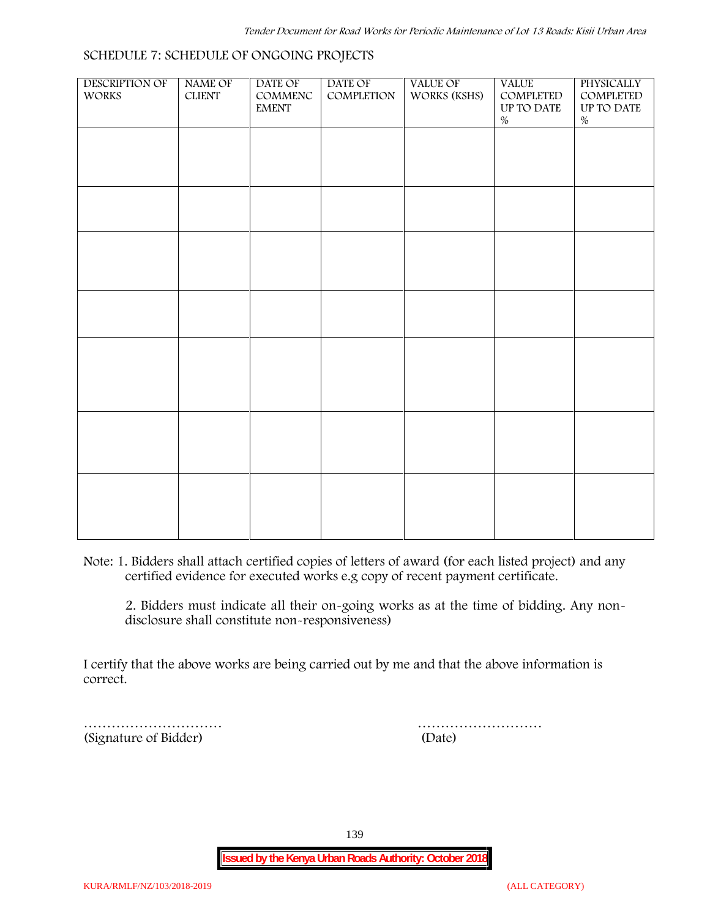## SCHEDULE 7: SCHEDULE OF ONGOING PROJECTS

| DESCRIPTION OF WORKS | NAME OF CLIENT | DATE OF COMMENCEMENT | DATE OF COMPLETION | VALUE OF WORKS (KSHS) | VALUE COMPLETED UP TO DATE % | PHYSICALLY COMPLETED UP TO DATE % |
|---|---|---|---|---|---|---|
| | | | | | | |
| | | | | | | |
| | | | | | | |
| | | | | | | |
| | | | | | | |
| | | | | | | |
| | | | | | | |

Note: 1. Bidders shall attach certified copies of letters of award (for each listed project) and any certified evidence for executed works e.g copy of recent payment certificate.

2. Bidders must indicate all their on-going works as at the time of bidding. Any non-disclosure shall constitute non-responsiveness)

I certify that the above works are being carried out by me and that the above information is correct.

………………………… ………………………
(Signature of Bidder) (Date)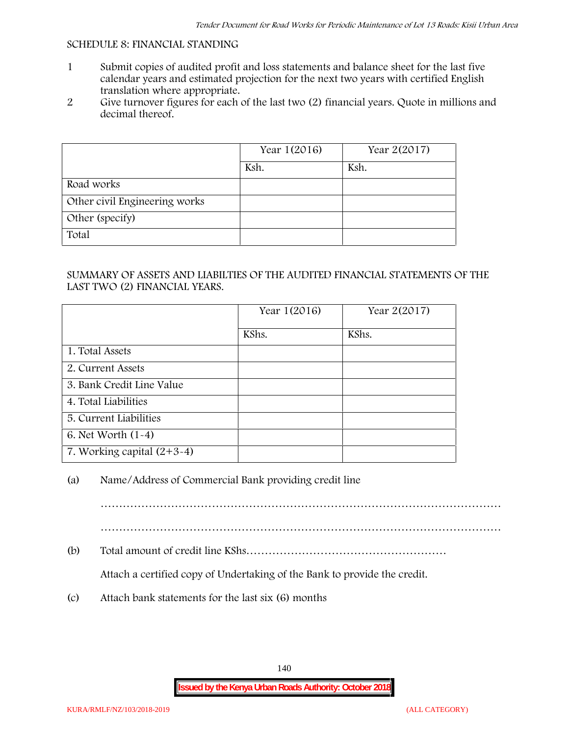SCHEDULE 8: FINANCIAL STANDING

1. Submit copies of audited profit and loss statements and balance sheet for the last five calendar years and estimated projection for the next two years with certified English translation where appropriate.
2. Give turnover figures for each of the last two (2) financial years. Quote in millions and decimal thereof.

| | Year 1(2016) | Year 2(2017) |
|---|---|---|
| | Ksh. | Ksh. |
| Road works | | |
| Other civil Engineering works | | |
| Other (specify) | | |
| Total | | |

SUMMARY OF ASSETS AND LIABILTIES OF THE AUDITED FINANCIAL STATEMENTS OF THE LAST TWO (2) FINANCIAL YEARS.

| | Year 1(2016) | Year 2(2017) |
|---|---|---|
| | KShs. | KShs. |
| 1. Total Assets | | |
| 2. Current Assets | | |
| 3. Bank Credit Line Value | | |
| 4. Total Liabilities | | |
| 5. Current Liabilities | | |
| 6. Net Worth (1-4) | | |
| 7. Working capital (2+3-4) | | |

(a) Name/Address of Commercial Bank providing credit line

…………………………………………………………………………………………………

…………………………………………………………………………………………………

(b) Total amount of credit line KShs………………………………………………

Attach a certified copy of Undertaking of the Bank to provide the credit.

(c) Attach bank statements for the last six (6) months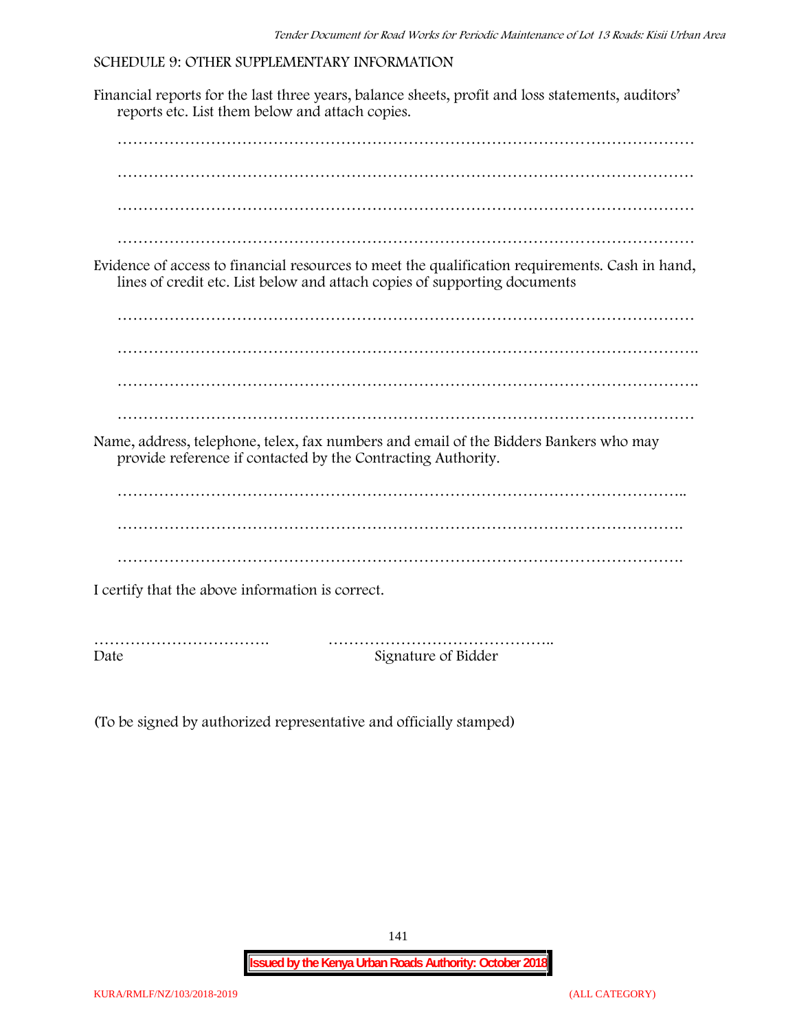## SCHEDULE 9: OTHER SUPPLEMENTARY INFORMATION

Financial reports for the last three years, balance sheets, profit and loss statements, auditors' reports etc. List them below and attach copies.

…………………………………………………………………………………………………

…………………………………………………………………………………………………

…………………………………………………………………………………………………

…………………………………………………………………………………………………

Evidence of access to financial resources to meet the qualification requirements. Cash in hand, lines of credit etc. List below and attach copies of supporting documents

…………………………………………………………………………………………………

…………………………………………………………………………………………………

…………………………………………………………………………………………………

…………………………………………………………………………………………………

Name, address, telephone, telex, fax numbers and email of the Bidders Bankers who may provide reference if contacted by the Contracting Authority.

…………………………………………………………………………………………………

…………………………………………………………………………………………………

…………………………………………………………………………………………………

I certify that the above information is correct.

……………………………. ……………………………………..

Date Signature of Bidder

(To be signed by authorized representative and officially stamped)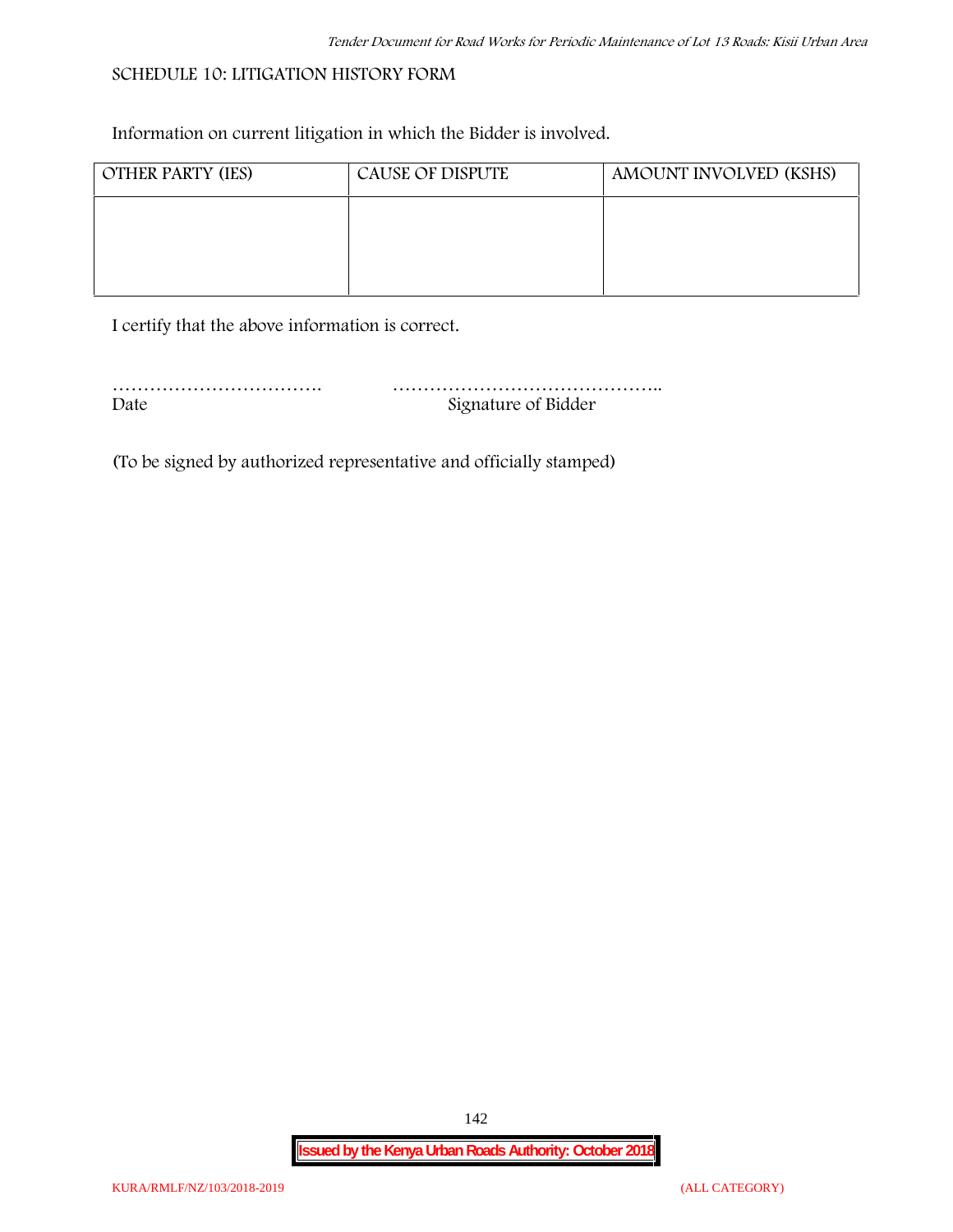## SCHEDULE 10: LITIGATION HISTORY FORM

Information on current litigation in which the Bidder is involved.

| OTHER PARTY (IES) | CAUSE OF DISPUTE | AMOUNT INVOLVED (KSHS) |
|---|---|---|
| | | |

I certify that the above information is correct.

……………………………. ……………………………………..
Date Signature of Bidder

(To be signed by authorized representative and officially stamped)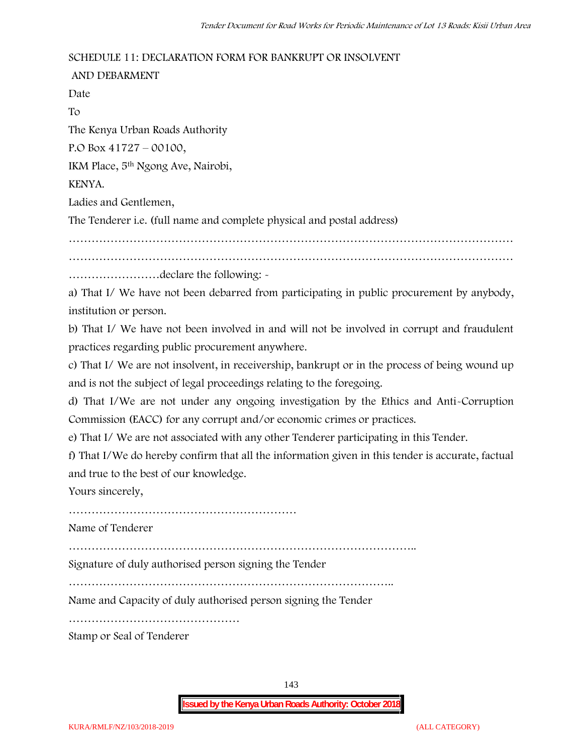SCHEDULE 11: DECLARATION FORM FOR BANKRUPT OR INSOLVENT AND DEBARMENT

Date

To

The Kenya Urban Roads Authority

P.O Box 41727 – 00100,

IKM Place, 5th Ngong Ave, Nairobi,

KENYA.

Ladies and Gentlemen,

The Tenderer i.e. (full name and complete physical and postal address)

…………………………………………………………………………………………………………

…………………………………………………………………………………………………………

……………………declare the following: -

a) That I/ We have not been debarred from participating in public procurement by anybody, institution or person.

b) That I/ We have not been involved in and will not be involved in corrupt and fraudulent practices regarding public procurement anywhere.

c) That I/ We are not insolvent, in receivership, bankrupt or in the process of being wound up and is not the subject of legal proceedings relating to the foregoing.

d) That I/We are not under any ongoing investigation by the Ethics and Anti-Corruption Commission (EACC) for any corrupt and/or economic crimes or practices.

e) That I/ We are not associated with any other Tenderer participating in this Tender.

f) That I/We do hereby confirm that all the information given in this tender is accurate, factual and true to the best of our knowledge.

Yours sincerely,

……………………………………………………

Name of Tenderer

………………………………………………………………………………..

Signature of duly authorised person signing the Tender

……………………………………………………………………………..

Name and Capacity of duly authorised person signing the Tender

………………………………………

Stamp or Seal of Tenderer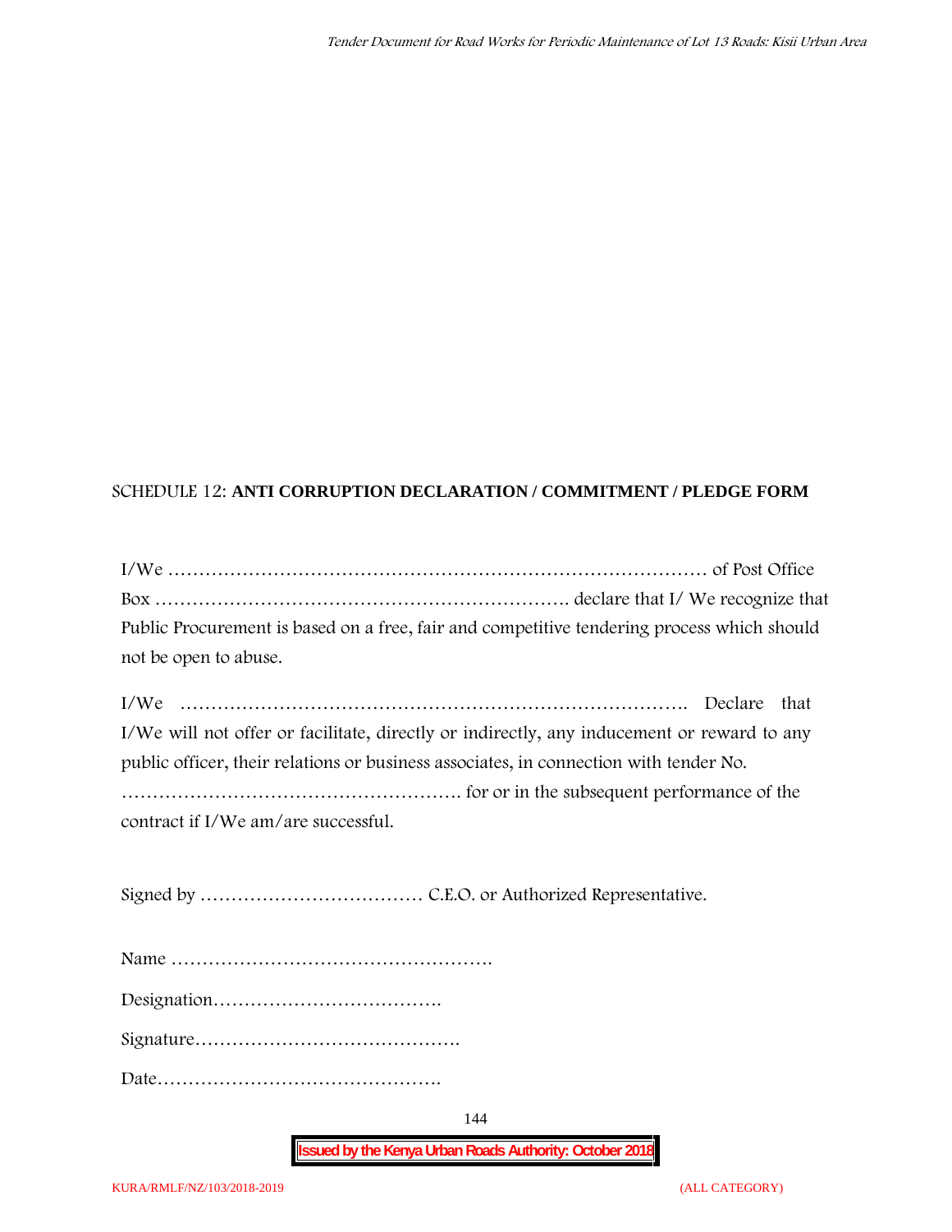SCHEDULE 12: **ANTI CORRUPTION DECLARATION / COMMITMENT / PLEDGE FORM**

I/We ……………………………………………………………………………… of Post Office Box ………………………………………………………. declare that I/ We recognize that Public Procurement is based on a free, fair and competitive tendering process which should not be open to abuse.

I/We ……………………………………………………………………….. Declare that I/We will not offer or facilitate, directly or indirectly, any inducement or reward to any public officer, their relations or business associates, in connection with tender No. ………………………………………………. for or in the subsequent performance of the contract if I/We am/are successful.

Signed by ……………………………… C.E.O. or Authorized Representative.

Name …………………………………………….

Designation……………………………….

Signature…………………………………….

Date……………………………………….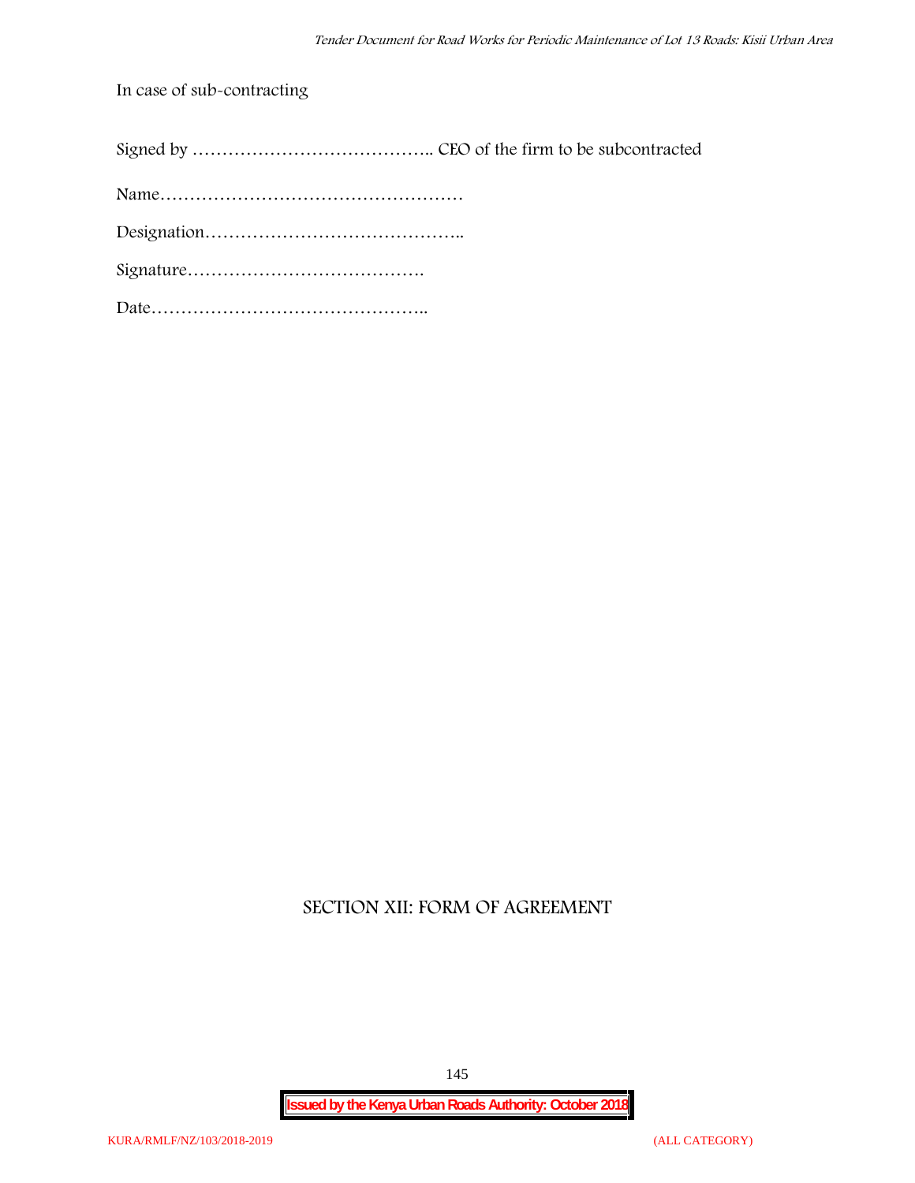In case of sub-contracting

Signed by ………………………………….. CEO of the firm to be subcontracted

Name……………………………………………

Designation……………………………………..

Signature………………………………….

Date………………………………………..

## SECTION XII: FORM OF AGREEMENT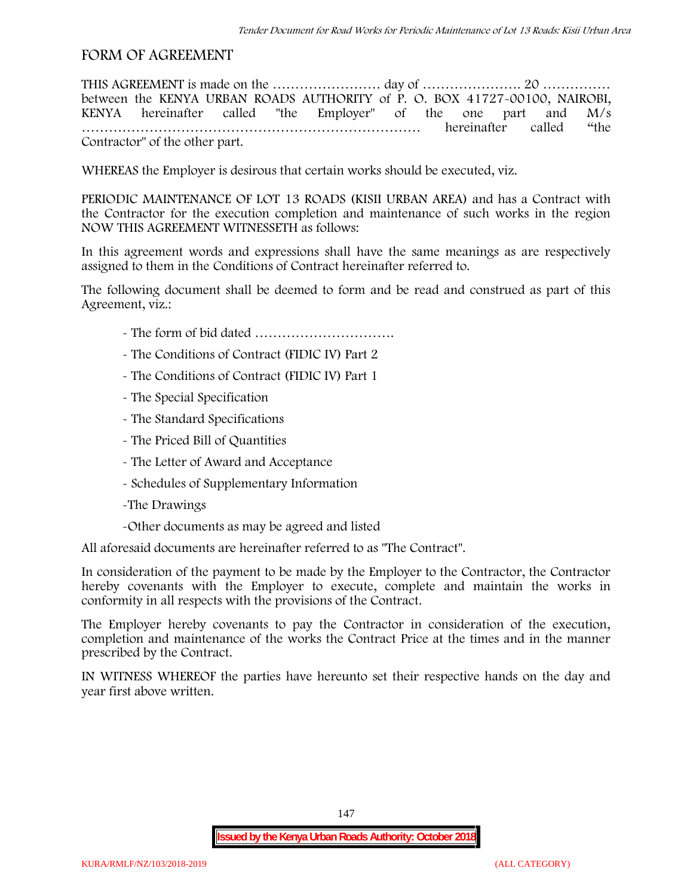## FORM OF AGREEMENT

THIS AGREEMENT is made on the …………………… day of …………………. 20 …………… between the KENYA URBAN ROADS AUTHORITY of P. O. BOX 41727-00100, NAIROBI, KENYA hereinafter called "the Employer" of the one part and M/s ………………………………………………………………… hereinafter called "the Contractor" of the other part.

WHEREAS the Employer is desirous that certain works should be executed, viz.

PERIODIC MAINTENANCE OF LOT 13 ROADS (KISII URBAN AREA) and has a Contract with the Contractor for the execution completion and maintenance of such works in the region NOW THIS AGREEMENT WITNESSETH as follows:

In this agreement words and expressions shall have the same meanings as are respectively assigned to them in the Conditions of Contract hereinafter referred to.

The following document shall be deemed to form and be read and construed as part of this Agreement, viz.:

- The form of bid dated ………………………….
- The Conditions of Contract (FIDIC IV) Part 2
- The Conditions of Contract (FIDIC IV) Part 1
- The Special Specification
- The Standard Specifications
- The Priced Bill of Quantities
- The Letter of Award and Acceptance
- Schedules of Supplementary Information
- The Drawings
- Other documents as may be agreed and listed

All aforesaid documents are hereinafter referred to as "The Contract".

In consideration of the payment to be made by the Employer to the Contractor, the Contractor hereby covenants with the Employer to execute, complete and maintain the works in conformity in all respects with the provisions of the Contract.

The Employer hereby covenants to pay the Contractor in consideration of the execution, completion and maintenance of the works the Contract Price at the times and in the manner prescribed by the Contract.

IN WITNESS WHEREOF the parties have hereunto set their respective hands on the day and year first above written.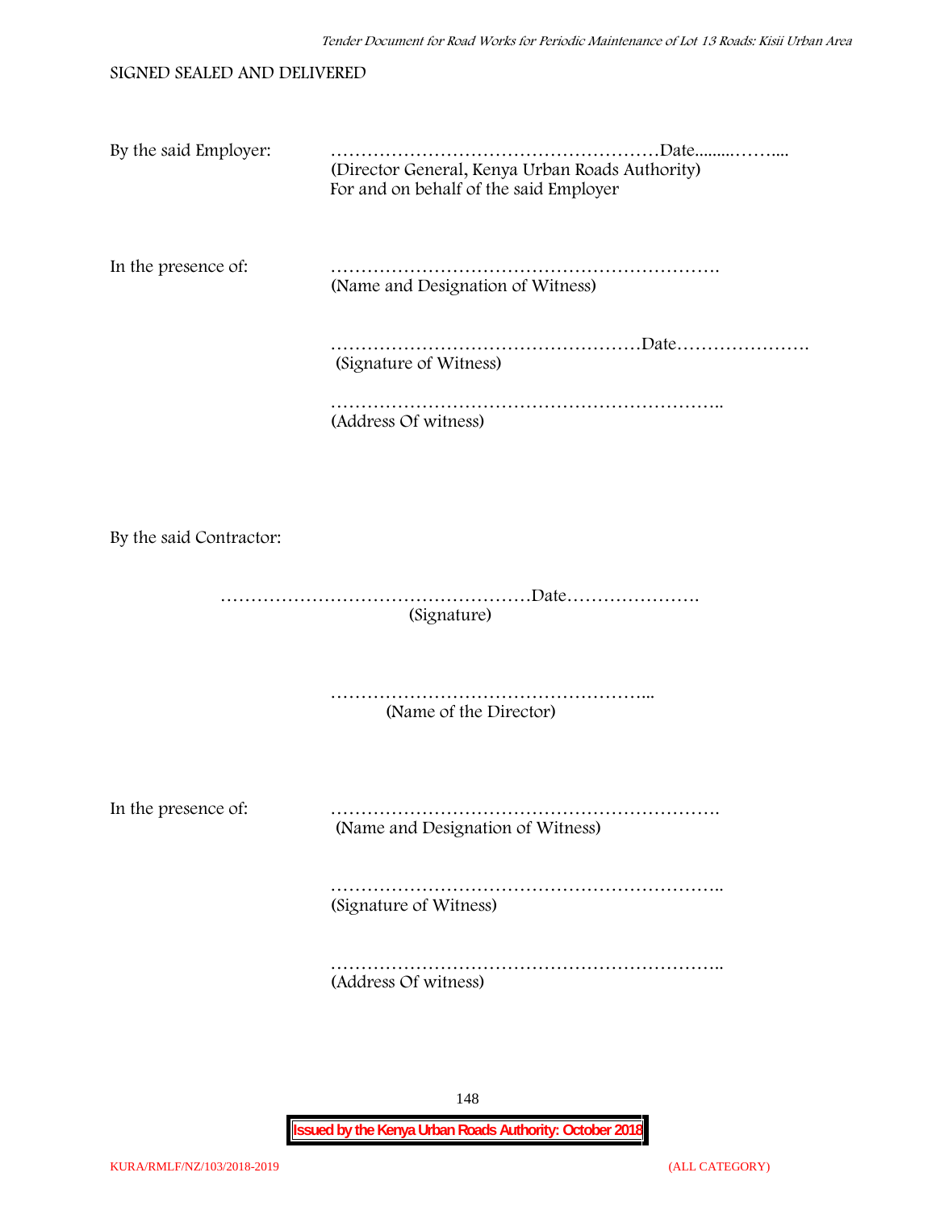SIGNED SEALED AND DELIVERED

By the said Employer: ………………………………………………Date.........……....
(Director General, Kenya Urban Roads Authority)
For and on behalf of the said Employer

In the presence of: ……………………………………………………….
(Name and Designation of Witness)

……………………………………………Date………………….
(Signature of Witness)

………………………………………………………..
(Address Of witness)

By the said Contractor:

……………………………………………Date………………….
(Signature)

……………………………………………...
(Name of the Director)

In the presence of: ……………………………………………………….
(Name and Designation of Witness)

………………………………………………………..
(Signature of Witness)

………………………………………………………..
(Address Of witness)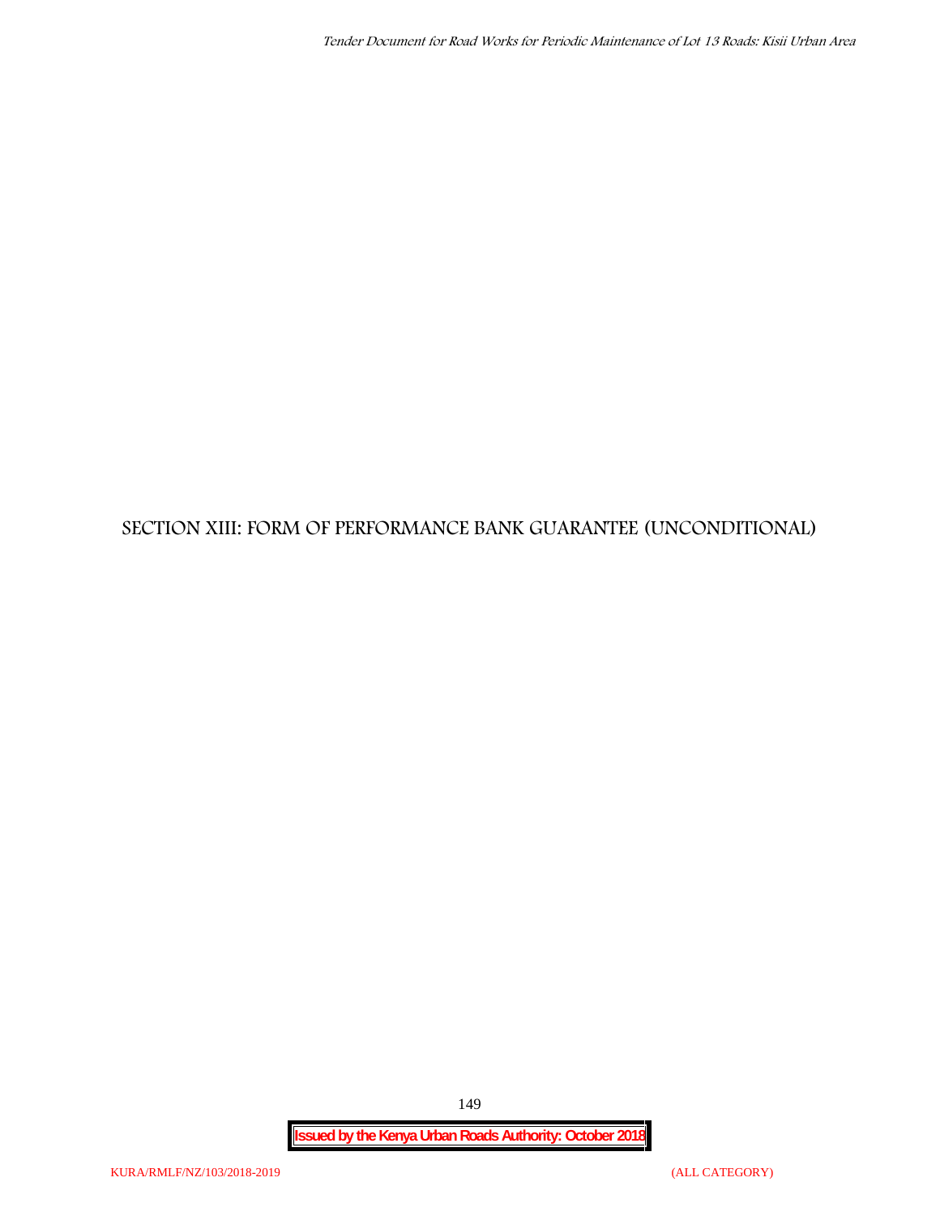# SECTION XIII: FORM OF PERFORMANCE BANK GUARANTEE (UNCONDITIONAL)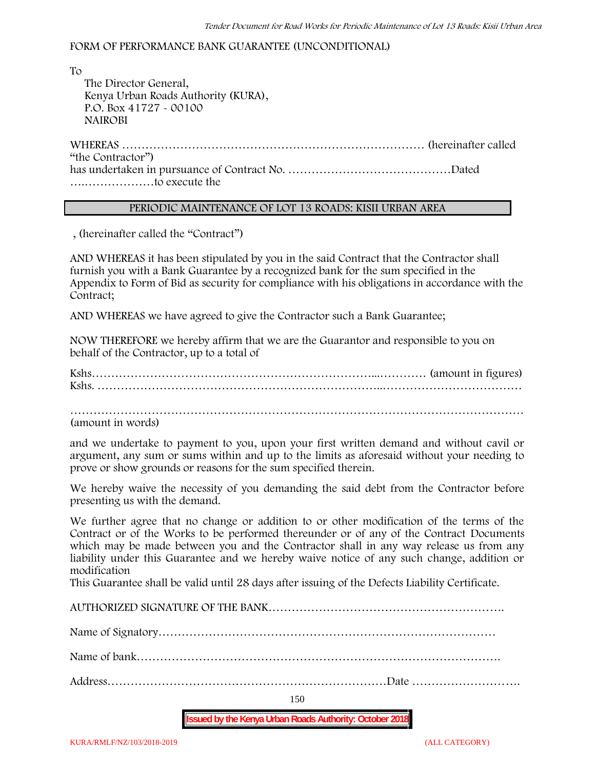FORM OF PERFORMANCE BANK GUARANTEE (UNCONDITIONAL)

To

The Director General,
Kenya Urban Roads Authority (KURA),
P.O. Box 41727 - 00100
NAIROBI

WHEREAS …………………………………………………………………… (hereinafter called "the Contractor")
has undertaken in pursuance of Contract No. ……………………………………Dated …..………………to execute the

**PERIODIC MAINTENANCE OF LOT 13 ROADS: KISII URBAN AREA**

, (hereinafter called the "Contract")

AND WHEREAS it has been stipulated by you in the said Contract that the Contractor shall furnish you with a Bank Guarantee by a recognized bank for the sum specified in the Appendix to Form of Bid as security for compliance with his obligations in accordance with the Contract;

AND WHEREAS we have agreed to give the Contractor such a Bank Guarantee;

NOW THEREFORE we hereby affirm that we are the Guarantor and responsible to you on behalf of the Contractor, up to a total of

Kshs………………………………………………………………..………… (amount in figures)
Kshs. ……………………………………………………………..………………………………

…………………………………………………………………………………………………………
(amount in words)

and we undertake to payment to you, upon your first written demand and without cavil or argument, any sum or sums within and up to the limits as aforesaid without your needing to prove or show grounds or reasons for the sum specified therein.

We hereby waive the necessity of you demanding the said debt from the Contractor before presenting us with the demand.

We further agree that no change or addition to or other modification of the terms of the Contract or of the Works to be performed thereunder or of any of the Contract Documents which may be made between you and the Contractor shall in any way release us from any liability under this Guarantee and we hereby waive notice of any such change, addition or modification
This Guarantee shall be valid until 28 days after issuing of the Defects Liability Certificate.

AUTHORIZED SIGNATURE OF THE BANK…………………………………………………….

Name of Signatory…………………………………………………………………………

Name of bank……………………………………………………………………………….

Address………………………………………………………………Date ……………………….